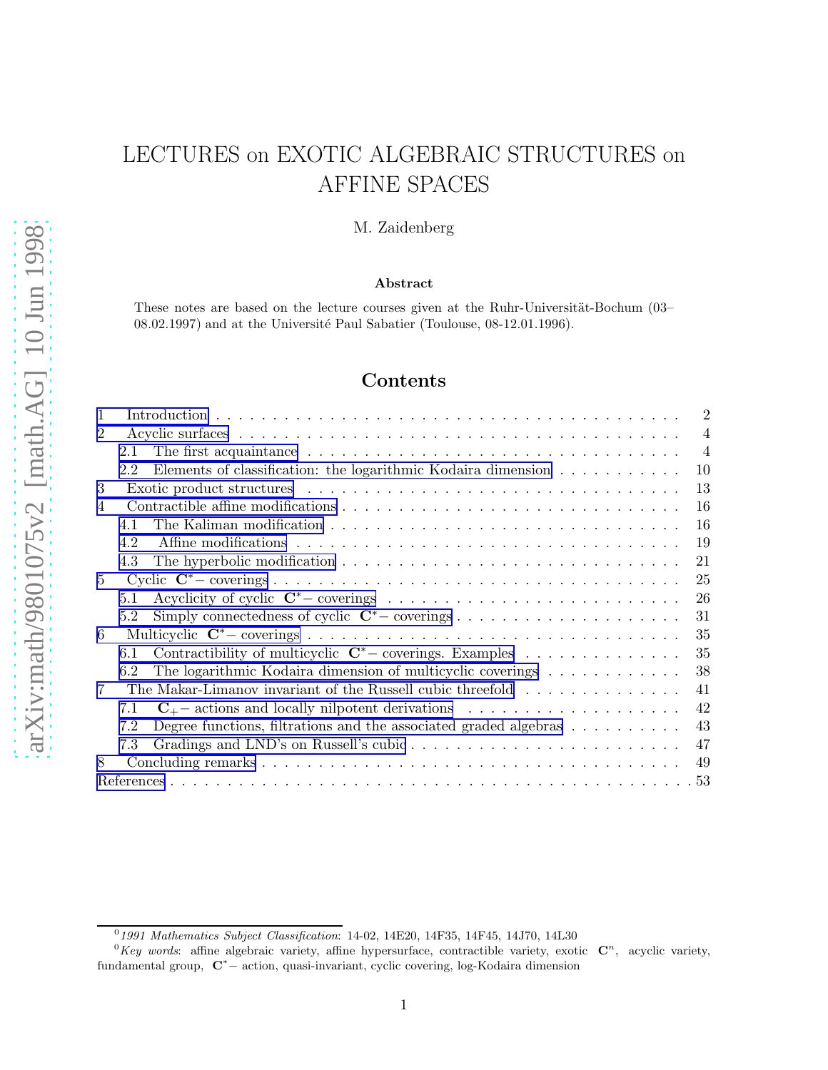# LECTURES on EXOTIC ALGEBRAIC STRUCTURES on AFFINE SPACES

M. Zaidenberg

### Abstract

These notes are based on the lecture courses given at the Ruhr-Universität-Bochum (03–08.02.1997) and at the Université Paul Sabatier (Toulouse, 08-12.01.1996).

## Contents

1 Introduction . . . 2
2 Acyclic surfaces . . . 4
  2.1 The first acquaintance . . . 4
  2.2 Elements of classification: the logarithmic Kodaira dimension . . . 10
3 Exotic product structures . . . 13
4 Contractible affine modifications . . . 16
  4.1 The Kaliman modification . . . 16
  4.2 Affine modifications . . . 19
  4.3 The hyperbolic modification . . . 21
5 Cyclic $\mathbf{C}^*-$ coverings . . . 25
  5.1 Acyclicity of cyclic $\mathbf{C}^*-$ coverings . . . 26
  5.2 Simply connectedness of cyclic $\mathbf{C}^*-$ coverings . . . 31
6 Multicyclic $\mathbf{C}^*-$ coverings . . . 35
  6.1 Contractibility of multicyclic $\mathbf{C}^*-$ coverings. Examples . . . 35
  6.2 The logarithmic Kodaira dimension of multicyclic coverings . . . 38
7 The Makar-Limanov invariant of the Russell cubic threefold . . . 41
  7.1 $\mathbf{C}_+-$ actions and locally nilpotent derivations . . . 42
  7.2 Degree functions, filtrations and the associated graded algebras . . . 43
  7.3 Gradings and LND's on Russell's cubic . . . 47
8 Concluding remarks . . . 49
References . . . 53

---

[0] *1991 Mathematics Subject Classification*: 14-02, 14E20, 14F35, 14F45, 14J70, 14L30

[0] *Key words*: affine algebraic variety, affine hypersurface, contractible variety, exotic $\mathbf{C}^n$, acyclic variety, fundamental group, $\mathbf{C}^*-$ action, quasi-invariant, cyclic covering, log-Kodaira dimension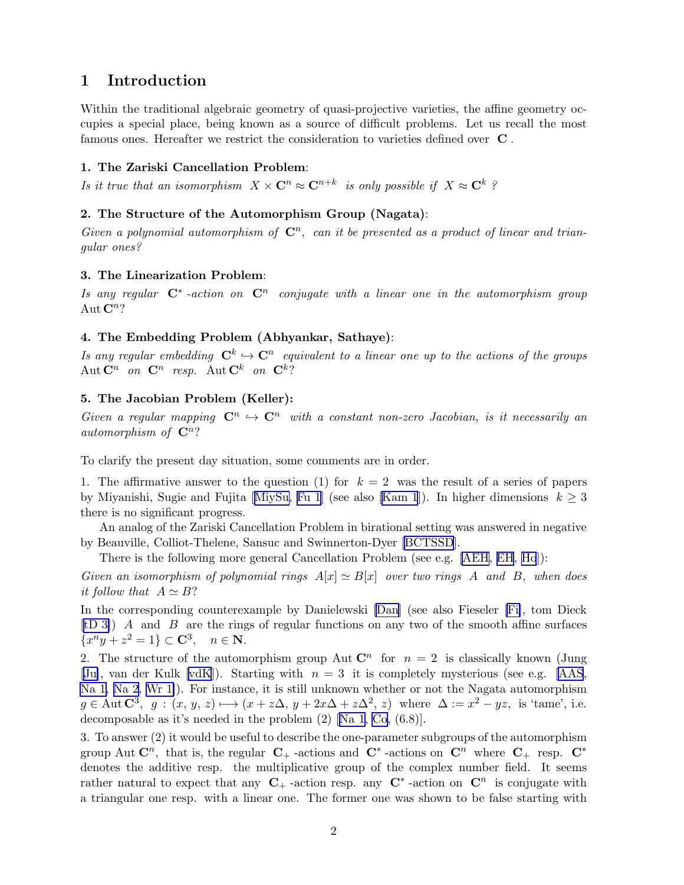# 1 Introduction

Within the traditional algebraic geometry of quasi-projective varieties, the affine geometry occupies a special place, being known as a source of difficult problems. Let us recall the most famous ones. Hereafter we restrict the consideration to varieties defined over $\mathbf{C}$ .

**1. The Zariski Cancellation Problem**:

*Is it true that an isomorphism* $X \times \mathbf{C}^n \approx \mathbf{C}^{n+k}$ *is only possible if* $X \approx \mathbf{C}^k$ *?*

**2. The Structure of the Automorphism Group (Nagata)**:

*Given a polynomial automorphism of* $\mathbf{C}^n$, *can it be presented as a product of linear and triangular ones?*

**3. The Linearization Problem**:

*Is any regular* $\mathbf{C}^*$ *-action on* $\mathbf{C}^n$ *conjugate with a linear one in the automorphism group* $\mathrm{Aut}\,\mathbf{C}^n$?

**4. The Embedding Problem (Abhyankar, Sathaye)**:

*Is any regular embedding* $\mathbf{C}^k \hookrightarrow \mathbf{C}^n$ *equivalent to a linear one up to the actions of the groups* $\mathrm{Aut}\,\mathbf{C}^n$ *on* $\mathbf{C}^n$ *resp.* $\mathrm{Aut}\,\mathbf{C}^k$ *on* $\mathbf{C}^k$?

**5. The Jacobian Problem (Keller):**

*Given a regular mapping* $\mathbf{C}^n \hookrightarrow \mathbf{C}^n$ *with a constant non-zero Jacobian, is it necessarily an automorphism of* $\mathbf{C}^n$?

To clarify the present day situation, some comments are in order.

1. The affirmative answer to the question (1) for $k = 2$ was the result of a series of papers by Miyanishi, Sugie and Fujita [MiySu, Fu 1] (see also [Kam 1]). In higher dimensions $k \geq 3$ there is no significant progress.

An analog of the Zariski Cancellation Problem in birational setting was answered in negative by Beauville, Colliot-Thelene, Sansuc and Swinnerton-Dyer [BCTSSD].

There is the following more general Cancellation Problem (see e.g. [AEH, EH, Ho]):

*Given an isomorphism of polynomial rings* $A[x] \simeq B[x]$ *over two rings* $A$ *and* $B$, *when does it follow that* $A \simeq B$?

In the corresponding counterexample by Danielewski [Dan] (see also Fieseler [Fi], tom Dieck [tD 3]) $A$ and $B$ are the rings of regular functions on any two of the smooth affine surfaces $\{x^n y + z^2 = 1\} \subset \mathbf{C}^3, \quad n \in \mathbf{N}$.

2. The structure of the automorphism group $\mathrm{Aut}\,\mathbf{C}^n$ for $n = 2$ is classically known (Jung [Ju], van der Kulk [vdK]). Starting with $n = 3$ it is completely mysterious (see e.g. [AAS, Na 1, Na 2, Wr 1]). For instance, it is still unknown whether or not the Nagata automorphism $g \in \mathrm{Aut}\,\mathbf{C}^3$, $g : (x, y, z) \longmapsto (x + z\Delta, y + 2x\Delta + z\Delta^2, z)$ where $\Delta := x^2 - yz$, is 'tame', i.e. decomposable as it's needed in the problem (2) [Na 1, Co, (6.8)].

3. To answer (2) it would be useful to describe the one-parameter subgroups of the automorphism group $\mathrm{Aut}\,\mathbf{C}^n$, that is, the regular $\mathbf{C}_+$ -actions and $\mathbf{C}^*$ -actions on $\mathbf{C}^n$ where $\mathbf{C}_+$ resp. $\mathbf{C}^*$ denotes the additive resp. the multiplicative group of the complex number field. It seems rather natural to expect that any $\mathbf{C}_+$ -action resp. any $\mathbf{C}^*$ -action on $\mathbf{C}^n$ is conjugate with a triangular one resp. with a linear one. The former one was shown to be false starting with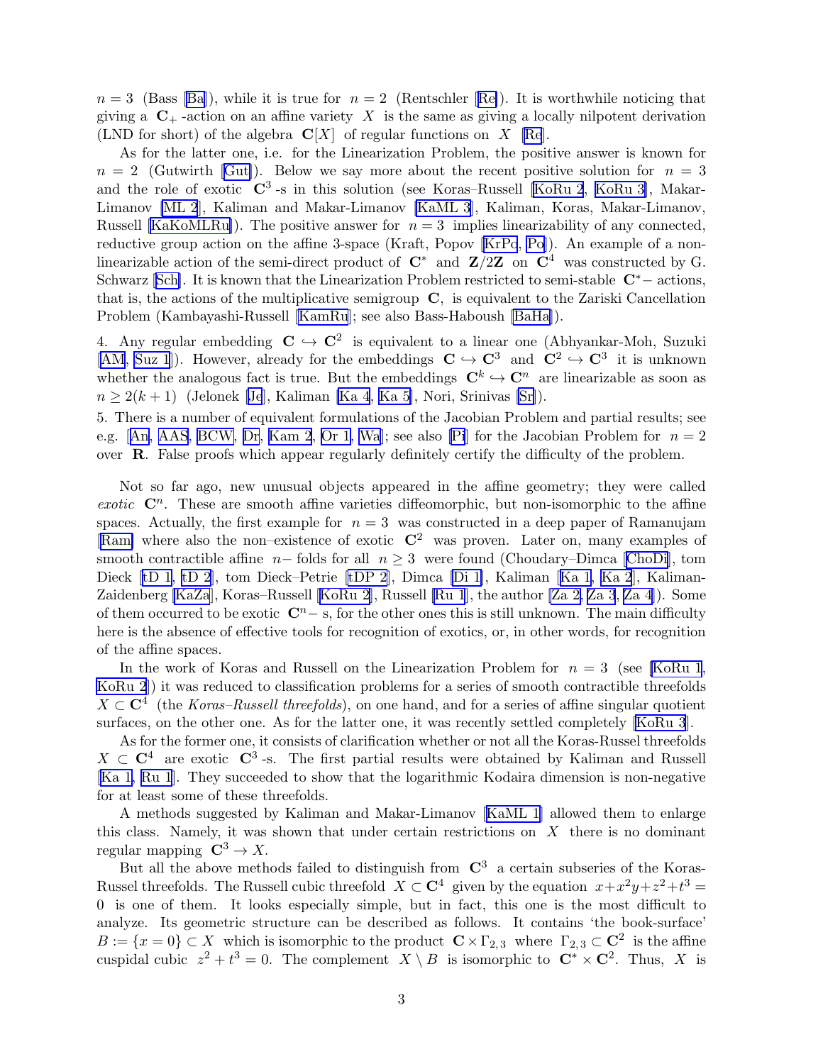$n = 3$ (Bass [Ba]), while it is true for $n = 2$ (Rentschler [Re]). It is worthwhile noticing that giving a $\mathbf{C}_+$-action on an affine variety $X$ is the same as giving a locally nilpotent derivation (LND for short) of the algebra $\mathbf{C}[X]$ of regular functions on $X$ [Re].

As for the latter one, i.e. for the Linearization Problem, the positive answer is known for $n = 2$ (Gutwirth [Gut]). Below we say more about the recent positive solution for $n = 3$ and the role of exotic $\mathbf{C}^3$-s in this solution (see Koras–Russell [KoRu 2, KoRu 3], Makar-Limanov [ML 2], Kaliman and Makar-Limanov [KaML 3], Kaliman, Koras, Makar-Limanov, Russell [KaKoMLRu]). The positive answer for $n = 3$ implies linearizability of any connected, reductive group action on the affine 3-space (Kraft, Popov [KrPo, Po]). An example of a non-linearizable action of the semi-direct product of $\mathbf{C}^*$ and $\mathbf{Z}/2\mathbf{Z}$ on $\mathbf{C}^4$ was constructed by G. Schwarz [Sch]. It is known that the Linearization Problem restricted to semi-stable $\mathbf{C}^*-$ actions, that is, the actions of the multiplicative semigroup $\mathbf{C}$, is equivalent to the Zariski Cancellation Problem (Kambayashi-Russell [KamRu]; see also Bass-Haboush [BaHa]).

4. Any regular embedding $\mathbf{C} \hookrightarrow \mathbf{C}^2$ is equivalent to a linear one (Abhyankar-Moh, Suzuki [AM, Suz 1]). However, already for the embeddings $\mathbf{C} \hookrightarrow \mathbf{C}^3$ and $\mathbf{C}^2 \hookrightarrow \mathbf{C}^3$ it is unknown whether the analogous fact is true. But the embeddings $\mathbf{C}^k \hookrightarrow \mathbf{C}^n$ are linearizable as soon as $n \geq 2(k + 1)$ (Jelonek [Je], Kaliman [Ka 4, Ka 5], Nori, Srinivas [Sr]).

5. There is a number of equivalent formulations of the Jacobian Problem and partial results; see e.g. [An, AAS, BCW, Dr, Kam 2, Or 1, Wa]; see also [Pi] for the Jacobian Problem for $n = 2$ over $\mathbf{R}$. False proofs which appear regularly definitely certify the difficulty of the problem.

Not so far ago, new unusual objects appeared in the affine geometry; they were called *exotic* $\mathbf{C}^n$. These are smooth affine varieties diffeomorphic, but non-isomorphic to the affine spaces. Actually, the first example for $n = 3$ was constructed in a deep paper of Ramanujam [Ram] where also the non–existence of exotic $\mathbf{C}^2$ was proven. Later on, many examples of smooth contractible affine $n-$ folds for all $n \geq 3$ were found (Choudary–Dimca [ChoDi], tom Dieck [tD 1, tD 2], tom Dieck–Petrie [tDP 2], Dimca [Di 1], Kaliman [Ka 1, Ka 2], Kaliman-Zaidenberg [KaZa], Koras–Russell [KoRu 2], Russell [Ru 1], the author [Za 2, Za 3, Za 4]). Some of them occurred to be exotic $\mathbf{C}^n-$ s, for the other ones this is still unknown. The main difficulty here is the absence of effective tools for recognition of exotics, or, in other words, for recognition of the affine spaces.

In the work of Koras and Russell on the Linearization Problem for $n = 3$ (see [KoRu 1, KoRu 2]) it was reduced to classification problems for a series of smooth contractible threefolds $X \subset \mathbf{C}^4$ (the *Koras–Russell threefolds*), on one hand, and for a series of affine singular quotient surfaces, on the other one. As for the latter one, it was recently settled completely [KoRu 3].

As for the former one, it consists of clarification whether or not all the Koras-Russel threefolds $X \subset \mathbf{C}^4$ are exotic $\mathbf{C}^3$-s. The first partial results were obtained by Kaliman and Russell [Ka 1, Ru 1]. They succeeded to show that the logarithmic Kodaira dimension is non-negative for at least some of these threefolds.

A methods suggested by Kaliman and Makar-Limanov [KaML 1] allowed them to enlarge this class. Namely, it was shown that under certain restrictions on $X$ there is no dominant regular mapping $\mathbf{C}^3 \to X$.

But all the above methods failed to distinguish from $\mathbf{C}^3$ a certain subseries of the Koras-Russel threefolds. The Russell cubic threefold $X \subset \mathbf{C}^4$ given by the equation $x + x^2y + z^2 + t^3 = 0$ is one of them. It looks especially simple, but in fact, this one is the most difficult to analyze. Its geometric structure can be described as follows. It contains 'the book-surface' $B := \{x = 0\} \subset X$ which is isomorphic to the product $\mathbf{C} \times \Gamma_{2,3}$ where $\Gamma_{2,3} \subset \mathbf{C}^2$ is the affine cuspidal cubic $z^2 + t^3 = 0$. The complement $X \setminus B$ is isomorphic to $\mathbf{C}^* \times \mathbf{C}^2$. Thus, $X$ is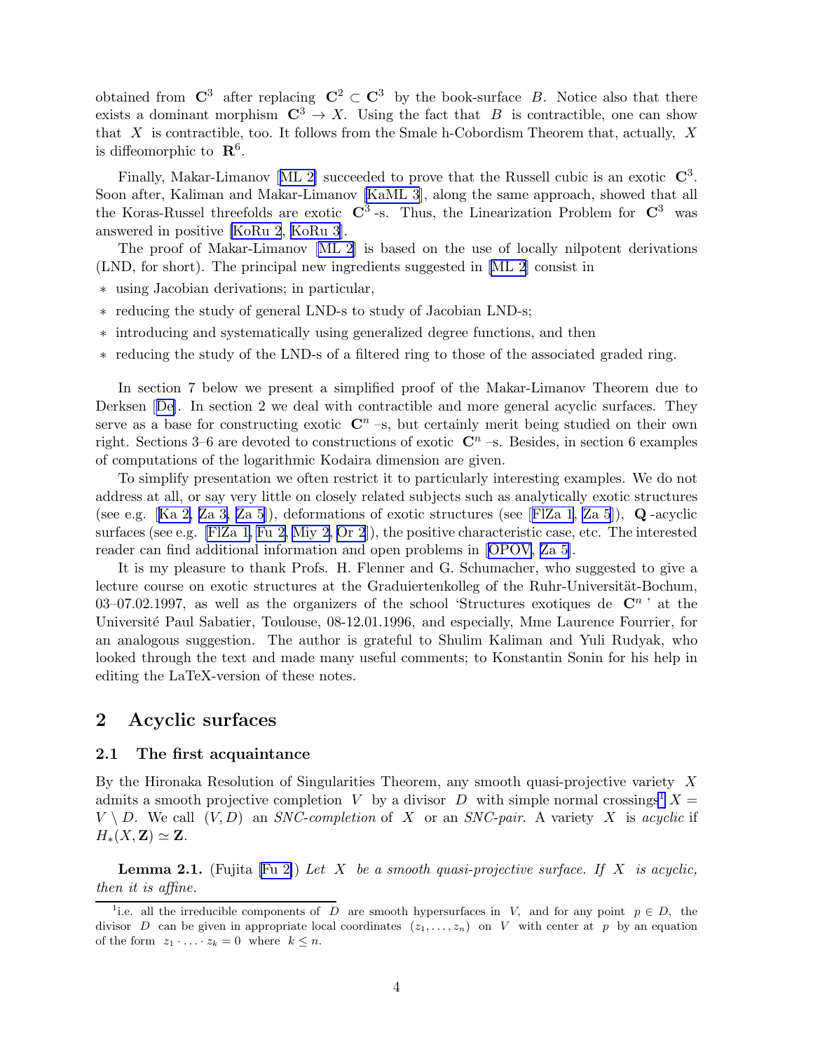obtained from $\mathbf{C}^3$ after replacing $\mathbf{C}^2 \subset \mathbf{C}^3$ by the book-surface $B$. Notice also that there exists a dominant morphism $\mathbf{C}^3 \to X$. Using the fact that $B$ is contractible, one can show that $X$ is contractible, too. It follows from the Smale h-Cobordism Theorem that, actually, $X$ is diffeomorphic to $\mathbf{R}^6$.

Finally, Makar-Limanov [ML 2] succeeded to prove that the Russell cubic is an exotic $\mathbf{C}^3$. Soon after, Kaliman and Makar-Limanov [KaML 3], along the same approach, showed that all the Koras-Russel threefolds are exotic $\mathbf{C}^3$-s. Thus, the Linearization Problem for $\mathbf{C}^3$ was answered in positive [KoRu 2, KoRu 3].

The proof of Makar-Limanov [ML 2] is based on the use of locally nilpotent derivations (LND, for short). The principal new ingredients suggested in [ML 2] consist in

* using Jacobian derivations; in particular,
* reducing the study of general LND-s to study of Jacobian LND-s;
* introducing and systematically using generalized degree functions, and then
* reducing the study of the LND-s of a filtered ring to those of the associated graded ring.

In section 7 below we present a simplified proof of the Makar-Limanov Theorem due to Derksen [De]. In section 2 we deal with contractible and more general acyclic surfaces. They serve as a base for constructing exotic $\mathbf{C}^n$–s, but certainly merit being studied on their own right. Sections 3–6 are devoted to constructions of exotic $\mathbf{C}^n$–s. Besides, in section 6 examples of computations of the logarithmic Kodaira dimension are given.

To simplify presentation we often restrict it to particularly interesting examples. We do not address at all, or say very little on closely related subjects such as analytically exotic structures (see e.g. [Ka 2, Za 3, Za 5]), deformations of exotic structures (see [FlZa 1, Za 5]), $\mathbf{Q}$-acyclic surfaces (see e.g. [FlZa 1, Fu 2, Miy 2, Or 2]), the positive characteristic case, etc. The interested reader can find additional information and open problems in [OPOV, Za 5].

It is my pleasure to thank Profs. H. Flenner and G. Schumacher, who suggested to give a lecture course on exotic structures at the Graduiertenkolleg of the Ruhr-Universität-Bochum, 03–07.02.1997, as well as the organizers of the school 'Structures exotiques de $\mathbf{C}^n$' at the Université Paul Sabatier, Toulouse, 08-12.01.1996, and especially, Mme Laurence Fourrier, for an analogous suggestion. The author is grateful to Shulim Kaliman and Yuli Rudyak, who looked through the text and made many useful comments; to Konstantin Sonin for his help in editing the LaTeX-version of these notes.

## 2 Acyclic surfaces

### 2.1 The first acquaintance

By the Hironaka Resolution of Singularities Theorem, any smooth quasi-projective variety $X$ admits a smooth projective completion $V$ by a divisor $D$ with simple normal crossings[1] $X = V \setminus D$. We call $(V, D)$ an *SNC-completion* of $X$ or an *SNC-pair*. A variety $X$ is *acyclic* if $H_*(X, \mathbf{Z}) \simeq \mathbf{Z}$.

**Lemma 2.1.** (Fujita [Fu 2]) *Let $X$ be a smooth quasi-projective surface. If $X$ is acyclic, then it is affine.*

---

[1] i.e. all the irreducible components of $D$ are smooth hypersurfaces in $V$, and for any point $p \in D$, the divisor $D$ can be given in appropriate local coordinates $(z_1, \dots, z_n)$ on $V$ with center at $p$ by an equation of the form $z_1 \cdot \ldots \cdot z_k = 0$ where $k \leq n$.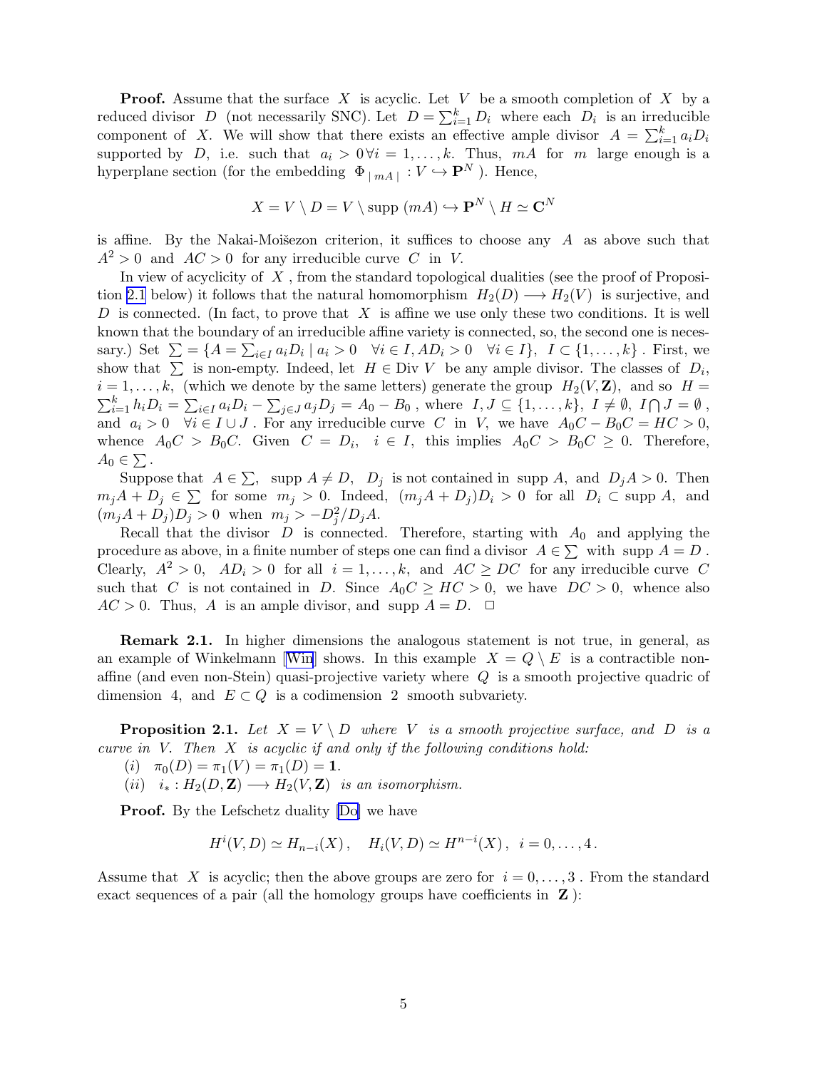**Proof.** Assume that the surface $X$ is acyclic. Let $V$ be a smooth completion of $X$ by a reduced divisor $D$ (not necessarily SNC). Let $D = \sum_{i=1}^{k} D_i$ where each $D_i$ is an irreducible component of $X$. We will show that there exists an effective ample divisor $A = \sum_{i=1}^{k} a_i D_i$ supported by $D$, i.e. such that $a_i > 0 \, \forall i = 1, \ldots, k$. Thus, $mA$ for $m$ large enough is a hyperplane section (for the embedding $\Phi_{\,|mA|} : V \hookrightarrow \mathbf{P}^N$ ). Hence,

$$X = V \setminus D = V \setminus \text{supp}\,(mA) \hookrightarrow \mathbf{P}^N \setminus H \simeq \mathbf{C}^N$$

is affine. By the Nakai-Moišezon criterion, it suffices to choose any $A$ as above such that $A^2 > 0$ and $AC > 0$ for any irreducible curve $C$ in $V$.

In view of acyclicity of $X$ , from the standard topological dualities (see the proof of Proposition 2.1 below) it follows that the natural homomorphism $H_2(D) \longrightarrow H_2(V)$ is surjective, and $D$ is connected. (In fact, to prove that $X$ is affine we use only these two conditions. It is well known that the boundary of an irreducible affine variety is connected, so, the second one is necessary.) Set $\sum = \{A = \sum_{i\in I} a_i D_i \mid a_i > 0 \quad \forall i \in I, AD_i > 0 \quad \forall i \in I\}, \ I \subset \{1, \ldots, k\}$ . First, we show that $\sum$ is non-empty. Indeed, let $H \in \text{Div}\, V$ be any ample divisor. The classes of $D_i$, $i = 1, \ldots, k$, (which we denote by the same letters) generate the group $H_2(V, \mathbf{Z})$, and so $H = \sum_{i=1}^{k} h_i D_i = \sum_{i\in I} a_i D_i - \sum_{j\in J} a_j D_j = A_0 - B_0$ , where $I, J \subseteq \{1, \ldots, k\}$, $I \neq \emptyset$, $I \bigcap J = \emptyset$ , and $a_i > 0 \quad \forall i \in I \cup J$ . For any irreducible curve $C$ in $V$, we have $A_0 C - B_0 C = HC > 0$, whence $A_0 C > B_0 C$. Given $C = D_i, \ \ i \in I$, this implies $A_0 C > B_0 C \geq 0$. Therefore, $A_0 \in \sum$ .

Suppose that $A \in \sum$, $\text{supp}\, A \neq D$, $D_j$ is not contained in $\text{supp}\, A$, and $D_j A > 0$. Then $m_j A + D_j \in \sum$ for some $m_j > 0$. Indeed, $(m_j A + D_j) D_i > 0$ for all $D_i \subset \text{supp}\, A$, and $(m_j A + D_j) D_j > 0$ when $m_j > -D_j^2 / D_j A$.

Recall that the divisor $D$ is connected. Therefore, starting with $A_0$ and applying the procedure as above, in a finite number of steps one can find a divisor $A \in \sum$ with $\text{supp}\, A = D$ . Clearly, $A^2 > 0$, $AD_i > 0$ for all $i = 1, \ldots, k$, and $AC \geq DC$ for any irreducible curve $C$ such that $C$ is not contained in $D$. Since $A_0 C \geq HC > 0$, we have $DC > 0$, whence also $AC > 0$. Thus, $A$ is an ample divisor, and $\text{supp}\, A = D$. $\square$

**Remark 2.1.** In higher dimensions the analogous statement is not true, in general, as an example of Winkelmann [Win] shows. In this example $X = Q \setminus E$ is a contractible non-affine (and even non-Stein) quasi-projective variety where $Q$ is a smooth projective quadric of dimension $4$, and $E \subset Q$ is a codimension $2$ smooth subvariety.

**Proposition 2.1.** *Let $X = V \setminus D$ where $V$ is a smooth projective surface, and $D$ is a curve in $V$. Then $X$ is acyclic if and only if the following conditions hold:*

*(i)* $\pi_0(D) = \pi_1(V) = \pi_1(D) = \mathbf{1}$.

*(ii)* $i_* : H_2(D, \mathbf{Z}) \longrightarrow H_2(V, \mathbf{Z})$ *is an isomorphism.*

**Proof.** By the Lefschetz duality [Do] we have

$$H^i(V, D) \simeq H_{n-i}(X)\,, \quad H_i(V, D) \simeq H^{n-i}(X)\,, \ \ i = 0, \ldots, 4\,.$$

Assume that $X$ is acyclic; then the above groups are zero for $i = 0, \ldots, 3$ . From the standard exact sequences of a pair (all the homology groups have coefficients in $\mathbf{Z}$ ):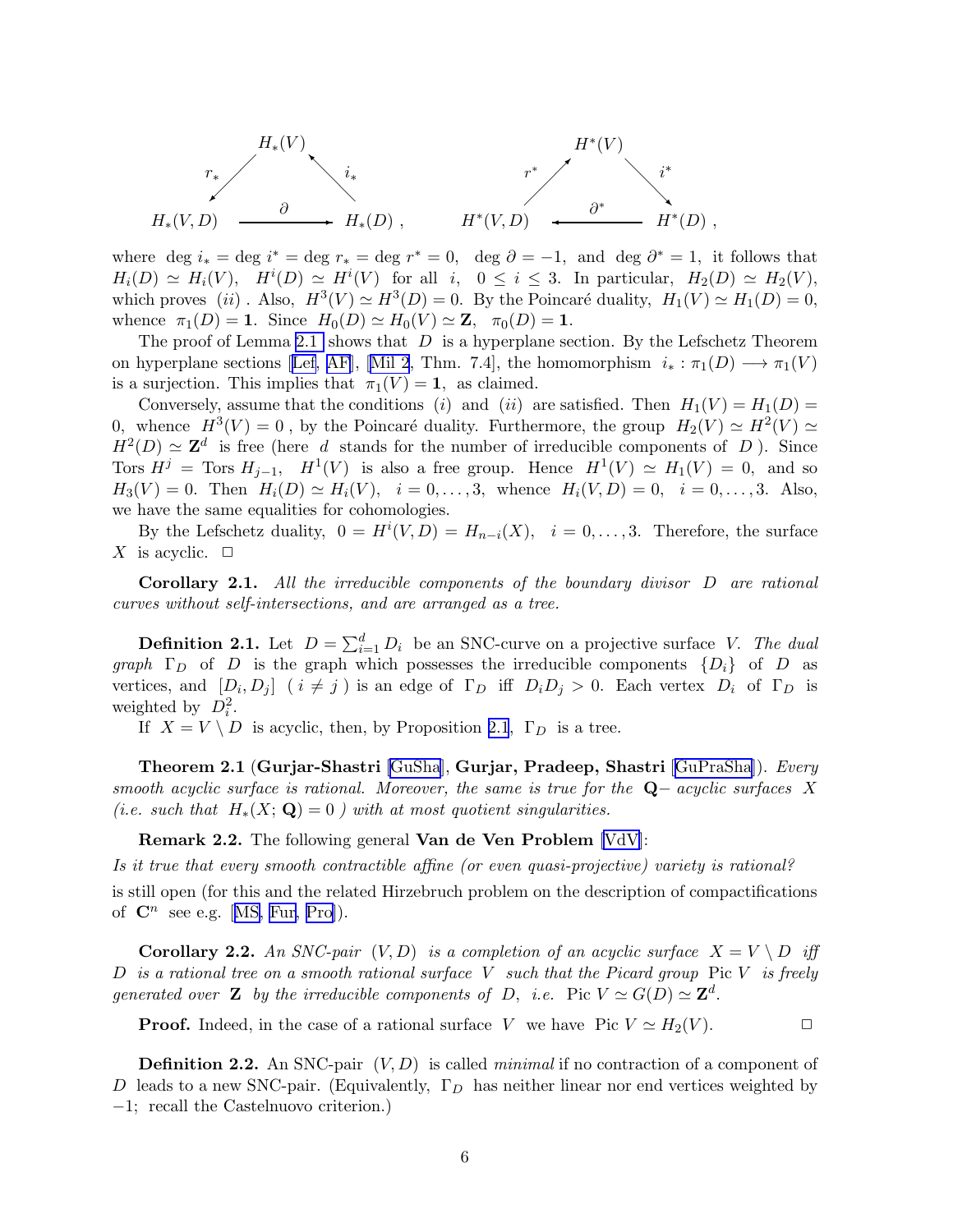$$
\begin{array}{ccc}
 & H_*(V) & \\
r_* \swarrow & & \nwarrow i_* \\
H_*(V,D) & \xrightarrow{\ \partial\ } & H_*(D)\ ,
\end{array}
\qquad
\begin{array}{ccc}
 & H^*(V) & \\
r^* \nearrow & & \searrow i^* \\
H^*(V,D) & \xleftarrow{\ \partial^*\ } & H^*(D)\ ,
\end{array}
$$

where $\deg i_* = \deg i^* = \deg r_* = \deg r^* = 0$, $\deg \partial = -1$, and $\deg \partial^* = 1$, it follows that $H_i(D) \simeq H_i(V)$, $H^i(D) \simeq H^i(V)$ for all $i$, $0 \le i \le 3$. In particular, $H_2(D) \simeq H_2(V)$, which proves $(ii)$ . Also, $H^3(V) \simeq H^3(D) = 0$. By the Poincaré duality, $H_1(V) \simeq H_1(D) = 0$, whence $\pi_1(D) = \mathbf{1}$. Since $H_0(D) \simeq H_0(V) \simeq \mathbf{Z}$, $\pi_0(D) = \mathbf{1}$.

The proof of Lemma 2.1 shows that $D$ is a hyperplane section. By the Lefschetz Theorem on hyperplane sections [Lef, AF], [Mil 2, Thm. 7.4], the homomorphism $i_* : \pi_1(D) \longrightarrow \pi_1(V)$ is a surjection. This implies that $\pi_1(V) = \mathbf{1}$, as claimed.

Conversely, assume that the conditions $(i)$ and $(ii)$ are satisfied. Then $H_1(V) = H_1(D) = 0$, whence $H^3(V) = 0$ , by the Poincaré duality. Furthermore, the group $H_2(V) \simeq H^2(V) \simeq H^2(D) \simeq \mathbf{Z}^d$ is free (here $d$ stands for the number of irreducible components of $D$ ). Since $\text{Tors}\, H^j = \text{Tors}\, H_{j-1}$, $H^1(V)$ is also a free group. Hence $H^1(V) \simeq H_1(V) = 0$, and so $H_3(V) = 0$. Then $H_i(D) \simeq H_i(V)$, $i = 0, \dots, 3$, whence $H_i(V, D) = 0$, $i = 0, \dots, 3$. Also, we have the same equalities for cohomologies.

By the Lefschetz duality, $0 = H^i(V, D) = H_{n-i}(X)$, $i = 0, \dots, 3$. Therefore, the surface $X$ is acyclic. $\square$

**Corollary 2.1.** *All the irreducible components of the boundary divisor $D$ are rational curves without self-intersections, and are arranged as a tree.*

**Definition 2.1.** Let $D = \sum_{i=1}^d D_i$ be an SNC-curve on a projective surface $V$. *The dual graph* $\Gamma_D$ of $D$ is the graph which possesses the irreducible components $\{D_i\}$ of $D$ as vertices, and $[D_i, D_j]$ ( $i \ne j$ ) is an edge of $\Gamma_D$ iff $D_i D_j > 0$. Each vertex $D_i$ of $\Gamma_D$ is weighted by $D_i^2$.

If $X = V \setminus D$ is acyclic, then, by Proposition 2.1, $\Gamma_D$ is a tree.

**Theorem 2.1** (**Gurjar-Shastri** [GuSha], **Gurjar, Pradeep, Shastri** [GuPraSha]). *Every smooth acyclic surface is rational. Moreover, the same is true for the* $\mathbf{Q}-$ *acyclic surfaces* $X$ *(i.e. such that* $H_*(X; \mathbf{Q}) = 0$ *) with at most quotient singularities.*

**Remark 2.2.** The following general **Van de Ven Problem** [VdV]:

*Is it true that every smooth contractible affine (or even quasi-projective) variety is rational?*

is still open (for this and the related Hirzebruch problem on the description of compactifications of $\mathbf{C}^n$ see e.g. [MS, Fur, Pro]).

**Corollary 2.2.** *An SNC-pair* $(V, D)$ *is a completion of an acyclic surface* $X = V \setminus D$ *iff* $D$ *is a rational tree on a smooth rational surface* $V$ *such that the Picard group* $\text{Pic}\, V$ *is freely generated over* $\mathbf{Z}$ *by the irreducible components of* $D$, *i.e.* $\text{Pic}\, V \simeq G(D) \simeq \mathbf{Z}^d$.

**Proof.** Indeed, in the case of a rational surface $V$ we have $\text{Pic}\, V \simeq H_2(V)$. $\square$

**Definition 2.2.** An SNC-pair $(V, D)$ is called *minimal* if no contraction of a component of $D$ leads to a new SNC-pair. (Equivalently, $\Gamma_D$ has neither linear nor end vertices weighted by $-1$; recall the Castelnuovo criterion.)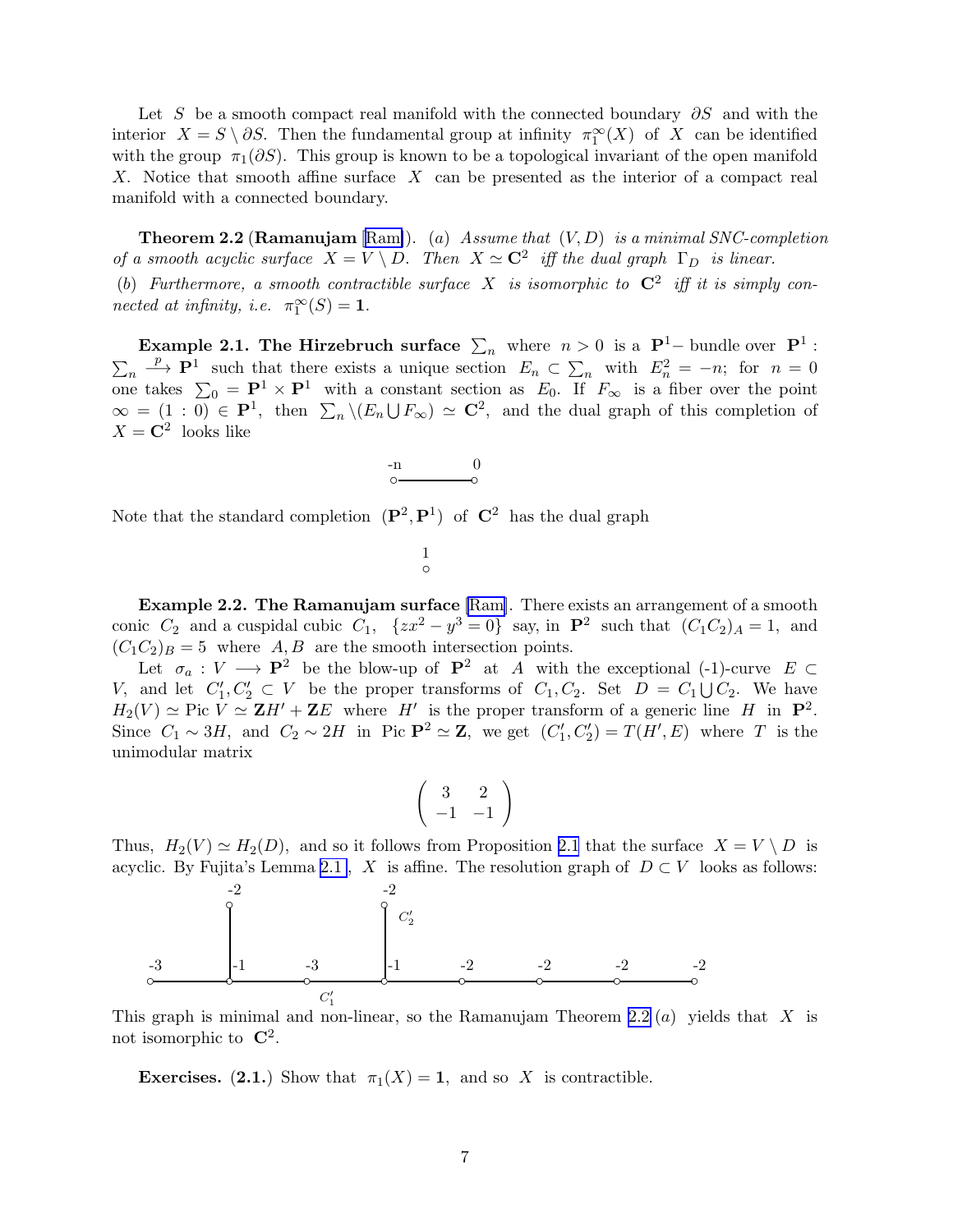Let $S$ be a smooth compact real manifold with the connected boundary $\partial S$ and with the interior $X = S \setminus \partial S$. Then the fundamental group at infinity $\pi_1^\infty(X)$ of $X$ can be identified with the group $\pi_1(\partial S)$. This group is known to be a topological invariant of the open manifold $X$. Notice that smooth affine surface $X$ can be presented as the interior of a compact real manifold with a connected boundary.

**Theorem 2.2** (**Ramanujam** [Ram]). *(a) Assume that $(V, D)$ is a minimal SNC-completion of a smooth acyclic surface $X = V \setminus D$. Then $X \simeq \mathbf{C}^2$ iff the dual graph $\Gamma_D$ is linear.*

*(b) Furthermore, a smooth contractible surface $X$ is isomorphic to $\mathbf{C}^2$ iff it is simply connected at infinity, i.e. $\pi_1^\infty(S) = \mathbf{1}$.*

**Example 2.1. The Hirzebruch surface** $\sum_n$ where $n > 0$ is a $\mathbf{P}^1$– bundle over $\mathbf{P}^1$ : $\sum_n \stackrel{p}{\longrightarrow} \mathbf{P}^1$ such that there exists a unique section $E_n \subset \sum_n$ with $E_n^2 = -n$; for $n = 0$ one takes $\sum_0 = \mathbf{P}^1 \times \mathbf{P}^1$ with a constant section as $E_0$. If $F_\infty$ is a fiber over the point $\infty = (1 : 0) \in \mathbf{P}^1$, then $\sum_n \setminus (E_n \bigcup F_\infty) \simeq \mathbf{C}^2$, and the dual graph of this completion of $X = \mathbf{C}^2$ looks like

```
-n        0
o---------o
```

Note that the standard completion $(\mathbf{P}^2, \mathbf{P}^1)$ of $\mathbf{C}^2$ has the dual graph

```
1
o
```

**Example 2.2. The Ramanujam surface** [Ram]. There exists an arrangement of a smooth conic $C_2$ and a cuspidal cubic $C_1$, $\{zx^2 - y^3 = 0\}$ say, in $\mathbf{P}^2$ such that $(C_1 C_2)_A = 1$, and $(C_1 C_2)_B = 5$ where $A, B$ are the smooth intersection points.

Let $\sigma_a : V \longrightarrow \mathbf{P}^2$ be the blow-up of $\mathbf{P}^2$ at $A$ with the exceptional (-1)-curve $E \subset V$, and let $C_1', C_2' \subset V$ be the proper transforms of $C_1, C_2$. Set $D = C_1 \bigcup C_2$. We have $H_2(V) \simeq \text{Pic } V \simeq \mathbf{Z}H' + \mathbf{Z}E$ where $H'$ is the proper transform of a generic line $H$ in $\mathbf{P}^2$. Since $C_1 \sim 3H$, and $C_2 \sim 2H$ in $\text{Pic } \mathbf{P}^2 \simeq \mathbf{Z}$, we get $(C_1', C_2') = T(H', E)$ where $T$ is the unimodular matrix

$$\begin{pmatrix} 3 & 2 \\ -1 & -1 \end{pmatrix}$$

Thus, $H_2(V) \simeq H_2(D)$, and so it follows from Proposition 2.1 that the surface $X = V \setminus D$ is acyclic. By Fujita's Lemma 2.1, $X$ is affine. The resolution graph of $D \subset V$ looks as follows:

```
         -2              -2
          o               o  C2'
          |               |
-3        |-1     -3      |-1     -2      -2      -2      -2
o---------o-------o-------o-------o-------o-------o-------o
                  C1'
```

This graph is minimal and non-linear, so the Ramanujam Theorem 2.2 $(a)$ yields that $X$ is not isomorphic to $\mathbf{C}^2$.

**Exercises.** **(2.1.)** Show that $\pi_1(X) = \mathbf{1}$, and so $X$ is contractible.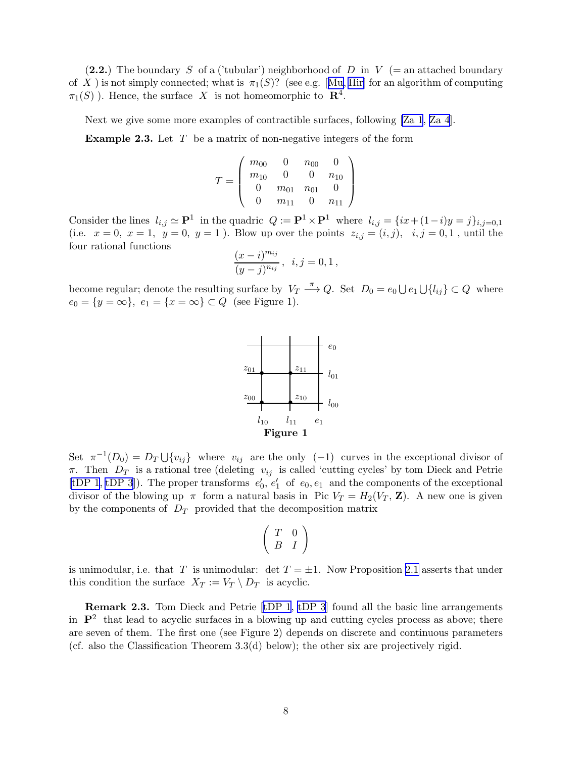(**2.2.**) The boundary $S$ of a ('tubular') neighborhood of $D$ in $V$ (= an attached boundary of $X$ ) is not simply connected; what is $\pi_1(S)$? (see e.g. [Mu, Hir] for an algorithm of computing $\pi_1(S)$ ). Hence, the surface $X$ is not homeomorphic to $\mathbf{R}^4$.

Next we give some more examples of contractible surfaces, following [Za 1, Za 4].

**Example 2.3.** Let $T$ be a matrix of non-negative integers of the form

$$T = \begin{pmatrix} m_{00} & 0 & n_{00} & 0 \\ m_{10} & 0 & 0 & n_{10} \\ 0 & m_{01} & n_{01} & 0 \\ 0 & m_{11} & 0 & n_{11} \end{pmatrix}$$

Consider the lines $l_{i,j} \simeq \mathbf{P}^1$ in the quadric $Q := \mathbf{P}^1 \times \mathbf{P}^1$ where $l_{i,j} = \{ix + (1-i)y = j\}_{i,j=0,1}$ (i.e. $x = 0,\ x = 1,\ y = 0,\ y = 1$ ). Blow up over the points $z_{i,j} = (i,j),\ \ i,j = 0,1$ , until the four rational functions

$$\frac{(x-i)^{m_{ij}}}{(y-j)^{n_{ij}}}\,,\ \ i,j = 0,1\,,$$

become regular; denote the resulting surface by $V_T \stackrel{\pi}{\longrightarrow} Q$. Set $D_0 = e_0 \bigcup e_1 \bigcup \{l_{ij}\} \subset Q$ where $e_0 = \{y = \infty\},\ e_1 = \{x = \infty\} \subset Q$ (see Figure 1).

**Figure 1**

Set $\pi^{-1}(D_0) = D_T \bigcup \{v_{ij}\}$ where $v_{ij}$ are the only $(-1)$ curves in the exceptional divisor of $\pi$. Then $D_T$ is a rational tree (deleting $v_{ij}$ is called 'cutting cycles' by tom Dieck and Petrie [tDP 1, tDP 3]). The proper transforms $e_0', e_1'$ of $e_0, e_1$ and the components of the exceptional divisor of the blowing up $\pi$ form a natural basis in Pic $V_T = H_2(V_T, \mathbf{Z})$. A new one is given by the components of $D_T$ provided that the decomposition matrix

$$\begin{pmatrix} T & 0 \\ B & I \end{pmatrix}$$

is unimodular, i.e. that $T$ is unimodular: $\det T = \pm 1$. Now Proposition 2.1 asserts that under this condition the surface $X_T := V_T \setminus D_T$ is acyclic.

**Remark 2.3.** Tom Dieck and Petrie [tDP 1, tDP 3] found all the basic line arrangements in $\mathbf{P}^2$ that lead to acyclic surfaces in a blowing up and cutting cycles process as above; there are seven of them. The first one (see Figure 2) depends on discrete and continuous parameters (cf. also the Classification Theorem 3.3(d) below); the other six are projectively rigid.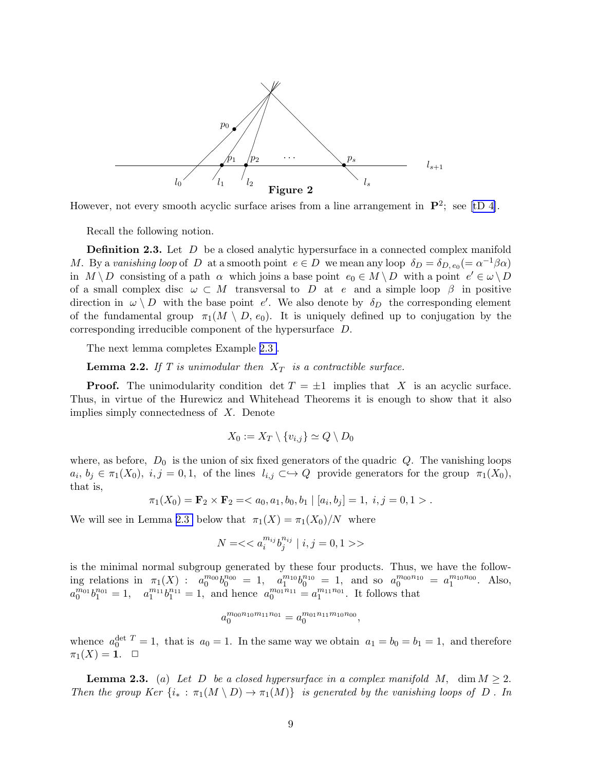**Figure 2**

However, not every smooth acyclic surface arises from a line arrangement in $\mathbf{P}^2$; see [tD 4].

Recall the following notion.

**Definition 2.3.** Let $D$ be a closed analytic hypersurface in a connected complex manifold $M$. By a *vanishing loop* of $D$ at a smooth point $e \in D$ we mean any loop $\delta_D = \delta_{D,\, e_0} (= \alpha^{-1}\beta\alpha)$ in $M \setminus D$ consisting of a path $\alpha$ which joins a base point $e_0 \in M \setminus D$ with a point $e' \in \omega \setminus D$ of a small complex disc $\omega \subset M$ transversal to $D$ at $e$ and a simple loop $\beta$ in positive direction in $\omega \setminus D$ with the base point $e'$. We also denote by $\delta_D$ the corresponding element of the fundamental group $\pi_1(M \setminus D, e_0)$. It is uniquely defined up to conjugation by the corresponding irreducible component of the hypersurface $D$.

The next lemma completes Example 2.3 .

**Lemma 2.2.** *If $T$ is unimodular then $X_T$ is a contractible surface.*

**Proof.** The unimodularity condition $\det T = \pm 1$ implies that $X$ is an acyclic surface. Thus, in virtue of the Hurewicz and Whitehead Theorems it is enough to show that it also implies simply connectedness of $X$. Denote

$$X_0 := X_T \setminus \{v_{i,j}\} \simeq Q \setminus D_0$$

where, as before, $D_0$ is the union of six fixed generators of the quadric $Q$. The vanishing loops $a_i,\, b_j \in \pi_1(X_0),\ i,j = 0,1,$ of the lines $l_{i,j} \subset\!\hookrightarrow Q$ provide generators for the group $\pi_1(X_0)$, that is,

$$\pi_1(X_0) = \mathbf{F}_2 \times \mathbf{F}_2 = < a_0, a_1, b_0, b_1 \mid [a_i, b_j] = 1,\ i,j = 0,1 > .$$

We will see in Lemma 2.3 below that $\pi_1(X) = \pi_1(X_0)/N$ where

$$N = << a_i^{m_{ij}} b_j^{n_{ij}} \mid i,j = 0,1 >>$$

is the minimal normal subgroup generated by these four products. Thus, we have the following relations in $\pi_1(X)$ : $a_0^{m_{00}} b_0^{n_{00}} = 1,\quad a_1^{m_{10}} b_0^{n_{10}} = 1,$ and so $a_0^{m_{00}n_{10}} = a_1^{m_{10}n_{00}}$. Also, $a_0^{m_{01}} b_1^{n_{01}} = 1,\quad a_1^{m_{11}} b_1^{n_{11}} = 1,$ and hence $a_0^{m_{01}n_{11}} = a_1^{m_{11}n_{01}}$. It follows that

$$a_0^{m_{00}n_{10}m_{11}n_{01}} = a_0^{m_{01}n_{11}m_{10}n_{00}},$$

whence $a_0^{\det\, T} = 1$, that is $a_0 = 1$. In the same way we obtain $a_1 = b_0 = b_1 = 1$, and therefore $\pi_1(X) = \mathbf{1}$. $\square$

**Lemma 2.3.** (*a*) *Let $D$ be a closed hypersurface in a complex manifold $M$, $\dim M \geq 2$. Then the group Ker $\{i_* : \pi_1(M \setminus D) \to \pi_1(M)\}$ is generated by the vanishing loops of $D$ . In*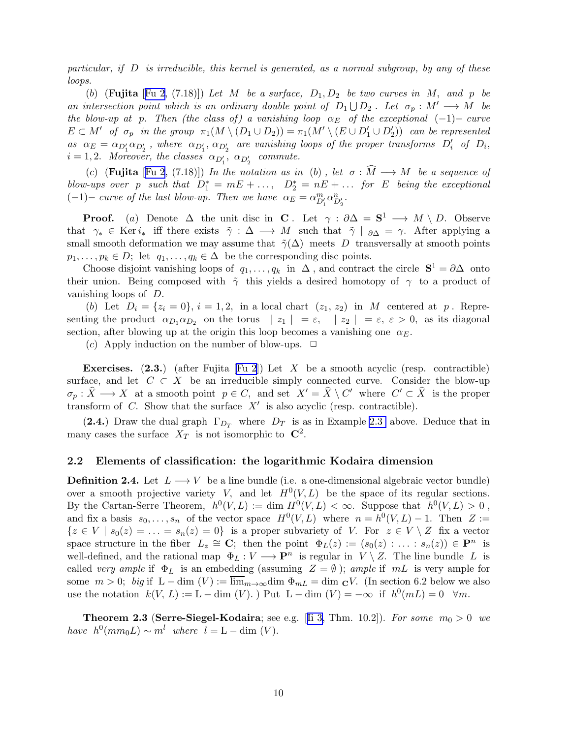*particular, if $D$ is irreducible, this kernel is generated, as a normal subgroup, by any of these loops.*

(*b*) (**Fujita** [Fu 2, (7.18)]) *Let $M$ be a surface, $D_1, D_2$ be two curves in $M$, and $p$ be an intersection point which is an ordinary double point of $D_1 \bigcup D_2$. Let $\sigma_p : M' \longrightarrow M$ be the blow-up at $p$. Then (the class of) a vanishing loop $\alpha_E$ of the exceptional $(-1)-$ curve $E \subset M'$ of $\sigma_p$ in the group $\pi_1(M \setminus (D_1 \cup D_2)) = \pi_1(M' \setminus (E \cup D'_1 \cup D'_2))$ can be represented as $\alpha_E = \alpha_{D'_1}\alpha_{D'_2}$, where $\alpha_{D'_1}, \alpha_{D'_2}$ are vanishing loops of the proper transforms $D'_i$ of $D_i$, $i = 1, 2$. Moreover, the classes $\alpha_{D'_1}$, $\alpha_{D'_2}$ commute.*

(*c*) (**Fujita** [Fu 2, (7.18)]) *In the notation as in (b), let $\sigma : \widehat{M} \longrightarrow M$ be a sequence of blow-ups over $p$ such that $D_1^* = mE + \ldots$, $D_2^* = nE + \ldots$ for $E$ being the exceptional $(-1)-$ curve of the last blow-up. Then we have $\alpha_E = \alpha_{D'_1}^m \alpha_{D'_2}^n$.*

**Proof.** (*a*) Denote $\Delta$ the unit disc in $\mathbf{C}$. Let $\gamma : \partial\Delta = \mathbf{S}^1 \longrightarrow M \setminus D$. Observe that $\gamma_* \in \operatorname{Ker} i_*$ iff there exists $\tilde{\gamma} : \Delta \longrightarrow M$ such that $\tilde{\gamma} \mid_{\partial\Delta} = \gamma$. After applying a small smooth deformation we may assume that $\tilde{\gamma}(\Delta)$ meets $D$ transversally at smooth points $p_1, \ldots, p_k \in D$; let $q_1, \ldots, q_k \in \Delta$ be the corresponding disc points.

Choose disjoint vanishing loops of $q_1, \ldots, q_k$ in $\Delta$, and contract the circle $\mathbf{S}^1 = \partial\Delta$ onto their union. Being composed with $\tilde{\gamma}$ this yields a desired homotopy of $\gamma$ to a product of vanishing loops of $D$.

(*b*) Let $D_i = \{z_i = 0\}$, $i = 1, 2$, in a local chart $(z_1, z_2)$ in $M$ centered at $p$. Representing the product $\alpha_{D_1}\alpha_{D_2}$ on the torus $\mid z_1 \mid = \varepsilon$, $\mid z_2 \mid = \varepsilon$, $\varepsilon > 0$, as its diagonal section, after blowing up at the origin this loop becomes a vanishing one $\alpha_E$.

(*c*) Apply induction on the number of blow-ups. $\square$

**Exercises.** (**2.3.**) (after Fujita [Fu 2]) Let $X$ be a smooth acyclic (resp. contractible) surface, and let $C \subset X$ be an irreducible simply connected curve. Consider the blow-up $\sigma_p : \widehat{X} \longrightarrow X$ at a smooth point $p \in C$, and set $X' = \widehat{X} \setminus C'$ where $C' \subset \widehat{X}$ is the proper transform of $C$. Show that the surface $X'$ is also acyclic (resp. contractible).

(**2.4.**) Draw the dual graph $\Gamma_{D_T}$ where $D_T$ is as in Example 2.3 above. Deduce that in many cases the surface $X_T$ is not isomorphic to $\mathbf{C}^2$.

## 2.2 Elements of classification: the logarithmic Kodaira dimension

**Definition 2.4.** Let $L \longrightarrow V$ be a line bundle (i.e. a one-dimensional algebraic vector bundle) over a smooth projective variety $V$, and let $H^0(V, L)$ be the space of its regular sections. By the Cartan-Serre Theorem, $h^0(V, L) := \dim H^0(V, L) < \infty$. Suppose that $h^0(V, L) > 0$, and fix a basis $s_0, \ldots, s_n$ of the vector space $H^0(V, L)$ where $n = h^0(V, L) - 1$. Then $Z := \{z \in V \mid s_0(z) = \ldots = s_n(z) = 0\}$ is a proper subvariety of $V$. For $z \in V \setminus Z$ fix a vector space structure in the fiber $L_z \cong \mathbf{C}$; then the point $\Phi_L(z) := (s_0(z) : \ldots : s_n(z)) \in \mathbf{P}^n$ is well-defined, and the rational map $\Phi_L : V \longrightarrow \mathbf{P}^n$ is regular in $V \setminus Z$. The line bundle $L$ is called *very ample* if $\Phi_L$ is an embedding (assuming $Z = \emptyset$); *ample* if $mL$ is very ample for some $m > 0$; *big* if $\mathrm{L} - \dim(V) := \overline{\lim}_{m\to\infty} \dim \Phi_{mL} = \dim_{\mathbf{C}} V$. (In section 6.2 below we also use the notation $k(V, L) := \mathrm{L} - \dim(V)$.) Put $\mathrm{L} - \dim(V) = -\infty$ if $h^0(mL) = 0 \quad \forall m$.

**Theorem 2.3** (**Serre-Siegel-Kodaira**; see e.g. [Ii 3, Thm. 10.2]). *For some $m_0 > 0$ we have $h^0(mm_0L) \sim m^l$ where $l = \mathrm{L} - \dim(V)$.*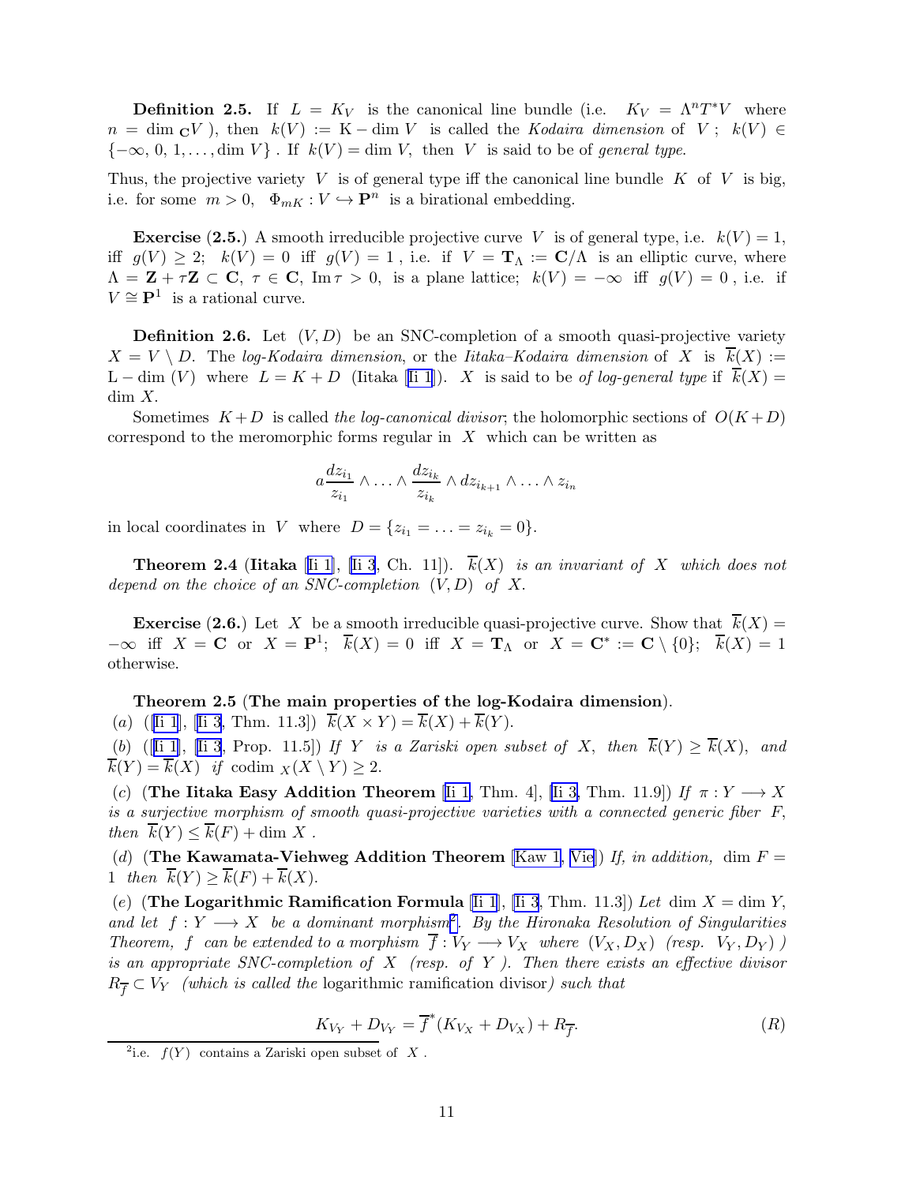**Definition 2.5.** If $L = K_V$ is the canonical line bundle (i.e. $K_V = \Lambda^n T^*V$ where $n = \dim_{\mathbf{C}} V$ ), then $k(V) := \mathrm{K}-\dim V$ is called the *Kodaira dimension* of $V$ ; $k(V) \in \{-\infty, 0, 1, \ldots, \dim V\}$ . If $k(V) = \dim V$, then $V$ is said to be of *general type*.

Thus, the projective variety $V$ is of general type iff the canonical line bundle $K$ of $V$ is big, i.e. for some $m > 0$, $\Phi_{mK} : V \hookrightarrow \mathbf{P}^n$ is a birational embedding.

**Exercise (2.5.)** A smooth irreducible projective curve $V$ is of general type, i.e. $k(V) = 1$, iff $g(V) \geq 2$; $k(V) = 0$ iff $g(V) = 1$ , i.e. if $V = \mathbf{T}_\Lambda := \mathbf{C}/\Lambda$ is an elliptic curve, where $\Lambda = \mathbf{Z} + \tau\mathbf{Z} \subset \mathbf{C}$, $\tau \in \mathbf{C}$, $\mathrm{Im}\,\tau > 0$, is a plane lattice; $k(V) = -\infty$ iff $g(V) = 0$ , i.e. if $V \cong \mathbf{P}^1$ is a rational curve.

**Definition 2.6.** Let $(V, D)$ be an SNC-completion of a smooth quasi-projective variety $X = V \setminus D$. The *log-Kodaira dimension*, or the *Iitaka–Kodaira dimension* of $X$ is $\overline{k}(X) := \mathrm{L}-\dim\,(V)$ where $L = K + D$ (Iitaka [Ii 1]). $X$ is said to be *of log-general type* if $\overline{k}(X) = \dim X$.

Sometimes $K + D$ is called *the log-canonical divisor*; the holomorphic sections of $O(K + D)$ correspond to the meromorphic forms regular in $X$ which can be written as

$$a\frac{dz_{i_1}}{z_{i_1}} \wedge \ldots \wedge \frac{dz_{i_k}}{z_{i_k}} \wedge dz_{i_{k+1}} \wedge \ldots \wedge z_{i_n}$$

in local coordinates in $V$ where $D = \{z_{i_1} = \ldots = z_{i_k} = 0\}$.

**Theorem 2.4 (Iitaka** [Ii 1], [Ii 3, Ch. 11]). *$\overline{k}(X)$ is an invariant of $X$ which does not depend on the choice of an SNC-completion $(V, D)$ of $X$.*

**Exercise (2.6.)** Let $X$ be a smooth irreducible quasi-projective curve. Show that $\overline{k}(X) = -\infty$ iff $X = \mathbf{C}$ or $X = \mathbf{P}^1$; $\overline{k}(X) = 0$ iff $X = \mathbf{T}_\Lambda$ or $X = \mathbf{C}^* := \mathbf{C} \setminus \{0\}$; $\overline{k}(X) = 1$ otherwise.

**Theorem 2.5 (The main properties of the log-Kodaira dimension).**

(*a*) ([Ii 1], [Ii 3, Thm. 11.3]) $\overline{k}(X \times Y) = \overline{k}(X) + \overline{k}(Y)$.

(*b*) ([Ii 1], [Ii 3, Prop. 11.5]) *If $Y$ is a Zariski open subset of $X$, then $\overline{k}(Y) \geq \overline{k}(X)$, and $\overline{k}(Y) = \overline{k}(X)$ if $\mathrm{codim}_X(X \setminus Y) \geq 2$.*

(*c*) (**The Iitaka Easy Addition Theorem** [Ii 1, Thm. 4], [Ii 3, Thm. 11.9]) *If $\pi : Y \longrightarrow X$ is a surjective morphism of smooth quasi-projective varieties with a connected generic fiber $F$, then $\overline{k}(Y) \leq \overline{k}(F) + \dim X$ .*

(*d*) (**The Kawamata-Viehweg Addition Theorem** [Kaw 1, Vie]) *If, in addition, $\dim F = 1$ then $\overline{k}(Y) \geq \overline{k}(F) + \overline{k}(X)$.*

(*e*) (**The Logarithmic Ramification Formula** [Ii 1], [Ii 3, Thm. 11.3]) *Let $\dim X = \dim Y$, and let $f : Y \longrightarrow X$ be a dominant morphism*[2]*. By the Hironaka Resolution of Singularities Theorem, $f$ can be extended to a morphism $\overline{f} : V_Y \longrightarrow V_X$ where $(V_X, D_X)$ (resp. $V_Y, D_Y)$ ) is an appropriate SNC-completion of $X$ (resp. of $Y$ ). Then there exists an effective divisor $R_{\overline{f}} \subset V_Y$ (which is called the* logarithmic ramification divisor*) such that*

$$K_{V_Y} + D_{V_Y} = \overline{f}^*(K_{V_X} + D_{V_X}) + R_{\overline{f}}. \qquad (R)$$

[2] i.e. $f(Y)$ contains a Zariski open subset of $X$ .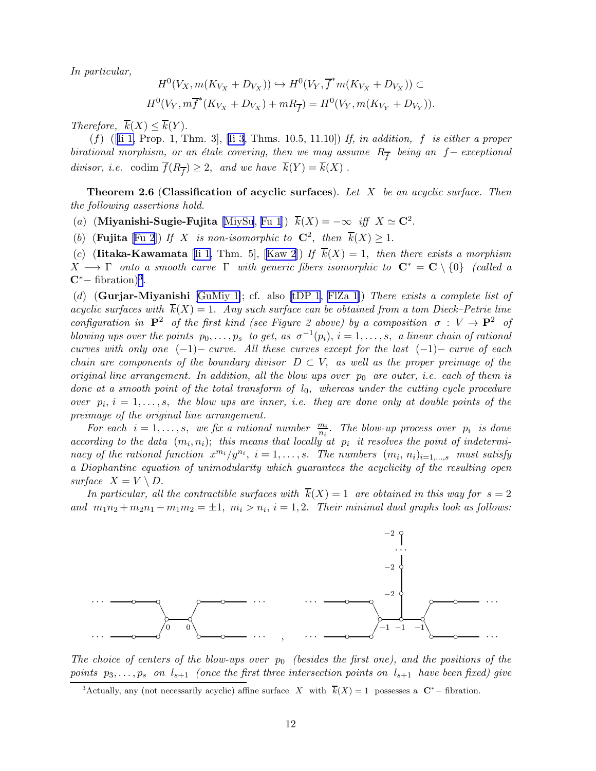*In particular,*

$$H^0(V_X, m(K_{V_X} + D_{V_X})) \hookrightarrow H^0(V_Y, \overline{f}^* m(K_{V_X} + D_{V_X})) \subset$$
$$H^0(V_Y, m\overline{f}^*(K_{V_X} + D_{V_X}) + mR_{\overline{f}}) = H^0(V_Y, m(K_{V_Y} + D_{V_Y})).$$

*Therefore,* $\overline{k}(X) \le \overline{k}(Y)$.

(*f*) ([Ii 1, Prop. 1, Thm. 3], [Ii 3, Thms. 10.5, 11.10]) *If, in addition,* $f$ *is either a proper birational morphism, or an étale covering, then we may assume* $R_{\overline{f}}$ *being an* $f-$ *exceptional divisor, i.e.* $\operatorname{codim} \overline{f}(R_{\overline{f}}) \ge 2$, *and we have* $\overline{k}(Y) = \overline{k}(X)$ .

**Theorem 2.6** (**Classification of acyclic surfaces**). *Let* $X$ *be an acyclic surface. Then the following assertions hold.*

(*a*) (**Miyanishi-Sugie-Fujita** [MiySu, Fu 1]) $\overline{k}(X) = -\infty$ *iff* $X \simeq \mathbf{C}^2$.

(*b*) (**Fujita** [Fu 2]) *If* $X$ *is non-isomorphic to* $\mathbf{C}^2$, *then* $\overline{k}(X) \ge 1$.

(*c*) (**Iitaka-Kawamata** [Ii 1, Thm. 5], [Kaw 2]) *If* $\overline{k}(X) = 1$, *then there exists a morphism* $X \longrightarrow \Gamma$ *onto a smooth curve* $\Gamma$ *with generic fibers isomorphic to* $\mathbf{C}^* = \mathbf{C} \setminus \{0\}$ *(called a* $\mathbf{C}^*-$ fibration*)*[3].

(*d*) (**Gurjar-Miyanishi** [GuMiy 1]; cf. also [tDP 1, FlZa 1]) *There exists a complete list of acyclic surfaces with* $\overline{k}(X) = 1$. *Any such surface can be obtained from a tom Dieck–Petrie line configuration in* $\mathbf{P}^2$ *of the first kind (see Figure 2 above) by a composition* $\sigma : V \to \mathbf{P}^2$ *of blowing ups over the points* $p_0, \ldots, p_s$ *to get, as* $\sigma^{-1}(p_i)$, $i = 1, \ldots, s$, *a linear chain of rational curves with only one* $(-1)-$ *curve. All these curves except for the last* $(-1)-$ *curve of each chain are components of the boundary divisor* $D \subset V$, *as well as the proper preimage of the original line arrangement. In addition, all the blow ups over* $p_0$ *are outer, i.e. each of them is done at a smooth point of the total transform of* $l_0$, *whereas under the cutting cycle procedure over* $p_i$, $i = 1, \ldots, s$, *the blow ups are inner, i.e. they are done only at double points of the preimage of the original line arrangement.*

*For each* $i = 1, \ldots, s$, *we fix a rational number* $\frac{m_i}{n_i}$. *The blow-up process over* $p_i$ *is done according to the data* $(m_i, n_i)$; *this means that locally at* $p_i$ *it resolves the point of indeterminacy of the rational function* $x^{m_i}/y^{n_i}$, $i = 1, \ldots, s$. *The numbers* $(m_i, n_i)_{i=1,\ldots,s}$ *must satisfy a Diophantine equation of unimodularity which guarantees the acyclicity of the resulting open surface* $X = V \setminus D$.

*In particular, all the contractible surfaces with* $\overline{k}(X) = 1$ *are obtained in this way for* $s = 2$ *and* $m_1 n_2 + m_2 n_1 - m_1 m_2 = \pm 1$, $m_i > n_i$, $i = 1, 2$. *Their minimal dual graphs look as follows:*

*The choice of centers of the blow-ups over* $p_0$ *(besides the first one), and the positions of the points* $p_3, \ldots, p_s$ *on* $l_{s+1}$ *(once the first three intersection points on* $l_{s+1}$ *have been fixed) give*

[3] Actually, any (not necessarily acyclic) affine surface $X$ with $\overline{k}(X) = 1$ possesses a $\mathbf{C}^*-$ fibration.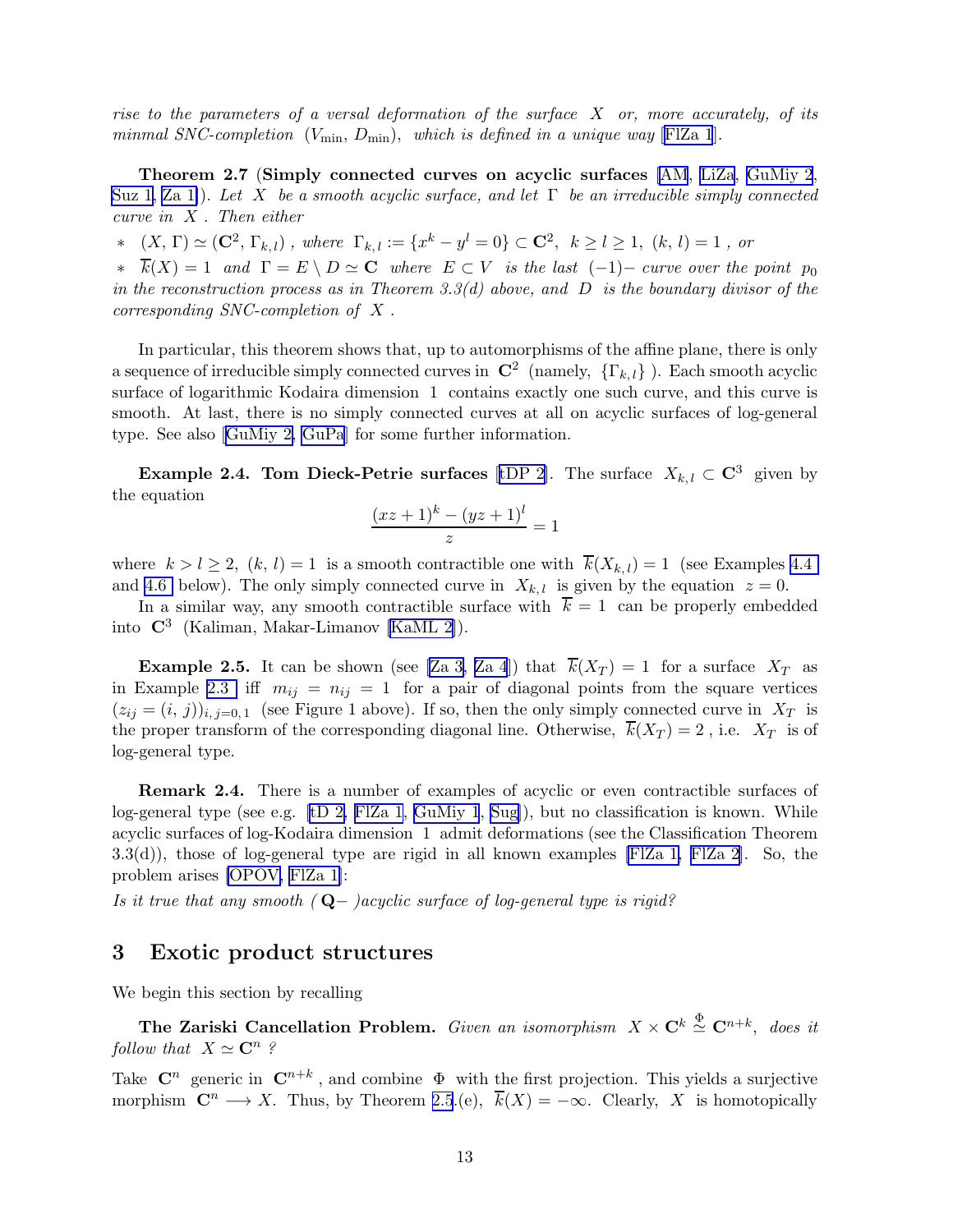*rise to the parameters of a versal deformation of the surface $X$ or, more accurately, of its minmal SNC-completion $(V_{\min}, D_{\min})$, which is defined in a unique way [FlZa 1].*

**Theorem 2.7** (**Simply connected curves on acyclic surfaces** [AM, LiZa, GuMiy 2, Suz 1, Za 1]). *Let $X$ be a smooth acyclic surface, and let $\Gamma$ be an irreducible simply connected curve in $X$. Then either*

$*$ $(X, \Gamma) \simeq (\mathbf{C}^2, \Gamma_{k,l})$ *, where* $\Gamma_{k,l} := \{x^k - y^l = 0\} \subset \mathbf{C}^2$, $k \geq l \geq 1$, $(k, l) = 1$ *, or*

$*$ $\overline{k}(X) = 1$ *and* $\Gamma = E \setminus D \simeq \mathbf{C}$ *where* $E \subset V$ *is the last* $(-1)-$ *curve over the point* $p_0$ *in the reconstruction process as in Theorem 3.3(d) above, and* $D$ *is the boundary divisor of the corresponding SNC-completion of* $X$ *.*

In particular, this theorem shows that, up to automorphisms of the affine plane, there is only a sequence of irreducible simply connected curves in $\mathbf{C}^2$ (namely, $\{\Gamma_{k,l}\}$ ). Each smooth acyclic surface of logarithmic Kodaira dimension $1$ contains exactly one such curve, and this curve is smooth. At last, there is no simply connected curves at all on acyclic surfaces of log-general type. See also [GuMiy 2, GuPa] for some further information.

**Example 2.4. Tom Dieck-Petrie surfaces** [tDP 2]. The surface $X_{k,l} \subset \mathbf{C}^3$ given by the equation

$$\frac{(xz+1)^k - (yz+1)^l}{z} = 1$$

where $k > l \geq 2$, $(k, l) = 1$ is a smooth contractible one with $\overline{k}(X_{k,l}) = 1$ (see Examples 4.4 and 4.6 below). The only simply connected curve in $X_{k,l}$ is given by the equation $z = 0$.

In a similar way, any smooth contractible surface with $\overline{k} = 1$ can be properly embedded into $\mathbf{C}^3$ (Kaliman, Makar-Limanov [KaML 2]).

**Example 2.5.** It can be shown (see [Za 3, Za 4]) that $\overline{k}(X_T) = 1$ for a surface $X_T$ as in Example 2.3 iff $m_{ij} = n_{ij} = 1$ for a pair of diagonal points from the square vertices $(z_{ij} = (i, j))_{i,j=0,1}$ (see Figure 1 above). If so, then the only simply connected curve in $X_T$ is the proper transform of the corresponding diagonal line. Otherwise, $\overline{k}(X_T) = 2$ , i.e. $X_T$ is of log-general type.

**Remark 2.4.** There is a number of examples of acyclic or even contractible surfaces of log-general type (see e.g. [tD 2, FlZa 1, GuMiy 1, Sug]), but no classification is known. While acyclic surfaces of log-Kodaira dimension $1$ admit deformations (see the Classification Theorem 3.3(d)), those of log-general type are rigid in all known examples [FlZa 1, FlZa 2]. So, the problem arises [OPOV, FlZa 1]:

*Is it true that any smooth ( $\mathbf{Q}-$ )acyclic surface of log-general type is rigid?*

## 3 Exotic product structures

We begin this section by recalling

**The Zariski Cancellation Problem.** *Given an isomorphism* $X \times \mathbf{C}^k \overset{\Phi}{\simeq} \mathbf{C}^{n+k}$, *does it follow that* $X \simeq \mathbf{C}^n$ *?*

Take $\mathbf{C}^n$ generic in $\mathbf{C}^{n+k}$ , and combine $\Phi$ with the first projection. This yields a surjective morphism $\mathbf{C}^n \longrightarrow X$. Thus, by Theorem 2.5.(e), $\overline{k}(X) = -\infty$. Clearly, $X$ is homotopically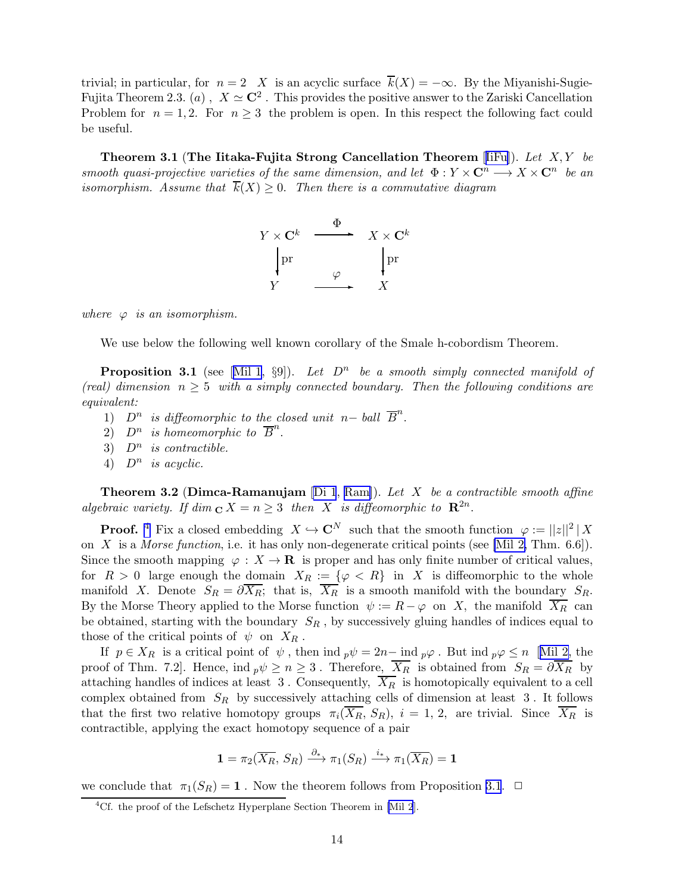trivial; in particular, for $n = 2$ $X$ is an acyclic surface $\overline{k}(X) = -\infty$. By the Miyanishi-Sugie-Fujita Theorem 2.3. $(a)$, $X \simeq \mathbf{C}^2$. This provides the positive answer to the Zariski Cancellation Problem for $n = 1, 2$. For $n \geq 3$ the problem is open. In this respect the following fact could be useful.

**Theorem 3.1** (**The Iitaka-Fujita Strong Cancellation Theorem** [IiFu]). *Let $X, Y$ be smooth quasi-projective varieties of the same dimension, and let $\Phi : Y \times \mathbf{C}^n \longrightarrow X \times \mathbf{C}^n$ be an isomorphism. Assume that $\overline{k}(X) \geq 0$. Then there is a commutative diagram*

$$\begin{array}{ccc}
Y \times \mathbf{C}^k & \xrightarrow{\quad \Phi \quad} & X \times \mathbf{C}^k \\
\Big\downarrow \text{pr} & & \Big\downarrow \text{pr} \\
Y & \xrightarrow{\quad \varphi \quad} & X
\end{array}$$

*where $\varphi$ is an isomorphism.*

We use below the following well known corollary of the Smale h-cobordism Theorem.

**Proposition 3.1** (see [Mil 1, §9]). *Let $D^n$ be a smooth simply connected manifold of (real) dimension $n \geq 5$ with a simply connected boundary. Then the following conditions are equivalent:*

1) *$D^n$ is diffeomorphic to the closed unit $n-$ ball $\overline{B}^n$.*
2) *$D^n$ is homeomorphic to $\overline{B}^n$.*
3) *$D^n$ is contractible.*
4) *$D^n$ is acyclic.*

**Theorem 3.2** (**Dimca-Ramanujam** [Di 1, Ram]). *Let $X$ be a contractible smooth affine algebraic variety. If $\dim_{\mathbf{C}} X = n \geq 3$ then $X$ is diffeomorphic to $\mathbf{R}^{2n}$.*

**Proof.** [4] Fix a closed embedding $X \hookrightarrow \mathbf{C}^N$ such that the smooth function $\varphi := ||z||^2 \,|\, X$ on $X$ is a *Morse function*, i.e. it has only non-degenerate critical points (see [Mil 2, Thm. 6.6]). Since the smooth mapping $\varphi : X \to \mathbf{R}$ is proper and has only finite number of critical values, for $R > 0$ large enough the domain $X_R := \{\varphi < R\}$ in $X$ is diffeomorphic to the whole manifold $X$. Denote $S_R = \partial \overline{X_R}$; that is, $\overline{X_R}$ is a smooth manifold with the boundary $S_R$. By the Morse Theory applied to the Morse function $\psi := R - \varphi$ on $X$, the manifold $\overline{X_R}$ can be obtained, starting with the boundary $S_R$, by successively gluing handles of indices equal to those of the critical points of $\psi$ on $X_R$.

If $p \in X_R$ is a critical point of $\psi$, then $\text{ind}_{\,p}\psi = 2n - \text{ind}_{\,p}\varphi$. But $\text{ind}_{\,p}\varphi \leq n$ [Mil 2, the proof of Thm. 7.2]. Hence, $\text{ind}_{\,p}\psi \geq n \geq 3$. Therefore, $\overline{X_R}$ is obtained from $S_R = \partial \overline{X_R}$ by attaching handles of indices at least 3. Consequently, $\overline{X_R}$ is homotopically equivalent to a cell complex obtained from $S_R$ by successively attaching cells of dimension at least 3. It follows that the first two relative homotopy groups $\pi_i(\overline{X_R}, S_R)$, $i = 1, 2$, are trivial. Since $\overline{X_R}$ is contractible, applying the exact homotopy sequence of a pair

$$\mathbf{1} = \pi_2(\overline{X_R}, S_R) \xrightarrow{\partial_*} \pi_1(S_R) \xrightarrow{i_*} \pi_1(\overline{X_R}) = \mathbf{1}$$

we conclude that $\pi_1(S_R) = \mathbf{1}$. Now the theorem follows from Proposition 3.1. $\square$

[4] Cf. the proof of the Lefschetz Hyperplane Section Theorem in [Mil 2].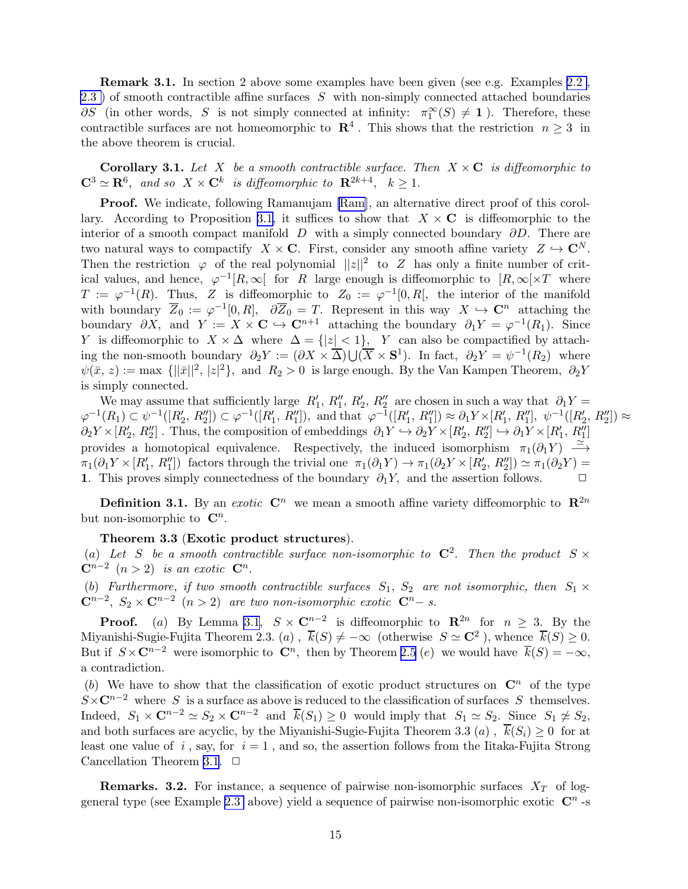**Remark 3.1.** In section 2 above some examples have been given (see e.g. Examples 2.2 , 2.3 ) of smooth contractible affine surfaces $S$ with non-simply connected attached boundaries $\partial S$ (in other words, $S$ is not simply connected at infinity: $\pi_1^\infty(S) \neq \mathbf{1}$ ). Therefore, these contractible surfaces are not homeomorphic to $\mathbf{R}^4$ . This shows that the restriction $n \geq 3$ in the above theorem is crucial.

**Corollary 3.1.** *Let $X$ be a smooth contractible surface. Then $X \times \mathbf{C}$ is diffeomorphic to $\mathbf{C}^3 \simeq \mathbf{R}^6$, and so $X \times \mathbf{C}^k$ is diffeomorphic to $\mathbf{R}^{2k+4}$, $k \geq 1$.*

**Proof.** We indicate, following Ramanujam [Ram], an alternative direct proof of this corollary. According to Proposition 3.1, it suffices to show that $X \times \mathbf{C}$ is diffeomorphic to the interior of a smooth compact manifold $D$ with a simply connected boundary $\partial D$. There are two natural ways to compactify $X \times \mathbf{C}$. First, consider any smooth affine variety $Z \hookrightarrow \mathbf{C}^N$. Then the restriction $\varphi$ of the real polynomial $||z||^2$ to $Z$ has only a finite number of critical values, and hence, $\varphi^{-1}[R, \infty[$ for $R$ large enough is diffeomorphic to $[R, \infty[ \times T$ where $T := \varphi^{-1}(R)$. Thus, $Z$ is diffeomorphic to $Z_0 := \varphi^{-1}[0, R[$, the interior of the manifold with boundary $\overline{Z}_0 := \varphi^{-1}[0, R]$, $\partial \overline{Z}_0 = T$. Represent in this way $X \hookrightarrow \mathbf{C}^n$ attaching the boundary $\partial X$, and $Y := X \times \mathbf{C} \hookrightarrow \mathbf{C}^{n+1}$ attaching the boundary $\partial_1 Y = \varphi^{-1}(R_1)$. Since $Y$ is diffeomorphic to $X \times \Delta$ where $\Delta = \{|z| < 1\}$, $Y$ can also be compactified by attaching the non-smooth boundary $\partial_2 Y := (\partial X \times \overline{\Delta}) \bigcup (\overline{X} \times \mathbf{S}^1)$. In fact, $\partial_2 Y = \psi^{-1}(R_2)$ where $\psi(\bar{x}, z) := \max\,\{||\bar{x}||^2, |z|^2\}$, and $R_2 > 0$ is large enough. By the Van Kampen Theorem, $\partial_2 Y$ is simply connected.

We may assume that sufficiently large $R_1', R_1'', R_2', R_2''$ are chosen in such a way that $\partial_1 Y = \varphi^{-1}(R_1) \subset \psi^{-1}([R_2', R_2'']) \subset \varphi^{-1}([R_1', R_1''])$, and that $\varphi^{-1}([R_1', R_1'']) \approx \partial_1 Y \times [R_1', R_1'']$, $\psi^{-1}([R_2', R_2'']) \approx \partial_2 Y \times [R_2', R_2'']$ . Thus, the composition of embeddings $\partial_1 Y \hookrightarrow \partial_2 Y \times [R_2', R_2''] \hookrightarrow \partial_1 Y \times [R_1', R_1'']$ provides a homotopical equivalence. Respectively, the induced isomorphism $\pi_1(\partial_1 Y) \stackrel{\simeq}{\longrightarrow} \pi_1(\partial_1 Y \times [R_1', R_1''])$ factors through the trivial one $\pi_1(\partial_1 Y) \to \pi_1(\partial_2 Y \times [R_2', R_2'']) \simeq \pi_1(\partial_2 Y) = \mathbf{1}$. This proves simply connectedness of the boundary $\partial_1 Y$, and the assertion follows. $\square$

**Definition 3.1.** By an *exotic* $\mathbf{C}^n$ we mean a smooth affine variety diffeomorphic to $\mathbf{R}^{2n}$ but non-isomorphic to $\mathbf{C}^n$.

**Theorem 3.3** (**Exotic product structures**).
(*a*) *Let $S$ be a smooth contractible surface non-isomorphic to $\mathbf{C}^2$. Then the product $S \times \mathbf{C}^{n-2}$ $(n > 2)$ is an exotic $\mathbf{C}^n$.*

(*b*) *Furthermore, if two smooth contractible surfaces $S_1$, $S_2$ are not isomorphic, then $S_1 \times \mathbf{C}^{n-2}$, $S_2 \times \mathbf{C}^{n-2}$ $(n > 2)$ are two non-isomorphic exotic $\mathbf{C}^n$- s.*

**Proof.** (*a*) By Lemma 3.1, $S \times \mathbf{C}^{n-2}$ is diffeomorphic to $\mathbf{R}^{2n}$ for $n \geq 3$. By the Miyanishi-Sugie-Fujita Theorem 2.3. (*a*) , $\overline{k}(S) \neq -\infty$ (otherwise $S \simeq \mathbf{C}^2$ ), whence $\overline{k}(S) \geq 0$. But if $S \times \mathbf{C}^{n-2}$ were isomorphic to $\mathbf{C}^n$, then by Theorem 2.5 (*e*) we would have $\overline{k}(S) = -\infty$, a contradiction.

(*b*) We have to show that the classification of exotic product structures on $\mathbf{C}^n$ of the type $S \times \mathbf{C}^{n-2}$ where $S$ is a surface as above is reduced to the classification of surfaces $S$ themselves. Indeed, $S_1 \times \mathbf{C}^{n-2} \simeq S_2 \times \mathbf{C}^{n-2}$ and $\overline{k}(S_1) \geq 0$ would imply that $S_1 \simeq S_2$. Since $S_1 \not\simeq S_2$, and both surfaces are acyclic, by the Miyanishi-Sugie-Fujita Theorem 3.3 (*a*) , $\overline{k}(S_i) \geq 0$ for at least one value of $i$ , say, for $i = 1$ , and so, the assertion follows from the Iitaka-Fujita Strong Cancellation Theorem 3.1. $\square$

**Remarks. 3.2.** For instance, a sequence of pairwise non-isomorphic surfaces $X_T$ of log-general type (see Example 2.3 above) yield a sequence of pairwise non-isomorphic exotic $\mathbf{C}^n$ -s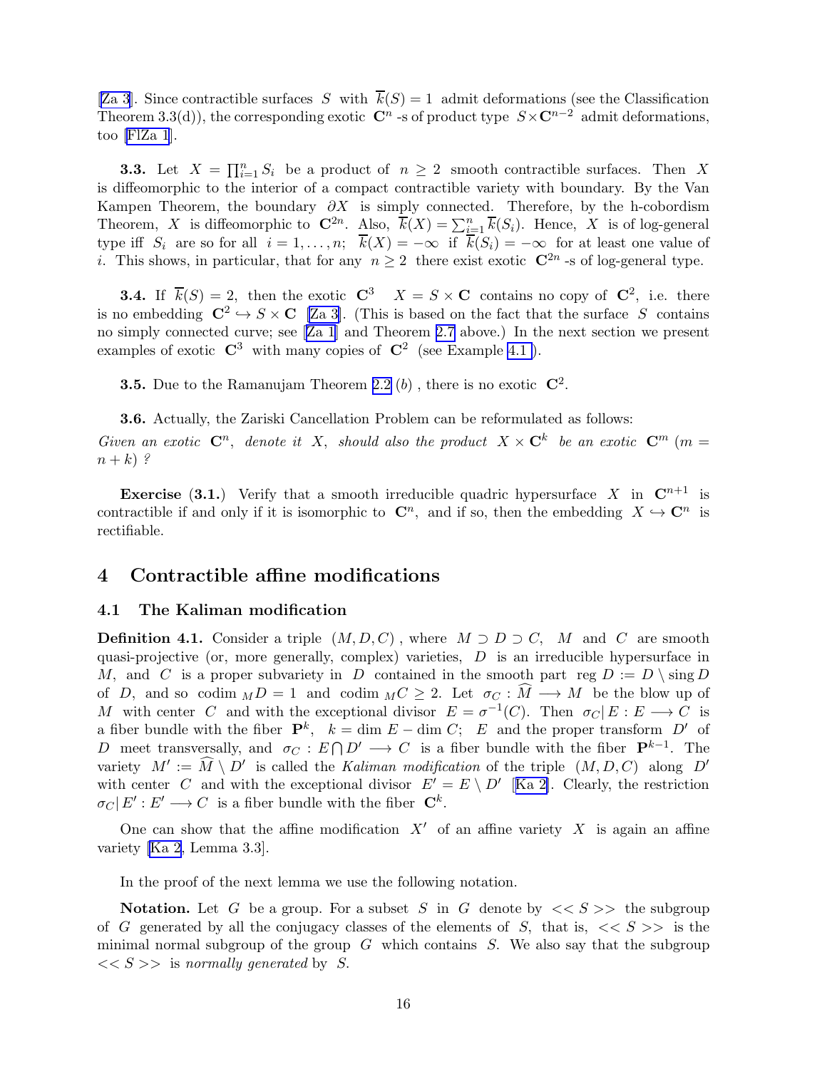[Za 3]. Since contractible surfaces $S$ with $\overline{k}(S) = 1$ admit deformations (see the Classification Theorem 3.3(d)), the corresponding exotic $\mathbf{C}^n$ -s of product type $S \times \mathbf{C}^{n-2}$ admit deformations, too [FlZa 1].

**3.3.** Let $X = \prod_{i=1}^{n} S_i$ be a product of $n \geq 2$ smooth contractible surfaces. Then $X$ is diffeomorphic to the interior of a compact contractible variety with boundary. By the Van Kampen Theorem, the boundary $\partial X$ is simply connected. Therefore, by the h-cobordism Theorem, $X$ is diffeomorphic to $\mathbf{C}^{2n}$. Also, $\overline{k}(X) = \sum_{i=1}^{n} \overline{k}(S_i)$. Hence, $X$ is of log-general type iff $S_i$ are so for all $i = 1, \ldots, n$; $\overline{k}(X) = -\infty$ if $\overline{k}(S_i) = -\infty$ for at least one value of $i$. This shows, in particular, that for any $n \geq 2$ there exist exotic $\mathbf{C}^{2n}$ -s of log-general type.

**3.4.** If $\overline{k}(S) = 2$, then the exotic $\mathbf{C}^3$ $X = S \times \mathbf{C}$ contains no copy of $\mathbf{C}^2$, i.e. there is no embedding $\mathbf{C}^2 \hookrightarrow S \times \mathbf{C}$ [Za 3]. (This is based on the fact that the surface $S$ contains no simply connected curve; see [Za 1] and Theorem 2.7 above.) In the next section we present examples of exotic $\mathbf{C}^3$ with many copies of $\mathbf{C}^2$ (see Example 4.1 ).

**3.5.** Due to the Ramanujam Theorem 2.2 $(b)$ , there is no exotic $\mathbf{C}^2$.

**3.6.** Actually, the Zariski Cancellation Problem can be reformulated as follows:
*Given an exotic* $\mathbf{C}^n$, *denote it* $X$, *should also the product* $X \times \mathbf{C}^k$ *be an exotic* $\mathbf{C}^m$ $(m = n + k)$ *?*

**Exercise** (3.1.) Verify that a smooth irreducible quadric hypersurface $X$ in $\mathbf{C}^{n+1}$ is contractible if and only if it is isomorphic to $\mathbf{C}^n$, and if so, then the embedding $X \hookrightarrow \mathbf{C}^n$ is rectifiable.

# 4 Contractible affine modifications

## 4.1 The Kaliman modification

**Definition 4.1.** Consider a triple $(M, D, C)$ , where $M \supset D \supset C$, $M$ and $C$ are smooth quasi-projective (or, more generally, complex) varieties, $D$ is an irreducible hypersurface in $M$, and $C$ is a proper subvariety in $D$ contained in the smooth part $\operatorname{reg} D := D \setminus \operatorname{sing} D$ of $D$, and so $\operatorname{codim}_M D = 1$ and $\operatorname{codim}_M C \geq 2$. Let $\sigma_C : \widehat{M} \longrightarrow M$ be the blow up of $M$ with center $C$ and with the exceptional divisor $E = \sigma^{-1}(C)$. Then $\sigma_C | E : E \longrightarrow C$ is a fiber bundle with the fiber $\mathbf{P}^k$, $k = \dim E - \dim C$; $E$ and the proper transform $D'$ of $D$ meet transversally, and $\sigma_C : E \bigcap D' \longrightarrow C$ is a fiber bundle with the fiber $\mathbf{P}^{k-1}$. The variety $M' := \widehat{M} \setminus D'$ is called the *Kaliman modification* of the triple $(M, D, C)$ along $D'$ with center $C$ and with the exceptional divisor $E' = E \setminus D'$ [Ka 2]. Clearly, the restriction $\sigma_C | E' : E' \longrightarrow C$ is a fiber bundle with the fiber $\mathbf{C}^k$.

One can show that the affine modification $X'$ of an affine variety $X$ is again an affine variety [Ka 2, Lemma 3.3].

In the proof of the next lemma we use the following notation.

**Notation.** Let $G$ be a group. For a subset $S$ in $G$ denote by $<< S >>$ the subgroup of $G$ generated by all the conjugacy classes of the elements of $S$, that is, $<< S >>$ is the minimal normal subgroup of the group $G$ which contains $S$. We also say that the subgroup $<< S >>$ is *normally generated* by $S$.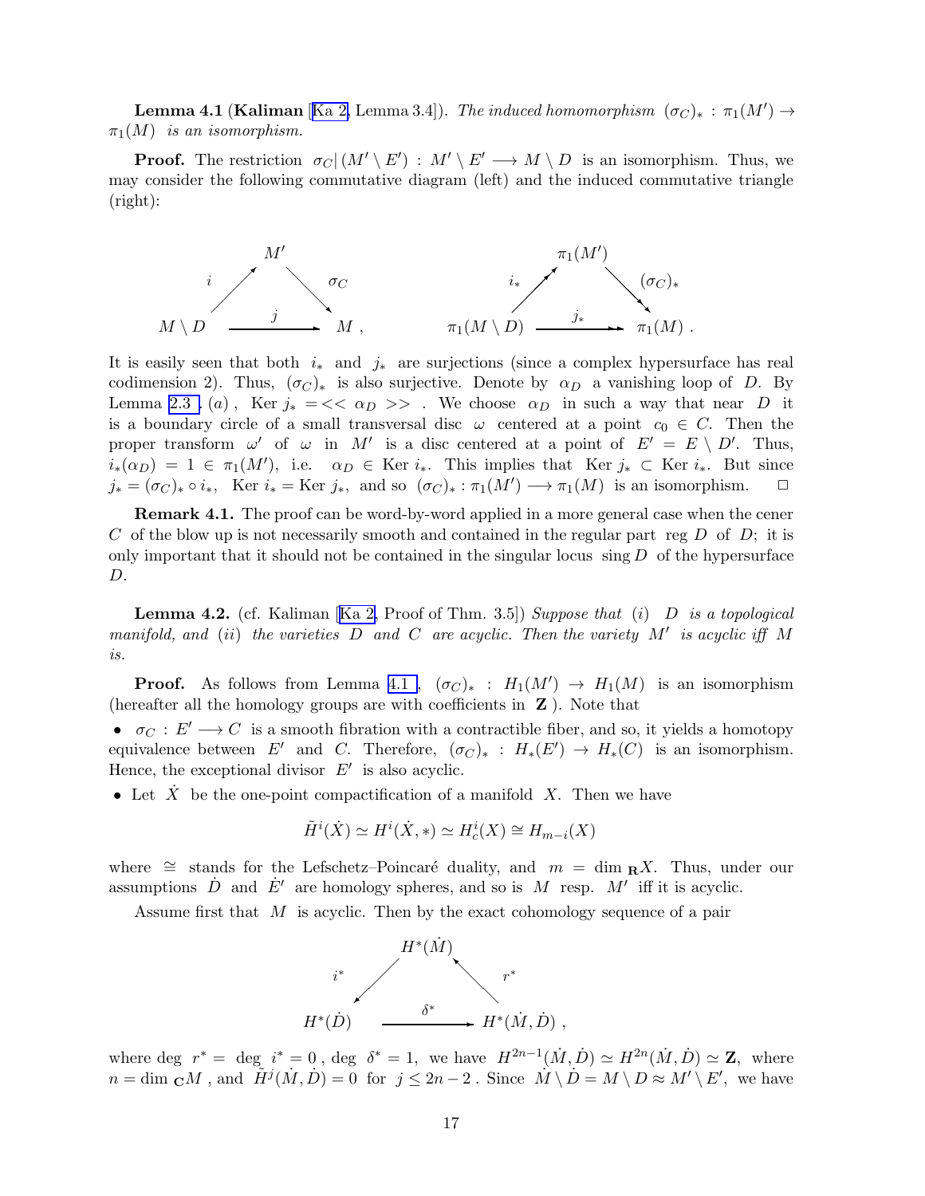**Lemma 4.1** (**Kaliman** [Ka 2, Lemma 3.4]). *The induced homomorphism* $(\sigma_C)_* : \pi_1(M') \to \pi_1(M)$ *is an isomorphism.*

**Proof.** The restriction $\sigma_C|(M' \setminus E') : M' \setminus E' \longrightarrow M \setminus D$ is an isomorphism. Thus, we may consider the following commutative diagram (left) and the induced commutative triangle (right):

$$\begin{array}{ccc} & M' & \\ {}^{i}\nearrow & & \searrow^{\sigma_C} \\ M \setminus D & \xrightarrow{\quad j \quad} & M\,, \end{array} \qquad \begin{array}{ccc} & \pi_1(M') & \\ {}^{i_*}\nearrow & & \searrow^{(\sigma_C)_*} \\ \pi_1(M \setminus D) & \xrightarrow{\quad j_* \quad} & \pi_1(M)\,. \end{array}$$

It is easily seen that both $i_*$ and $j_*$ are surjections (since a complex hypersurface has real codimension 2). Thus, $(\sigma_C)_*$ is also surjective. Denote by $\alpha_D$ a vanishing loop of $D$. By Lemma 2.3 $(a)$, $\operatorname{Ker} j_* = << \alpha_D >>$ . We choose $\alpha_D$ in such a way that near $D$ it is a boundary circle of a small transversal disc $\omega$ centered at a point $c_0 \in C$. Then the proper transform $\omega'$ of $\omega$ in $M'$ is a disc centered at a point of $E' = E \setminus D'$. Thus, $i_*(\alpha_D) = 1 \in \pi_1(M')$, i.e. $\alpha_D \in \operatorname{Ker} i_*$. This implies that $\operatorname{Ker} j_* \subset \operatorname{Ker} i_*$. But since $j_* = (\sigma_C)_* \circ i_*$, $\operatorname{Ker} i_* = \operatorname{Ker} j_*$, and so $(\sigma_C)_* : \pi_1(M') \longrightarrow \pi_1(M)$ is an isomorphism. □

**Remark 4.1.** The proof can be word-by-word applied in a more general case when the cener $C$ of the blow up is not necessarily smooth and contained in the regular part $\operatorname{reg} D$ of $D$; it is only important that it should not be contained in the singular locus $\operatorname{sing} D$ of the hypersurface $D$.

**Lemma 4.2.** (cf. Kaliman [Ka 2, Proof of Thm. 3.5]) *Suppose that* $(i)$ $D$ *is a topological manifold, and* $(ii)$ *the varieties* $D$ *and* $C$ *are acyclic. Then the variety* $M'$ *is acyclic iff* $M$ *is.*

**Proof.** As follows from Lemma 4.1 , $(\sigma_C)_* : H_1(M') \to H_1(M)$ is an isomorphism (hereafter all the homology groups are with coefficients in $\mathbf{Z}$ ). Note that

- $\sigma_C : E' \longrightarrow C$ is a smooth fibration with a contractible fiber, and so, it yields a homotopy equivalence between $E'$ and $C$. Therefore, $(\sigma_C)_* : H_*(E') \to H_*(C)$ is an isomorphism. Hence, the exceptional divisor $E'$ is also acyclic.
- Let $\dot{X}$ be the one-point compactification of a manifold $X$. Then we have

$$\tilde{H}^i(\dot{X}) \simeq H^i(\dot{X}, *) \simeq H^i_c(X) \cong H_{m-i}(X)$$

where $\cong$ stands for the Lefschetz–Poincaré duality, and $m = \dim_{\mathbf{R}} X$. Thus, under our assumptions $\dot{D}$ and $\dot{E}'$ are homology spheres, and so is $M$ resp. $M'$ iff it is acyclic.

Assume first that $M$ is acyclic. Then by the exact cohomology sequence of a pair

$$\begin{array}{ccc} & H^*(\dot{M}) & \\ {}^{i^*}\swarrow & & \nwarrow^{r^*} \\ H^*(\dot{D}) & \xrightarrow{\quad \delta^* \quad} & H^*(\dot{M}, \dot{D})\,, \end{array}$$

where $\deg\, r^* = \deg\, i^* = 0$ , $\deg\, \delta^* = 1$, we have $H^{2n-1}(\dot{M}, \dot{D}) \simeq H^{2n}(\dot{M}, \dot{D}) \simeq \mathbf{Z}$, where $n = \dim_{\mathbf{C}} M$ , and $\tilde{H}^j(\dot{M}, \dot{D}) = 0$ for $j \le 2n-2$ . Since $\dot{M} \setminus \dot{D} = M \setminus D \approx M' \setminus E'$, we have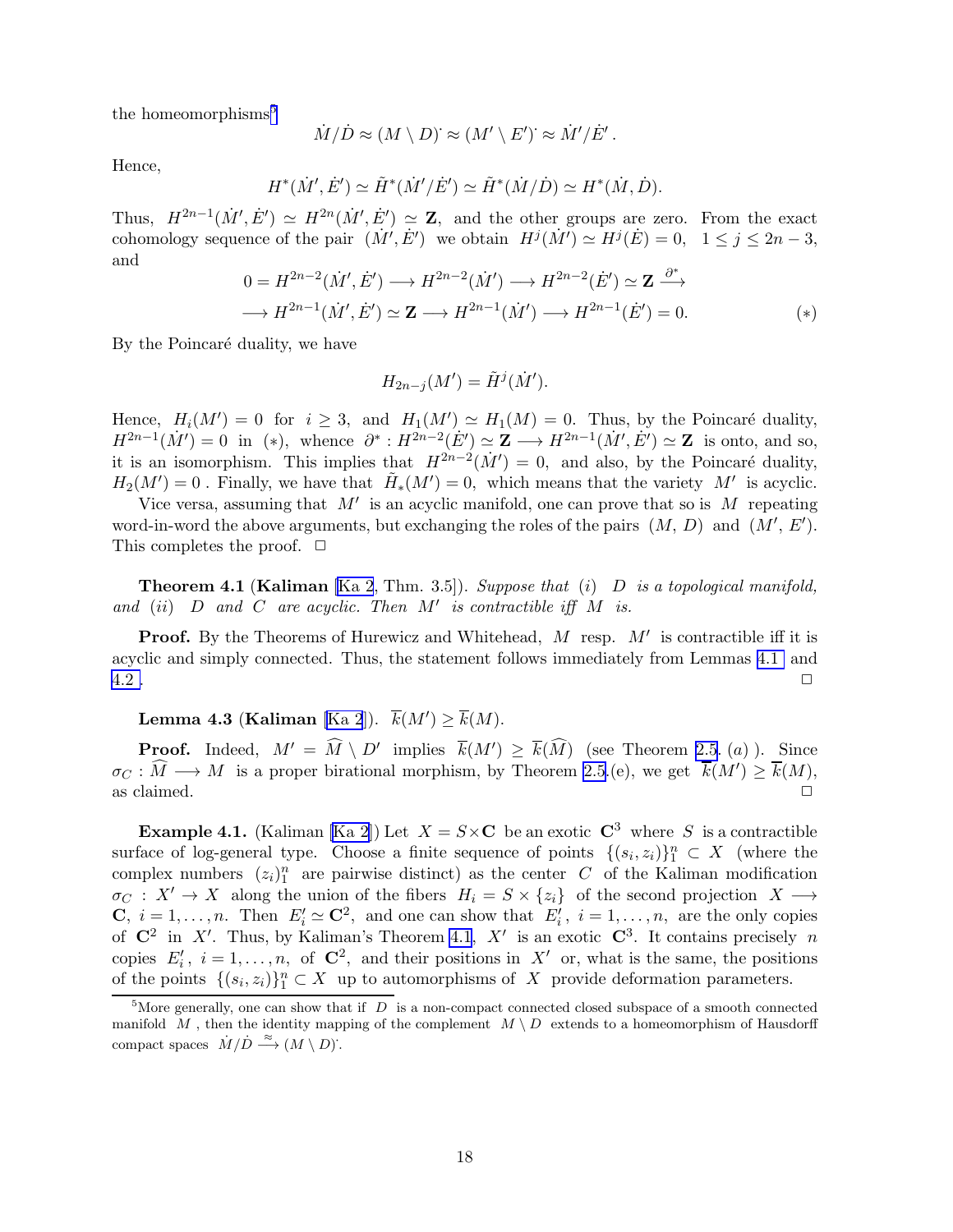the homeomorphisms[5]

$$\dot{M}/\dot{D} \approx (M \setminus D)^{\cdot} \approx (M' \setminus E')^{\cdot} \approx \dot{M}'/\dot{E}'\,.$$

Hence,

$$H^*(\dot{M}', \dot{E}') \simeq \tilde{H}^*(\dot{M}'/\dot{E}') \simeq \tilde{H}^*(\dot{M}/\dot{D}) \simeq H^*(\dot{M}, \dot{D}).$$

Thus, $H^{2n-1}(\dot{M}', \dot{E}') \simeq H^{2n}(\dot{M}', \dot{E}') \simeq \mathbf{Z}$, and the other groups are zero. From the exact cohomology sequence of the pair $(\dot{M}', \dot{E}')$ we obtain $H^j(\dot{M}') \simeq H^j(\dot{E}) = 0, \quad 1 \le j \le 2n-3$, and

$$\begin{aligned} 0 = H^{2n-2}(\dot{M}', \dot{E}') \longrightarrow H^{2n-2}(\dot{M}') \longrightarrow H^{2n-2}(\dot{E}') \simeq \mathbf{Z} \stackrel{\partial^*}{\longrightarrow} \\ \longrightarrow H^{2n-1}(\dot{M}', \dot{E}') \simeq \mathbf{Z} \longrightarrow H^{2n-1}(\dot{M}') \longrightarrow H^{2n-1}(\dot{E}') = 0. \end{aligned} \qquad (*)$$

By the Poincaré duality, we have

$$H_{2n-j}(M') = \tilde{H}^j(\dot{M}').$$

Hence, $H_i(M') = 0$ for $i \ge 3$, and $H_1(M') \simeq H_1(M) = 0$. Thus, by the Poincaré duality, $H^{2n-1}(\dot{M}') = 0$ in $(*)$, whence $\partial^* : H^{2n-2}(\dot{E}') \simeq \mathbf{Z} \longrightarrow H^{2n-1}(\dot{M}', \dot{E}') \simeq \mathbf{Z}$ is onto, and so, it is an isomorphism. This implies that $H^{2n-2}(\dot{M}') = 0$, and also, by the Poincaré duality, $H_2(M') = 0$ . Finally, we have that $\tilde{H}_*(M') = 0$, which means that the variety $M'$ is acyclic.

Vice versa, assuming that $M'$ is an acyclic manifold, one can prove that so is $M$ repeating word-in-word the above arguments, but exchanging the roles of the pairs $(M, D)$ and $(M', E')$. This completes the proof. $\square$

**Theorem 4.1** (**Kaliman** [Ka 2, Thm. 3.5]). *Suppose that (i) $D$ is a topological manifold, and (ii) $D$ and $C$ are acyclic. Then $M'$ is contractible iff $M$ is.*

**Proof.** By the Theorems of Hurewicz and Whitehead, $M$ resp. $M'$ is contractible iff it is acyclic and simply connected. Thus, the statement follows immediately from Lemmas 4.1 and 4.2 . $\square$

**Lemma 4.3** (**Kaliman** [Ka 2]). $\overline{k}(M') \ge \overline{k}(M)$.

**Proof.** Indeed, $M' = \widehat{M} \setminus D'$ implies $\overline{k}(M') \ge \overline{k}(\widehat{M})$ (see Theorem 2.5. (a) ). Since $\sigma_C : \widehat{M} \longrightarrow M$ is a proper birational morphism, by Theorem 2.5.(e), we get $\overline{k}(M') \ge \overline{k}(M)$, as claimed. $\square$

**Example 4.1.** (Kaliman [Ka 2]) Let $X = S \times \mathbf{C}$ be an exotic $\mathbf{C}^3$ where $S$ is a contractible surface of log-general type. Choose a finite sequence of points $\{(s_i, z_i)\}_1^n \subset X$ (where the complex numbers $(z_i)_1^n$ are pairwise distinct) as the center $C$ of the Kaliman modification $\sigma_C : X' \to X$ along the union of the fibers $H_i = S \times \{z_i\}$ of the second projection $X \longrightarrow \mathbf{C}$, $i = 1, \ldots, n$. Then $E'_i \simeq \mathbf{C}^2$, and one can show that $E'_i$, $i = 1, \ldots, n$, are the only copies of $\mathbf{C}^2$ in $X'$. Thus, by Kaliman's Theorem 4.1, $X'$ is an exotic $\mathbf{C}^3$. It contains precisely $n$ copies $E'_i$, $i = 1, \ldots, n$, of $\mathbf{C}^2$, and their positions in $X'$ or, what is the same, the positions of the points $\{(s_i, z_i)\}_1^n \subset X$ up to automorphisms of $X$ provide deformation parameters.

[5] More generally, one can show that if $D$ is a non-compact connected closed subspace of a smooth connected manifold $M$ , then the identity mapping of the complement $M \setminus D$ extends to a homeomorphism of Hausdorff compact spaces $\dot{M}/\dot{D} \stackrel{\approx}{\longrightarrow} (M \setminus D)^{\cdot}$.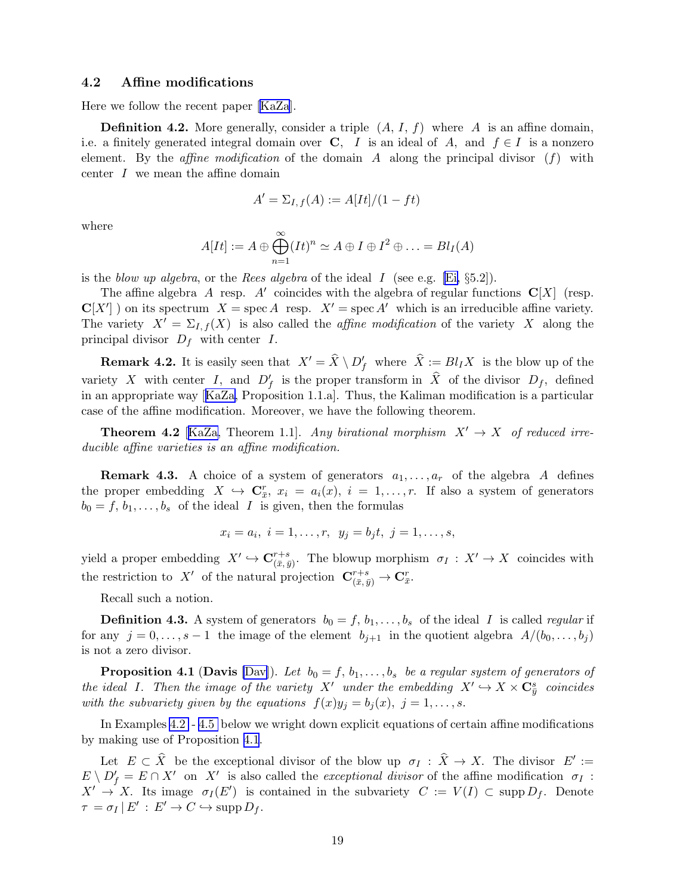### 4.2 Affine modifications

Here we follow the recent paper [KaZa].

**Definition 4.2.** More generally, consider a triple $(A, I, f)$ where $A$ is an affine domain, i.e. a finitely generated integral domain over $\mathbf{C}$, $I$ is an ideal of $A$, and $f \in I$ is a nonzero element. By the *affine modification* of the domain $A$ along the principal divisor $(f)$ with center $I$ we mean the affine domain

$$A' = \Sigma_{I,f}(A) := A[It]/(1-ft)$$

where

$$A[It] := A \oplus \bigoplus_{n=1}^{\infty} (It)^n \simeq A \oplus I \oplus I^2 \oplus \ldots = Bl_I(A)$$

is the *blow up algebra*, or the *Rees algebra* of the ideal $I$ (see e.g. [Ei, §5.2]).

The affine algebra $A$ resp. $A'$ coincides with the algebra of regular functions $\mathbf{C}[X]$ (resp. $\mathbf{C}[X']$ ) on its spectrum $X = \operatorname{spec} A$ resp. $X' = \operatorname{spec} A'$ which is an irreducible affine variety. The variety $X' = \Sigma_{I,f}(X)$ is also called the *affine modification* of the variety $X$ along the principal divisor $D_f$ with center $I$.

**Remark 4.2.** It is easily seen that $X' = \widehat{X} \setminus D'_f$ where $\widehat{X} := Bl_I X$ is the blow up of the variety $X$ with center $I$, and $D'_f$ is the proper transform in $\widehat{X}$ of the divisor $D_f$, defined in an appropriate way [KaZa, Proposition 1.1.a]. Thus, the Kaliman modification is a particular case of the affine modification. Moreover, we have the following theorem.

**Theorem 4.2** [KaZa, Theorem 1.1]. *Any birational morphism $X' \to X$ of reduced irreducible affine varieties is an affine modification.*

**Remark 4.3.** A choice of a system of generators $a_1, \ldots, a_r$ of the algebra $A$ defines the proper embedding $X \hookrightarrow \mathbf{C}^r_{\bar{x}}$, $x_i = a_i(x)$, $i = 1, \ldots, r$. If also a system of generators $b_0 = f, b_1, \ldots, b_s$ of the ideal $I$ is given, then the formulas

$$x_i = a_i, \ i = 1, \ldots, r, \ \ y_j = b_j t, \ j = 1, \ldots, s,$$

yield a proper embedding $X' \hookrightarrow \mathbf{C}^{r+s}_{(\bar{x},\bar{y})}$. The blowup morphism $\sigma_I : X' \to X$ coincides with the restriction to $X'$ of the natural projection $\mathbf{C}^{r+s}_{(\bar{x},\bar{y})} \to \mathbf{C}^r_{\bar{x}}$.

Recall such a notion.

**Definition 4.3.** A system of generators $b_0 = f, b_1, \ldots, b_s$ of the ideal $I$ is called *regular* if for any $j = 0, \ldots, s-1$ the image of the element $b_{j+1}$ in the quotient algebra $A/(b_0, \ldots, b_j)$ is not a zero divisor.

**Proposition 4.1** (**Davis** [Dav]). *Let $b_0 = f, b_1, \ldots, b_s$ be a regular system of generators of the ideal $I$. Then the image of the variety $X'$ under the embedding $X' \hookrightarrow X \times \mathbf{C}^s_{\bar{y}}$ coincides with the subvariety given by the equations $f(x)y_j = b_j(x)$, $j = 1, \ldots, s$.*

In Examples 4.2 - 4.5 below we wright down explicit equations of certain affine modifications by making use of Proposition 4.1.

Let $E \subset \widehat{X}$ be the exceptional divisor of the blow up $\sigma_I : \widehat{X} \to X$. The divisor $E' := E \setminus D'_f = E \cap X'$ on $X'$ is also called the *exceptional divisor* of the affine modification $\sigma_I : X' \to X$. Its image $\sigma_I(E')$ is contained in the subvariety $C := V(I) \subset \operatorname{supp} D_f$. Denote $\tau = \sigma_I \,|\, E' : E' \to C \hookrightarrow \operatorname{supp} D_f$.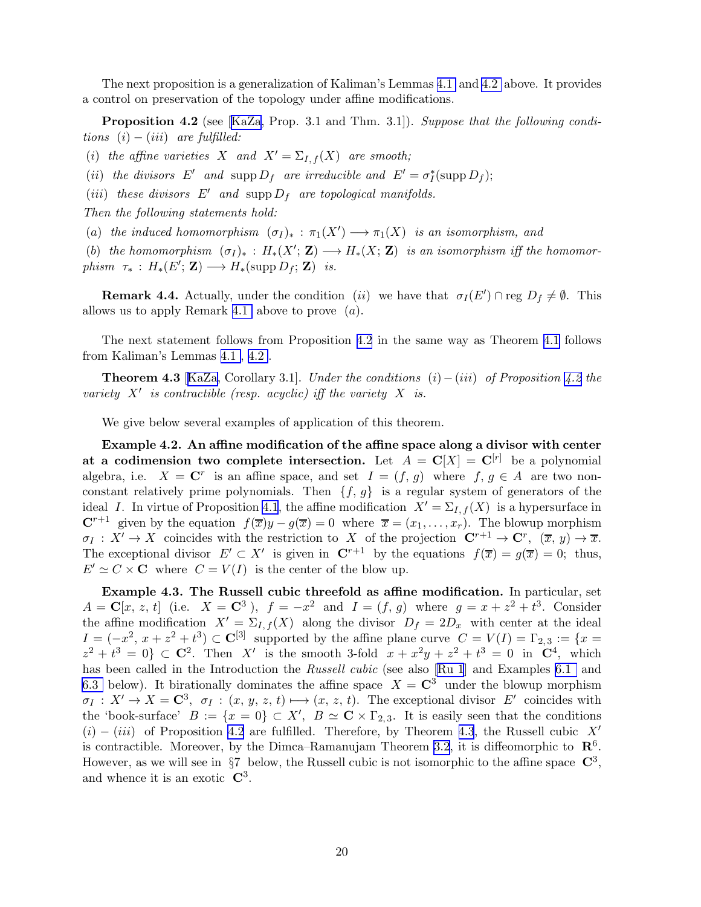The next proposition is a generalization of Kaliman's Lemmas 4.1 and 4.2 above. It provides a control on preservation of the topology under affine modifications.

**Proposition 4.2** (see [KaZa, Prop. 3.1 and Thm. 3.1]). *Suppose that the following conditions* $(i)-(iii)$ *are fulfilled:*

$(i)$ *the affine varieties* $X$ *and* $X' = \Sigma_{I,f}(X)$ *are smooth;*

$(ii)$ *the divisors* $E'$ *and* $\operatorname{supp} D_f$ *are irreducible and* $E' = \sigma_I^*(\operatorname{supp} D_f)$;

$(iii)$ *these divisors* $E'$ *and* $\operatorname{supp} D_f$ *are topological manifolds.*

*Then the following statements hold:*

$(a)$ *the induced homomorphism* $(\sigma_I)_* : \pi_1(X') \longrightarrow \pi_1(X)$ *is an isomorphism, and*

$(b)$ *the homomorphism* $(\sigma_I)_* : H_*(X'; \mathbf{Z}) \longrightarrow H_*(X; \mathbf{Z})$ *is an isomorphism iff the homomorphism* $\tau_* : H_*(E'; \mathbf{Z}) \longrightarrow H_*(\operatorname{supp} D_f; \mathbf{Z})$ *is.*

**Remark 4.4.** Actually, under the condition $(ii)$ we have that $\sigma_I(E') \cap \operatorname{reg} D_f \neq \emptyset$. This allows us to apply Remark 4.1 above to prove $(a)$.

The next statement follows from Proposition 4.2 in the same way as Theorem 4.1 follows from Kaliman's Lemmas 4.1, 4.2.

**Theorem 4.3** [KaZa, Corollary 3.1]. *Under the conditions* $(i)-(iii)$ *of Proposition 4.2 the variety* $X'$ *is contractible (resp. acyclic) iff the variety* $X$ *is.*

We give below several examples of application of this theorem.

**Example 4.2. An affine modification of the affine space along a divisor with center at a codimension two complete intersection.** Let $A = \mathbf{C}[X] = \mathbf{C}^{[r]}$ be a polynomial algebra, i.e. $X = \mathbf{C}^r$ is an affine space, and set $I = (f, g)$ where $f, g \in A$ are two non-constant relatively prime polynomials. Then $\{f, g\}$ is a regular system of generators of the ideal $I$. In virtue of Proposition 4.1, the affine modification $X' = \Sigma_{I,f}(X)$ is a hypersurface in $\mathbf{C}^{r+1}$ given by the equation $f(\overline{x})y - g(\overline{x}) = 0$ where $\overline{x} = (x_1, \ldots, x_r)$. The blowup morphism $\sigma_I : X' \to X$ coincides with the restriction to $X$ of the projection $\mathbf{C}^{r+1} \to \mathbf{C}^r$, $(\overline{x}, y) \to \overline{x}$. The exceptional divisor $E' \subset X'$ is given in $\mathbf{C}^{r+1}$ by the equations $f(\overline{x}) = g(\overline{x}) = 0$; thus, $E' \simeq C \times \mathbf{C}$ where $C = V(I)$ is the center of the blow up.

**Example 4.3. The Russell cubic threefold as affine modification.** In particular, set $A = \mathbf{C}[x, z, t]$ (i.e. $X = \mathbf{C}^3$ ), $f = -x^2$ and $I = (f, g)$ where $g = x + z^2 + t^3$. Consider the affine modification $X' = \Sigma_{I,f}(X)$ along the divisor $D_f = 2D_x$ with center at the ideal $I = (-x^2, x + z^2 + t^3) \subset \mathbf{C}^{[3]}$ supported by the affine plane curve $C = V(I) = \Gamma_{2,3} := \{x = z^2 + t^3 = 0\} \subset \mathbf{C}^2$. Then $X'$ is the smooth 3-fold $x + x^2y + z^2 + t^3 = 0$ in $\mathbf{C}^4$, which has been called in the Introduction the *Russell cubic* (see also [Ru 1] and Examples 6.1 and 6.3 below). It birationally dominates the affine space $X = \mathbf{C}^3$ under the blowup morphism $\sigma_I : X' \to X = \mathbf{C}^3$, $\sigma_I : (x, y, z, t) \longmapsto (x, z, t)$. The exceptional divisor $E'$ coincides with the 'book-surface' $B := \{x = 0\} \subset X'$, $B \simeq \mathbf{C} \times \Gamma_{2,3}$. It is easily seen that the conditions $(i)-(iii)$ of Proposition 4.2 are fulfilled. Therefore, by Theorem 4.3, the Russell cubic $X'$ is contractible. Moreover, by the Dimca–Ramanujam Theorem 3.2, it is diffeomorphic to $\mathbf{R}^6$. However, as we will see in §7 below, the Russell cubic is not isomorphic to the affine space $\mathbf{C}^3$, and whence it is an exotic $\mathbf{C}^3$.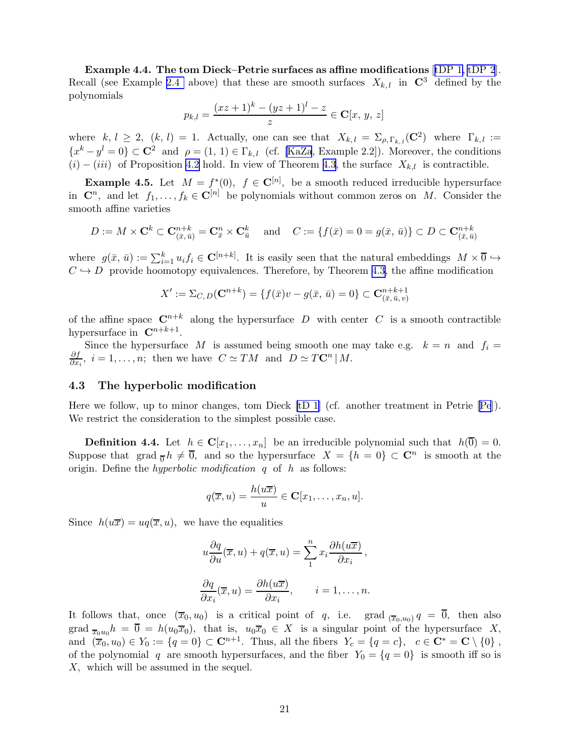**Example 4.4. The tom Dieck–Petrie surfaces as affine modifications** [tDP 1, tDP 2]. Recall (see Example 2.4 above) that these are smooth surfaces $X_{k,l}$ in $\mathbf{C}^3$ defined by the polynomials

$$p_{k,l} = \frac{(xz+1)^k - (yz+1)^l - z}{z} \in \mathbf{C}[x,\, y,\, z]$$

where $k, l \geq 2$, $(k, l) = 1$. Actually, one can see that $X_{k,l} = \Sigma_{\rho,\Gamma_{k,l}}(\mathbf{C}^2)$ where $\Gamma_{k,l} := \{x^k - y^l = 0\} \subset \mathbf{C}^2$ and $\rho = (1, 1) \in \Gamma_{k,l}$ (cf. [KaZa, Example 2.2]). Moreover, the conditions $(i) - (iii)$ of Proposition 4.2 hold. In view of Theorem 4.3, the surface $X_{k,l}$ is contractible.

**Example 4.5.** Let $M = f^*(0)$, $f \in \mathbf{C}^{[n]}$, be a smooth reduced irreducible hypersurface in $\mathbf{C}^n$, and let $f_1, \ldots, f_k \in \mathbf{C}^{[n]}$ be polynomials without common zeros on $M$. Consider the smooth affine varieties

$$D := M \times \mathbf{C}^k \subset \mathbf{C}^{n+k}_{(\bar{x},\,\bar{u})} = \mathbf{C}^n_{\bar{x}} \times \mathbf{C}^k_{\bar{u}} \quad \text{and} \quad C := \{f(\bar{x}) = 0 = g(\bar{x},\, \bar{u})\} \subset D \subset \mathbf{C}^{n+k}_{(\bar{x},\,\bar{u})}$$

where $g(\bar{x},\, \bar{u}) := \sum_{i=1}^k u_i f_i \in \mathbf{C}^{[n+k]}$. It is easily seen that the natural embeddings $M \times \overline{0} \hookrightarrow C \hookrightarrow D$ provide hoomotopy equivalences. Therefore, by Theorem 4.3, the affine modification

$$X' := \Sigma_{C,\,D}(\mathbf{C}^{n+k}) = \{f(\bar{x})v - g(\bar{x},\, \bar{u}) = 0\} \subset \mathbf{C}^{n+k+1}_{(\bar{x},\,\bar{u},\,v)}$$

of the affine space $\mathbf{C}^{n+k}$ along the hypersurface $D$ with center $C$ is a smooth contractible hypersurface in $\mathbf{C}^{n+k+1}$.

Since the hypersurface $M$ is assumed being smooth one may take e.g. $k = n$ and $f_i = \frac{\partial f}{\partial x_i}$, $i = 1, \ldots, n$; then we have $C \simeq TM$ and $D \simeq T\mathbf{C}^n \,|\, M$.

### 4.3 The hyperbolic modification

Here we follow, up to minor changes, tom Dieck [tD 1] (cf. another treatment in Petrie [Pe]). We restrict the consideration to the simplest possible case.

**Definition 4.4.** Let $h \in \mathbf{C}[x_1, \ldots, x_n]$ be an irreducible polynomial such that $h(\overline{0}) = 0$. Suppose that $\operatorname{grad}_{\overline{0}} h \neq \overline{0}$, and so the hypersurface $X = \{h = 0\} \subset \mathbf{C}^n$ is smooth at the origin. Define the *hyperbolic modification* $q$ of $h$ as follows:

$$q(\overline{x}, u) = \frac{h(u\overline{x})}{u} \in \mathbf{C}[x_1, \ldots, x_n, u].$$

Since $h(u\overline{x}) = uq(\overline{x}, u)$, we have the equalities

$$u\frac{\partial q}{\partial u}(\overline{x}, u) + q(\overline{x}, u) = \sum_1^n x_i \frac{\partial h(u\overline{x})}{\partial x_i}\,,$$

$$\frac{\partial q}{\partial x_i}(\overline{x}, u) = \frac{\partial h(u\overline{x})}{\partial x_i}, \qquad i = 1, \ldots, n.$$

It follows that, once $(\overline{x}_0, u_0)$ is a critical point of $q$, i.e. $\operatorname{grad}_{(\overline{x}_0, u_0)} q = \overline{0}$, then also $\operatorname{grad}_{\overline{x}_0 u_0} h = \overline{0} = h(u_0\overline{x}_0)$, that is, $u_0\overline{x}_0 \in X$ is a singular point of the hypersurface $X$, and $(\overline{x}_0, u_0) \in Y_0 := \{q = 0\} \subset \mathbf{C}^{n+1}$. Thus, all the fibers $Y_c = \{q = c\}$, $c \in \mathbf{C}^* = \mathbf{C} \setminus \{0\}$, of the polynomial $q$ are smooth hypersurfaces, and the fiber $Y_0 = \{q = 0\}$ is smooth iff so is $X$, which will be assumed in the sequel.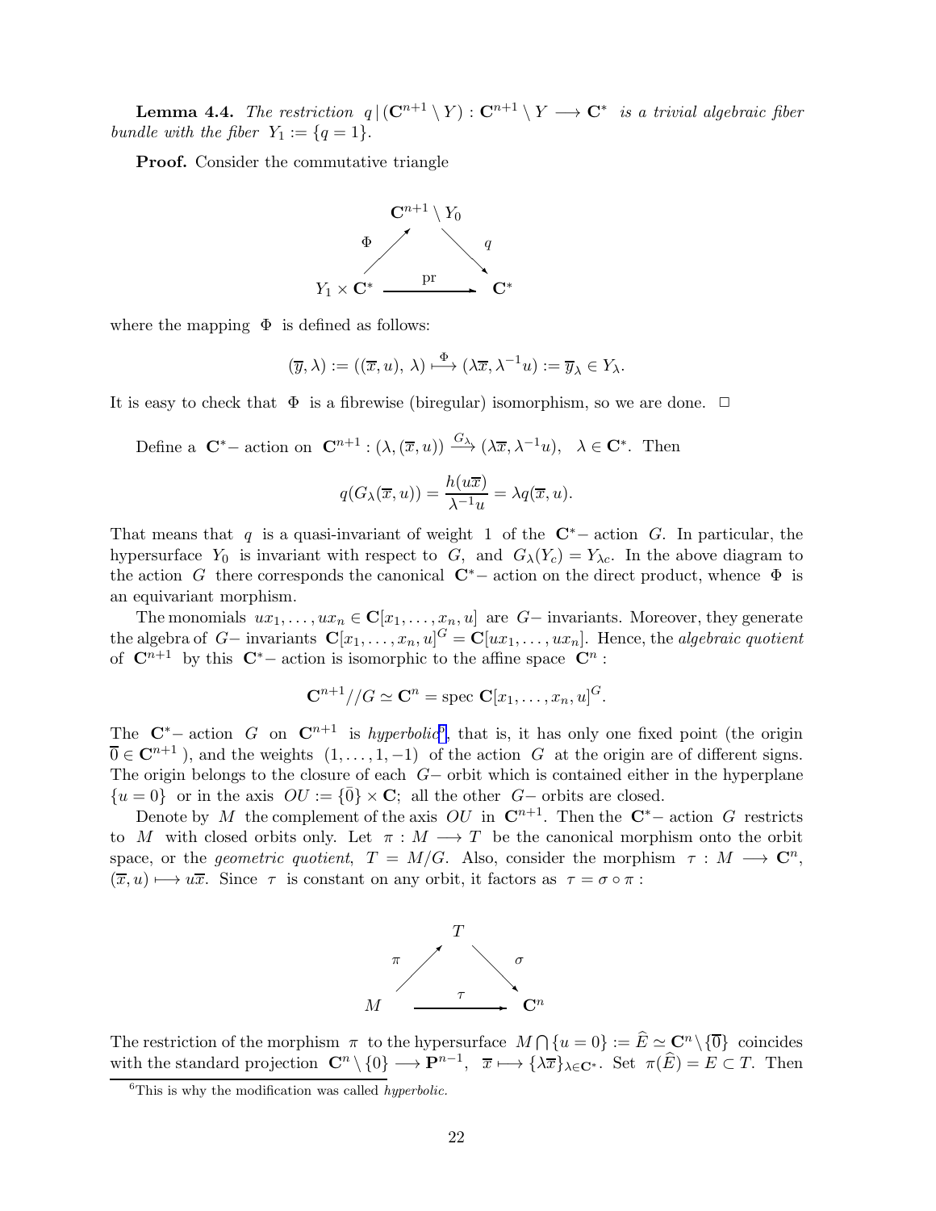**Lemma 4.4.** *The restriction* $q\,|\,(\mathbf{C}^{n+1} \setminus Y) : \mathbf{C}^{n+1} \setminus Y \longrightarrow \mathbf{C}^*$ *is a trivial algebraic fiber bundle with the fiber* $Y_1 := \{q = 1\}$.

**Proof.** Consider the commutative triangle

$$\begin{array}{ccc} & \mathbf{C}^{n+1} \setminus Y_0 & \\ \Phi \nearrow & & \searrow q \\ Y_1 \times \mathbf{C}^* & \xrightarrow{\quad \text{pr} \quad} & \mathbf{C}^* \end{array}$$

where the mapping $\Phi$ is defined as follows:

$$(\overline{y}, \lambda) := ((\overline{x}, u),\, \lambda) \stackrel{\Phi}{\longmapsto} (\lambda\overline{x}, \lambda^{-1}u) := \overline{y}_\lambda \in Y_\lambda.$$

It is easy to check that $\Phi$ is a fibrewise (biregular) isomorphism, so we are done. $\Box$

Define a $\mathbf{C}^*-$ action on $\mathbf{C}^{n+1} : (\lambda, (\overline{x}, u)) \stackrel{G_\lambda}{\longrightarrow} (\lambda\overline{x}, \lambda^{-1}u), \quad \lambda \in \mathbf{C}^*$. Then

$$q(G_\lambda(\overline{x}, u)) = \frac{h(u\overline{x})}{\lambda^{-1}u} = \lambda q(\overline{x}, u).$$

That means that $q$ is a quasi-invariant of weight $1$ of the $\mathbf{C}^*-$ action $G$. In particular, the hypersurface $Y_0$ is invariant with respect to $G$, and $G_\lambda(Y_c) = Y_{\lambda c}$. In the above diagram to the action $G$ there corresponds the canonical $\mathbf{C}^*-$ action on the direct product, whence $\Phi$ is an equivariant morphism.

The monomials $ux_1, \dots, ux_n \in \mathbf{C}[x_1, \dots, x_n, u]$ are $G-$ invariants. Moreover, they generate the algebra of $G-$ invariants $\mathbf{C}[x_1, \dots, x_n, u]^G = \mathbf{C}[ux_1, \dots, ux_n]$. Hence, the *algebraic quotient* of $\mathbf{C}^{n+1}$ by this $\mathbf{C}^*-$ action is isomorphic to the affine space $\mathbf{C}^n$ :

$$\mathbf{C}^{n+1}//G \simeq \mathbf{C}^n = \text{spec } \mathbf{C}[x_1, \dots, x_n, u]^G.$$

The $\mathbf{C}^*-$ action $G$ on $\mathbf{C}^{n+1}$ is *hyperbolic*[6], that is, it has only one fixed point (the origin $\overline{0} \in \mathbf{C}^{n+1}$ ), and the weights $(1, \dots, 1, -1)$ of the action $G$ at the origin are of different signs. The origin belongs to the closure of each $G-$ orbit which is contained either in the hyperplane $\{u = 0\}$ or in the axis $OU := \{\bar{0}\} \times \mathbf{C}$; all the other $G-$ orbits are closed.

Denote by $M$ the complement of the axis $OU$ in $\mathbf{C}^{n+1}$. Then the $\mathbf{C}^*-$ action $G$ restricts to $M$ with closed orbits only. Let $\pi : M \longrightarrow T$ be the canonical morphism onto the orbit space, or the *geometric quotient*, $T = M/G$. Also, consider the morphism $\tau : M \longrightarrow \mathbf{C}^n$, $(\overline{x}, u) \longmapsto u\overline{x}$. Since $\tau$ is constant on any orbit, it factors as $\tau = \sigma \circ \pi$ :

$$\begin{array}{ccc} & T & \\ \pi \nearrow & & \searrow \sigma \\ M & \xrightarrow{\quad \tau \quad} & \mathbf{C}^n \end{array}$$

The restriction of the morphism $\pi$ to the hypersurface $M \bigcap \{u = 0\} := \widehat{E} \simeq \mathbf{C}^n \setminus \{\overline{0}\}$ coincides with the standard projection $\mathbf{C}^n \setminus \{0\} \longrightarrow \mathbf{P}^{n-1}$, $\overline{x} \longmapsto \{\lambda\overline{x}\}_{\lambda \in \mathbf{C}^*}$. Set $\pi(\widehat{E}) = E \subset T$. Then

[6] This is why the modification was called *hyperbolic*.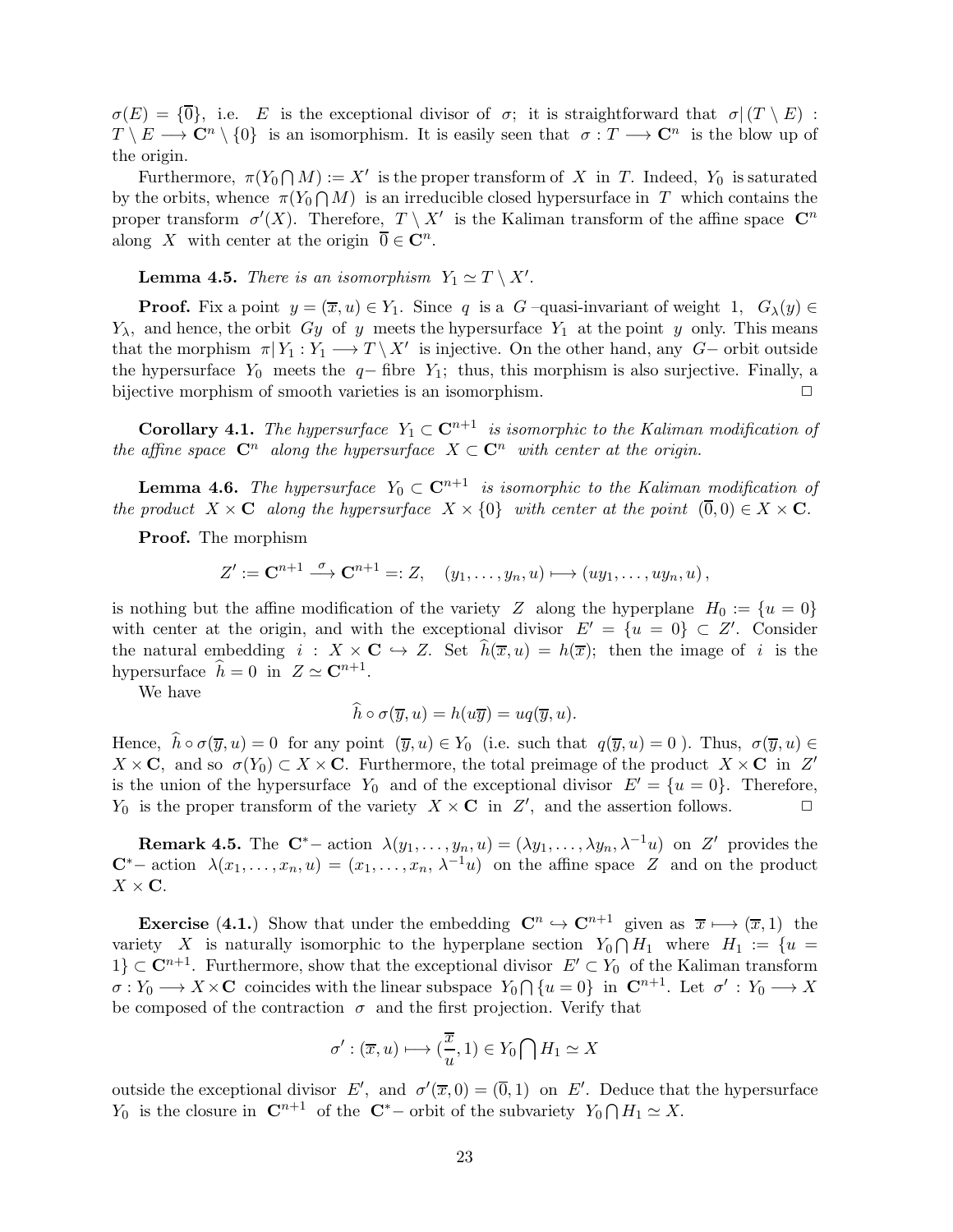$\sigma(E) = \{\overline{0}\}$, i.e. $E$ is the exceptional divisor of $\sigma$; it is straightforward that $\sigma|(T \setminus E) : T \setminus E \longrightarrow \mathbf{C}^n \setminus \{0\}$ is an isomorphism. It is easily seen that $\sigma : T \longrightarrow \mathbf{C}^n$ is the blow up of the origin.

Furthermore, $\pi(Y_0 \bigcap M) := X'$ is the proper transform of $X$ in $T$. Indeed, $Y_0$ is saturated by the orbits, whence $\pi(Y_0 \bigcap M)$ is an irreducible closed hypersurface in $T$ which contains the proper transform $\sigma'(X)$. Therefore, $T \setminus X'$ is the Kaliman transform of the affine space $\mathbf{C}^n$ along $X$ with center at the origin $\overline{0} \in \mathbf{C}^n$.

**Lemma 4.5.** *There is an isomorphism $Y_1 \simeq T \setminus X'$.*

**Proof.** Fix a point $y = (\overline{x}, u) \in Y_1$. Since $q$ is a $G$–quasi-invariant of weight $1$, $G_\lambda(y) \in Y_\lambda$, and hence, the orbit $Gy$ of $y$ meets the hypersurface $Y_1$ at the point $y$ only. This means that the morphism $\pi|Y_1 : Y_1 \longrightarrow T \setminus X'$ is injective. On the other hand, any $G-$ orbit outside the hypersurface $Y_0$ meets the $q-$ fibre $Y_1$; thus, this morphism is also surjective. Finally, a bijective morphism of smooth varieties is an isomorphism. $\square$

**Corollary 4.1.** *The hypersurface $Y_1 \subset \mathbf{C}^{n+1}$ is isomorphic to the Kaliman modification of the affine space $\mathbf{C}^n$ along the hypersurface $X \subset \mathbf{C}^n$ with center at the origin.*

**Lemma 4.6.** *The hypersurface $Y_0 \subset \mathbf{C}^{n+1}$ is isomorphic to the Kaliman modification of the product $X \times \mathbf{C}$ along the hypersurface $X \times \{0\}$ with center at the point $(\overline{0}, 0) \in X \times \mathbf{C}$.*

**Proof.** The morphism

$$Z' := \mathbf{C}^{n+1} \stackrel{\sigma}{\longrightarrow} \mathbf{C}^{n+1} =: Z, \quad (y_1, \ldots, y_n, u) \longmapsto (uy_1, \ldots, uy_n, u)\,,$$

is nothing but the affine modification of the variety $Z$ along the hyperplane $H_0 := \{u = 0\}$ with center at the origin, and with the exceptional divisor $E' = \{u = 0\} \subset Z'$. Consider the natural embedding $i : X \times \mathbf{C} \hookrightarrow Z$. Set $\widehat{h}(\overline{x}, u) = h(\overline{x})$; then the image of $i$ is the hypersurface $\widehat{h} = 0$ in $Z \simeq \mathbf{C}^{n+1}$.

We have

$$\widehat{h} \circ \sigma(\overline{y}, u) = h(u\overline{y}) = uq(\overline{y}, u).$$

Hence, $\widehat{h} \circ \sigma(\overline{y}, u) = 0$ for any point $(\overline{y}, u) \in Y_0$ (i.e. such that $q(\overline{y}, u) = 0$ ). Thus, $\sigma(\overline{y}, u) \in X \times \mathbf{C}$, and so $\sigma(Y_0) \subset X \times \mathbf{C}$. Furthermore, the total preimage of the product $X \times \mathbf{C}$ in $Z'$ is the union of the hypersurface $Y_0$ and of the exceptional divisor $E' = \{u = 0\}$. Therefore, $Y_0$ is the proper transform of the variety $X \times \mathbf{C}$ in $Z'$, and the assertion follows. $\square$

**Remark 4.5.** The $\mathbf{C}^*-$ action $\lambda(y_1, \ldots, y_n, u) = (\lambda y_1, \ldots, \lambda y_n, \lambda^{-1}u)$ on $Z'$ provides the $\mathbf{C}^*-$ action $\lambda(x_1, \ldots, x_n, u) = (x_1, \ldots, x_n, \lambda^{-1}u)$ on the affine space $Z$ and on the product $X \times \mathbf{C}$.

**Exercise (4.1.)** Show that under the embedding $\mathbf{C}^n \hookrightarrow \mathbf{C}^{n+1}$ given as $\overline{x} \longmapsto (\overline{x}, 1)$ the variety $X$ is naturally isomorphic to the hyperplane section $Y_0 \bigcap H_1$ where $H_1 := \{u = 1\} \subset \mathbf{C}^{n+1}$. Furthermore, show that the exceptional divisor $E' \subset Y_0$ of the Kaliman transform $\sigma : Y_0 \longrightarrow X \times \mathbf{C}$ coincides with the linear subspace $Y_0 \bigcap \{u = 0\}$ in $\mathbf{C}^{n+1}$. Let $\sigma' : Y_0 \longrightarrow X$ be composed of the contraction $\sigma$ and the first projection. Verify that

$$\sigma' : (\overline{x}, u) \longmapsto (\frac{\overline{x}}{u}, 1) \in Y_0 \bigcap H_1 \simeq X$$

outside the exceptional divisor $E'$, and $\sigma'(\overline{x}, 0) = (\overline{0}, 1)$ on $E'$. Deduce that the hypersurface $Y_0$ is the closure in $\mathbf{C}^{n+1}$ of the $\mathbf{C}^*-$ orbit of the subvariety $Y_0 \bigcap H_1 \simeq X$.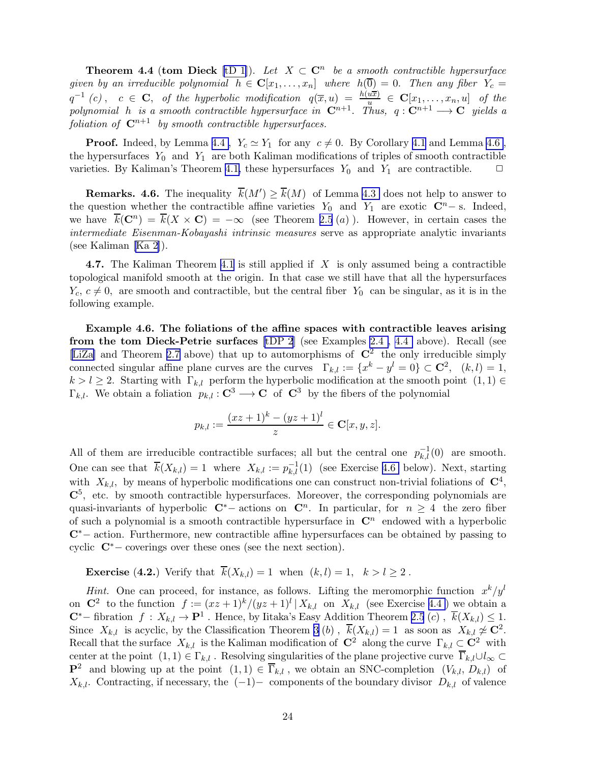**Theorem 4.4 (tom Dieck [tD 1]).** *Let $X \subset \mathbf{C}^n$ be a smooth contractible hypersurface given by an irreducible polynomial $h \in \mathbf{C}[x_1, \ldots, x_n]$ where $h(\overline{0}) = 0$. Then any fiber $Y_c = q^{-1}(c)$, $c \in \mathbf{C}$, of the hyperbolic modification $q(\overline{x}, u) = \frac{h(u\overline{x})}{u} \in \mathbf{C}[x_1, \ldots, x_n, u]$ of the polynomial $h$ is a smooth contractible hypersurface in $\mathbf{C}^{n+1}$. Thus, $q : \mathbf{C}^{n+1} \longrightarrow \mathbf{C}$ yields a foliation of $\mathbf{C}^{n+1}$ by smooth contractible hypersurfaces.*

**Proof.** Indeed, by Lemma 4.4, $Y_c \simeq Y_1$ for any $c \neq 0$. By Corollary 4.1 and Lemma 4.6, the hypersurfaces $Y_0$ and $Y_1$ are both Kaliman modifications of triples of smooth contractible varieties. By Kaliman's Theorem 4.1, these hypersurfaces $Y_0$ and $Y_1$ are contractible. $\square$

**Remarks. 4.6.** The inequality $\overline{k}(M') \geq \overline{k}(M)$ of Lemma 4.3 does not help to answer to the question whether the contractible affine varieties $Y_0$ and $Y_1$ are exotic $\mathbf{C}^n-$ s. Indeed, we have $\overline{k}(\mathbf{C}^n) = \overline{k}(X \times \mathbf{C}) = -\infty$ (see Theorem 2.5 (*a*) ). However, in certain cases the *intermediate Eisenman-Kobayashi intrinsic measures* serve as appropriate analytic invariants (see Kaliman [Ka 2]).

**4.7.** The Kaliman Theorem 4.1 is still applied if $X$ is only assumed being a contractible topological manifold smooth at the origin. In that case we still have that all the hypersurfaces $Y_c$, $c \neq 0$, are smooth and contractible, but the central fiber $Y_0$ can be singular, as it is in the following example.

**Example 4.6. The foliations of the affine spaces with contractible leaves arising from the tom Dieck-Petrie surfaces** [tDP 2] (see Examples 2.4 , 4.4 above). Recall (see [LiZa] and Theorem 2.7 above) that up to automorphisms of $\mathbf{C}^2$ the only irreducible simply connected singular affine plane curves are the curves $\Gamma_{k,l} := \{x^k - y^l = 0\} \subset \mathbf{C}^2$, $(k, l) = 1$, $k > l \geq 2$. Starting with $\Gamma_{k,l}$ perform the hyperbolic modification at the smooth point $(1, 1) \in \Gamma_{k,l}$. We obtain a foliation $p_{k,l} : \mathbf{C}^3 \longrightarrow \mathbf{C}$ of $\mathbf{C}^3$ by the fibers of the polynomial

$$p_{k,l} := \frac{(xz+1)^k - (yz+1)^l}{z} \in \mathbf{C}[x, y, z].$$

All of them are irreducible contractible surfaces; all but the central one $p_{k,l}^{-1}(0)$ are smooth. One can see that $\overline{k}(X_{k,l}) = 1$ where $X_{k,l} := p_{k,l}^{-1}(1)$ (see Exercise 4.6 below). Next, starting with $X_{k,l}$, by means of hyperbolic modifications one can construct non-trivial foliations of $\mathbf{C}^4$, $\mathbf{C}^5$, etc. by smooth contractible hypersurfaces. Moreover, the corresponding polynomials are quasi-invariants of hyperbolic $\mathbf{C}^*-$ actions on $\mathbf{C}^n$. In particular, for $n \geq 4$ the zero fiber of such a polynomial is a smooth contractible hypersurface in $\mathbf{C}^n$ endowed with a hyperbolic $\mathbf{C}^*-$ action. Furthermore, new contractible affine hypersurfaces can be obtained by passing to cyclic $\mathbf{C}^*-$ coverings over these ones (see the next section).

**Exercise (4.2.)** Verify that $\overline{k}(X_{k,l}) = 1$ when $(k, l) = 1$, $k > l \geq 2$ .

*Hint.* One can proceed, for instance, as follows. Lifting the meromorphic function $x^k/y^l$ on $\mathbf{C}^2$ to the function $f := (xz+1)^k/(yz+1)^l \,|\, X_{k,l}$ on $X_{k,l}$ (see Exercise 4.4 ) we obtain a $\mathbf{C}^*-$ fibration $f : X_{k,l} \to \mathbf{P}^1$ . Hence, by Iitaka's Easy Addition Theorem 2.5 (*c*) , $\overline{k}(X_{k,l}) \leq 1$. Since $X_{k,l}$ is acyclic, by the Classification Theorem 3 (*b*) , $\overline{k}(X_{k,l}) = 1$ as soon as $X_{k,l} \not\simeq \mathbf{C}^2$. Recall that the surface $X_{k,l}$ is the Kaliman modification of $\mathbf{C}^2$ along the curve $\Gamma_{k,l} \subset \mathbf{C}^2$ with center at the point $(1, 1) \in \Gamma_{k,l}$ . Resolving singularities of the plane projective curve $\overline{\Gamma}_{k,l} \cup l_\infty \subset \mathbf{P}^2$ and blowing up at the point $(1, 1) \in \overline{\Gamma}_{k,l}$ , we obtain an SNC-completion $(V_{k,l}, D_{k,l})$ of $X_{k,l}$. Contracting, if necessary, the $(-1)-$ components of the boundary divisor $D_{k,l}$ of valence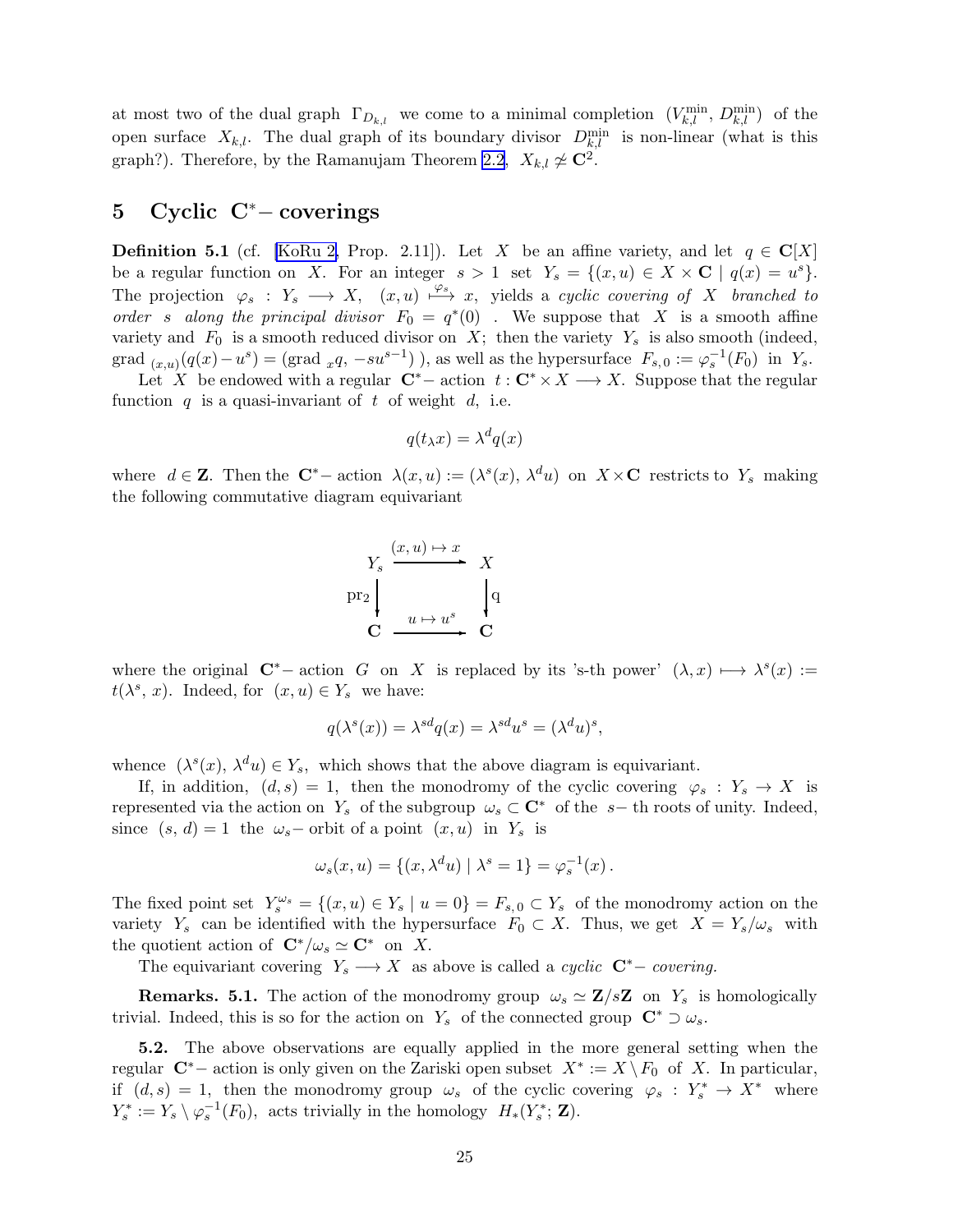at most two of the dual graph $\Gamma_{D_{k,l}}$ we come to a minimal completion $(V_{k,l}^{\min},\, D_{k,l}^{\min})$ of the open surface $X_{k,l}$. The dual graph of its boundary divisor $D_{k,l}^{\min}$ is non-linear (what is this graph?). Therefore, by the Ramanujam Theorem 2.2, $X_{k,l} \not\simeq \mathbf{C}^2$.

## 5 Cyclic $\mathbf{C}^*$– coverings

**Definition 5.1** (cf. [KoRu 2, Prop. 2.11]). Let $X$ be an affine variety, and let $q \in \mathbf{C}[X]$ be a regular function on $X$. For an integer $s > 1$ set $Y_s = \{(x,u) \in X \times \mathbf{C} \mid q(x) = u^s\}$. The projection $\varphi_s : Y_s \longrightarrow X$, $(x,u) \overset{\varphi_s}{\longmapsto} x$, yields a *cyclic covering of* $X$ *branched to order* $s$ *along the principal divisor* $F_0 = q^*(0)$ . We suppose that $X$ is a smooth affine variety and $F_0$ is a smooth reduced divisor on $X$; then the variety $Y_s$ is also smooth (indeed, grad ${}_{(x,u)}(q(x) - u^s) = (\text{grad }{}_x q,\, -su^{s-1})$ ), as well as the hypersurface $F_{s,0} := \varphi_s^{-1}(F_0)$ in $Y_s$.

Let $X$ be endowed with a regular $\mathbf{C}^*$– action $t : \mathbf{C}^* \times X \longrightarrow X$. Suppose that the regular function $q$ is a quasi-invariant of $t$ of weight $d$, i.e.

$$q(t_\lambda x) = \lambda^d q(x)$$

where $d \in \mathbf{Z}$. Then the $\mathbf{C}^*$– action $\lambda(x,u) := (\lambda^s(x),\, \lambda^d u)$ on $X \times \mathbf{C}$ restricts to $Y_s$ making the following commutative diagram equivariant

$$\begin{array}{ccc} Y_s & \xrightarrow{(x,u)\mapsto x} & X \\ {\scriptstyle \mathrm{pr}_2}\downarrow & & \downarrow{\scriptstyle q} \\ \mathbf{C} & \xrightarrow{u \mapsto u^s} & \mathbf{C} \end{array}$$

where the original $\mathbf{C}^*$– action $G$ on $X$ is replaced by its 's-th power' $(\lambda, x) \longmapsto \lambda^s(x) := t(\lambda^s,\, x)$. Indeed, for $(x,u) \in Y_s$ we have:

$$q(\lambda^s(x)) = \lambda^{sd} q(x) = \lambda^{sd} u^s = (\lambda^d u)^s,$$

whence $(\lambda^s(x),\, \lambda^d u) \in Y_s$, which shows that the above diagram is equivariant.

If, in addition, $(d,s) = 1$, then the monodromy of the cyclic covering $\varphi_s : Y_s \to X$ is represented via the action on $Y_s$ of the subgroup $\omega_s \subset \mathbf{C}^*$ of the $s-$ th roots of unity. Indeed, since $(s,d) = 1$ the $\omega_s-$ orbit of a point $(x,u)$ in $Y_s$ is

$$\omega_s(x,u) = \{(x, \lambda^d u) \mid \lambda^s = 1\} = \varphi_s^{-1}(x)\,.$$

The fixed point set $Y_s^{\omega_s} = \{(x,u) \in Y_s \mid u = 0\} = F_{s,0} \subset Y_s$ of the monodromy action on the variety $Y_s$ can be identified with the hypersurface $F_0 \subset X$. Thus, we get $X = Y_s/\omega_s$ with the quotient action of $\mathbf{C}^*/\omega_s \simeq \mathbf{C}^*$ on $X$.

The equivariant covering $Y_s \longrightarrow X$ as above is called a *cyclic* $\mathbf{C}^*$– *covering.*

**Remarks. 5.1.** The action of the monodromy group $\omega_s \simeq \mathbf{Z}/s\mathbf{Z}$ on $Y_s$ is homologically trivial. Indeed, this is so for the action on $Y_s$ of the connected group $\mathbf{C}^* \supset \omega_s$.

**5.2.** The above observations are equally applied in the more general setting when the regular $\mathbf{C}^*$– action is only given on the Zariski open subset $X^* := X \setminus F_0$ of $X$. In particular, if $(d,s) = 1$, then the monodromy group $\omega_s$ of the cyclic covering $\varphi_s : Y_s^* \to X^*$ where $Y_s^* := Y_s \setminus \varphi_s^{-1}(F_0)$, acts trivially in the homology $H_*(Y_s^*;\, \mathbf{Z})$.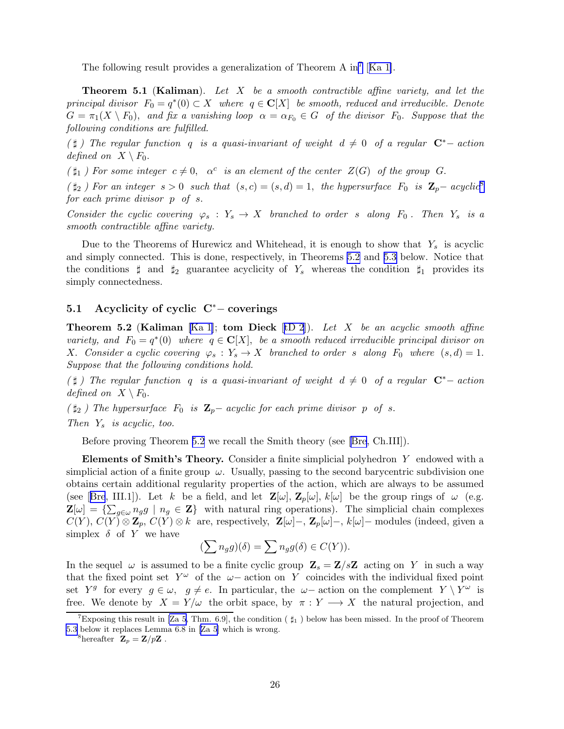The following result provides a generalization of Theorem A in[7] [Ka 1].

**Theorem 5.1** (**Kaliman**). *Let $X$ be a smooth contractible affine variety, and let the principal divisor $F_0 = q^*(0) \subset X$ where $q \in \mathbf{C}[X]$ be smooth, reduced and irreducible. Denote $G = \pi_1(X \setminus F_0)$, and fix a vanishing loop $\alpha = \alpha_{F_0} \in G$ of the divisor $F_0$. Suppose that the following conditions are fulfilled.*

*( $\sharp$ ) The regular function $q$ is a quasi-invariant of weight $d \neq 0$ of a regular $\mathbf{C}^*-$ action defined on $X \setminus F_0$.*

*( $\sharp_1$ ) For some integer $c \neq 0$, $\alpha^c$ is an element of the center $Z(G)$ of the group $G$.*

*( $\sharp_2$ ) For an integer $s > 0$ such that $(s, c) = (s, d) = 1$, the hypersurface $F_0$ is $\mathbf{Z}_p-$ acyclic[8] for each prime divisor $p$ of $s$.*

*Consider the cyclic covering $\varphi_s : Y_s \to X$ branched to order $s$ along $F_0$. Then $Y_s$ is a smooth contractible affine variety.*

Due to the Theorems of Hurewicz and Whitehead, it is enough to show that $Y_s$ is acyclic and simply connected. This is done, respectively, in Theorems 5.2 and 5.3 below. Notice that the conditions $\sharp$ and $\sharp_2$ guarantee acyclicity of $Y_s$ whereas the condition $\sharp_1$ provides its simply connectedness.

## 5.1 Acyclicity of cyclic $\mathbf{C}^*-$ coverings

**Theorem 5.2** (**Kaliman** [Ka 1]; **tom Dieck** [tD 2]). *Let $X$ be an acyclic smooth affine variety, and $F_0 = q^*(0)$ where $q \in \mathbf{C}[X]$, be a smooth reduced irreducible principal divisor on $X$. Consider a cyclic covering $\varphi_s : Y_s \to X$ branched to order $s$ along $F_0$ where $(s, d) = 1$. Suppose that the following conditions hold.*

*( $\sharp$ ) The regular function $q$ is a quasi-invariant of weight $d \neq 0$ of a regular $\mathbf{C}^*-$ action defined on $X \setminus F_0$.*

*( $\sharp_2$ ) The hypersurface $F_0$ is $\mathbf{Z}_p-$ acyclic for each prime divisor $p$ of $s$.*

*Then $Y_s$ is acyclic, too.*

Before proving Theorem 5.2 we recall the Smith theory (see [Bre, Ch.III]).

**Elements of Smith's Theory.** Consider a finite simplicial polyhedron $Y$ endowed with a simplicial action of a finite group $\omega$. Usually, passing to the second barycentric subdivision one obtains certain additional regularity properties of the action, which are always to be assumed (see [Bre, III.1]). Let $k$ be a field, and let $\mathbf{Z}[\omega]$, $\mathbf{Z}_p[\omega]$, $k[\omega]$ be the group rings of $\omega$ (e.g. $\mathbf{Z}[\omega] = \{\sum_{g\in\omega} n_g g \mid n_g \in \mathbf{Z}\}$ with natural ring operations). The simplicial chain complexes $C(Y)$, $C(Y) \otimes \mathbf{Z}_p$, $C(Y) \otimes k$ are, respectively, $\mathbf{Z}[\omega]-$, $\mathbf{Z}_p[\omega]-$, $k[\omega]-$ modules (indeed, given a simplex $\delta$ of $Y$ we have

$$(\sum n_g g)(\delta) = \sum n_g g(\delta) \in C(Y)).$$

In the sequel $\omega$ is assumed to be a finite cyclic group $\mathbf{Z}_s = \mathbf{Z}/s\mathbf{Z}$ acting on $Y$ in such a way that the fixed point set $Y^\omega$ of the $\omega-$ action on $Y$ coincides with the individual fixed point set $Y^g$ for every $g \in \omega$, $g \neq e$. In particular, the $\omega-$ action on the complement $Y \setminus Y^\omega$ is free. We denote by $X = Y/\omega$ the orbit space, by $\pi : Y \longrightarrow X$ the natural projection, and

---

[7] Exposing this result in [Za 5, Thm. 6.9], the condition ( $\sharp_1$ ) below has been missed. In the proof of Theorem 5.3 below it replaces Lemma 6.8 in [Za 5] which is wrong.

[8] hereafter $\mathbf{Z}_p = \mathbf{Z}/p\mathbf{Z}$ .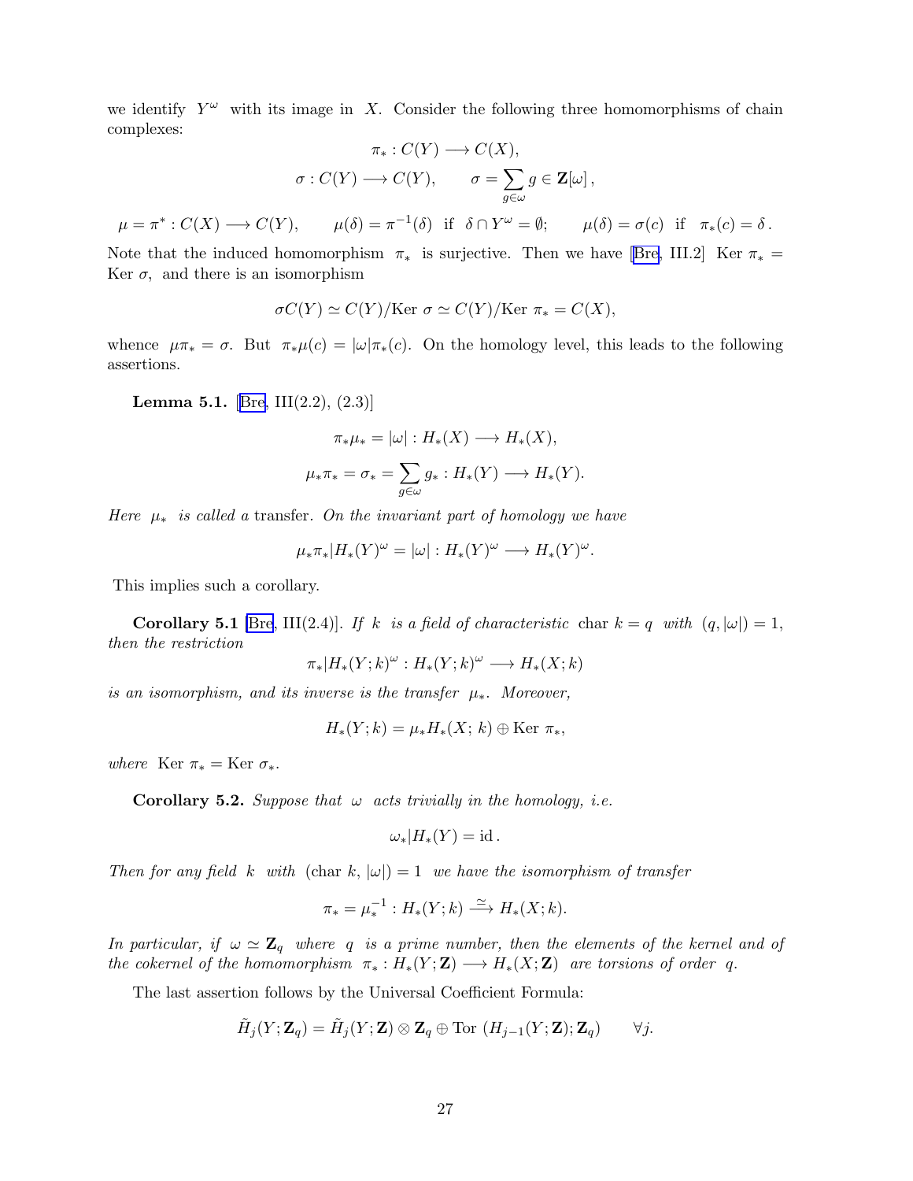we identify $Y^\omega$ with its image in $X$. Consider the following three homomorphisms of chain complexes:

$$\pi_* : C(Y) \longrightarrow C(X),$$

$$\sigma : C(Y) \longrightarrow C(Y), \qquad \sigma = \sum_{g \in \omega} g \in \mathbf{Z}[\omega]\,,$$

$$\mu = \pi^* : C(X) \longrightarrow C(Y), \qquad \mu(\delta) = \pi^{-1}(\delta) \;\text{ if }\; \delta \cap Y^\omega = \emptyset; \qquad \mu(\delta) = \sigma(c) \;\text{ if }\; \pi_*(c) = \delta\,.$$

Note that the induced homomorphism $\pi_*$ is surjective. Then we have [Bre, III.2] $\text{Ker}\;\pi_* = \text{Ker}\;\sigma$, and there is an isomorphism

$$\sigma C(Y) \simeq C(Y)/\text{Ker}\;\sigma \simeq C(Y)/\text{Ker}\;\pi_* = C(X),$$

whence $\mu\pi_* = \sigma$. But $\pi_*\mu(c) = |\omega|\pi_*(c)$. On the homology level, this leads to the following assertions.

**Lemma 5.1.** [Bre, III(2.2), (2.3)]

$$\pi_*\mu_* = |\omega| : H_*(X) \longrightarrow H_*(X),$$

$$\mu_*\pi_* = \sigma_* = \sum_{g \in \omega} g_* : H_*(Y) \longrightarrow H_*(Y).$$

*Here* $\mu_*$ *is called a* transfer. *On the invariant part of homology we have*

$$\mu_*\pi_*|H_*(Y)^\omega = |\omega| : H_*(Y)^\omega \longrightarrow H_*(Y)^\omega.$$

This implies such a corollary.

**Corollary 5.1** [Bre, III(2.4)]. *If* $k$ *is a field of characteristic* $\text{char}\;k = q$ *with* $(q, |\omega|) = 1$, *then the restriction*

$$\pi_*|H_*(Y;k)^\omega : H_*(Y;k)^\omega \longrightarrow H_*(X;k)$$

*is an isomorphism, and its inverse is the transfer* $\mu_*$. *Moreover,*

$$H_*(Y;k) = \mu_* H_*(X;\,k) \oplus \text{Ker}\;\pi_*,$$

*where* $\text{Ker}\;\pi_* = \text{Ker}\;\sigma_*$.

**Corollary 5.2.** *Suppose that* $\omega$ *acts trivially in the homology, i.e.*

$$\omega_*|H_*(Y) = \text{id}\,.$$

*Then for any field* $k$ *with* $(\text{char}\;k, |\omega|) = 1$ *we have the isomorphism of transfer*

$$\pi_* = \mu_*^{-1} : H_*(Y;k) \xrightarrow{\simeq} H_*(X;k).$$

*In particular, if* $\omega \simeq \mathbf{Z}_q$ *where* $q$ *is a prime number, then the elements of the kernel and of the cokernel of the homomorphism* $\pi_* : H_*(Y;\mathbf{Z}) \longrightarrow H_*(X;\mathbf{Z})$ *are torsions of order* $q$.

The last assertion follows by the Universal Coefficient Formula:

$$\tilde{H}_j(Y;\mathbf{Z}_q) = \tilde{H}_j(Y;\mathbf{Z}) \otimes \mathbf{Z}_q \oplus \text{Tor}\;(H_{j-1}(Y;\mathbf{Z});\mathbf{Z}_q) \qquad \forall j.$$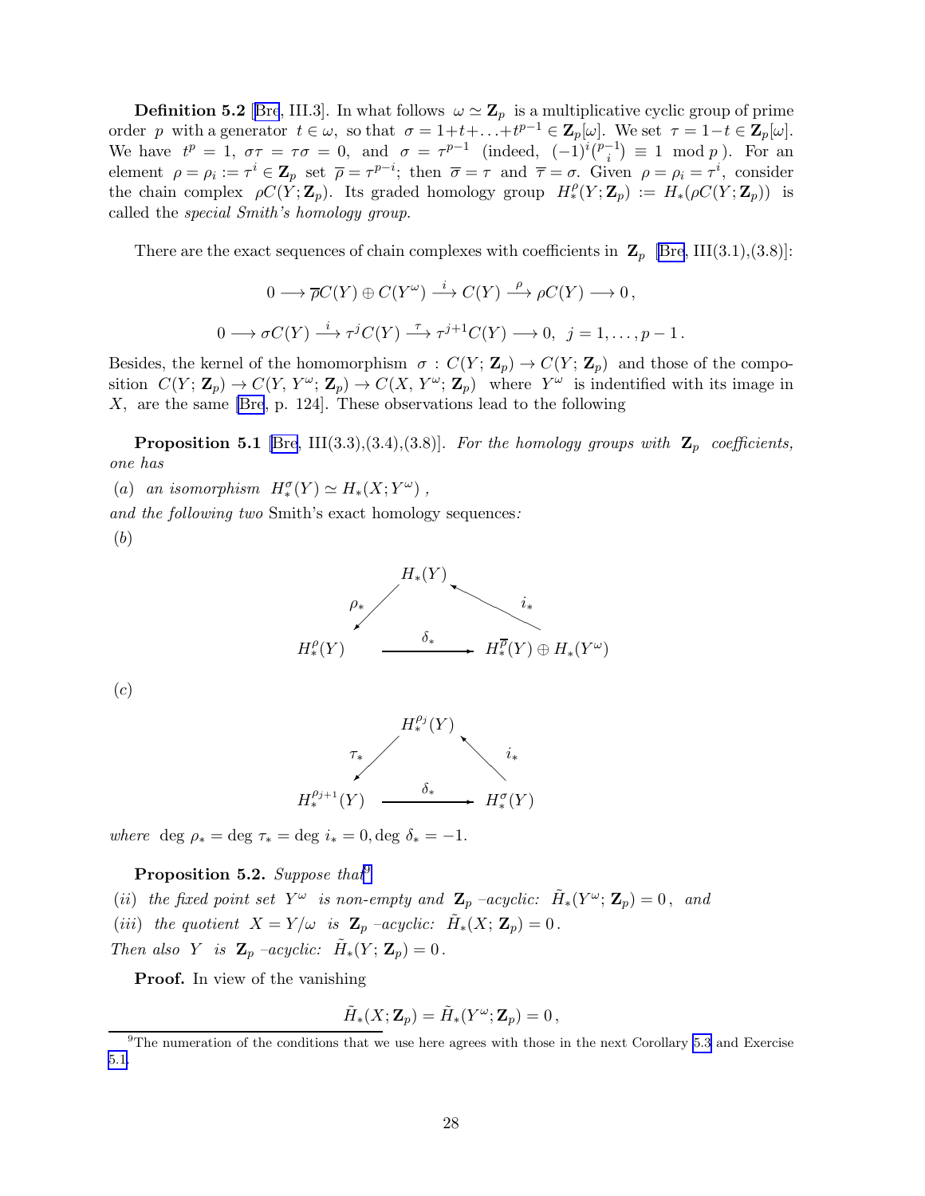**Definition 5.2** [Bre, III.3]. In what follows $\omega \simeq \mathbf{Z}_p$ is a multiplicative cyclic group of prime order $p$ with a generator $t \in \omega$, so that $\sigma = 1+t+\ldots+t^{p-1} \in \mathbf{Z}_p[\omega]$. We set $\tau = 1-t \in \mathbf{Z}_p[\omega]$. We have $t^p = 1$, $\sigma\tau = \tau\sigma = 0$, and $\sigma = \tau^{p-1}$ (indeed, $(-1)^i\binom{p-1}{i} \equiv 1 \mod p$). For an element $\rho = \rho_i := \tau^i \in \mathbf{Z}_p$ set $\overline{\rho} = \tau^{p-i}$; then $\overline{\sigma} = \tau$ and $\overline{\tau} = \sigma$. Given $\rho = \rho_i = \tau^i$, consider the chain complex $\rho C(Y; \mathbf{Z}_p)$. Its graded homology group $H_*^\rho(Y; \mathbf{Z}_p) := H_*(\rho C(Y; \mathbf{Z}_p))$ is called the *special Smith's homology group*.

There are the exact sequences of chain complexes with coefficients in $\mathbf{Z}_p$ [Bre, III(3.1),(3.8)]:

$$0 \longrightarrow \overline{\rho}C(Y) \oplus C(Y^\omega) \xrightarrow{\ i\ } C(Y) \xrightarrow{\ \rho\ } \rho C(Y) \longrightarrow 0\,,$$

$$0 \longrightarrow \sigma C(Y) \xrightarrow{\ i\ } \tau^j C(Y) \xrightarrow{\ \tau\ } \tau^{j+1}C(Y) \longrightarrow 0,\ \ j = 1, \ldots, p-1\,.$$

Besides, the kernel of the homomorphism $\sigma : C(Y; \mathbf{Z}_p) \to C(Y; \mathbf{Z}_p)$ and those of the composition $C(Y; \mathbf{Z}_p) \to C(Y, Y^\omega; \mathbf{Z}_p) \to C(X, Y^\omega; \mathbf{Z}_p)$ where $Y^\omega$ is indentified with its image in $X$, are the same [Bre, p. 124]. These observations lead to the following

**Proposition 5.1** [Bre, III(3.3),(3.4),(3.8)]. *For the homology groups with $\mathbf{Z}_p$ coefficients, one has*

(a) *an isomorphism* $H_*^\sigma(Y) \simeq H_*(X; Y^\omega)$ ,

*and the following two* Smith's exact homology sequences*:*

(b)

$$\begin{array}{ccc} & H_*(Y) & \\ {\scriptstyle \rho_*}\swarrow & & \nwarrow{\scriptstyle i_*} \\ H_*^\rho(Y) & \xrightarrow{\ \ \delta_*\ \ } & H_*^{\overline{\rho}}(Y) \oplus H_*(Y^\omega) \end{array}$$

(c)

$$\begin{array}{ccc} & H_*^{\rho_j}(Y) & \\ {\scriptstyle \tau_*}\swarrow & & \nwarrow{\scriptstyle i_*} \\ H_*^{\rho_{j+1}}(Y) & \xrightarrow{\ \ \delta_*\ \ } & H_*^{\sigma}(Y) \end{array}$$

*where* $\deg\, \rho_* = \deg\, \tau_* = \deg\, i_* = 0, \deg\, \delta_* = -1$.

**Proposition 5.2.** *Suppose that*[9]

(ii) *the fixed point set* $Y^\omega$ *is non-empty and* $\mathbf{Z}_p$ *–acyclic:* $\tilde{H}_*(Y^\omega; \mathbf{Z}_p) = 0$, *and*

(iii) *the quotient* $X = Y/\omega$ *is* $\mathbf{Z}_p$ *–acyclic:* $\tilde{H}_*(X; \mathbf{Z}_p) = 0$.

*Then also* $Y$ *is* $\mathbf{Z}_p$ *–acyclic:* $\tilde{H}_*(Y; \mathbf{Z}_p) = 0$.

**Proof.** In view of the vanishing

$$\tilde{H}_*(X; \mathbf{Z}_p) = \tilde{H}_*(Y^\omega; \mathbf{Z}_p) = 0\,,$$

[9] The numeration of the conditions that we use here agrees with those in the next Corollary 5.3 and Exercise 5.1.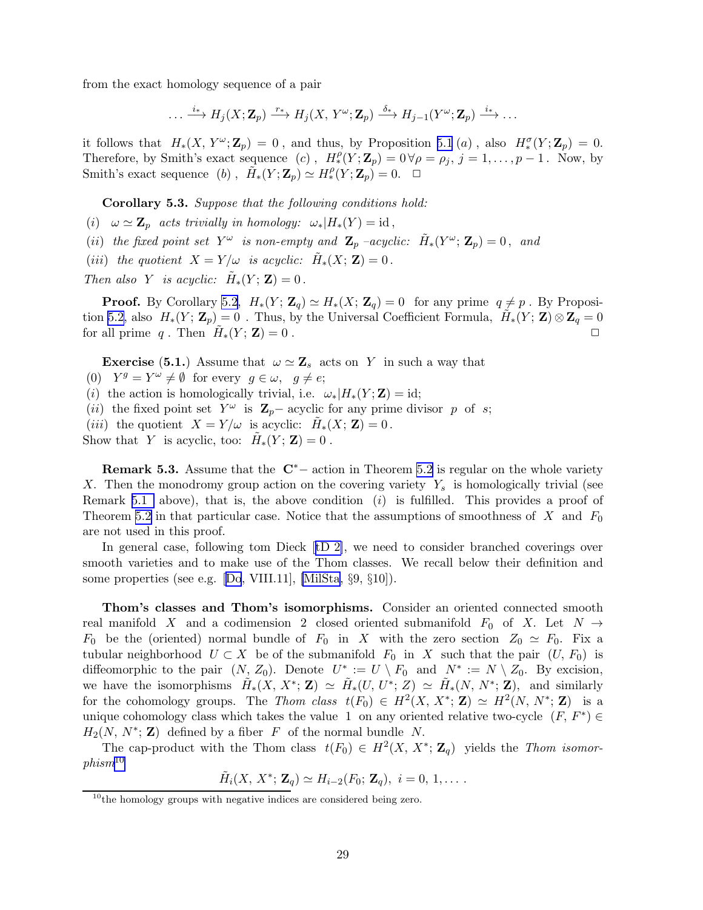from the exact homology sequence of a pair

$$\ldots \xrightarrow{i_*} H_j(X;\mathbf{Z}_p) \xrightarrow{r_*} H_j(X,\,Y^\omega;\mathbf{Z}_p) \xrightarrow{\delta_*} H_{j-1}(Y^\omega;\mathbf{Z}_p) \xrightarrow{i_*} \ldots$$

it follows that $H_*(X,\,Y^\omega;\mathbf{Z}_p) = 0$, and thus, by Proposition 5.1 $(a)$, also $H_*^\sigma(Y;\mathbf{Z}_p) = 0$. Therefore, by Smith's exact sequence $(c)$, $H_*^\rho(Y;\mathbf{Z}_p) = 0\,\forall \rho = \rho_j,\ j = 1,\ldots,p-1$. Now, by Smith's exact sequence $(b)$, $\tilde{H}_*(Y;\mathbf{Z}_p) \simeq H_*^\rho(Y;\mathbf{Z}_p) = 0$. $\square$

**Corollary 5.3.** *Suppose that the following conditions hold:*

$(i)$ $\omega \simeq \mathbf{Z}_p$ *acts trivially in homology:* $\omega_*|H_*(Y) = \mathrm{id}$,

$(ii)$ *the fixed point set* $Y^\omega$ *is non-empty and* $\mathbf{Z}_p$ *–acyclic:* $\tilde{H}_*(Y^\omega;\mathbf{Z}_p) = 0$, *and*

$(iii)$ *the quotient* $X = Y/\omega$ *is acyclic:* $\tilde{H}_*(X;\,\mathbf{Z}) = 0$.

*Then also* $Y$ *is acyclic:* $\tilde{H}_*(Y;\,\mathbf{Z}) = 0$.

**Proof.** By Corollary 5.2, $H_*(Y;\,\mathbf{Z}_q) \simeq H_*(X;\,\mathbf{Z}_q) = 0$ for any prime $q \neq p$. By Proposition 5.2, also $H_*(Y;\,\mathbf{Z}_p) = 0$. Thus, by the Universal Coefficient Formula, $\tilde{H}_*(Y;\,\mathbf{Z}) \otimes \mathbf{Z}_q = 0$ for all prime $q$. Then $\tilde{H}_*(Y;\,\mathbf{Z}) = 0$. $\square$

**Exercise (5.1.)** Assume that $\omega \simeq \mathbf{Z}_s$ acts on $Y$ in such a way that

$(0)$ $Y^g = Y^\omega \neq \emptyset$ for every $g \in \omega,\ \ g \neq e$;

$(i)$ the action is homologically trivial, i.e. $\omega_*|H_*(Y;\mathbf{Z}) = \mathrm{id}$;

$(ii)$ the fixed point set $Y^\omega$ is $\mathbf{Z}_p$– acyclic for any prime divisor $p$ of $s$;

$(iii)$ the quotient $X = Y/\omega$ is acyclic: $\tilde{H}_*(X;\,\mathbf{Z}) = 0$.

Show that $Y$ is acyclic, too: $\tilde{H}_*(Y;\,\mathbf{Z}) = 0$.

**Remark 5.3.** Assume that the $\mathbf{C}^*$– action in Theorem 5.2 is regular on the whole variety $X$. Then the monodromy group action on the covering variety $Y_s$ is homologically trivial (see Remark 5.1 above), that is, the above condition $(i)$ is fulfilled. This provides a proof of Theorem 5.2 in that particular case. Notice that the assumptions of smoothness of $X$ and $F_0$ are not used in this proof.

In general case, following tom Dieck [tD 2], we need to consider branched coverings over smooth varieties and to make use of the Thom classes. We recall below their definition and some properties (see e.g. [Do, VIII.11], [MilSta, §9, §10]).

**Thom's classes and Thom's isomorphisms.** Consider an oriented connected smooth real manifold $X$ and a codimension 2 closed oriented submanifold $F_0$ of $X$. Let $N \to F_0$ be the (oriented) normal bundle of $F_0$ in $X$ with the zero section $Z_0 \simeq F_0$. Fix a tubular neighborhood $U \subset X$ be of the submanifold $F_0$ in $X$ such that the pair $(U,\,F_0)$ is diffeomorphic to the pair $(N,\,Z_0)$. Denote $U^* := U \setminus F_0$ and $N^* := N \setminus Z_0$. By excision, we have the isomorphisms $\tilde{H}_*(X,\,X^*;\,\mathbf{Z}) \simeq \tilde{H}_*(U,\,U^*;\,Z) \simeq \tilde{H}_*(N,\,N^*;\,\mathbf{Z})$, and similarly for the cohomology groups. The *Thom class* $t(F_0) \in H^2(X,\,X^*;\,\mathbf{Z}) \simeq H^2(N,\,N^*;\,\mathbf{Z})$ is a unique cohomology class which takes the value 1 on any oriented relative two-cycle $(F,\,F^*) \in H_2(N,\,N^*;\,\mathbf{Z})$ defined by a fiber $F$ of the normal bundle $N$.

The cap-product with the Thom class $t(F_0) \in H^2(X,\,X^*;\,\mathbf{Z}_q)$ yields the *Thom isomorphism*[10]

$$\tilde{H}_i(X,\,X^*;\,\mathbf{Z}_q) \simeq H_{i-2}(F_0;\,\mathbf{Z}_q),\ \ i = 0,\,1,\ldots\,.$$

[10] the homology groups with negative indices are considered being zero.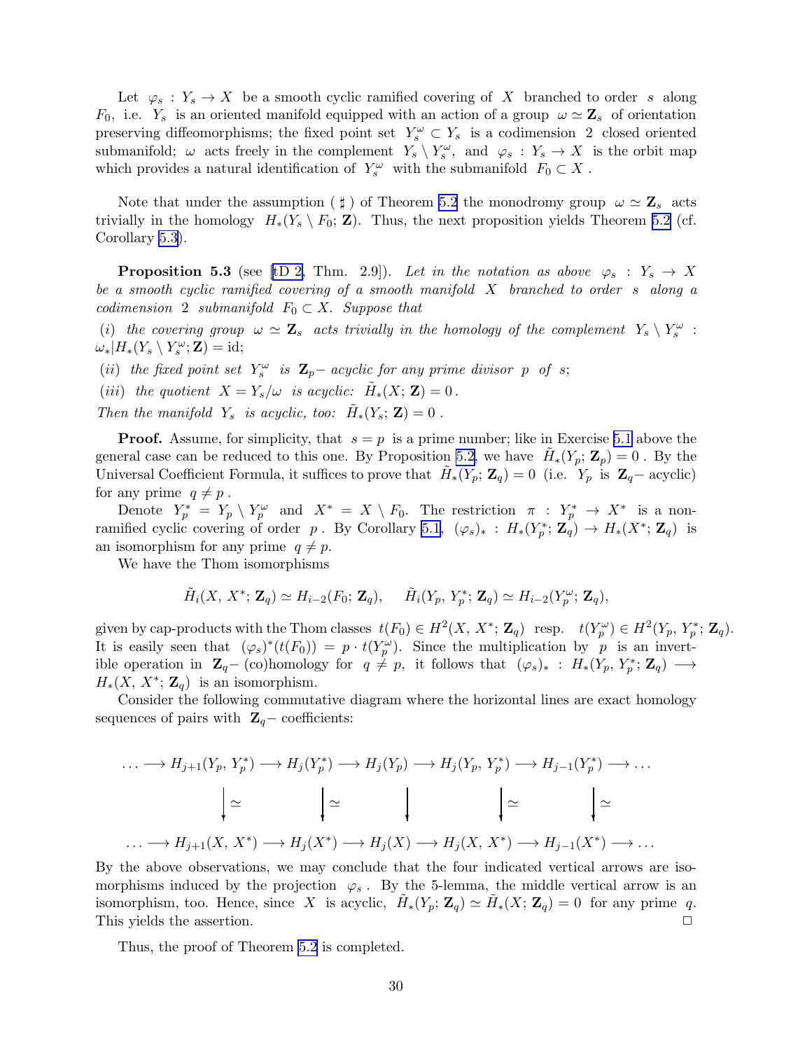Let $\varphi_s : Y_s \to X$ be a smooth cyclic ramified covering of $X$ branched to order $s$ along $F_0$, i.e. $Y_s$ is an oriented manifold equipped with an action of a group $\omega \simeq \mathbf{Z}_s$ of orientation preserving diffeomorphisms; the fixed point set $Y_s^\omega \subset Y_s$ is a codimension 2 closed oriented submanifold; $\omega$ acts freely in the complement $Y_s \setminus Y_s^\omega$, and $\varphi_s : Y_s \to X$ is the orbit map which provides a natural identification of $Y_s^\omega$ with the submanifold $F_0 \subset X$.

Note that under the assumption ( $\sharp$ ) of Theorem 5.2 the monodromy group $\omega \simeq \mathbf{Z}_s$ acts trivially in the homology $H_*(Y_s \setminus F_0; \mathbf{Z})$. Thus, the next proposition yields Theorem 5.2 (cf. Corollary 5.3).

**Proposition 5.3** (see [tD 2, Thm. 2.9]). *Let in the notation as above $\varphi_s : Y_s \to X$ be a smooth cyclic ramified covering of a smooth manifold $X$ branched to order $s$ along a codimension 2 submanifold $F_0 \subset X$. Suppose that*

*(i) the covering group $\omega \simeq \mathbf{Z}_s$ acts trivially in the homology of the complement $Y_s \setminus Y_s^\omega$ : $\omega_* | H_*(Y_s \setminus Y_s^\omega; \mathbf{Z}) = \mathrm{id}$;*

*(ii) the fixed point set $Y_s^\omega$ is $\mathbf{Z}_p-$ acyclic for any prime divisor $p$ of $s$;*

*(iii) the quotient $X = Y_s/\omega$ is acyclic: $\tilde{H}_*(X; \mathbf{Z}) = 0$.*

*Then the manifold $Y_s$ is acyclic, too: $\tilde{H}_*(Y_s; \mathbf{Z}) = 0$.*

**Proof.** Assume, for simplicity, that $s = p$ is a prime number; like in Exercise 5.1 above the general case can be reduced to this one. By Proposition 5.2, we have $\tilde{H}_*(Y_p; \mathbf{Z}_p) = 0$. By the Universal Coefficient Formula, it suffices to prove that $\tilde{H}_*(Y_p; \mathbf{Z}_q) = 0$ (i.e. $Y_p$ is $\mathbf{Z}_q-$ acyclic) for any prime $q \neq p$.

Denote $Y_p^* = Y_p \setminus Y_p^\omega$ and $X^* = X \setminus F_0$. The restriction $\pi : Y_p^* \to X^*$ is a non-ramified cyclic covering of order $p$. By Corollary 5.1, $(\varphi_s)_* : H_*(Y_p^*; \mathbf{Z}_q) \to H_*(X^*; \mathbf{Z}_q)$ is an isomorphism for any prime $q \neq p$.

We have the Thom isomorphisms

$$\tilde{H}_i(X,\, X^*; \mathbf{Z}_q) \simeq H_{i-2}(F_0; \mathbf{Z}_q), \qquad \tilde{H}_i(Y_p,\, Y_p^*; \mathbf{Z}_q) \simeq H_{i-2}(Y_p^\omega; \mathbf{Z}_q),$$

given by cap-products with the Thom classes $t(F_0) \in H^2(X,\, X^*; \mathbf{Z}_q)$ resp. $t(Y_p^\omega) \in H^2(Y_p,\, Y_p^*; \mathbf{Z}_q)$. It is easily seen that $(\varphi_s)^*(t(F_0)) = p \cdot t(Y_p^\omega)$. Since the multiplication by $p$ is an invertible operation in $\mathbf{Z}_q-$ (co)homology for $q \neq p$, it follows that $(\varphi_s)_* : H_*(Y_p,\, Y_p^*; \mathbf{Z}_q) \longrightarrow H_*(X,\, X^*; \mathbf{Z}_q)$ is an isomorphism.

Consider the following commutative diagram where the horizontal lines are exact homology sequences of pairs with $\mathbf{Z}_q-$ coefficients:

$$\begin{array}{ccccccccccc}
\ldots \longrightarrow & H_{j+1}(Y_p,\, Y_p^*) & \longrightarrow & H_j(Y_p^*) & \longrightarrow & H_j(Y_p) & \longrightarrow & H_j(Y_p,\, Y_p^*) & \longrightarrow & H_{j-1}(Y_p^*) & \longrightarrow \ldots \\
& \downarrow \simeq & & \downarrow \simeq & & \downarrow & & \downarrow \simeq & & \downarrow \simeq & \\
\ldots \longrightarrow & H_{j+1}(X,\, X^*) & \longrightarrow & H_j(X^*) & \longrightarrow & H_j(X) & \longrightarrow & H_j(X,\, X^*) & \longrightarrow & H_{j-1}(X^*) & \longrightarrow \ldots
\end{array}$$

By the above observations, we may conclude that the four indicated vertical arrows are isomorphisms induced by the projection $\varphi_s$. By the 5-lemma, the middle vertical arrow is an isomorphism, too. Hence, since $X$ is acyclic, $\tilde{H}_*(Y_p; \mathbf{Z}_q) \simeq \tilde{H}_*(X; \mathbf{Z}_q) = 0$ for any prime $q$. This yields the assertion. $\square$

Thus, the proof of Theorem 5.2 is completed.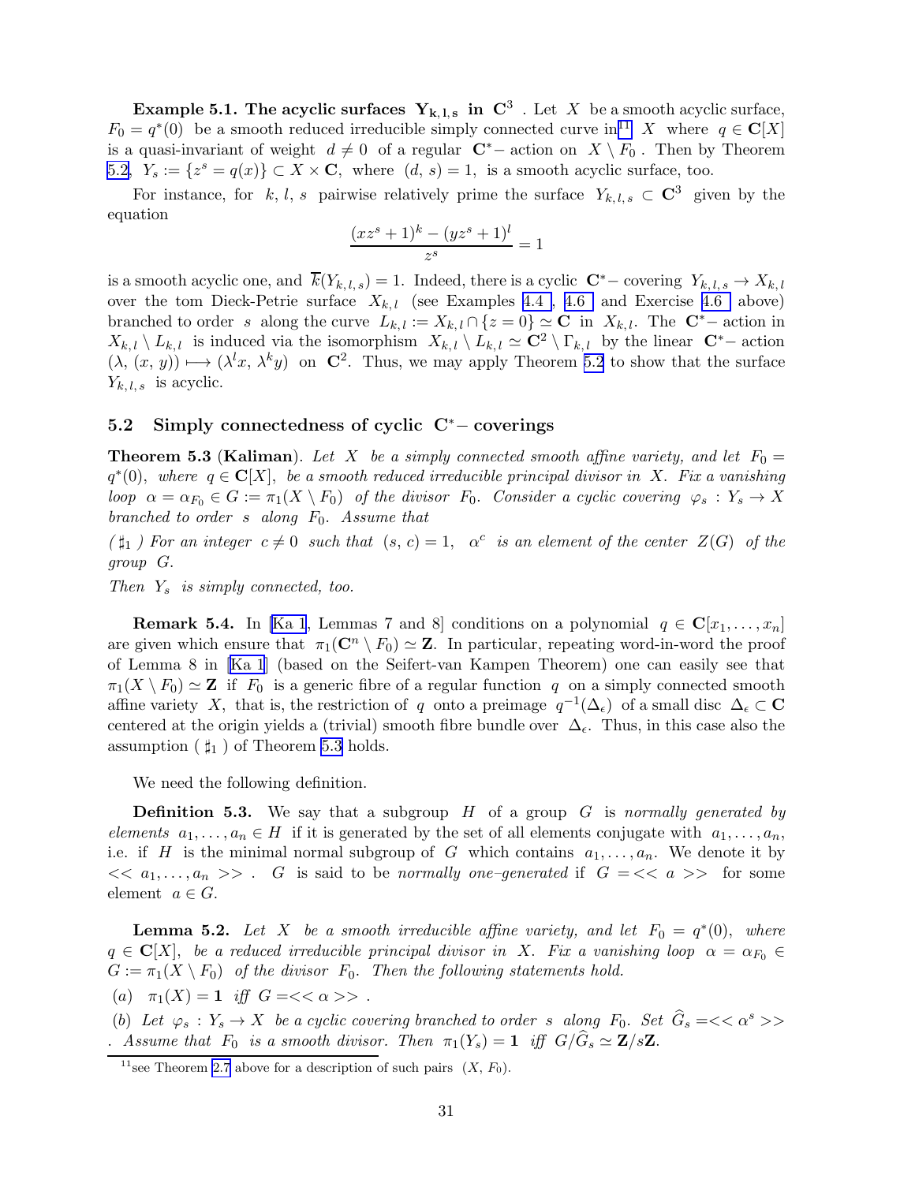**Example 5.1. The acyclic surfaces $\mathbf{Y_{k,l,s}}$ in $\mathbf{C}^3$** . Let $X$ be a smooth acyclic surface, $F_0 = q^*(0)$ be a smooth reduced irreducible simply connected curve in[11] $X$ where $q \in \mathbf{C}[X]$ is a quasi-invariant of weight $d \neq 0$ of a regular $\mathbf{C}^*-$ action on $X \setminus F_0$ . Then by Theorem 5.2, $Y_s := \{z^s = q(x)\} \subset X \times \mathbf{C}$, where $(d, s) = 1$, is a smooth acyclic surface, too.

For instance, for $k, l, s$ pairwise relatively prime the surface $Y_{k,l,s} \subset \mathbf{C}^3$ given by the equation

$$\frac{(xz^s+1)^k - (yz^s+1)^l}{z^s} = 1$$

is a smooth acyclic one, and $\overline{k}(Y_{k,l,s}) = 1$. Indeed, there is a cyclic $\mathbf{C}^*-$ covering $Y_{k,l,s} \to X_{k,l}$ over the tom Dieck-Petrie surface $X_{k,l}$ (see Examples 4.4 , 4.6 and Exercise 4.6 above) branched to order $s$ along the curve $L_{k,l} := X_{k,l} \cap \{z = 0\} \simeq \mathbf{C}$ in $X_{k,l}$. The $\mathbf{C}^*-$ action in $X_{k,l} \setminus L_{k,l}$ is induced via the isomorphism $X_{k,l} \setminus L_{k,l} \simeq \mathbf{C}^2 \setminus \Gamma_{k,l}$ by the linear $\mathbf{C}^*-$ action $(\lambda, (x, y)) \longmapsto (\lambda^l x, \lambda^k y)$ on $\mathbf{C}^2$. Thus, we may apply Theorem 5.2 to show that the surface $Y_{k,l,s}$ is acyclic.

## 5.2 Simply connectedness of cyclic $\mathbf{C}^*-$ coverings

**Theorem 5.3** (**Kaliman**). *Let $X$ be a simply connected smooth affine variety, and let $F_0 = q^*(0)$, where $q \in \mathbf{C}[X]$, be a smooth reduced irreducible principal divisor in $X$. Fix a vanishing loop $\alpha = \alpha_{F_0} \in G := \pi_1(X \setminus F_0)$ of the divisor $F_0$. Consider a cyclic covering $\varphi_s : Y_s \to X$ branched to order $s$ along $F_0$. Assume that*

*( $\sharp_1$ ) For an integer $c \neq 0$ such that $(s, c) = 1$, $\alpha^c$ is an element of the center $Z(G)$ of the group $G$.*

*Then $Y_s$ is simply connected, too.*

**Remark 5.4.** In [Ka 1, Lemmas 7 and 8] conditions on a polynomial $q \in \mathbf{C}[x_1, \dots, x_n]$ are given which ensure that $\pi_1(\mathbf{C}^n \setminus F_0) \simeq \mathbf{Z}$. In particular, repeating word-in-word the proof of Lemma 8 in [Ka 1] (based on the Seifert-van Kampen Theorem) one can easily see that $\pi_1(X \setminus F_0) \simeq \mathbf{Z}$ if $F_0$ is a generic fibre of a regular function $q$ on a simply connected smooth affine variety $X$, that is, the restriction of $q$ onto a preimage $q^{-1}(\Delta_\epsilon)$ of a small disc $\Delta_\epsilon \subset \mathbf{C}$ centered at the origin yields a (trivial) smooth fibre bundle over $\Delta_\epsilon$. Thus, in this case also the assumption ( $\sharp_1$ ) of Theorem 5.3 holds.

We need the following definition.

**Definition 5.3.** We say that a subgroup $H$ of a group $G$ is *normally generated by elements* $a_1, \dots, a_n \in H$ if it is generated by the set of all elements conjugate with $a_1, \dots, a_n$, i.e. if $H$ is the minimal normal subgroup of $G$ which contains $a_1, \dots, a_n$. We denote it by $<< a_1, \dots, a_n >>$ . $G$ is said to be *normally one–generated* if $G = << a >>$ for some element $a \in G$.

**Lemma 5.2.** *Let $X$ be a smooth irreducible affine variety, and let $F_0 = q^*(0)$, where $q \in \mathbf{C}[X]$, be a reduced irreducible principal divisor in $X$. Fix a vanishing loop $\alpha = \alpha_{F_0} \in G := \pi_1(X \setminus F_0)$ of the divisor $F_0$. Then the following statements hold.*

*(a) $\pi_1(X) = \mathbf{1}$ iff $G = << \alpha >>$ .*

*(b) Let $\varphi_s : Y_s \to X$ be a cyclic covering branched to order $s$ along $F_0$. Set $\widehat{G}_s = << \alpha^s >>$ . Assume that $F_0$ is a smooth divisor. Then $\pi_1(Y_s) = \mathbf{1}$ iff $G/\widehat{G}_s \simeq \mathbf{Z}/s\mathbf{Z}$.*

[11] see Theorem 2.7 above for a description of such pairs $(X, F_0)$.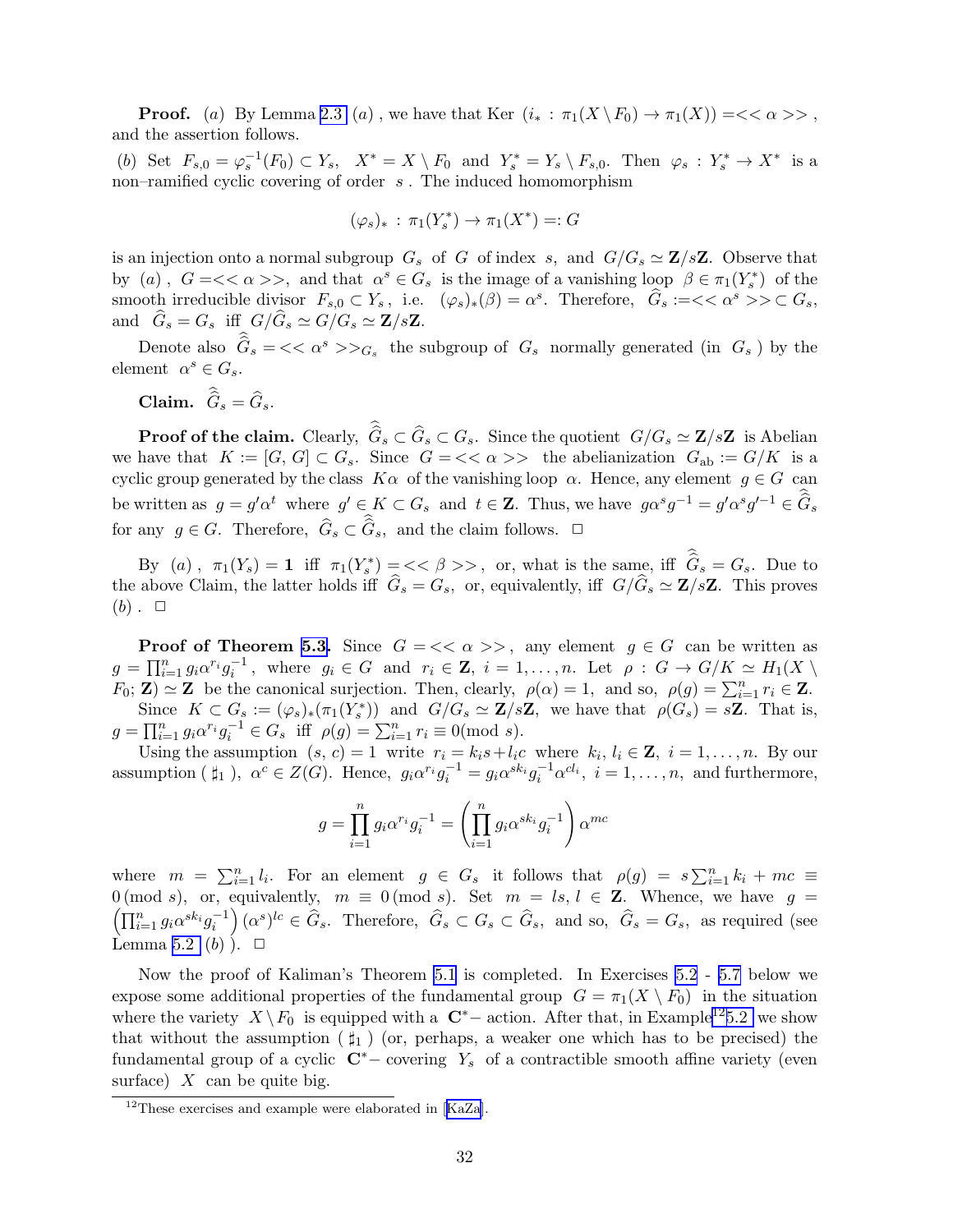**Proof.** (*a*) By Lemma 2.3 (*a*), we have that Ker $(i_* : \pi_1(X \setminus F_0) \to \pi_1(X)) = << \alpha >>$, and the assertion follows.

(*b*) Set $F_{s,0} = \varphi_s^{-1}(F_0) \subset Y_s$, $X^* = X \setminus F_0$ and $Y_s^* = Y_s \setminus F_{s,0}$. Then $\varphi_s : Y_s^* \to X^*$ is a non–ramified cyclic covering of order $s$. The induced homomorphism

$$(\varphi_s)_* : \pi_1(Y_s^*) \to \pi_1(X^*) =: G$$

is an injection onto a normal subgroup $G_s$ of $G$ of index $s$, and $G/G_s \simeq \mathbf{Z}/s\mathbf{Z}$. Observe that by (*a*), $G = << \alpha >>$, and that $\alpha^s \in G_s$ is the image of a vanishing loop $\beta \in \pi_1(Y_s^*)$ of the smooth irreducible divisor $F_{s,0} \subset Y_s$, i.e. $(\varphi_s)_*(\beta) = \alpha^s$. Therefore, $\widehat{G}_s := << \alpha^s >> \subset G_s$, and $\widehat{G}_s = G_s$ iff $G/\widehat{G}_s \simeq G/G_s \simeq \mathbf{Z}/s\mathbf{Z}$.

Denote also $\widehat{\widehat{G}}_s = << \alpha^s >>_{G_s}$ the subgroup of $G_s$ normally generated (in $G_s$) by the element $\alpha^s \in G_s$.

**Claim.** $\widehat{\widehat{G}}_s = \widehat{G}_s$.

**Proof of the claim.** Clearly, $\widehat{\widehat{G}}_s \subset \widehat{G}_s \subset G_s$. Since the quotient $G/G_s \simeq \mathbf{Z}/s\mathbf{Z}$ is Abelian we have that $K := [G, G] \subset G_s$. Since $G = << \alpha >>$ the abelianization $G_{\text{ab}} := G/K$ is a cyclic group generated by the class $K\alpha$ of the vanishing loop $\alpha$. Hence, any element $g \in G$ can be written as $g = g'\alpha^t$ where $g' \in K \subset G_s$ and $t \in \mathbf{Z}$. Thus, we have $g\alpha^s g^{-1} = g'\alpha^s g'^{-1} \in \widehat{\widehat{G}}_s$ for any $g \in G$. Therefore, $\widehat{G}_s \subset \widehat{\widehat{G}}_s$, and the claim follows. $\square$

By (*a*), $\pi_1(Y_s) = \mathbf{1}$ iff $\pi_1(Y_s^*) = << \beta >>$, or, what is the same, iff $\widehat{\widehat{G}}_s = G_s$. Due to the above Claim, the latter holds iff $\widehat{G}_s = G_s$, or, equivalently, iff $G/\widehat{G}_s \simeq \mathbf{Z}/s\mathbf{Z}$. This proves (*b*). $\square$

**Proof of Theorem 5.3.** Since $G = << \alpha >>$, any element $g \in G$ can be written as $g = \prod_{i=1}^n g_i \alpha^{r_i} g_i^{-1}$, where $g_i \in G$ and $r_i \in \mathbf{Z}$, $i = 1, \ldots, n$. Let $\rho : G \to G/K \simeq H_1(X \setminus F_0; \mathbf{Z}) \simeq \mathbf{Z}$ be the canonical surjection. Then, clearly, $\rho(\alpha) = 1$, and so, $\rho(g) = \sum_{i=1}^n r_i \in \mathbf{Z}$.

Since $K \subset G_s := (\varphi_s)_*(\pi_1(Y_s^*))$ and $G/G_s \simeq \mathbf{Z}/s\mathbf{Z}$, we have that $\rho(G_s) = s\mathbf{Z}$. That is, $g = \prod_{i=1}^n g_i \alpha^{r_i} g_i^{-1} \in G_s$ iff $\rho(g) = \sum_{i=1}^n r_i \equiv 0 (\text{mod } s)$.

Using the assumption $(s, c) = 1$ write $r_i = k_i s + l_i c$ where $k_i, l_i \in \mathbf{Z}$, $i = 1, \ldots, n$. By our assumption ($\natural_1$), $\alpha^c \in Z(G)$. Hence, $g_i \alpha^{r_i} g_i^{-1} = g_i \alpha^{sk_i} g_i^{-1} \alpha^{cl_i}$, $i = 1, \ldots, n$, and furthermore,

$$g = \prod_{i=1}^n g_i \alpha^{r_i} g_i^{-1} = \left( \prod_{i=1}^n g_i \alpha^{sk_i} g_i^{-1} \right) \alpha^{mc}$$

where $m = \sum_{i=1}^n l_i$. For an element $g \in G_s$ it follows that $\rho(g) = s \sum_{i=1}^n k_i + mc \equiv 0\,(\text{mod } s)$, or, equivalently, $m \equiv 0\,(\text{mod } s)$. Set $m = ls$, $l \in \mathbf{Z}$. Whence, we have $g = \left(\prod_{i=1}^n g_i \alpha^{sk_i} g_i^{-1}\right) (\alpha^s)^{lc} \in \widehat{G}_s$. Therefore, $\widehat{G}_s \subset G_s \subset \widehat{G}_s$, and so, $\widehat{G}_s = G_s$, as required (see Lemma 5.2 (*b*)). $\square$

Now the proof of Kaliman's Theorem 5.1 is completed. In Exercises 5.2 - 5.7 below we expose some additional properties of the fundamental group $G = \pi_1(X \setminus F_0)$ in the situation where the variety $X \setminus F_0$ is equipped with a $\mathbf{C}^*$– action. After that, in Example[12] 5.2 we show that without the assumption ($\natural_1$) (or, perhaps, a weaker one which has to be precised) the fundamental group of a cyclic $\mathbf{C}^*$– covering $Y_s$ of a contractible smooth affine variety (even surface) $X$ can be quite big.

[12] These exercises and example were elaborated in [KaZa].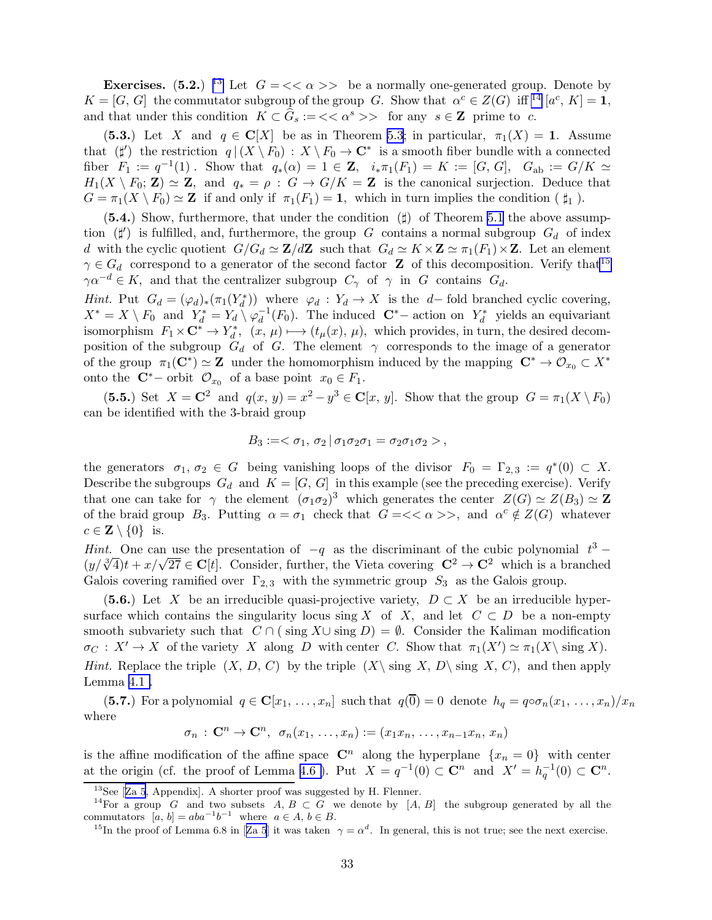**Exercises.** **(5.2.)** [13] Let $G = << \alpha >>$ be a normally one-generated group. Denote by $K = [G, G]$ the commutator subgroup of the group $G$. Show that $\alpha^c \in Z(G)$ iff [14] $[a^c, K] = \mathbf{1}$, and that under this condition $K \subset \widehat{G}_s := << \alpha^s >>$ for any $s \in \mathbf{Z}$ prime to $c$.

**(5.3.)** Let $X$ and $q \in \mathbf{C}[X]$ be as in Theorem 5.3; in particular, $\pi_1(X) = \mathbf{1}$. Assume that $(\sharp')$ the restriction $q\,|\,(X \setminus F_0) : X \setminus F_0 \to \mathbf{C}^*$ is a smooth fiber bundle with a connected fiber $F_1 := q^{-1}(1)$. Show that $q_*(\alpha) = 1 \in \mathbf{Z}$, $i_*\pi_1(F_1) = K := [G, G]$, $G_{\rm ab} := G/K \simeq H_1(X \setminus F_0; \mathbf{Z}) \simeq \mathbf{Z}$, and $q_* = \rho : G \to G/K = \mathbf{Z}$ is the canonical surjection. Deduce that $G = \pi_1(X \setminus F_0) \simeq \mathbf{Z}$ if and only if $\pi_1(F_1) = \mathbf{1}$, which in turn implies the condition ( $\sharp_1$ ).

**(5.4.)** Show, furthermore, that under the condition $(\sharp)$ of Theorem 5.1 the above assumption $(\sharp')$ is fulfilled, and, furthermore, the group $G$ contains a normal subgroup $G_d$ of index $d$ with the cyclic quotient $G/G_d \simeq \mathbf{Z}/d\mathbf{Z}$ such that $G_d \simeq K \times \mathbf{Z} \simeq \pi_1(F_1) \times \mathbf{Z}$. Let an element $\gamma \in G_d$ correspond to a generator of the second factor $\mathbf{Z}$ of this decomposition. Verify that[15] $\gamma\alpha^{-d} \in K$, and that the centralizer subgroup $C_\gamma$ of $\gamma$ in $G$ contains $G_d$.

*Hint.* Put $G_d = (\varphi_d)_*(\pi_1(Y_d^*))$ where $\varphi_d : Y_d \to X$ is the $d-$ fold branched cyclic covering, $X^* = X \setminus F_0$ and $Y_d^* = Y_d \setminus \varphi_d^{-1}(F_0)$. The induced $\mathbf{C}^*-$ action on $Y_d^*$ yields an equivariant isomorphism $F_1 \times \mathbf{C}^* \to Y_d^*$, $(x, \mu) \longmapsto (t_\mu(x), \mu)$, which provides, in turn, the desired decomposition of the subgroup $G_d$ of $G$. The element $\gamma$ corresponds to the image of a generator of the group $\pi_1(\mathbf{C}^*) \simeq \mathbf{Z}$ under the homomorphism induced by the mapping $\mathbf{C}^* \to \mathcal{O}_{x_0} \subset X^*$ onto the $\mathbf{C}^*-$ orbit $\mathcal{O}_{x_0}$ of a base point $x_0 \in F_1$.

**(5.5.)** Set $X = \mathbf{C}^2$ and $q(x, y) = x^2 - y^3 \in \mathbf{C}[x, y]$. Show that the group $G = \pi_1(X \setminus F_0)$ can be identified with the 3-braid group

$$B_3 := < \sigma_1, \sigma_2 \,|\, \sigma_1\sigma_2\sigma_1 = \sigma_2\sigma_1\sigma_2 > ,$$

the generators $\sigma_1, \sigma_2 \in G$ being vanishing loops of the divisor $F_0 = \Gamma_{2,3} := q^*(0) \subset X$. Describe the subgroups $G_d$ and $K = [G, G]$ in this example (see the preceding exercise). Verify that one can take for $\gamma$ the element $(\sigma_1\sigma_2)^3$ which generates the center $Z(G) \simeq Z(B_3) \simeq \mathbf{Z}$ of the braid group $B_3$. Putting $\alpha = \sigma_1$ check that $G = << \alpha >>$, and $\alpha^c \notin Z(G)$ whatever $c \in \mathbf{Z} \setminus \{0\}$ is.

*Hint.* One can use the presentation of $-q$ as the discriminant of the cubic polynomial $t^3 - (y/\sqrt[3]{4})t + x/\sqrt{27} \in \mathbf{C}[t]$. Consider, further, the Vieta covering $\mathbf{C}^2 \to \mathbf{C}^2$ which is a branched Galois covering ramified over $\Gamma_{2,3}$ with the symmetric group $S_3$ as the Galois group.

**(5.6.)** Let $X$ be an irreducible quasi-projective variety, $D \subset X$ be an irreducible hypersurface which contains the singularity locus $\operatorname{sing} X$ of $X$, and let $C \subset D$ be a non-empty smooth subvariety such that $C \cap (\operatorname{sing} X \cup \operatorname{sing} D) = \emptyset$. Consider the Kaliman modification $\sigma_C : X' \to X$ of the variety $X$ along $D$ with center $C$. Show that $\pi_1(X') \simeq \pi_1(X \setminus \operatorname{sing} X)$.

*Hint.* Replace the triple $(X, D, C)$ by the triple $(X \setminus \operatorname{sing} X, D \setminus \operatorname{sing} X, C)$, and then apply Lemma 4.1.

**(5.7.)** For a polynomial $q \in \mathbf{C}[x_1, \ldots, x_n]$ such that $q(\overline{0}) = 0$ denote $h_q = q \circ \sigma_n(x_1, \ldots, x_n)/x_n$ where

$$\sigma_n : \mathbf{C}^n \to \mathbf{C}^n, \ \ \sigma_n(x_1, \ldots, x_n) := (x_1x_n, \ldots, x_{n-1}x_n, x_n)$$

is the affine modification of the affine space $\mathbf{C}^n$ along the hyperplane $\{x_n = 0\}$ with center at the origin (cf. the proof of Lemma 4.6). Put $X = q^{-1}(0) \subset \mathbf{C}^n$ and $X' = h_q^{-1}(0) \subset \mathbf{C}^n$.

---

[13] See [Za 5, Appendix]. A shorter proof was suggested by H. Flenner.

[14] For a group $G$ and two subsets $A, B \subset G$ we denote by $[A, B]$ the subgroup generated by all the commutators $[a, b] = aba^{-1}b^{-1}$ where $a \in A, b \in B$.

[15] In the proof of Lemma 6.8 in [Za 5] it was taken $\gamma = \alpha^d$. In general, this is not true; see the next exercise.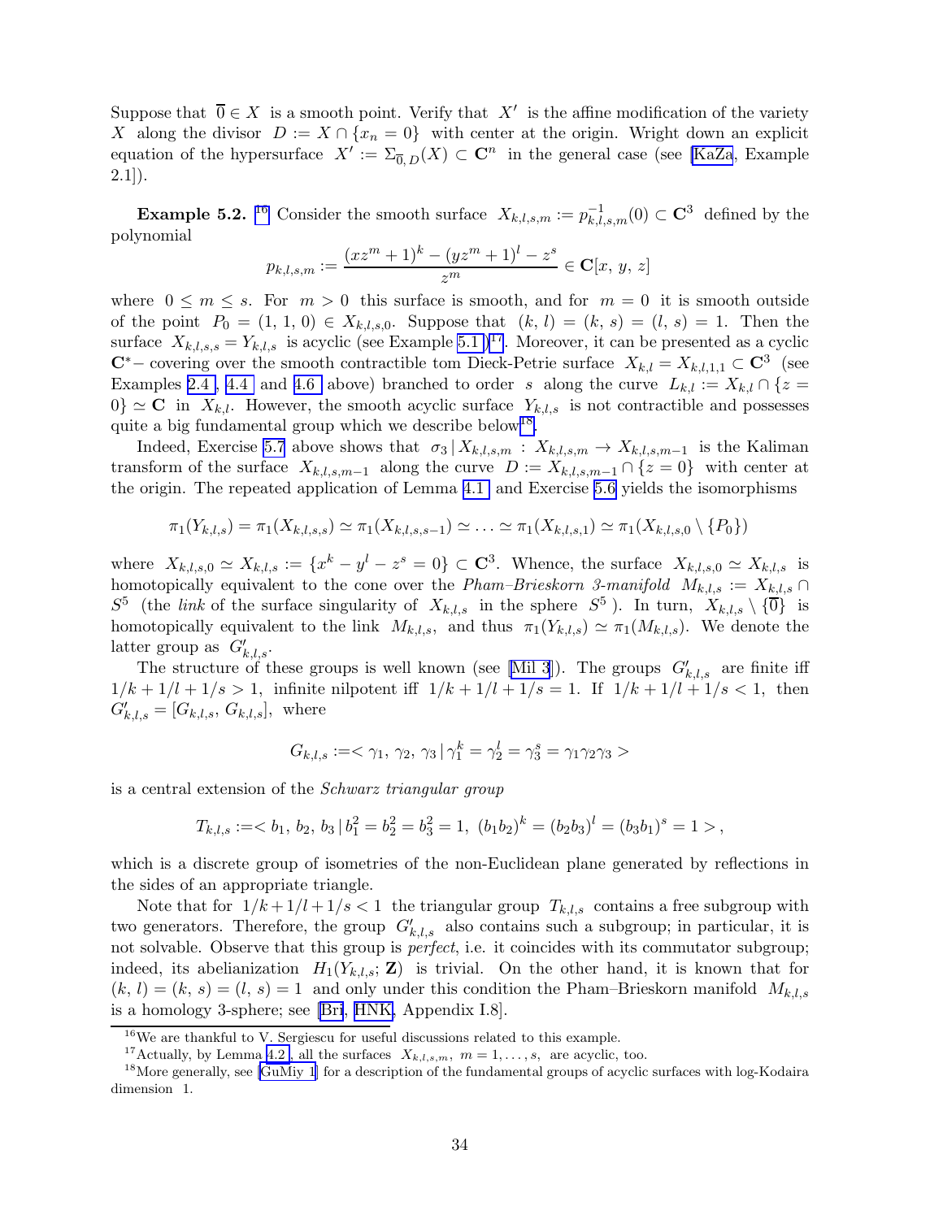Suppose that $\overline{0} \in X$ is a smooth point. Verify that $X'$ is the affine modification of the variety $X$ along the divisor $D := X \cap \{x_n = 0\}$ with center at the origin. Wright down an explicit equation of the hypersurface $X' := \Sigma_{\overline{0},\,D}(X) \subset \mathbf{C}^n$ in the general case (see [KaZa, Example 2.1]).

**Example 5.2.** [16] Consider the smooth surface $X_{k,l,s,m} := p^{-1}_{k,l,s,m}(0) \subset \mathbf{C}^3$ defined by the polynomial

$$p_{k,l,s,m} := \frac{(xz^m+1)^k - (yz^m+1)^l - z^s}{z^m} \in \mathbf{C}[x,\, y,\, z]$$

where $0 \le m \le s$. For $m > 0$ this surface is smooth, and for $m = 0$ it is smooth outside of the point $P_0 = (1,\,1,\,0) \in X_{k,l,s,0}$. Suppose that $(k,\,l) = (k,\,s) = (l,\,s) = 1$. Then the surface $X_{k,l,s,s} = Y_{k,l,s}$ is acyclic (see Example 5.1)[17]. Moreover, it can be presented as a cyclic $\mathbf{C}^*$– covering over the smooth contractible tom Dieck-Petrie surface $X_{k,l} = X_{k,l,1,1} \subset \mathbf{C}^3$ (see Examples 2.4, 4.4 and 4.6 above) branched to order $s$ along the curve $L_{k,l} := X_{k,l} \cap \{z = 0\} \simeq \mathbf{C}$ in $X_{k,l}$. However, the smooth acyclic surface $Y_{k,l,s}$ is not contractible and possesses quite a big fundamental group which we describe below[18].

Indeed, Exercise 5.7 above shows that $\sigma_3 \,|\, X_{k,l,s,m} : X_{k,l,s,m} \to X_{k,l,s,m-1}$ is the Kaliman transform of the surface $X_{k,l,s,m-1}$ along the curve $D := X_{k,l,s,m-1} \cap \{z = 0\}$ with center at the origin. The repeated application of Lemma 4.1 and Exercise 5.6 yields the isomorphisms

$$\pi_1(Y_{k,l,s}) = \pi_1(X_{k,l,s,s}) \simeq \pi_1(X_{k,l,s,s-1}) \simeq \ldots \simeq \pi_1(X_{k,l,s,1}) \simeq \pi_1(X_{k,l,s,0} \setminus \{P_0\})$$

where $X_{k,l,s,0} \simeq X_{k,l,s} := \{x^k - y^l - z^s = 0\} \subset \mathbf{C}^3$. Whence, the surface $X_{k,l,s,0} \simeq X_{k,l,s}$ is homotopically equivalent to the cone over the *Pham–Brieskorn 3-manifold* $M_{k,l,s} := X_{k,l,s} \cap S^5$ (the *link* of the surface singularity of $X_{k,l,s}$ in the sphere $S^5$). In turn, $X_{k,l,s} \setminus \{\overline{0}\}$ is homotopically equivalent to the link $M_{k,l,s}$, and thus $\pi_1(Y_{k,l,s}) \simeq \pi_1(M_{k,l,s})$. We denote the latter group as $G'_{k,l,s}$.

The structure of these groups is well known (see [Mil 3]). The groups $G'_{k,l,s}$ are finite iff $1/k + 1/l + 1/s > 1$, infinite nilpotent iff $1/k + 1/l + 1/s = 1$. If $1/k + 1/l + 1/s < 1$, then $G'_{k,l,s} = [G_{k,l,s},\, G_{k,l,s}]$, where

$$G_{k,l,s} := < \gamma_1,\, \gamma_2,\, \gamma_3 \,|\, \gamma_1^k = \gamma_2^l = \gamma_3^s = \gamma_1\gamma_2\gamma_3 >$$

is a central extension of the *Schwarz triangular group*

$$T_{k,l,s} := < b_1,\, b_2,\, b_3 \,|\, b_1^2 = b_2^2 = b_3^2 = 1,\; (b_1b_2)^k = (b_2b_3)^l = (b_3b_1)^s = 1 >,$$

which is a discrete group of isometries of the non-Euclidean plane generated by reflections in the sides of an appropriate triangle.

Note that for $1/k + 1/l + 1/s < 1$ the triangular group $T_{k,l,s}$ contains a free subgroup with two generators. Therefore, the group $G'_{k,l,s}$ also contains such a subgroup; in particular, it is not solvable. Observe that this group is *perfect*, i.e. it coincides with its commutator subgroup; indeed, its abelianization $H_1(Y_{k,l,s};\, \mathbf{Z})$ is trivial. On the other hand, it is known that for $(k,\, l) = (k,\, s) = (l,\, s) = 1$ and only under this condition the Pham–Brieskorn manifold $M_{k,l,s}$ is a homology 3-sphere; see [Bri, HNK, Appendix I.8].

---

[16] We are thankful to V. Sergiescu for useful discussions related to this example.

[17] Actually, by Lemma 4.2, all the surfaces $X_{k,l,s,m}$, $m = 1, \ldots, s$, are acyclic, too.

[18] More generally, see [GuMiy 1] for a description of the fundamental groups of acyclic surfaces with log-Kodaira dimension 1.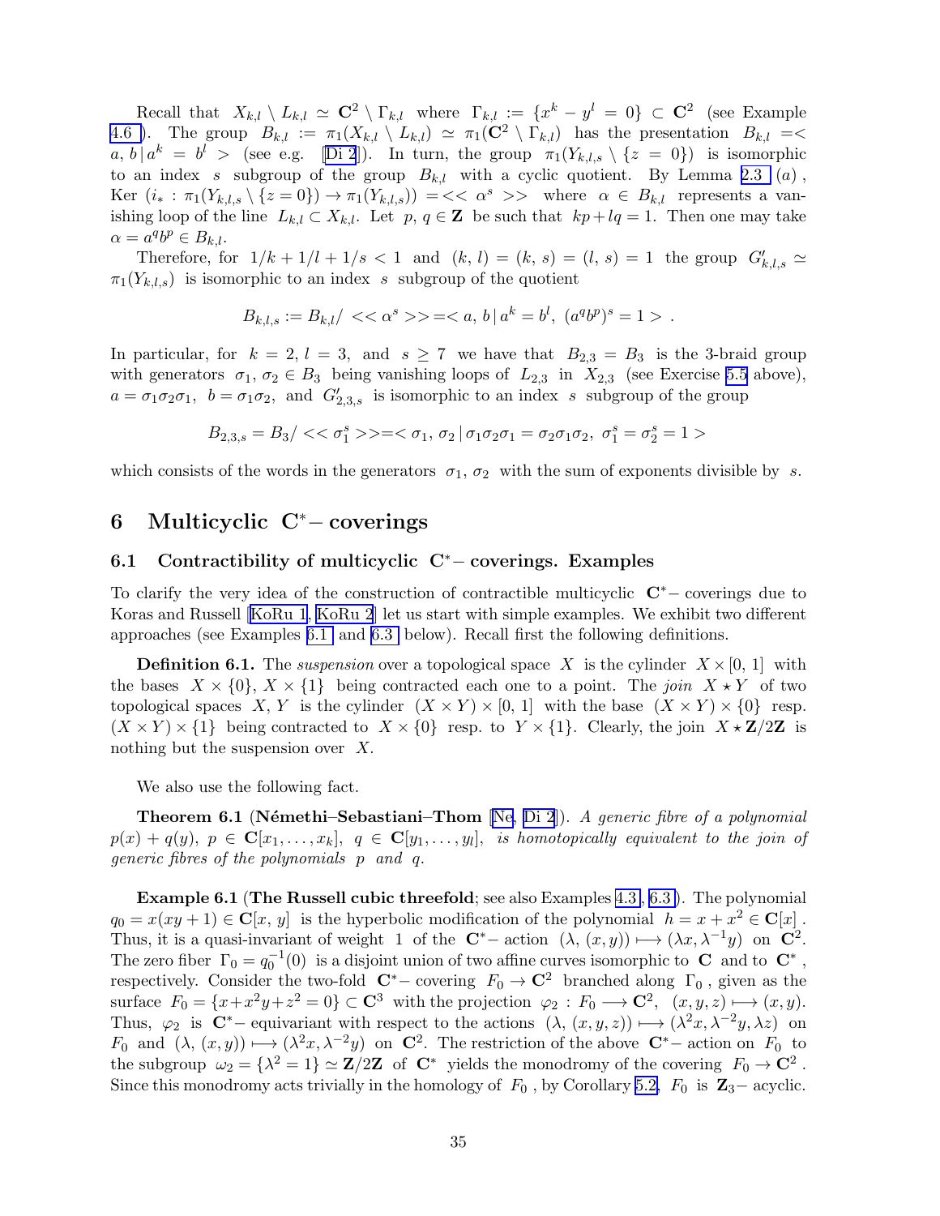Recall that $X_{k,l} \setminus L_{k,l} \simeq \mathbf{C}^2 \setminus \Gamma_{k,l}$ where $\Gamma_{k,l} := \{x^k - y^l = 0\} \subset \mathbf{C}^2$ (see Example 4.6 ). The group $B_{k,l} := \pi_1(X_{k,l} \setminus L_{k,l}) \simeq \pi_1(\mathbf{C}^2 \setminus \Gamma_{k,l})$ has the presentation $B_{k,l} =< a, b \,|\, a^k = b^l >$ (see e.g. [Di 2]). In turn, the group $\pi_1(Y_{k,l,s} \setminus \{z = 0\})$ is isomorphic to an index $s$ subgroup of the group $B_{k,l}$ with a cyclic quotient. By Lemma 2.3 $(a)$, Ker $(i_* : \pi_1(Y_{k,l,s} \setminus \{z = 0\}) \to \pi_1(Y_{k,l,s})) =<< \alpha^s >>$ where $\alpha \in B_{k,l}$ represents a vanishing loop of the line $L_{k,l} \subset X_{k,l}$. Let $p, q \in \mathbf{Z}$ be such that $kp + lq = 1$. Then one may take $\alpha = a^q b^p \in B_{k,l}$.

Therefore, for $1/k + 1/l + 1/s < 1$ and $(k, l) = (k, s) = (l, s) = 1$ the group $G'_{k,l,s} \simeq \pi_1(Y_{k,l,s})$ is isomorphic to an index $s$ subgroup of the quotient

$$B_{k,l,s} := B_{k,l}/ << \alpha^s >> =< a, b \,|\, a^k = b^l,\ (a^q b^p)^s = 1 > .$$

In particular, for $k = 2, l = 3,$ and $s \geq 7$ we have that $B_{2,3} = B_3$ is the 3-braid group with generators $\sigma_1, \sigma_2 \in B_3$ being vanishing loops of $L_{2,3}$ in $X_{2,3}$ (see Exercise 5.5 above), $a = \sigma_1\sigma_2\sigma_1$, $b = \sigma_1\sigma_2$, and $G'_{2,3,s}$ is isomorphic to an index $s$ subgroup of the group

$$B_{2,3,s} = B_3/ << \sigma_1^s >> =< \sigma_1, \sigma_2 \,|\, \sigma_1\sigma_2\sigma_1 = \sigma_2\sigma_1\sigma_2,\ \sigma_1^s = \sigma_2^s = 1 >$$

which consists of the words in the generators $\sigma_1, \sigma_2$ with the sum of exponents divisible by $s$.

# 6 Multicyclic $\mathbf{C}^*-$ coverings

## 6.1 Contractibility of multicyclic $\mathbf{C}^*-$ coverings. Examples

To clarify the very idea of the construction of contractible multicyclic $\mathbf{C}^*-$ coverings due to Koras and Russell [KoRu 1, KoRu 2] let us start with simple examples. We exhibit two different approaches (see Examples 6.1 and 6.3 below). Recall first the following definitions.

**Definition 6.1.** The *suspension* over a topological space $X$ is the cylinder $X \times [0, 1]$ with the bases $X \times \{0\}, X \times \{1\}$ being contracted each one to a point. The *join* $X \star Y$ of two topological spaces $X, Y$ is the cylinder $(X \times Y) \times [0, 1]$ with the base $(X \times Y) \times \{0\}$ resp. $(X \times Y) \times \{1\}$ being contracted to $X \times \{0\}$ resp. to $Y \times \{1\}$. Clearly, the join $X \star \mathbf{Z}/2\mathbf{Z}$ is nothing but the suspension over $X$.

We also use the following fact.

**Theorem 6.1** (**Némethi–Sebastiani–Thom** [Ne, Di 2]). *A generic fibre of a polynomial $p(x) + q(y)$, $p \in \mathbf{C}[x_1, \ldots, x_k]$, $q \in \mathbf{C}[y_1, \ldots, y_l]$, is homotopically equivalent to the join of generic fibres of the polynomials $p$ and $q$.*

**Example 6.1** (**The Russell cubic threefold**; see also Examples 4.3, 6.3). The polynomial $q_0 = x(xy + 1) \in \mathbf{C}[x, y]$ is the hyperbolic modification of the polynomial $h = x + x^2 \in \mathbf{C}[x]$. Thus, it is a quasi-invariant of weight 1 of the $\mathbf{C}^*-$ action $(\lambda, (x, y)) \longmapsto (\lambda x, \lambda^{-1} y)$ on $\mathbf{C}^2$. The zero fiber $\Gamma_0 = q_0^{-1}(0)$ is a disjoint union of two affine curves isomorphic to $\mathbf{C}$ and to $\mathbf{C}^*$, respectively. Consider the two-fold $\mathbf{C}^*-$ covering $F_0 \to \mathbf{C}^2$ branched along $\Gamma_0$, given as the surface $F_0 = \{x + x^2 y + z^2 = 0\} \subset \mathbf{C}^3$ with the projection $\varphi_2 : F_0 \longrightarrow \mathbf{C}^2$, $(x, y, z) \longmapsto (x, y)$. Thus, $\varphi_2$ is $\mathbf{C}^*-$ equivariant with respect to the actions $(\lambda, (x, y, z)) \longmapsto (\lambda^2 x, \lambda^{-2} y, \lambda z)$ on $F_0$ and $(\lambda, (x, y)) \longmapsto (\lambda^2 x, \lambda^{-2} y)$ on $\mathbf{C}^2$. The restriction of the above $\mathbf{C}^*-$ action on $F_0$ to the subgroup $\omega_2 = \{\lambda^2 = 1\} \simeq \mathbf{Z}/2\mathbf{Z}$ of $\mathbf{C}^*$ yields the monodromy of the covering $F_0 \to \mathbf{C}^2$. Since this monodromy acts trivially in the homology of $F_0$, by Corollary 5.2, $F_0$ is $\mathbf{Z}_3-$ acyclic.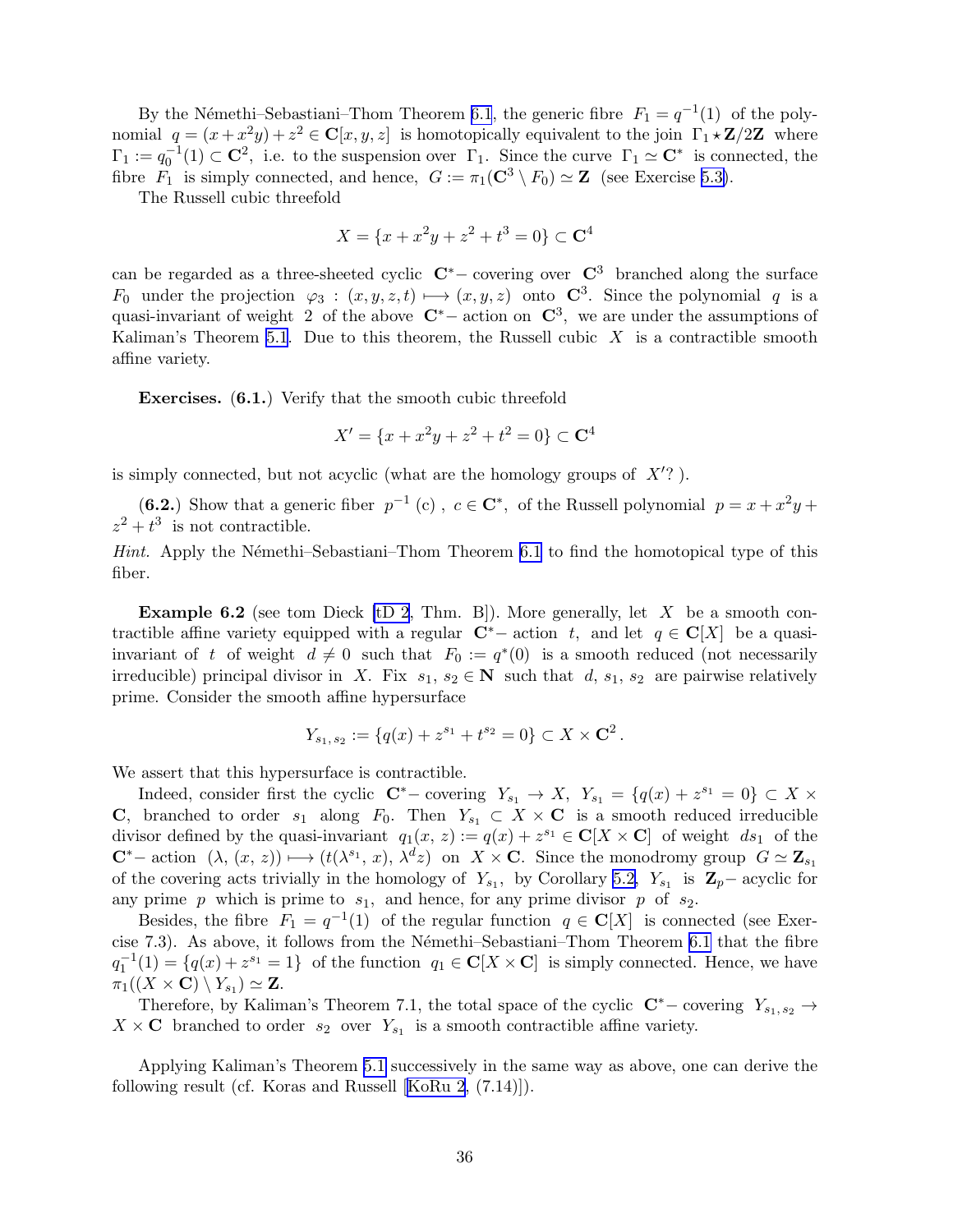By the Némethi–Sebastiani–Thom Theorem 6.1, the generic fibre $F_1 = q^{-1}(1)$ of the polynomial $q = (x + x^2y) + z^2 \in \mathbf{C}[x, y, z]$ is homotopically equivalent to the join $\Gamma_1 \star \mathbf{Z}/2\mathbf{Z}$ where $\Gamma_1 := q_0^{-1}(1) \subset \mathbf{C}^2$, i.e. to the suspension over $\Gamma_1$. Since the curve $\Gamma_1 \simeq \mathbf{C}^*$ is connected, the fibre $F_1$ is simply connected, and hence, $G := \pi_1(\mathbf{C}^3 \setminus F_0) \simeq \mathbf{Z}$ (see Exercise 5.3).

The Russell cubic threefold

$$X = \{x + x^2y + z^2 + t^3 = 0\} \subset \mathbf{C}^4$$

can be regarded as a three-sheeted cyclic $\mathbf{C}^*-$ covering over $\mathbf{C}^3$ branched along the surface $F_0$ under the projection $\varphi_3 : (x, y, z, t) \longmapsto (x, y, z)$ onto $\mathbf{C}^3$. Since the polynomial $q$ is a quasi-invariant of weight 2 of the above $\mathbf{C}^*-$ action on $\mathbf{C}^3$, we are under the assumptions of Kaliman's Theorem 5.1. Due to this theorem, the Russell cubic $X$ is a contractible smooth affine variety.

**Exercises. (6.1.)** Verify that the smooth cubic threefold

$$X' = \{x + x^2y + z^2 + t^2 = 0\} \subset \mathbf{C}^4$$

is simply connected, but not acyclic (what are the homology groups of $X'$? ).

**(6.2.)** Show that a generic fiber $p^{-1}(c)$ , $c \in \mathbf{C}^*$, of the Russell polynomial $p = x + x^2y + z^2 + t^3$ is not contractible.

*Hint.* Apply the Némethi–Sebastiani–Thom Theorem 6.1 to find the homotopical type of this fiber.

**Example 6.2** (see tom Dieck [tD 2, Thm. B]). More generally, let $X$ be a smooth contractible affine variety equipped with a regular $\mathbf{C}^*-$ action $t$, and let $q \in \mathbf{C}[X]$ be a quasi-invariant of $t$ of weight $d \neq 0$ such that $F_0 := q^*(0)$ is a smooth reduced (not necessarily irreducible) principal divisor in $X$. Fix $s_1, s_2 \in \mathbf{N}$ such that $d, s_1, s_2$ are pairwise relatively prime. Consider the smooth affine hypersurface

$$Y_{s_1, s_2} := \{q(x) + z^{s_1} + t^{s_2} = 0\} \subset X \times \mathbf{C}^2 .$$

We assert that this hypersurface is contractible.

Indeed, consider first the cyclic $\mathbf{C}^*-$ covering $Y_{s_1} \to X$, $Y_{s_1} = \{q(x) + z^{s_1} = 0\} \subset X \times \mathbf{C}$, branched to order $s_1$ along $F_0$. Then $Y_{s_1} \subset X \times \mathbf{C}$ is a smooth reduced irreducible divisor defined by the quasi-invariant $q_1(x, z) := q(x) + z^{s_1} \in \mathbf{C}[X \times \mathbf{C}]$ of weight $ds_1$ of the $\mathbf{C}^*-$ action $(\lambda, (x, z)) \longmapsto (t(\lambda^{s_1}, x), \lambda^d z)$ on $X \times \mathbf{C}$. Since the monodromy group $G \simeq \mathbf{Z}_{s_1}$ of the covering acts trivially in the homology of $Y_{s_1}$, by Corollary 5.2, $Y_{s_1}$ is $\mathbf{Z}_p-$ acyclic for any prime $p$ which is prime to $s_1$, and hence, for any prime divisor $p$ of $s_2$.

Besides, the fibre $F_1 = q^{-1}(1)$ of the regular function $q \in \mathbf{C}[X]$ is connected (see Exercise 7.3). As above, it follows from the Némethi–Sebastiani–Thom Theorem 6.1 that the fibre $q_1^{-1}(1) = \{q(x) + z^{s_1} = 1\}$ of the function $q_1 \in \mathbf{C}[X \times \mathbf{C}]$ is simply connected. Hence, we have $\pi_1((X \times \mathbf{C}) \setminus Y_{s_1}) \simeq \mathbf{Z}$.

Therefore, by Kaliman's Theorem 7.1, the total space of the cyclic $\mathbf{C}^*-$ covering $Y_{s_1, s_2} \to X \times \mathbf{C}$ branched to order $s_2$ over $Y_{s_1}$ is a smooth contractible affine variety.

Applying Kaliman's Theorem 5.1 successively in the same way as above, one can derive the following result (cf. Koras and Russell [KoRu 2, (7.14)]).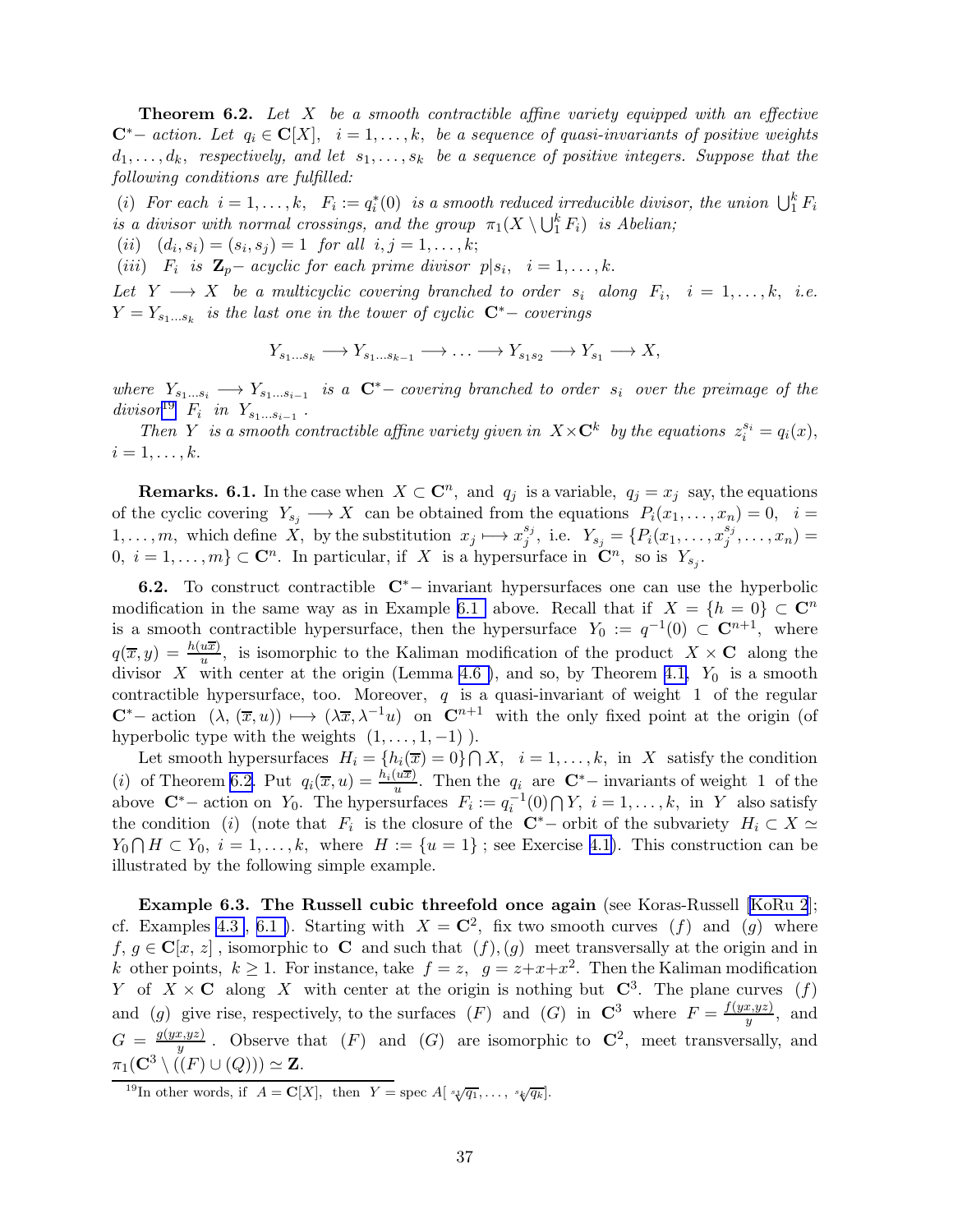**Theorem 6.2.** *Let $X$ be a smooth contractible affine variety equipped with an effective $\mathbf{C}^*-$ action. Let $q_i \in \mathbf{C}[X]$, $i = 1, \ldots, k$, be a sequence of quasi-invariants of positive weights $d_1, \ldots, d_k$, respectively, and let $s_1, \ldots, s_k$ be a sequence of positive integers. Suppose that the following conditions are fulfilled:*

*(i) For each $i = 1, \ldots, k$, $F_i := q_i^*(0)$ is a smooth reduced irreducible divisor, the union $\bigcup_1^k F_i$ is a divisor with normal crossings, and the group $\pi_1(X \setminus \bigcup_1^k F_i)$ is Abelian;*

*(ii) $(d_i, s_i) = (s_i, s_j) = 1$ for all $i, j = 1, \ldots, k$;*

*(iii) $F_i$ is $\mathbf{Z}_p-$ acyclic for each prime divisor $p | s_i$, $i = 1, \ldots, k$.*

*Let $Y \longrightarrow X$ be a multicyclic covering branched to order $s_i$ along $F_i$, $i = 1, \ldots, k$, i.e. $Y = Y_{s_1 \ldots s_k}$ is the last one in the tower of cyclic $\mathbf{C}^*-$ coverings*

$$Y_{s_1 \ldots s_k} \longrightarrow Y_{s_1 \ldots s_{k-1}} \longrightarrow \ldots \longrightarrow Y_{s_1 s_2} \longrightarrow Y_{s_1} \longrightarrow X,$$

*where $Y_{s_1 \ldots s_i} \longrightarrow Y_{s_1 \ldots s_{i-1}}$ is a $\mathbf{C}^*-$ covering branched to order $s_i$ over the preimage of the divisor*[19] *$F_i$ in $Y_{s_1 \ldots s_{i-1}}$.*

*Then $Y$ is a smooth contractible affine variety given in $X \times \mathbf{C}^k$ by the equations $z_i^{s_i} = q_i(x)$, $i = 1, \ldots, k$.*

**Remarks. 6.1.** In the case when $X \subset \mathbf{C}^n$, and $q_j$ is a variable, $q_j = x_j$ say, the equations of the cyclic covering $Y_{s_j} \longrightarrow X$ can be obtained from the equations $P_i(x_1, \ldots, x_n) = 0$, $i = 1, \ldots, m$, which define $X$, by the substitution $x_j \longmapsto x_j^{s_j}$, i.e. $Y_{s_j} = \{P_i(x_1, \ldots, x_j^{s_j}, \ldots, x_n) = 0,\ i = 1, \ldots, m\} \subset \mathbf{C}^n$. In particular, if $X$ is a hypersurface in $\mathbf{C}^n$, so is $Y_{s_j}$.

**6.2.** To construct contractible $\mathbf{C}^*-$ invariant hypersurfaces one can use the hyperbolic modification in the same way as in Example 6.1 above. Recall that if $X = \{h = 0\} \subset \mathbf{C}^n$ is a smooth contractible hypersurface, then the hypersurface $Y_0 := q^{-1}(0) \subset \mathbf{C}^{n+1}$, where $q(\overline{x}, y) = \frac{h(u\overline{x})}{u}$, is isomorphic to the Kaliman modification of the product $X \times \mathbf{C}$ along the divisor $X$ with center at the origin (Lemma 4.6 ), and so, by Theorem 4.1, $Y_0$ is a smooth contractible hypersurface, too. Moreover, $q$ is a quasi-invariant of weight $1$ of the regular $\mathbf{C}^*-$ action $(\lambda, (\overline{x}, u)) \longmapsto (\lambda \overline{x}, \lambda^{-1} u)$ on $\mathbf{C}^{n+1}$ with the only fixed point at the origin (of hyperbolic type with the weights $(1, \ldots, 1, -1)$ ).

Let smooth hypersurfaces $H_i = \{h_i(\overline{x}) = 0\} \bigcap X$, $i = 1, \ldots, k$, in $X$ satisfy the condition $(i)$ of Theorem 6.2. Put $q_i(\overline{x}, u) = \frac{h_i(u\overline{x})}{u}$. Then the $q_i$ are $\mathbf{C}^*-$ invariants of weight $1$ of the above $\mathbf{C}^*-$ action on $Y_0$. The hypersurfaces $F_i := q_i^{-1}(0) \bigcap Y$, $i = 1, \ldots, k$, in $Y$ also satisfy the condition $(i)$ (note that $F_i$ is the closure of the $\mathbf{C}^*-$ orbit of the subvariety $H_i \subset X \simeq Y_0 \bigcap H \subset Y_0$, $i = 1, \ldots, k$, where $H := \{u = 1\}$ ; see Exercise 4.1). This construction can be illustrated by the following simple example.

**Example 6.3. The Russell cubic threefold once again** (see Koras-Russell [KoRu 2]; cf. Examples 4.3 , 6.1 ). Starting with $X = \mathbf{C}^2$, fix two smooth curves $(f)$ and $(g)$ where $f, g \in \mathbf{C}[x, z]$ , isomorphic to $\mathbf{C}$ and such that $(f), (g)$ meet transversally at the origin and in $k$ other points, $k \geq 1$. For instance, take $f = z$, $g = z + x + x^2$. Then the Kaliman modification $Y$ of $X \times \mathbf{C}$ along $X$ with center at the origin is nothing but $\mathbf{C}^3$. The plane curves $(f)$ and $(g)$ give rise, respectively, to the surfaces $(F)$ and $(G)$ in $\mathbf{C}^3$ where $F = \frac{f(yx, yz)}{y}$, and $G = \frac{g(yx, yz)}{y}$ . Observe that $(F)$ and $(G)$ are isomorphic to $\mathbf{C}^2$, meet transversally, and $\pi_1(\mathbf{C}^3 \setminus ((F) \cup (Q))) \simeq \mathbf{Z}$.

---

[19] In other words, if $A = \mathbf{C}[X]$, then $Y = \operatorname{spec} A[\sqrt[s_1]{q_1}, \ldots, \sqrt[s_k]{q_k}]$.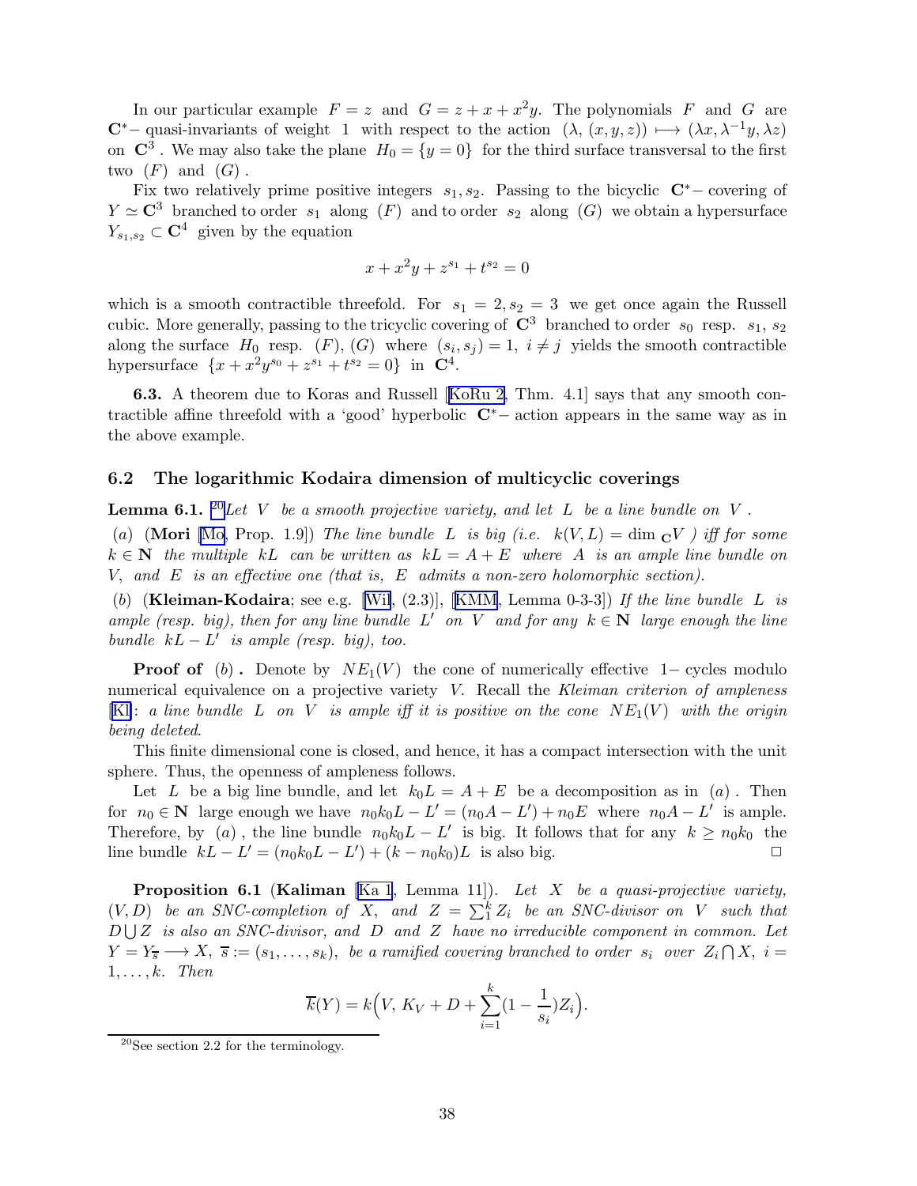In our particular example $F = z$ and $G = z + x + x^2 y$. The polynomials $F$ and $G$ are $\mathbf{C}^*$− quasi-invariants of weight 1 with respect to the action $(\lambda, (x, y, z)) \longmapsto (\lambda x, \lambda^{-1} y, \lambda z)$ on $\mathbf{C}^3$. We may also take the plane $H_0 = \{y = 0\}$ for the third surface transversal to the first two $(F)$ and $(G)$.

Fix two relatively prime positive integers $s_1, s_2$. Passing to the bicyclic $\mathbf{C}^*$− covering of $Y \simeq \mathbf{C}^3$ branched to order $s_1$ along $(F)$ and to order $s_2$ along $(G)$ we obtain a hypersurface $Y_{s_1,s_2} \subset \mathbf{C}^4$ given by the equation

$$x + x^2 y + z^{s_1} + t^{s_2} = 0$$

which is a smooth contractible threefold. For $s_1 = 2, s_2 = 3$ we get once again the Russell cubic. More generally, passing to the tricyclic covering of $\mathbf{C}^3$ branched to order $s_0$ resp. $s_1$, $s_2$ along the surface $H_0$ resp. $(F), (G)$ where $(s_i, s_j) = 1,\ i \neq j$ yields the smooth contractible hypersurface $\{x + x^2 y^{s_0} + z^{s_1} + t^{s_2} = 0\}$ in $\mathbf{C}^4$.

**6.3.** A theorem due to Koras and Russell [KoRu 2, Thm. 4.1] says that any smooth contractible affine threefold with a 'good' hyperbolic $\mathbf{C}^*$− action appears in the same way as in the above example.

## 6.2 The logarithmic Kodaira dimension of multicyclic coverings

**Lemma 6.1.** [20]*Let $V$ be a smooth projective variety, and let $L$ be a line bundle on $V$.*

(*a*) (**Mori** [Mo, Prop. 1.9]) *The line bundle $L$ is big (i.e. $k(V, L) = \dim_{\mathbf{C}} V$) iff for some $k \in \mathbf{N}$ the multiple $kL$ can be written as $kL = A + E$ where $A$ is an ample line bundle on $V$, and $E$ is an effective one (that is, $E$ admits a non-zero holomorphic section).*

(*b*) (**Kleiman-Kodaira**; see e.g. [Wi, (2.3)], [KMM, Lemma 0-3-3]) *If the line bundle $L$ is ample (resp. big), then for any line bundle $L'$ on $V$ and for any $k \in \mathbf{N}$ large enough the line bundle $kL - L'$ is ample (resp. big), too.*

**Proof of** (*b*) **.** Denote by $NE_1(V)$ the cone of numerically effective 1− cycles modulo numerical equivalence on a projective variety $V$. Recall the *Kleiman criterion of ampleness* [Kl]: *a line bundle $L$ on $V$ is ample iff it is positive on the cone $NE_1(V)$ with the origin being deleted*.

This finite dimensional cone is closed, and hence, it has a compact intersection with the unit sphere. Thus, the openness of ampleness follows.

Let $L$ be a big line bundle, and let $k_0 L = A + E$ be a decomposition as in (*a*) . Then for $n_0 \in \mathbf{N}$ large enough we have $n_0 k_0 L - L' = (n_0 A - L') + n_0 E$ where $n_0 A - L'$ is ample. Therefore, by (*a*) , the line bundle $n_0 k_0 L - L'$ is big. It follows that for any $k \geq n_0 k_0$ the line bundle $kL - L' = (n_0 k_0 L - L') + (k - n_0 k_0) L$ is also big. □

**Proposition 6.1** (**Kaliman** [Ka 1, Lemma 11]). *Let $X$ be a quasi-projective variety, $(V, D)$ be an SNC-completion of $X$, and $Z = \sum_1^k Z_i$ be an SNC-divisor on $V$ such that $D \bigcup Z$ is also an SNC-divisor, and $D$ and $Z$ have no irreducible component in common. Let $Y = Y_{\overline{s}} \longrightarrow X$, $\overline{s} := (s_1, \ldots, s_k)$, be a ramified covering branched to order $s_i$ over $Z_i \bigcap X$, $i = 1, \ldots, k$. Then*

$$\overline{k}(Y) = k\Big(V,\ K_V + D + \sum_{i=1}^{k} (1 - \frac{1}{s_i}) Z_i\Big).$$

[20] See section 2.2 for the terminology.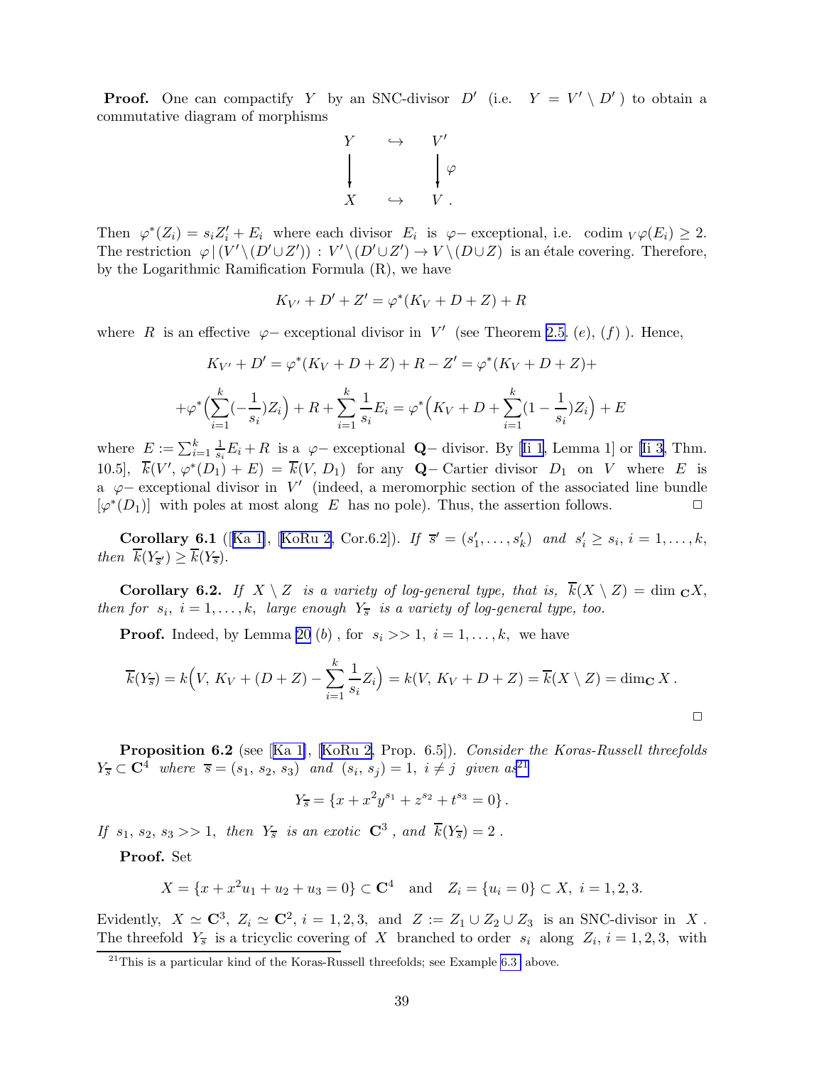**Proof.** One can compactify $Y$ by an SNC-divisor $D'$ (i.e. $Y = V' \setminus D'$ ) to obtain a commutative diagram of morphisms

$$\begin{array}{ccc} Y & \hookrightarrow & V' \\ \Big\downarrow & & \Big\downarrow \varphi \\ X & \hookrightarrow & V\,. \end{array}$$

Then $\varphi^*(Z_i) = s_i Z'_i + E_i$ where each divisor $E_i$ is $\varphi-$ exceptional, i.e. $\operatorname{codim}_V \varphi(E_i) \ge 2$. The restriction $\varphi \,|\, (V' \setminus (D' \cup Z')) : V' \setminus (D' \cup Z') \to V \setminus (D \cup Z)$ is an étale covering. Therefore, by the Logarithmic Ramification Formula (R), we have

$$K_{V'} + D' + Z' = \varphi^*(K_V + D + Z) + R$$

where $R$ is an effective $\varphi-$ exceptional divisor in $V'$ (see Theorem 2.5. $(e)$, $(f)$ ). Hence,

$$K_{V'} + D' = \varphi^*(K_V + D + Z) + R - Z' = \varphi^*(K_V + D + Z) +$$

$$+ \varphi^*\Big(\sum_{i=1}^k (-\frac{1}{s_i}) Z_i\Big) + R + \sum_{i=1}^k \frac{1}{s_i} E_i = \varphi^*\Big(K_V + D + \sum_{i=1}^k (1 - \frac{1}{s_i}) Z_i\Big) + E$$

where $E := \sum_{i=1}^k \frac{1}{s_i} E_i + R$ is a $\varphi-$ exceptional $\mathbf{Q}-$ divisor. By [Ii 1, Lemma 1] or [Ii 3, Thm. 10.5], $\overline{k}(V', \varphi^*(D_1) + E) = \overline{k}(V, D_1)$ for any $\mathbf{Q}-$ Cartier divisor $D_1$ on $V$ where $E$ is a $\varphi-$ exceptional divisor in $V'$ (indeed, a meromorphic section of the associated line bundle $[\varphi^*(D_1)]$ with poles at most along $E$ has no pole). Thus, the assertion follows. $\square$

**Corollary 6.1** ([Ka 1], [KoRu 2, Cor.6.2]). *If* $\overline{s}' = (s'_1, \ldots, s'_k)$ *and* $s'_i \ge s_i,\ i = 1, \ldots, k$, *then* $\overline{k}(Y_{\overline{s}'}) \ge \overline{k}(Y_{\overline{s}})$.

**Corollary 6.2.** *If* $X \setminus Z$ *is a variety of log-general type, that is,* $\overline{k}(X \setminus Z) = \dim_{\mathbf{C}} X$, *then for* $s_i,\ i = 1, \ldots, k$, *large enough* $Y_{\overline{s}}$ *is a variety of log-general type, too.*

**Proof.** Indeed, by Lemma 20 $(b)$ , for $s_i >> 1,\ i = 1, \ldots, k$, we have

$$\overline{k}(Y_{\overline{s}}) = k\Big(V,\, K_V + (D + Z) - \sum_{i=1}^k \frac{1}{s_i} Z_i\Big) = k(V,\, K_V + D + Z) = \overline{k}(X \setminus Z) = \dim_{\mathbf{C}} X\,.$$

$\square$

**Proposition 6.2** (see [Ka 1], [KoRu 2, Prop. 6.5]). *Consider the Koras-Russell threefolds* $Y_{\overline{s}} \subset \mathbf{C}^4$ *where* $\overline{s} = (s_1,\, s_2,\, s_3)$ *and* $(s_i,\, s_j) = 1,\ i \ne j$ *given as*[21]

$$Y_{\overline{s}} = \{x + x^2 y^{s_1} + z^{s_2} + t^{s_3} = 0\}\,.$$

*If* $s_1,\, s_2,\, s_3 >> 1$, *then* $Y_{\overline{s}}$ *is an exotic* $\mathbf{C}^3$ , *and* $\overline{k}(Y_{\overline{s}}) = 2$ .

**Proof.** Set

$$X = \{x + x^2 u_1 + u_2 + u_3 = 0\} \subset \mathbf{C}^4 \quad \text{and} \quad Z_i = \{u_i = 0\} \subset X,\ i = 1, 2, 3.$$

Evidently, $X \simeq \mathbf{C}^3$, $Z_i \simeq \mathbf{C}^2,\ i = 1, 2, 3$, and $Z := Z_1 \cup Z_2 \cup Z_3$ is an SNC-divisor in $X$ . The threefold $Y_{\overline{s}}$ is a tricyclic covering of $X$ branched to order $s_i$ along $Z_i,\ i = 1, 2, 3$, with

[21] This is a particular kind of the Koras-Russell threefolds; see Example 6.3 above.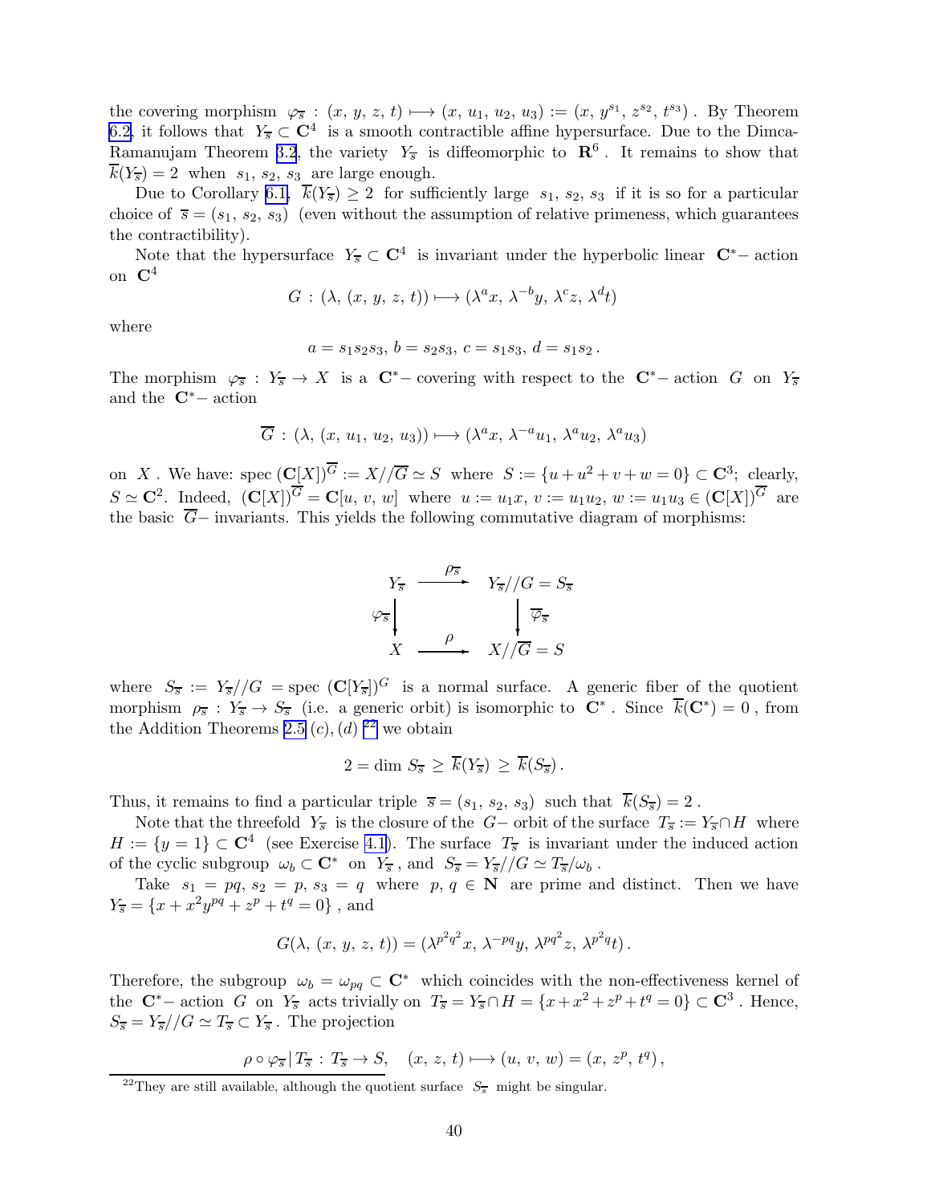the covering morphism $\varphi_{\overline{s}}\,:\,(x,\,y,\,z,\,t)\longmapsto(x,\,u_1,\,u_2,\,u_3):=(x,\,y^{s_1},\,z^{s_2},\,t^{s_3})$ . By Theorem 6.2, it follows that $Y_{\overline{s}}\subset\mathbf{C}^4$ is a smooth contractible affine hypersurface. Due to the Dimca-Ramanujam Theorem 3.2, the variety $Y_{\overline{s}}$ is diffeomorphic to $\mathbf{R}^6$ . It remains to show that $\overline{k}(Y_{\overline{s}})=2$ when $s_1,\,s_2,\,s_3$ are large enough.

Due to Corollary 6.1, $\overline{k}(Y_{\overline{s}})\geq 2$ for sufficiently large $s_1,\,s_2,\,s_3$ if it is so for a particular choice of $\overline{s}=(s_1,\,s_2,\,s_3)$ (even without the assumption of relative primeness, which guarantees the contractibility).

Note that the hypersurface $Y_{\overline{s}}\subset\mathbf{C}^4$ is invariant under the hyperbolic linear $\mathbf{C}^*-$ action on $\mathbf{C}^4$

$$G\,:\,(\lambda,\,(x,\,y,\,z,\,t))\longmapsto(\lambda^a x,\,\lambda^{-b}y,\,\lambda^c z,\,\lambda^d t)$$

where

$$a=s_1s_2s_3,\,b=s_2s_3,\,c=s_1s_3,\,d=s_1s_2\,.$$

The morphism $\varphi_{\overline{s}}\,:\,Y_{\overline{s}}\to X$ is a $\mathbf{C}^*-$ covering with respect to the $\mathbf{C}^*-$ action $G$ on $Y_{\overline{s}}$ and the $\mathbf{C}^*-$ action

$$\overline{G}\,:\,(\lambda,\,(x,\,u_1,\,u_2,\,u_3))\longmapsto(\lambda^a x,\,\lambda^{-a}u_1,\,\lambda^a u_2,\,\lambda^a u_3)$$

on $X$ . We have: spec $(\mathbf{C}[X])^{\overline{G}}:=X//\overline{G}\simeq S$ where $S:=\{u+u^2+v+w=0\}\subset\mathbf{C}^3$; clearly, $S\simeq\mathbf{C}^2$. Indeed, $(\mathbf{C}[X])^{\overline{G}}=\mathbf{C}[u,\,v,\,w]$ where $u:=u_1x,\,v:=u_1u_2,\,w:=u_1u_3\in(\mathbf{C}[X])^{\overline{G}}$ are the basic $\overline{G}-$ invariants. This yields the following commutative diagram of morphisms:

$$\begin{array}{ccc} Y_{\overline{s}} & \xrightarrow{\rho_{\overline{s}}} & Y_{\overline{s}}//G=S_{\overline{s}} \\ \varphi_{\overline{s}}\big\downarrow & & \big\downarrow\overline{\varphi}_{\overline{s}} \\ X & \xrightarrow{\rho} & X//\overline{G}=S \end{array}$$

where $S_{\overline{s}}:=Y_{\overline{s}}//G=\text{spec}\,(\mathbf{C}[Y_{\overline{s}}])^G$ is a normal surface. A generic fiber of the quotient morphism $\rho_{\overline{s}}\,:\,Y_{\overline{s}}\to S_{\overline{s}}$ (i.e. a generic orbit) is isomorphic to $\mathbf{C}^*$ . Since $\overline{k}(\mathbf{C}^*)=0$ , from the Addition Theorems 2.5 $(c),(d)$ [22] we obtain

$$2=\dim\,S_{\overline{s}}\,\geq\,\overline{k}(Y_{\overline{s}})\,\geq\,\overline{k}(S_{\overline{s}})\,.$$

Thus, it remains to find a particular triple $\overline{s}=(s_1,\,s_2,\,s_3)$ such that $\overline{k}(S_{\overline{s}})=2$ .

Note that the threefold $Y_{\overline{s}}$ is the closure of the $G-$ orbit of the surface $T_{\overline{s}}:=Y_{\overline{s}}\cap H$ where $H:=\{y=1\}\subset\mathbf{C}^4$ (see Exercise 4.1). The surface $T_{\overline{s}}$ is invariant under the induced action of the cyclic subgroup $\omega_b\subset\mathbf{C}^*$ on $Y_{\overline{s}}$ , and $S_{\overline{s}}=Y_{\overline{s}}//G\simeq T_{\overline{s}}/\omega_b$ .

Take $s_1=pq,\,s_2=p,\,s_3=q$ where $p,\,q\in\mathbf{N}$ are prime and distinct. Then we have $Y_{\overline{s}}=\{x+x^2y^{pq}+z^p+t^q=0\}$ , and

$$G(\lambda,\,(x,\,y,\,z,\,t))=(\lambda^{p^2q^2}x,\,\lambda^{-pq}y,\,\lambda^{pq^2}z,\,\lambda^{p^2q}t)\,.$$

Therefore, the subgroup $\omega_b=\omega_{pq}\subset\mathbf{C}^*$ which coincides with the non-effectiveness kernel of the $\mathbf{C}^*-$ action $G$ on $Y_{\overline{s}}$ acts trivially on $T_{\overline{s}}=Y_{\overline{s}}\cap H=\{x+x^2+z^p+t^q=0\}\subset\mathbf{C}^3$ . Hence, $S_{\overline{s}}=Y_{\overline{s}}//G\simeq T_{\overline{s}}\subset Y_{\overline{s}}$ . The projection

$$\rho\circ\varphi_{\overline{s}}\,|\,T_{\overline{s}}\,:\,T_{\overline{s}}\to S,\quad(x,\,z,\,t)\longmapsto(u,\,v,\,w)=(x,\,z^p,\,t^q)\,,$$

[22] They are still available, although the quotient surface $S_{\overline{s}}$ might be singular.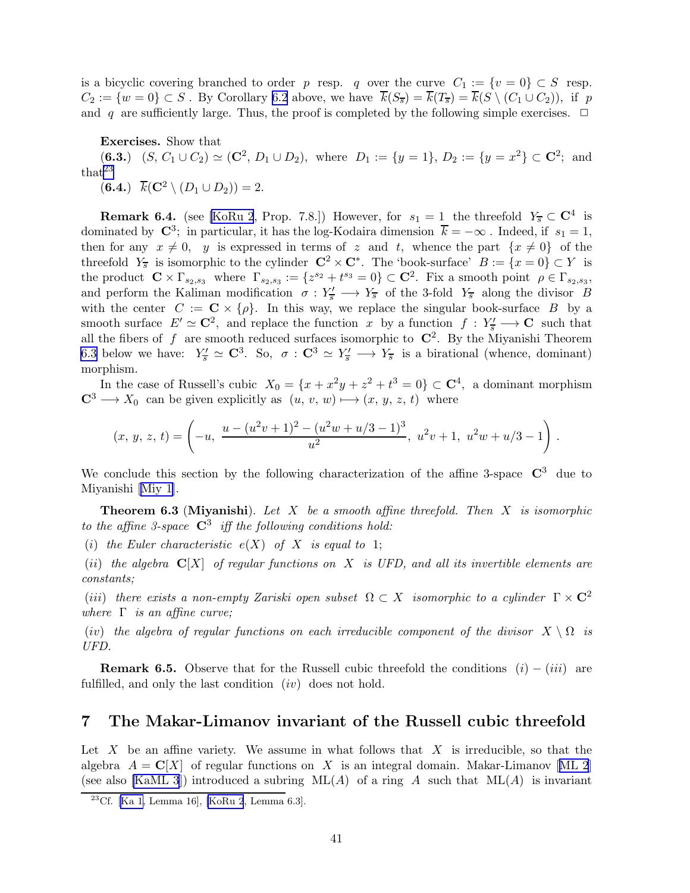is a bicyclic covering branched to order $p$ resp. $q$ over the curve $C_1 := \{v = 0\} \subset S$ resp. $C_2 := \{w = 0\} \subset S$. By Corollary 6.2 above, we have $\overline{k}(S_{\overline{s}}) = \overline{k}(T_{\overline{s}}) = \overline{k}(S \setminus (C_1 \cup C_2))$, if $p$ and $q$ are sufficiently large. Thus, the proof is completed by the following simple exercises. $\Box$

**Exercises.** Show that

**(6.3.)** $(S, C_1 \cup C_2) \simeq (\mathbf{C}^2, D_1 \cup D_2)$, where $D_1 := \{y = 1\}$, $D_2 := \{y = x^2\} \subset \mathbf{C}^2$; and that[23]

**(6.4.)** $\overline{k}(\mathbf{C}^2 \setminus (D_1 \cup D_2)) = 2$.

**Remark 6.4.** (see [KoRu 2, Prop. 7.8.]) However, for $s_1 = 1$ the threefold $Y_{\overline{s}} \subset \mathbf{C}^4$ is dominated by $\mathbf{C}^3$; in particular, it has the log-Kodaira dimension $\overline{k} = -\infty$. Indeed, if $s_1 = 1$, then for any $x \neq 0$, $y$ is expressed in terms of $z$ and $t$, whence the part $\{x \neq 0\}$ of the threefold $Y_{\overline{s}}$ is isomorphic to the cylinder $\mathbf{C}^2 \times \mathbf{C}^*$. The 'book-surface' $B := \{x = 0\} \subset Y$ is the product $\mathbf{C} \times \Gamma_{s_2,s_3}$ where $\Gamma_{s_2,s_3} := \{z^{s_2} + t^{s_3} = 0\} \subset \mathbf{C}^2$. Fix a smooth point $\rho \in \Gamma_{s_2,s_3}$, and perform the Kaliman modification $\sigma : Y'_{\overline{s}} \longrightarrow Y_{\overline{s}}$ of the 3-fold $Y_{\overline{s}}$ along the divisor $B$ with the center $C := \mathbf{C} \times \{\rho\}$. In this way, we replace the singular book-surface $B$ by a smooth surface $E' \simeq \mathbf{C}^2$, and replace the function $x$ by a function $f : Y'_{\overline{s}} \longrightarrow \mathbf{C}$ such that all the fibers of $f$ are smooth reduced surfaces isomorphic to $\mathbf{C}^2$. By the Miyanishi Theorem 6.3 below we have: $Y'_{\overline{s}} \simeq \mathbf{C}^3$. So, $\sigma : \mathbf{C}^3 \simeq Y'_{\overline{s}} \longrightarrow Y_{\overline{s}}$ is a birational (whence, dominant) morphism.

In the case of Russell's cubic $X_0 = \{x + x^2y + z^2 + t^3 = 0\} \subset \mathbf{C}^4$, a dominant morphism $\mathbf{C}^3 \longrightarrow X_0$ can be given explicitly as $(u, v, w) \longmapsto (x, y, z, t)$ where

$$(x, y, z, t) = \left( -u,\ \frac{u - (u^2v+1)^2 - (u^2w + u/3 - 1)^3}{u^2},\ u^2v + 1,\ u^2w + u/3 - 1 \right).$$

We conclude this section by the following characterization of the affine 3-space $\mathbf{C}^3$ due to Miyanishi [Miy 1].

**Theorem 6.3** (**Miyanishi**). *Let $X$ be a smooth affine threefold. Then $X$ is isomorphic to the affine 3-space $\mathbf{C}^3$ iff the following conditions hold:*

*(i) the Euler characteristic $e(X)$ of $X$ is equal to 1;*

*(ii) the algebra $\mathbf{C}[X]$ of regular functions on $X$ is UFD, and all its invertible elements are constants;*

*(iii) there exists a non-empty Zariski open subset $\Omega \subset X$ isomorphic to a cylinder $\Gamma \times \mathbf{C}^2$ where $\Gamma$ is an affine curve;*

*(iv) the algebra of regular functions on each irreducible component of the divisor $X \setminus \Omega$ is UFD.*

**Remark 6.5.** Observe that for the Russell cubic threefold the conditions $(i) - (iii)$ are fulfilled, and only the last condition $(iv)$ does not hold.

## 7 The Makar-Limanov invariant of the Russell cubic threefold

Let $X$ be an affine variety. We assume in what follows that $X$ is irreducible, so that the algebra $A = \mathbf{C}[X]$ of regular functions on $X$ is an integral domain. Makar-Limanov [ML 2] (see also [KaML 3]) introduced a subring $\mathrm{ML}(A)$ of a ring $A$ such that $\mathrm{ML}(A)$ is invariant

[23] Cf. [Ka 1, Lemma 16], [KoRu 2, Lemma 6.3].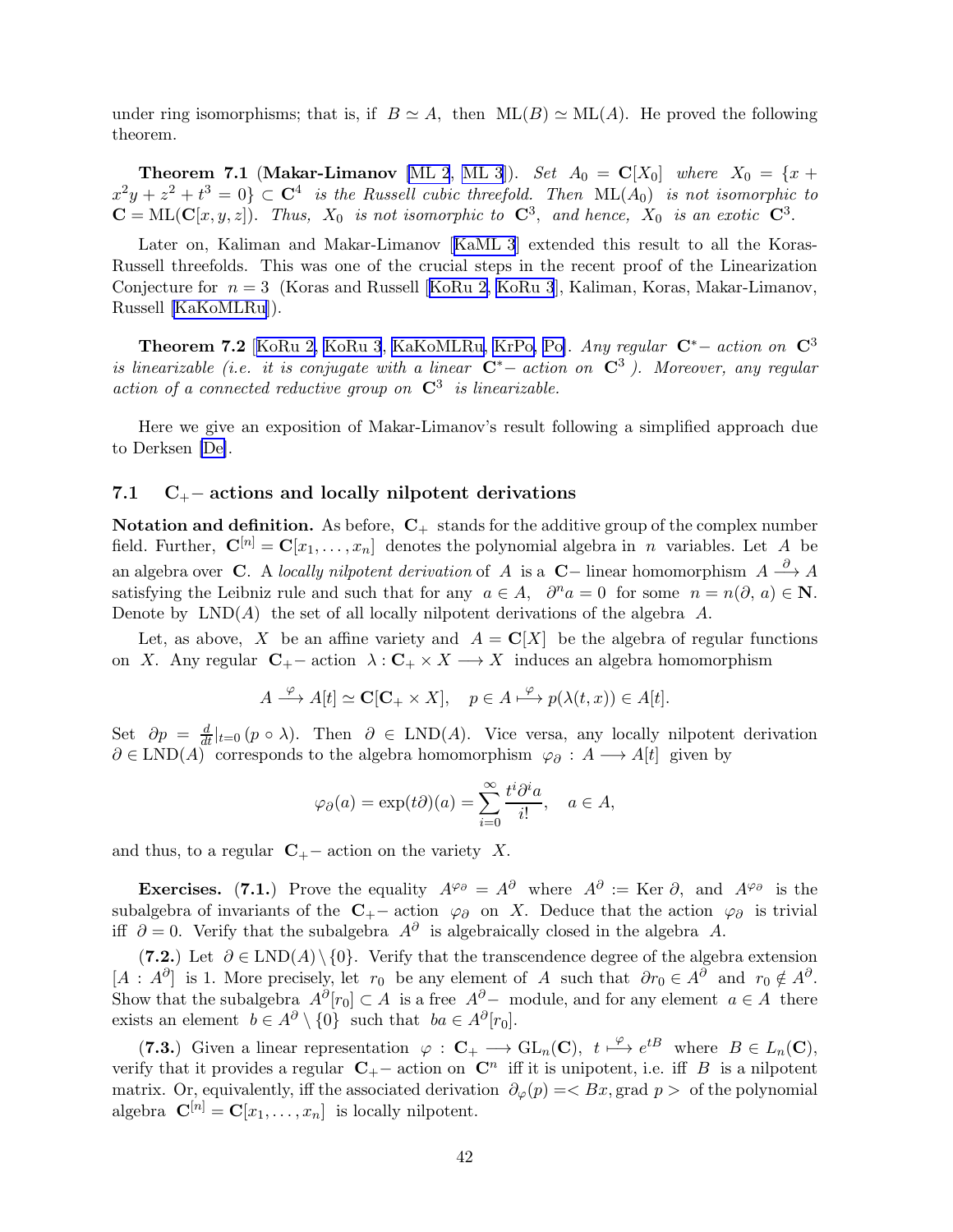under ring isomorphisms; that is, if $B \simeq A$, then $\mathrm{ML}(B) \simeq \mathrm{ML}(A)$. He proved the following theorem.

**Theorem 7.1** (**Makar-Limanov** [ML 2, ML 3]). *Set $A_0 = \mathbf{C}[X_0]$ where $X_0 = \{x + x^2y + z^2 + t^3 = 0\} \subset \mathbf{C}^4$ is the Russell cubic threefold. Then $\mathrm{ML}(A_0)$ is not isomorphic to $\mathbf{C} = \mathrm{ML}(\mathbf{C}[x, y, z])$. Thus, $X_0$ is not isomorphic to $\mathbf{C}^3$, and hence, $X_0$ is an exotic $\mathbf{C}^3$.*

Later on, Kaliman and Makar-Limanov [KaML 3] extended this result to all the Koras-Russell threefolds. This was one of the crucial steps in the recent proof of the Linearization Conjecture for $n = 3$ (Koras and Russell [KoRu 2, KoRu 3], Kaliman, Koras, Makar-Limanov, Russell [KaKoMLRu]).

**Theorem 7.2** [KoRu 2, KoRu 3, KaKoMLRu, KrPo, Po]. *Any regular $\mathbf{C}^*-$ action on $\mathbf{C}^3$ is linearizable (i.e. it is conjugate with a linear $\mathbf{C}^*-$ action on $\mathbf{C}^3$ ). Moreover, any regular action of a connected reductive group on $\mathbf{C}^3$ is linearizable.*

Here we give an exposition of Makar-Limanov's result following a simplified approach due to Derksen [De].

### 7.1 $\mathbf{C}_+-$ actions and locally nilpotent derivations

**Notation and definition.** As before, $\mathbf{C}_+$ stands for the additive group of the complex number field. Further, $\mathbf{C}^{[n]} = \mathbf{C}[x_1, \ldots, x_n]$ denotes the polynomial algebra in $n$ variables. Let $A$ be an algebra over $\mathbf{C}$. A *locally nilpotent derivation* of $A$ is a $\mathbf{C}-$ linear homomorphism $A \stackrel{\partial}{\longrightarrow} A$ satisfying the Leibniz rule and such that for any $a \in A$, $\partial^n a = 0$ for some $n = n(\partial, a) \in \mathbf{N}$. Denote by $\mathrm{LND}(A)$ the set of all locally nilpotent derivations of the algebra $A$.

Let, as above, $X$ be an affine variety and $A = \mathbf{C}[X]$ be the algebra of regular functions on $X$. Any regular $\mathbf{C}_+-$ action $\lambda : \mathbf{C}_+ \times X \longrightarrow X$ induces an algebra homomorphism

$$A \stackrel{\varphi}{\longrightarrow} A[t] \simeq \mathbf{C}[\mathbf{C}_+ \times X], \quad p \in A \stackrel{\varphi}{\longmapsto} p(\lambda(t, x)) \in A[t].$$

Set $\partial p = \frac{d}{dt}|_{t=0} (p \circ \lambda)$. Then $\partial \in \mathrm{LND}(A)$. Vice versa, any locally nilpotent derivation $\partial \in \mathrm{LND}(A)$ corresponds to the algebra homomorphism $\varphi_\partial : A \longrightarrow A[t]$ given by

$$\varphi_\partial(a) = \exp(t\partial)(a) = \sum_{i=0}^{\infty} \frac{t^i \partial^i a}{i!}, \quad a \in A,$$

and thus, to a regular $\mathbf{C}_+-$ action on the variety $X$.

**Exercises.** **(7.1.)** Prove the equality $A^{\varphi_\partial} = A^\partial$ where $A^\partial := \mathrm{Ker}\, \partial$, and $A^{\varphi_\partial}$ is the subalgebra of invariants of the $\mathbf{C}_+-$ action $\varphi_\partial$ on $X$. Deduce that the action $\varphi_\partial$ is trivial iff $\partial = 0$. Verify that the subalgebra $A^\partial$ is algebraically closed in the algebra $A$.

**(7.2.)** Let $\partial \in \mathrm{LND}(A) \setminus \{0\}$. Verify that the transcendence degree of the algebra extension $[A : A^\partial]$ is 1. More precisely, let $r_0$ be any element of $A$ such that $\partial r_0 \in A^\partial$ and $r_0 \notin A^\partial$. Show that the subalgebra $A^\partial[r_0] \subset A$ is a free $A^\partial-$ module, and for any element $a \in A$ there exists an element $b \in A^\partial \setminus \{0\}$ such that $ba \in A^\partial[r_0]$.

**(7.3.)** Given a linear representation $\varphi : \mathbf{C}_+ \longrightarrow \mathrm{GL}_n(\mathbf{C})$, $t \stackrel{\varphi}{\longmapsto} e^{tB}$ where $B \in L_n(\mathbf{C})$, verify that it provides a regular $\mathbf{C}_+-$ action on $\mathbf{C}^n$ iff it is unipotent, i.e. iff $B$ is a nilpotent matrix. Or, equivalently, iff the associated derivation $\partial_\varphi(p) = < Bx, \mathrm{grad}\, p >$ of the polynomial algebra $\mathbf{C}^{[n]} = \mathbf{C}[x_1, \ldots, x_n]$ is locally nilpotent.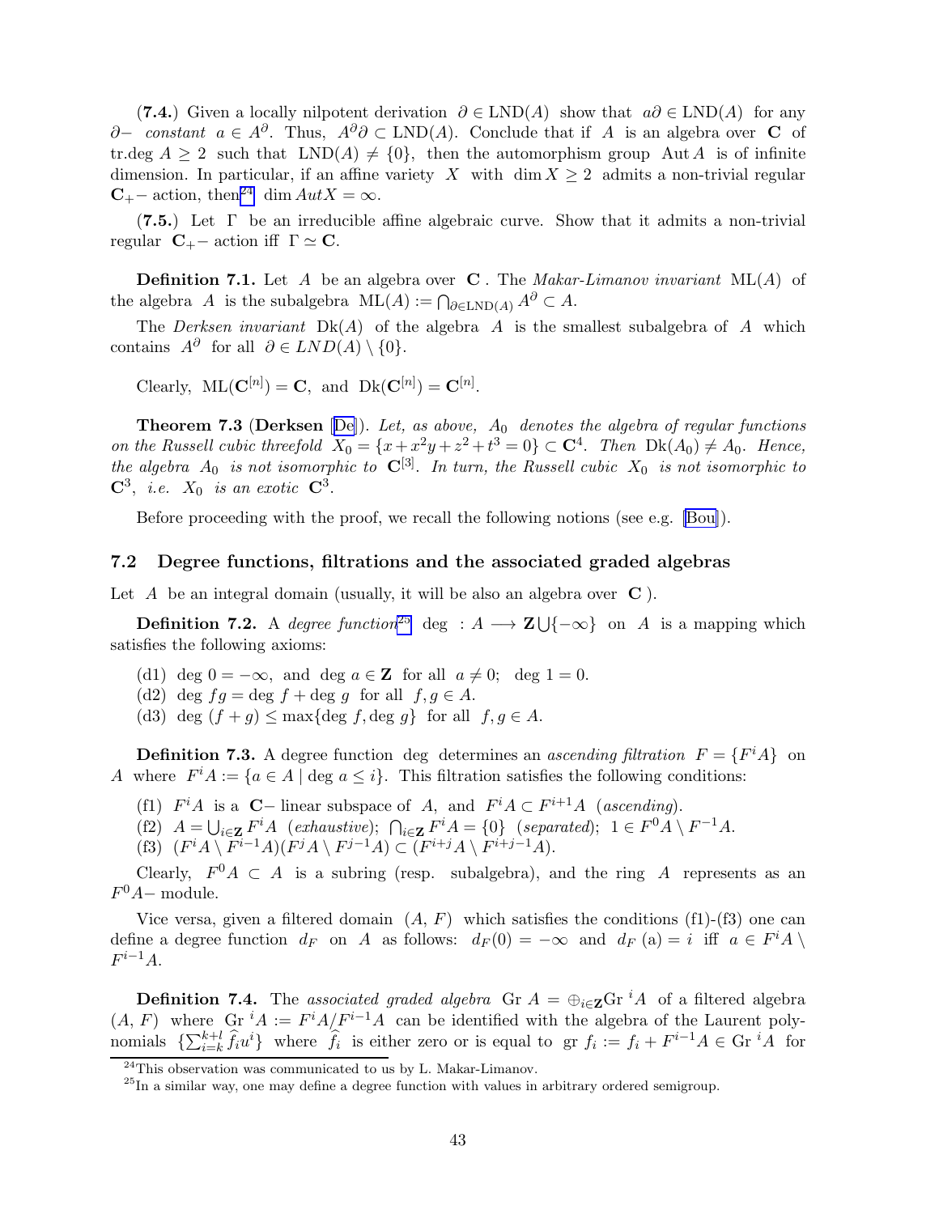(**7.4.**) Given a locally nilpotent derivation $\partial \in \mathrm{LND}(A)$ show that $a\partial \in \mathrm{LND}(A)$ for any $\partial-$ *constant* $a \in A^\partial$. Thus, $A^\partial \partial \subset \mathrm{LND}(A)$. Conclude that if $A$ is an algebra over $\mathbf{C}$ of tr.deg $A \ge 2$ such that $\mathrm{LND}(A) \neq \{0\}$, then the automorphism group $\mathrm{Aut}\, A$ is of infinite dimension. In particular, if an affine variety $X$ with $\dim X \ge 2$ admits a non-trivial regular $\mathbf{C}_+-$ action, then[24] $\dim Aut X = \infty$.

(**7.5.**) Let $\Gamma$ be an irreducible affine algebraic curve. Show that it admits a non-trivial regular $\mathbf{C}_+-$ action iff $\Gamma \simeq \mathbf{C}$.

**Definition 7.1.** Let $A$ be an algebra over $\mathbf{C}$. The *Makar-Limanov invariant* $\mathrm{ML}(A)$ of the algebra $A$ is the subalgebra $\mathrm{ML}(A) := \bigcap_{\partial \in \mathrm{LND}(A)} A^\partial \subset A$.

The *Derksen invariant* $\mathrm{Dk}(A)$ of the algebra $A$ is the smallest subalgebra of $A$ which contains $A^\partial$ for all $\partial \in LND(A) \setminus \{0\}$.

Clearly, $\mathrm{ML}(\mathbf{C}^{[n]}) = \mathbf{C}$, and $\mathrm{Dk}(\mathbf{C}^{[n]}) = \mathbf{C}^{[n]}$.

**Theorem 7.3** (**Derksen** [De]). *Let, as above, $A_0$ denotes the algebra of regular functions on the Russell cubic threefold $X_0 = \{x + x^2y + z^2 + t^3 = 0\} \subset \mathbf{C}^4$. Then $\mathrm{Dk}(A_0) \neq A_0$. Hence, the algebra $A_0$ is not isomorphic to $\mathbf{C}^{[3]}$. In turn, the Russell cubic $X_0$ is not isomorphic to $\mathbf{C}^3$, i.e. $X_0$ is an exotic $\mathbf{C}^3$.*

Before proceeding with the proof, we recall the following notions (see e.g. [Bou]).

## 7.2 Degree functions, filtrations and the associated graded algebras

Let $A$ be an integral domain (usually, it will be also an algebra over $\mathbf{C}$ ).

**Definition 7.2.** A *degree function*[25] $\deg\, : A \longrightarrow \mathbf{Z} \bigcup \{-\infty\}$ on $A$ is a mapping which satisfies the following axioms:

(d1) $\deg 0 = -\infty$, and $\deg a \in \mathbf{Z}$ for all $a \neq 0$; $\deg 1 = 0$.
(d2) $\deg fg = \deg f + \deg g$ for all $f, g \in A$.
(d3) $\deg\, (f + g) \le \max\{\deg f, \deg g\}$ for all $f, g \in A$.

**Definition 7.3.** A degree function $\deg$ determines an *ascending filtration* $F = \{F^iA\}$ on $A$ where $F^iA := \{a \in A \mid \deg a \le i\}$. This filtration satisfies the following conditions:

(f1) $F^iA$ is a $\mathbf{C}-$ linear subspace of $A$, and $F^iA \subset F^{i+1}A$ (*ascending*).
(f2) $A = \bigcup_{i \in \mathbf{Z}} F^iA$ (*exhaustive*); $\bigcap_{i \in \mathbf{Z}} F^iA = \{0\}$ (*separated*); $1 \in F^0A \setminus F^{-1}A$.
(f3) $(F^iA \setminus F^{i-1}A)(F^jA \setminus F^{j-1}A) \subset (F^{i+j}A \setminus F^{i+j-1}A)$.

Clearly, $F^0A \subset A$ is a subring (resp. subalgebra), and the ring $A$ represents as an $F^0A-$ module.

Vice versa, given a filtered domain $(A, F)$ which satisfies the conditions (f1)-(f3) one can define a degree function $d_F$ on $A$ as follows: $d_F(0) = -\infty$ and $d_F\,(a) = i$ iff $a \in F^iA \setminus F^{i-1}A$.

**Definition 7.4.** The *associated graded algebra* $\mathrm{Gr}\, A = \oplus_{i \in \mathbf{Z}} \mathrm{Gr}\, ^iA$ of a filtered algebra $(A, F)$ where $\mathrm{Gr}\, ^iA := F^iA/F^{i-1}A$ can be identified with the algebra of the Laurent polynomials $\{\sum_{i=k}^{k+l} \widehat{f}_i u^i\}$ where $\widehat{f}_i$ is either zero or is equal to $\mathrm{gr}\, f_i := f_i + F^{i-1}A \in \mathrm{Gr}\, ^iA$ for

---

[24] This observation was communicated to us by L. Makar-Limanov.

[25] In a similar way, one may define a degree function with values in arbitrary ordered semigroup.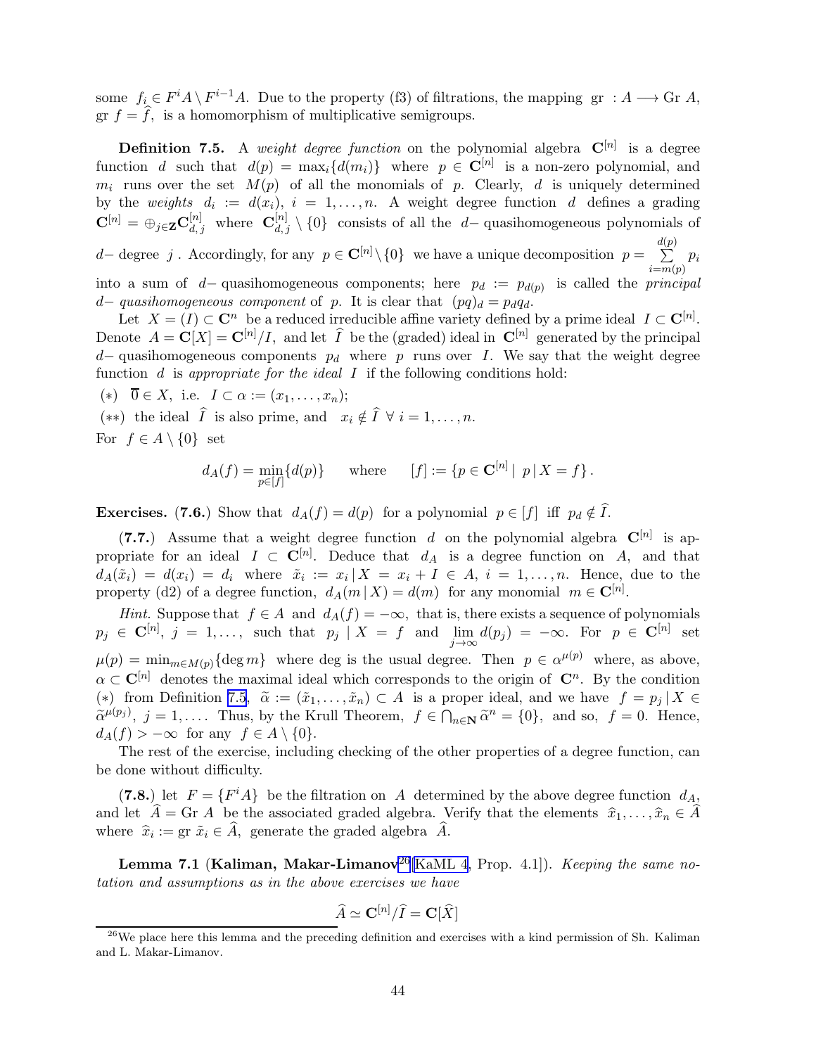some $f_i \in F^i A \setminus F^{i-1} A$. Due to the property (f3) of filtrations, the mapping $\mathrm{gr} : A \longrightarrow \mathrm{Gr}\, A$, $\mathrm{gr}\, f = \widehat{f}$, is a homomorphism of multiplicative semigroups.

**Definition 7.5.** A *weight degree function* on the polynomial algebra $\mathbf{C}^{[n]}$ is a degree function $d$ such that $d(p) = \max_i \{d(m_i)\}$ where $p \in \mathbf{C}^{[n]}$ is a non-zero polynomial, and $m_i$ runs over the set $M(p)$ of all the monomials of $p$. Clearly, $d$ is uniquely determined by the *weights* $d_i := d(x_i)$, $i = 1, \dots, n$. A weight degree function $d$ defines a grading $\mathbf{C}^{[n]} = \oplus_{j \in \mathbf{Z}} \mathbf{C}^{[n]}_{d,j}$ where $\mathbf{C}^{[n]}_{d,j} \setminus \{0\}$ consists of all the $d-$ quasihomogeneous polynomials of $d-$ degree $j$. Accordingly, for any $p \in \mathbf{C}^{[n]} \setminus \{0\}$ we have a unique decomposition $p = \sum_{i=m(p)}^{d(p)} p_i$ into a sum of $d-$ quasihomogeneous components; here $p_d := p_{d(p)}$ is called the *principal* $d-$ *quasihomogeneous component* of $p$. It is clear that $(pq)_d = p_d q_d$.

Let $X = (I) \subset \mathbf{C}^n$ be a reduced irreducible affine variety defined by a prime ideal $I \subset \mathbf{C}^{[n]}$. Denote $A = \mathbf{C}[X] = \mathbf{C}^{[n]}/I$, and let $\widehat{I}$ be the (graded) ideal in $\mathbf{C}^{[n]}$ generated by the principal $d-$ quasihomogeneous components $p_d$ where $p$ runs over $I$. We say that the weight degree function $d$ is *appropriate for the ideal* $I$ if the following conditions hold:

$(*)$ $\overline{0} \in X$, i.e. $I \subset \alpha := (x_1, \dots, x_n)$;

$(**)$ the ideal $\widehat{I}$ is also prime, and $x_i \notin \widehat{I}$ $\forall\, i = 1, \dots, n$.

For $f \in A \setminus \{0\}$ set

$$d_A(f) = \min_{p \in [f]} \{d(p)\} \qquad \text{where} \qquad [f] := \{p \in \mathbf{C}^{[n]} \mid \, p \,|\, X = f\}\,.$$

**Exercises. (7.6.)** Show that $d_A(f) = d(p)$ for a polynomial $p \in [f]$ iff $p_d \notin \widehat{I}$.

**(7.7.)** Assume that a weight degree function $d$ on the polynomial algebra $\mathbf{C}^{[n]}$ is appropriate for an ideal $I \subset \mathbf{C}^{[n]}$. Deduce that $d_A$ is a degree function on $A$, and that $d_A(\tilde{x}_i) = d(x_i) = d_i$ where $\tilde{x}_i := x_i \,|\, X = x_i + I \in A$, $i = 1, \dots, n$. Hence, due to the property (d2) of a degree function, $d_A(m \,|\, X) = d(m)$ for any monomial $m \in \mathbf{C}^{[n]}$.

*Hint.* Suppose that $f \in A$ and $d_A(f) = -\infty$, that is, there exists a sequence of polynomials $p_j \in \mathbf{C}^{[n]}$, $j = 1, \dots,$ such that $p_j \mid X = f$ and $\lim_{j \to \infty} d(p_j) = -\infty$. For $p \in \mathbf{C}^{[n]}$ set $\mu(p) = \min_{m \in M(p)} \{\deg m\}$ where deg is the usual degree. Then $p \in \alpha^{\mu(p)}$ where, as above, $\alpha \subset \mathbf{C}^{[n]}$ denotes the maximal ideal which corresponds to the origin of $\mathbf{C}^n$. By the condition $(*)$ from Definition 7.5, $\tilde{\alpha} := (\tilde{x}_1, \dots, \tilde{x}_n) \subset A$ is a proper ideal, and we have $f = p_j \,|\, X \in \tilde{\alpha}^{\mu(p_j)}$, $j = 1, \dots$. Thus, by the Krull Theorem, $f \in \bigcap_{n \in \mathbf{N}} \tilde{\alpha}^n = \{0\}$, and so, $f = 0$. Hence, $d_A(f) > -\infty$ for any $f \in A \setminus \{0\}$.

The rest of the exercise, including checking of the other properties of a degree function, can be done without difficulty.

**(7.8.)** let $F = \{F^i A\}$ be the filtration on $A$ determined by the above degree function $d_A$, and let $\widehat{A} = \mathrm{Gr}\, A$ be the associated graded algebra. Verify that the elements $\widehat{x}_1, \dots, \widehat{x}_n \in \widehat{A}$ where $\widehat{x}_i := \mathrm{gr}\, \tilde{x}_i \in \widehat{A}$, generate the graded algebra $\widehat{A}$.

**Lemma 7.1** (**Kaliman, Makar-Limanov**[26][KaML 4, Prop. 4.1]). *Keeping the same notation and assumptions as in the above exercises we have*

$$\widehat{A} \simeq \mathbf{C}^{[n]}/\widehat{I} = \mathbf{C}[\widehat{X}]$$

---

[26] We place here this lemma and the preceding definition and exercises with a kind permission of Sh. Kaliman and L. Makar-Limanov.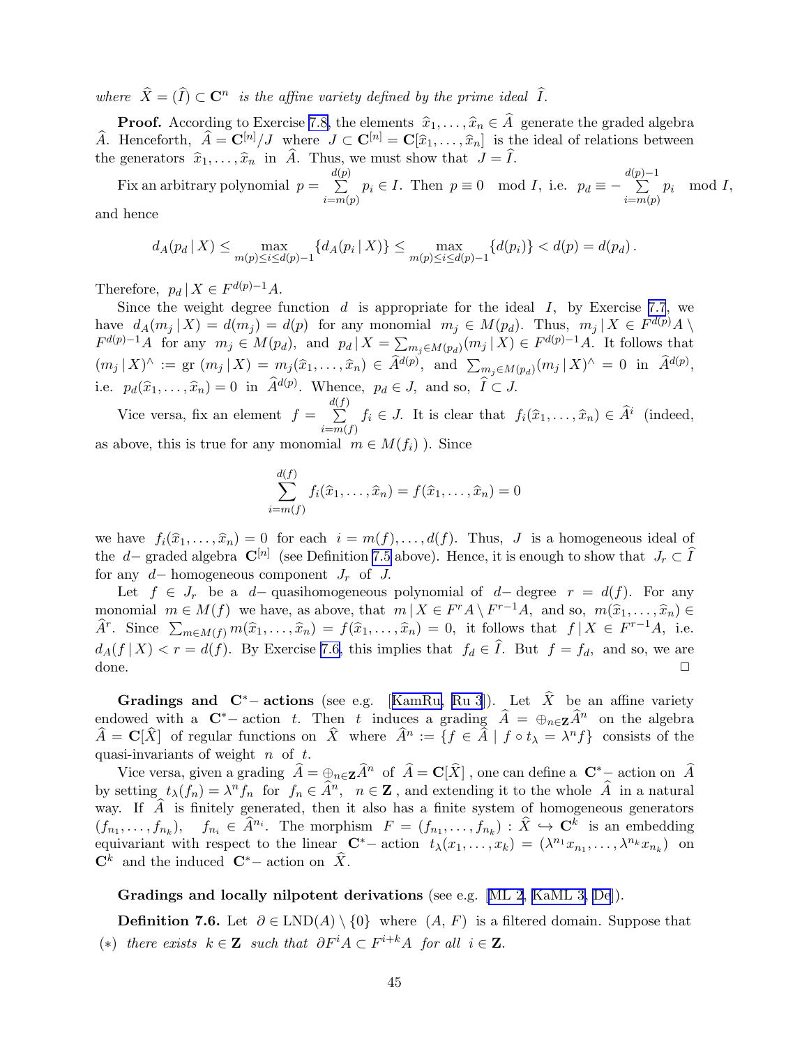*where* $\widehat{X} = (\widehat{I}) \subset \mathbf{C}^n$ *is the affine variety defined by the prime ideal* $\widehat{I}$.

**Proof.** According to Exercise 7.8, the elements $\widehat{x}_1, \dots, \widehat{x}_n \in \widehat{A}$ generate the graded algebra $\widehat{A}$. Henceforth, $\widehat{A} = \mathbf{C}^{[n]}/J$ where $J \subset \mathbf{C}^{[n]} = \mathbf{C}[\widehat{x}_1, \dots, \widehat{x}_n]$ is the ideal of relations between the generators $\widehat{x}_1, \dots, \widehat{x}_n$ in $\widehat{A}$. Thus, we must show that $J = \widehat{I}$.

Fix an arbitrary polynomial $p = \sum\limits_{i=m(p)}^{d(p)} p_i \in I$. Then $p \equiv 0 \mod I$, i.e. $p_d \equiv -\sum\limits_{i=m(p)}^{d(p)-1} p_i \mod I$, and hence

$$d_A(p_d \,|\, X) \le \max_{m(p) \le i \le d(p)-1} \{d_A(p_i \,|\, X)\} \le \max_{m(p) \le i \le d(p)-1} \{d(p_i)\} < d(p) = d(p_d)\,.$$

Therefore, $p_d \,|\, X \in F^{d(p)-1}A$.

Since the weight degree function $d$ is appropriate for the ideal $I$, by Exercise 7.7, we have $d_A(m_j \,|\, X) = d(m_j) = d(p)$ for any monomial $m_j \in M(p_d)$. Thus, $m_j \,|\, X \in F^{d(p)}A \setminus F^{d(p)-1}A$ for any $m_j \in M(p_d)$, and $p_d \,|\, X = \sum_{m_j \in M(p_d)} (m_j \,|\, X) \in F^{d(p)-1}A$. It follows that $(m_j \,|\, X)^\wedge := \text{gr}\,(m_j \,|\, X) = m_j(\widehat{x}_1, \dots, \widehat{x}_n) \in \widehat{A}^{d(p)}$, and $\sum_{m_j \in M(p_d)} (m_j \,|\, X)^\wedge = 0$ in $\widehat{A}^{d(p)}$, i.e. $p_d(\widehat{x}_1, \dots, \widehat{x}_n) = 0$ in $\widehat{A}^{d(p)}$. Whence, $p_d \in J$, and so, $\widehat{I} \subset J$.

Vice versa, fix an element $f = \sum\limits_{i=m(f)}^{d(f)} f_i \in J$. It is clear that $f_i(\widehat{x}_1, \dots, \widehat{x}_n) \in \widehat{A}^i$ (indeed, as above, this is true for any monomial $m \in M(f_i)$ ). Since

$$\sum_{i=m(f)}^{d(f)} f_i(\widehat{x}_1, \dots, \widehat{x}_n) = f(\widehat{x}_1, \dots, \widehat{x}_n) = 0$$

we have $f_i(\widehat{x}_1, \dots, \widehat{x}_n) = 0$ for each $i = m(f), \dots, d(f)$. Thus, $J$ is a homogeneous ideal of the $d-$ graded algebra $\mathbf{C}^{[n]}$ (see Definition 7.5 above). Hence, it is enough to show that $J_r \subset \widehat{I}$ for any $d-$ homogeneous component $J_r$ of $J$.

Let $f \in J_r$ be a $d-$ quasihomogeneous polynomial of $d-$ degree $r = d(f)$. For any monomial $m \in M(f)$ we have, as above, that $m \,|\, X \in F^rA \setminus F^{r-1}A$, and so, $m(\widehat{x}_1, \dots, \widehat{x}_n) \in \widehat{A}^r$. Since $\sum_{m \in M(f)} m(\widehat{x}_1, \dots, \widehat{x}_n) = f(\widehat{x}_1, \dots, \widehat{x}_n) = 0$, it follows that $f \,|\, X \in F^{r-1}A$, i.e. $d_A(f \,|\, X) < r = d(f)$. By Exercise 7.6, this implies that $f_d \in \widehat{I}$. But $f = f_d$, and so, we are done. $\square$

**Gradings and $\mathbf{C}^*-$ actions** (see e.g. [KamRu, Ru 3]). Let $\widehat{X}$ be an affine variety endowed with a $\mathbf{C}^*-$ action $t$. Then $t$ induces a grading $\widehat{A} = \oplus_{n \in \mathbf{Z}} \widehat{A}^n$ on the algebra $\widehat{A} = \mathbf{C}[\widehat{X}]$ of regular functions on $\widehat{X}$ where $\widehat{A}^n := \{f \in \widehat{A} \mid f \circ t_\lambda = \lambda^n f\}$ consists of the quasi-invariants of weight $n$ of $t$.

Vice versa, given a grading $\widehat{A} = \oplus_{n \in \mathbf{Z}} \widehat{A}^n$ of $\widehat{A} = \mathbf{C}[\widehat{X}]$ , one can define a $\mathbf{C}^*-$ action on $\widehat{A}$ by setting $t_\lambda(f_n) = \lambda^n f_n$ for $f_n \in \widehat{A}^n$, $n \in \mathbf{Z}$ , and extending it to the whole $\widehat{A}$ in a natural way. If $\widehat{A}$ is finitely generated, then it also has a finite system of homogeneous generators $(f_{n_1}, \dots, f_{n_k})$, $f_{n_i} \in \widehat{A}^{n_i}$. The morphism $F = (f_{n_1}, \dots, f_{n_k}) : \widehat{X} \hookrightarrow \mathbf{C}^k$ is an embedding equivariant with respect to the linear $\mathbf{C}^*-$ action $t_\lambda(x_1, \dots, x_k) = (\lambda^{n_1} x_{n_1}, \dots, \lambda^{n_k} x_{n_k})$ on $\mathbf{C}^k$ and the induced $\mathbf{C}^*-$ action on $\widehat{X}$.

**Gradings and locally nilpotent derivations** (see e.g. [ML 2, KaML 3, De]).

**Definition 7.6.** Let $\partial \in \text{LND}(A) \setminus \{0\}$ where $(A,\, F)$ is a filtered domain. Suppose that

$(*)$ *there exists* $k \in \mathbf{Z}$ *such that* $\partial F^i A \subset F^{i+k} A$ *for all* $i \in \mathbf{Z}$.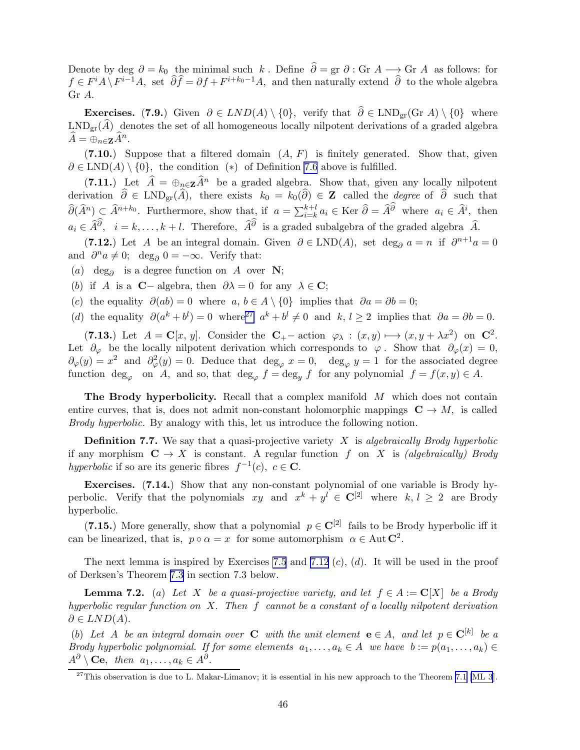Denote by $\deg \partial = k_0$ the minimal such $k$. Define $\widehat{\partial} = \mathrm{gr}\, \partial : \mathrm{Gr}\, A \longrightarrow \mathrm{Gr}\, A$ as follows: for $f \in F^iA \setminus F^{i-1}A$, set $\widehat{\partial}\widehat{f} = \partial f + F^{i+k_0-1}A$, and then naturally extend $\widehat{\partial}$ to the whole algebra $\mathrm{Gr}\, A$.

**Exercises. (7.9.)** Given $\partial \in LND(A) \setminus \{0\}$, verify that $\widehat{\partial} \in \mathrm{LND}_{\mathrm{gr}}(\mathrm{Gr}\, A) \setminus \{0\}$ where $\mathrm{LND}_{\mathrm{gr}}(\widehat{A})$ denotes the set of all homogeneous locally nilpotent derivations of a graded algebra $\widehat{A} = \oplus_{n\in \mathbf{Z}} \widehat{A}^n$.

**(7.10.)** Suppose that a filtered domain $(A, F)$ is finitely generated. Show that, given $\partial \in \mathrm{LND}(A) \setminus \{0\}$, the condition $(*)$ of Definition 7.6 above is fulfilled.

**(7.11.)** Let $\widehat{A} = \oplus_{n\in \mathbf{Z}} \widehat{A}^n$ be a graded algebra. Show that, given any locally nilpotent derivation $\widehat{\partial} \in \mathrm{LND}_{\mathrm{gr}}(\widehat{A})$, there exists $k_0 = k_0(\widehat{\partial}) \in \mathbf{Z}$ called the *degree* of $\widehat{\partial}$ such that $\widehat{\partial}(\widehat{A}^n) \subset \widehat{A}^{n+k_0}$. Furthermore, show that, if $a = \sum_{i=k}^{k+l} a_i \in \mathrm{Ker}\, \widehat{\partial} = \widehat{A}^{\widehat{\partial}}$ where $a_i \in \widehat{A}^i$, then $a_i \in \widehat{A}^{\widehat{\partial}}$, $i = k, \ldots, k+l$. Therefore, $\widehat{A}^{\widehat{\partial}}$ is a graded subalgebra of the graded algebra $\widehat{A}$.

**(7.12.)** Let $A$ be an integral domain. Given $\partial \in \mathrm{LND}(A)$, set $\deg_\partial a = n$ if $\partial^{n+1} a = 0$ and $\partial^n a \neq 0$; $\deg_\partial 0 = -\infty$. Verify that:

(a) $\deg_\partial$ is a degree function on $A$ over $\mathbf{N}$;

(b) if $A$ is a $\mathbf{C}-$ algebra, then $\partial\lambda = 0$ for any $\lambda \in \mathbf{C}$;

(c) the equality $\partial(ab) = 0$ where $a, b \in A \setminus \{0\}$ implies that $\partial a = \partial b = 0$;

(d) the equality $\partial(a^k + b^l) = 0$ where[27] $a^k + b^l \neq 0$ and $k, l \geq 2$ implies that $\partial a = \partial b = 0$.

**(7.13.)** Let $A = \mathbf{C}[x, y]$. Consider the $\mathbf{C}_+-$ action $\varphi_\lambda : (x, y) \longmapsto (x, y + \lambda x^2)$ on $\mathbf{C}^2$. Let $\partial_\varphi$ be the locally nilpotent derivation which corresponds to $\varphi$. Show that $\partial_\varphi(x) = 0$, $\partial_\varphi(y) = x^2$ and $\partial_\varphi^2(y) = 0$. Deduce that $\deg_\varphi x = 0$, $\deg_\varphi y = 1$ for the associated degree function $\deg_\varphi$ on $A$, and so, that $\deg_\varphi f = \deg_y f$ for any polynomial $f = f(x, y) \in A$.

**The Brody hyperbolicity.** Recall that a complex manifold $M$ which does not contain entire curves, that is, does not admit non-constant holomorphic mappings $\mathbf{C} \to M$, is called *Brody hyperbolic.* By analogy with this, let us introduce the following notion.

**Definition 7.7.** We say that a quasi-projective variety $X$ is *algebraically Brody hyperbolic* if any morphism $\mathbf{C} \to X$ is constant. A regular function $f$ on $X$ is *(algebraically) Brody hyperbolic* if so are its generic fibres $f^{-1}(c)$, $c \in \mathbf{C}$.

**Exercises. (7.14.)** Show that any non-constant polynomial of one variable is Brody hyperbolic. Verify that the polynomials $xy$ and $x^k + y^l \in \mathbf{C}^{[2]}$ where $k, l \geq 2$ are Brody hyperbolic.

**(7.15.)** More generally, show that a polynomial $p \in \mathbf{C}^{[2]}$ fails to be Brody hyperbolic iff it can be linearized, that is, $p \circ \alpha = x$ for some automorphism $\alpha \in \mathrm{Aut}\, \mathbf{C}^2$.

The next lemma is inspired by Exercises 7.5 and 7.12 (c), (d). It will be used in the proof of Derksen's Theorem 7.3 in section 7.3 below.

**Lemma 7.2.** (a) *Let $X$ be a quasi-projective variety, and let $f \in A := \mathbf{C}[X]$ be a Brody hyperbolic regular function on $X$. Then $f$ cannot be a constant of a locally nilpotent derivation $\partial \in LND(A)$.*

(b) *Let $A$ be an integral domain over $\mathbf{C}$ with the unit element $\mathbf{e} \in A$, and let $p \in \mathbf{C}^{[k]}$ be a Brody hyperbolic polynomial. If for some elements $a_1, \ldots, a_k \in A$ we have $b := p(a_1, \ldots, a_k) \in A^\partial \setminus \mathbf{C}\mathbf{e}$, then $a_1, \ldots, a_k \in A^\partial$.*

[27] This observation is due to L. Makar-Limanov; it is essential in his new approach to the Theorem 7.1 [ML 3].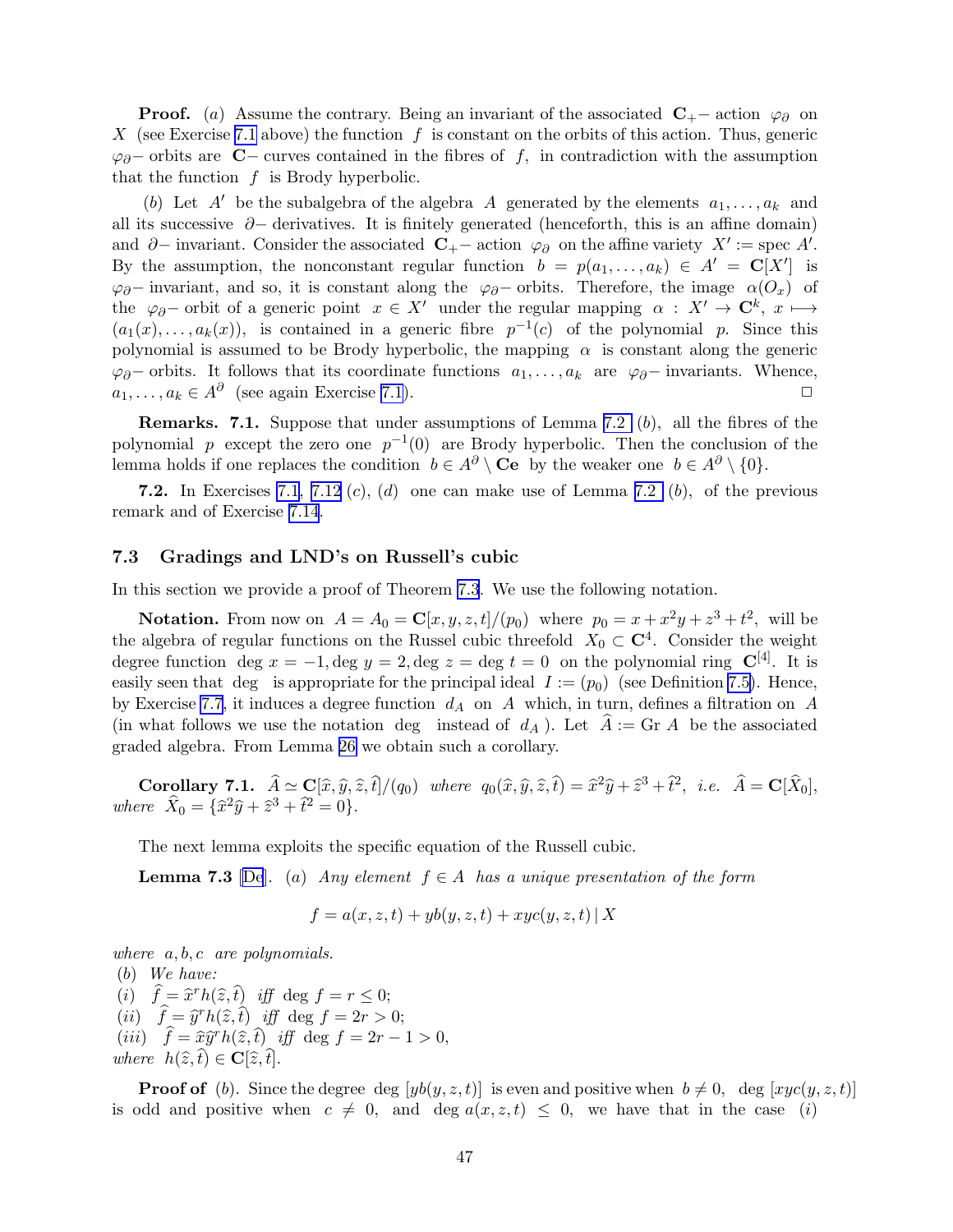**Proof.** $(a)$ Assume the contrary. Being an invariant of the associated $\mathbf{C}_+-$ action $\varphi_\partial$ on $X$ (see Exercise 7.1 above) the function $f$ is constant on the orbits of this action. Thus, generic $\varphi_\partial-$ orbits are $\mathbf{C}-$ curves contained in the fibres of $f$, in contradiction with the assumption that the function $f$ is Brody hyperbolic.

$(b)$ Let $A'$ be the subalgebra of the algebra $A$ generated by the elements $a_1, \ldots, a_k$ and all its successive $\partial-$ derivatives. It is finitely generated (henceforth, this is an affine domain) and $\partial-$ invariant. Consider the associated $\mathbf{C}_+-$ action $\varphi_\partial$ on the affine variety $X' := \operatorname{spec} A'$. By the assumption, the nonconstant regular function $b = p(a_1, \ldots, a_k) \in A' = \mathbf{C}[X']$ is $\varphi_\partial-$ invariant, and so, it is constant along the $\varphi_\partial-$ orbits. Therefore, the image $\alpha(O_x)$ of the $\varphi_\partial-$ orbit of a generic point $x \in X'$ under the regular mapping $\alpha : X' \to \mathbf{C}^k$, $x \longmapsto (a_1(x), \ldots, a_k(x))$, is contained in a generic fibre $p^{-1}(c)$ of the polynomial $p$. Since this polynomial is assumed to be Brody hyperbolic, the mapping $\alpha$ is constant along the generic $\varphi_\partial-$ orbits. It follows that its coordinate functions $a_1, \ldots, a_k$ are $\varphi_\partial-$ invariants. Whence, $a_1, \ldots, a_k \in A^\partial$ (see again Exercise 7.1). $\square$

**Remarks. 7.1.** Suppose that under assumptions of Lemma 7.2 $(b)$, all the fibres of the polynomial $p$ except the zero one $p^{-1}(0)$ are Brody hyperbolic. Then the conclusion of the lemma holds if one replaces the condition $b \in A^\partial \setminus \mathbf{C}\mathbf{e}$ by the weaker one $b \in A^\partial \setminus \{0\}$.

**7.2.** In Exercises 7.1, 7.12 $(c)$, $(d)$ one can make use of Lemma 7.2 $(b)$, of the previous remark and of Exercise 7.14.

### 7.3 Gradings and LND's on Russell's cubic

In this section we provide a proof of Theorem 7.3. We use the following notation.

**Notation.** From now on $A = A_0 = \mathbf{C}[x, y, z, t]/(p_0)$ where $p_0 = x + x^2y + z^3 + t^2$, will be the algebra of regular functions on the Russel cubic threefold $X_0 \subset \mathbf{C}^4$. Consider the weight degree function $\deg x = -1, \deg y = 2, \deg z = \deg t = 0$ on the polynomial ring $\mathbf{C}^{[4]}$. It is easily seen that $\deg$ is appropriate for the principal ideal $I := (p_0)$ (see Definition 7.5). Hence, by Exercise 7.7, it induces a degree function $d_A$ on $A$ which, in turn, defines a filtration on $A$ (in what follows we use the notation $\deg$ instead of $d_A$). Let $\widehat{A} := \operatorname{Gr} A$ be the associated graded algebra. From Lemma 26 we obtain such a corollary.

**Corollary 7.1.** *$\widehat{A} \simeq \mathbf{C}[\widehat{x}, \widehat{y}, \widehat{z}, \widehat{t}]/(q_0)$ where $q_0(\widehat{x}, \widehat{y}, \widehat{z}, \widehat{t}) = \widehat{x}^2\widehat{y} + \widehat{z}^3 + \widehat{t}^2$, i.e. $\widehat{A} = \mathbf{C}[\widehat{X}_0]$, where $\widehat{X}_0 = \{\widehat{x}^2\widehat{y} + \widehat{z}^3 + \widehat{t}^2 = 0\}$.*

The next lemma exploits the specific equation of the Russell cubic.

**Lemma 7.3** [De]. $(a)$ *Any element $f \in A$ has a unique presentation of the form*

$$f = a(x, z, t) + yb(y, z, t) + xyc(y, z, t) \,|\, X$$

*where $a, b, c$ are polynomials.*
$(b)$ *We have:*
$(i)$ $\widehat{f} = \widehat{x}^r h(\widehat{z}, \widehat{t})$ *iff* $\deg f = r \le 0$;
$(ii)$ $\widehat{f} = \widehat{y}^r h(\widehat{z}, \widehat{t})$ *iff* $\deg f = 2r > 0$;
$(iii)$ $\widehat{f} = \widehat{x}\widehat{y}^r h(\widehat{z}, \widehat{t})$ *iff* $\deg f = 2r - 1 > 0$,
*where $h(\widehat{z}, \widehat{t}) \in \mathbf{C}[\widehat{z}, \widehat{t}]$.*

**Proof of** $(b)$. Since the degree $\deg\,[yb(y, z, t)]$ is even and positive when $b \neq 0$, $\deg\,[xyc(y, z, t)]$ is odd and positive when $c \neq 0$, and $\deg a(x, z, t) \le 0$, we have that in the case $(i)$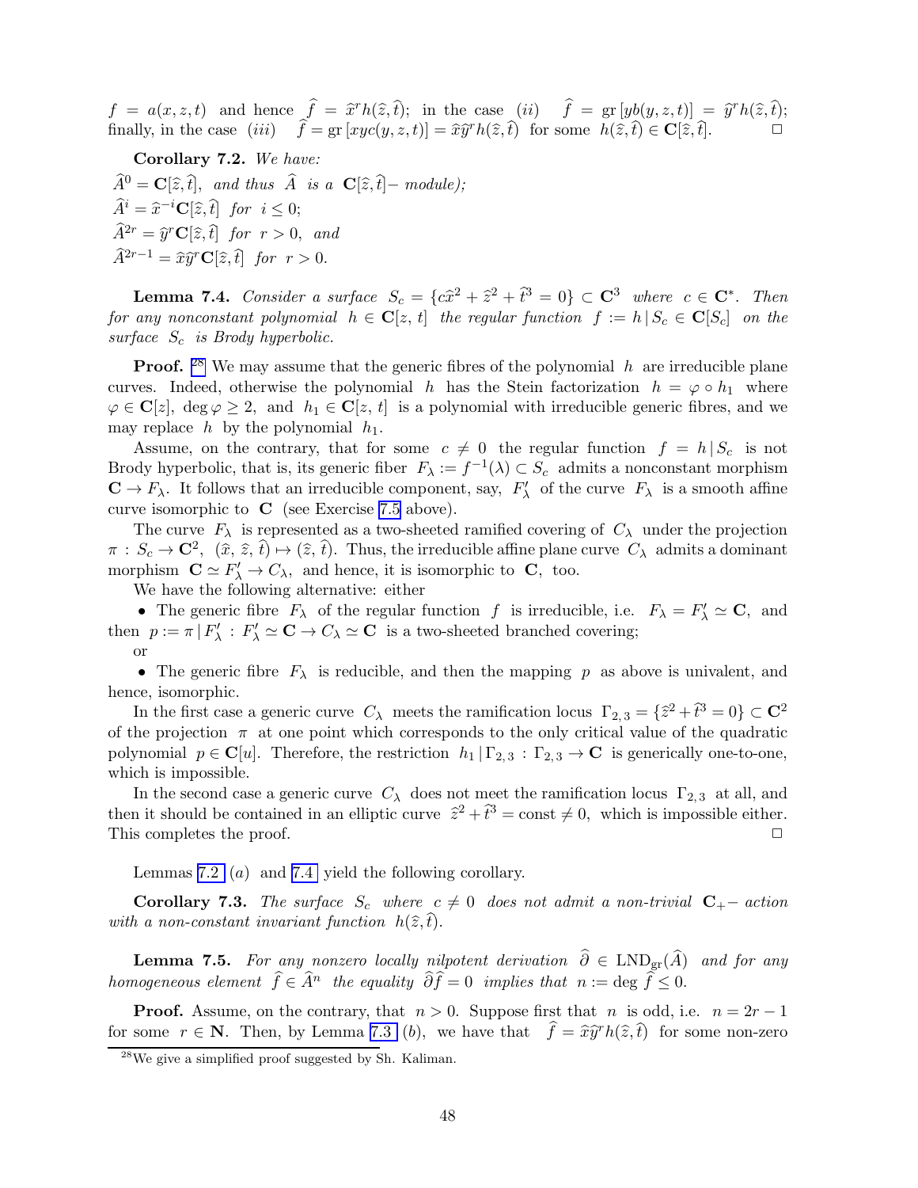$f = a(x,z,t)$ and hence $\widehat{f} = \widehat{x}^r h(\widehat{z},\widehat{t})$; in the case $(ii)$ $\widehat{f} = \mathrm{gr}\,[yb(y,z,t)] = \widehat{y}^r h(\widehat{z},\widehat{t})$; finally, in the case $(iii)$ $\widehat{f} = \mathrm{gr}\,[xyc(y,z,t)] = \widehat{x}\widehat{y}^r h(\widehat{z},\widehat{t})$ for some $h(\widehat{z},\widehat{t}) \in \mathbf{C}[\widehat{z},\widehat{t}]$. $\square$

**Corollary 7.2.** *We have:*
$\widehat{A}^0 = \mathbf{C}[\widehat{z},\widehat{t}]$, *and thus* $\widehat{A}$ *is a* $\mathbf{C}[\widehat{z},\widehat{t}]-$ *module);*
$\widehat{A}^i = \widehat{x}^{-i}\mathbf{C}[\widehat{z},\widehat{t}]$ *for* $i \le 0$;
$\widehat{A}^{2r} = \widehat{y}^r\mathbf{C}[\widehat{z},\widehat{t}]$ *for* $r > 0$, *and*
$\widehat{A}^{2r-1} = \widehat{x}\widehat{y}^r\mathbf{C}[\widehat{z},\widehat{t}]$ *for* $r > 0$.

**Lemma 7.4.** *Consider a surface* $S_c = \{c\widehat{x}^2 + \widehat{z}^2 + \widehat{t}^3 = 0\} \subset \mathbf{C}^3$ *where* $c \in \mathbf{C}^*$. *Then for any nonconstant polynomial* $h \in \mathbf{C}[z,\,t]$ *the regular function* $f := h\,|\,S_c \in \mathbf{C}[S_c]$ *on the surface* $S_c$ *is Brody hyperbolic.*

**Proof.** [28] We may assume that the generic fibres of the polynomial $h$ are irreducible plane curves. Indeed, otherwise the polynomial $h$ has the Stein factorization $h = \varphi \circ h_1$ where $\varphi \in \mathbf{C}[z]$, $\deg \varphi \ge 2$, and $h_1 \in \mathbf{C}[z,\,t]$ is a polynomial with irreducible generic fibres, and we may replace $h$ by the polynomial $h_1$.

Assume, on the contrary, that for some $c \neq 0$ the regular function $f = h\,|\,S_c$ is not Brody hyperbolic, that is, its generic fiber $F_\lambda := f^{-1}(\lambda) \subset S_c$ admits a nonconstant morphism $\mathbf{C} \to F_\lambda$. It follows that an irreducible component, say, $F'_\lambda$ of the curve $F_\lambda$ is a smooth affine curve isomorphic to $\mathbf{C}$ (see Exercise 7.5 above).

The curve $F_\lambda$ is represented as a two-sheeted ramified covering of $C_\lambda$ under the projection $\pi\,:\,S_c \to \mathbf{C}^2$, $(\widehat{x},\,\widehat{z},\,\widehat{t}) \mapsto (\widehat{z},\,\widehat{t})$. Thus, the irreducible affine plane curve $C_\lambda$ admits a dominant morphism $\mathbf{C} \simeq F'_\lambda \to C_\lambda$, and hence, it is isomorphic to $\mathbf{C}$, too.

We have the following alternative: either

- The generic fibre $F_\lambda$ of the regular function $f$ is irreducible, i.e. $F_\lambda = F'_\lambda \simeq \mathbf{C}$, and then $p := \pi\,|\,F'_\lambda\,:\,F'_\lambda \simeq \mathbf{C} \to C_\lambda \simeq \mathbf{C}$ is a two-sheeted branched covering;

or

- The generic fibre $F_\lambda$ is reducible, and then the mapping $p$ as above is univalent, and hence, isomorphic.

In the first case a generic curve $C_\lambda$ meets the ramification locus $\Gamma_{2,3} = \{\widehat{z}^2 + \widehat{t}^3 = 0\} \subset \mathbf{C}^2$ of the projection $\pi$ at one point which corresponds to the only critical value of the quadratic polynomial $p \in \mathbf{C}[u]$. Therefore, the restriction $h_1\,|\,\Gamma_{2,3}\,:\,\Gamma_{2,3} \to \mathbf{C}$ is generically one-to-one, which is impossible.

In the second case a generic curve $C_\lambda$ does not meet the ramification locus $\Gamma_{2,3}$ at all, and then it should be contained in an elliptic curve $\widehat{z}^2 + \widehat{t}^3 = \mathrm{const} \neq 0$, which is impossible either. This completes the proof. $\square$

Lemmas 7.2 $(a)$ and 7.4 yield the following corollary.

**Corollary 7.3.** *The surface* $S_c$ *where* $c \neq 0$ *does not admit a non-trivial* $\mathbf{C}_+-$ *action with a non-constant invariant function* $h(\widehat{z},\widehat{t})$.

**Lemma 7.5.** *For any nonzero locally nilpotent derivation* $\widehat{\partial} \in \mathrm{LND}_{\mathrm{gr}}(\widehat{A})$ *and for any homogeneous element* $\widehat{f} \in \widehat{A}^n$ *the equality* $\widehat{\partial}\widehat{f} = 0$ *implies that* $n := \deg \widehat{f} \le 0$.

**Proof.** Assume, on the contrary, that $n > 0$. Suppose first that $n$ is odd, i.e. $n = 2r - 1$ for some $r \in \mathbf{N}$. Then, by Lemma 7.3 $(b)$, we have that $\widehat{f} = \widehat{x}\widehat{y}^r h(\widehat{z},\widehat{t})$ for some non-zero

[28] We give a simplified proof suggested by Sh. Kaliman.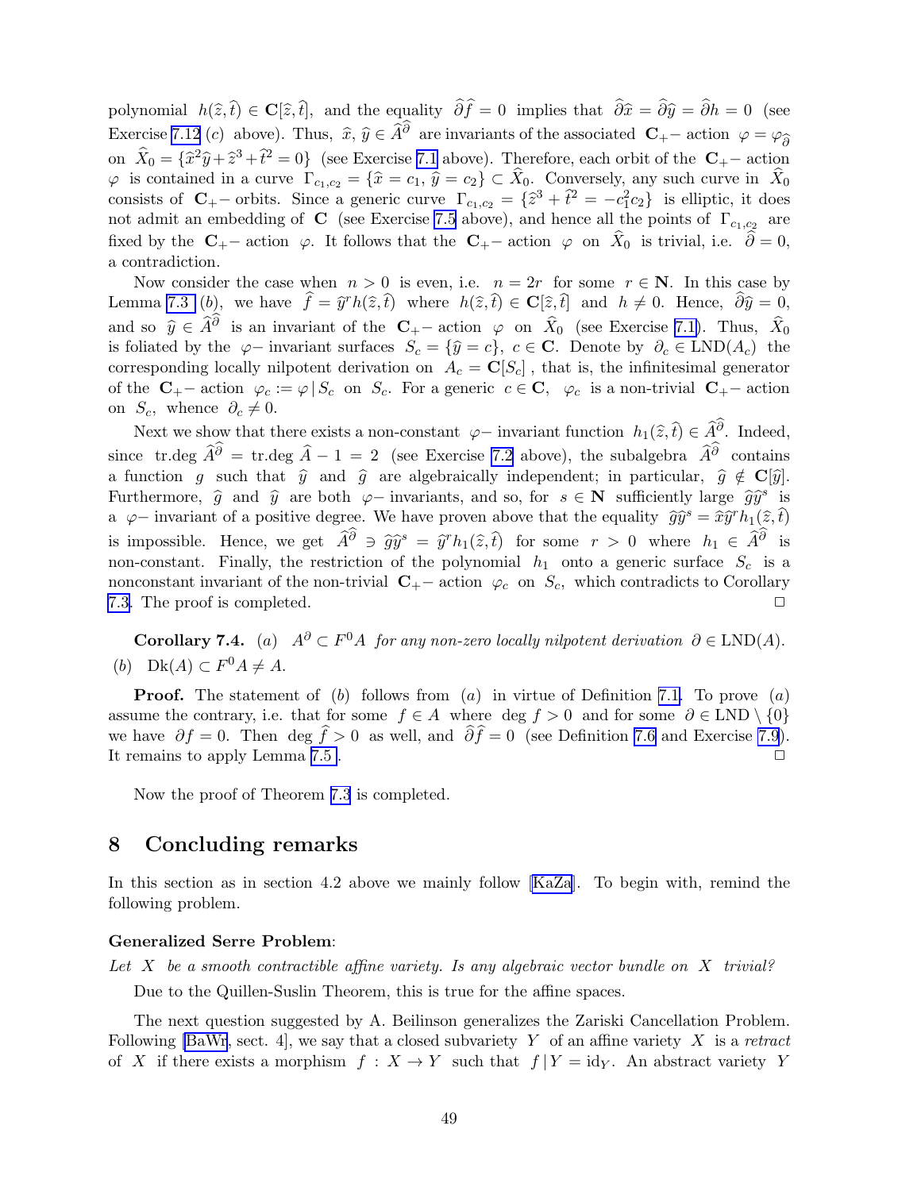polynomial $h(\widehat{z},\widehat{t}) \in \mathbf{C}[\widehat{z},\widehat{t}]$, and the equality $\widehat{\partial}\widehat{f} = 0$ implies that $\widehat{\partial}\widehat{x} = \widehat{\partial}\widehat{y} = \widehat{\partial}h = 0$ (see Exercise 7.12 $(c)$ above). Thus, $\widehat{x}, \widehat{y} \in \widehat{A}^{\widehat{\partial}}$ are invariants of the associated $\mathbf{C}_+-$ action $\varphi = \varphi_{\widehat{\partial}}$ on $\widehat{X}_0 = \{\widehat{x}^2\widehat{y} + \widehat{z}^3 + \widehat{t}^2 = 0\}$ (see Exercise 7.1 above). Therefore, each orbit of the $\mathbf{C}_+-$ action $\varphi$ is contained in a curve $\Gamma_{c_1,c_2} = \{\widehat{x} = c_1, \widehat{y} = c_2\} \subset \widehat{X}_0$. Conversely, any such curve in $\widehat{X}_0$ consists of $\mathbf{C}_+-$ orbits. Since a generic curve $\Gamma_{c_1,c_2} = \{\widehat{z}^3 + \widehat{t}^2 = -c_1^2 c_2\}$ is elliptic, it does not admit an embedding of $\mathbf{C}$ (see Exercise 7.5 above), and hence all the points of $\Gamma_{c_1,c_2}$ are fixed by the $\mathbf{C}_+-$ action $\varphi$. It follows that the $\mathbf{C}_+-$ action $\varphi$ on $\widehat{X}_0$ is trivial, i.e. $\widehat{\partial} = 0$, a contradiction.

Now consider the case when $n > 0$ is even, i.e. $n = 2r$ for some $r \in \mathbf{N}$. In this case by Lemma 7.3 $(b)$, we have $\widehat{f} = \widehat{y}^r h(\widehat{z},\widehat{t})$ where $h(\widehat{z},\widehat{t}) \in \mathbf{C}[\widehat{z},\widehat{t}]$ and $h \neq 0$. Hence, $\widehat{\partial}\widehat{y} = 0$, and so $\widehat{y} \in \widehat{A}^{\widehat{\partial}}$ is an invariant of the $\mathbf{C}_+-$ action $\varphi$ on $\widehat{X}_0$ (see Exercise 7.1). Thus, $\widehat{X}_0$ is foliated by the $\varphi-$ invariant surfaces $S_c = \{\widehat{y} = c\}$, $c \in \mathbf{C}$. Denote by $\partial_c \in \mathrm{LND}(A_c)$ the corresponding locally nilpotent derivation on $A_c = \mathbf{C}[S_c]$, that is, the infinitesimal generator of the $\mathbf{C}_+-$ action $\varphi_c := \varphi\,|\,S_c$ on $S_c$. For a generic $c \in \mathbf{C}$, $\varphi_c$ is a non-trivial $\mathbf{C}_+-$ action on $S_c$, whence $\partial_c \neq 0$.

Next we show that there exists a non-constant $\varphi-$ invariant function $h_1(\widehat{z},\widehat{t}) \in \widehat{A}^{\widehat{\partial}}$. Indeed, since $\mathrm{tr.deg}\,\widehat{A}^{\widehat{\partial}} = \mathrm{tr.deg}\,\widehat{A} - 1 = 2$ (see Exercise 7.2 above), the subalgebra $\widehat{A}^{\widehat{\partial}}$ contains a function $g$ such that $\widehat{y}$ and $\widehat{g}$ are algebraically independent; in particular, $\widehat{g} \notin \mathbf{C}[\widehat{y}]$. Furthermore, $\widehat{g}$ and $\widehat{y}$ are both $\varphi-$ invariants, and so, for $s \in \mathbf{N}$ sufficiently large $\widehat{g}\widehat{y}^s$ is a $\varphi-$ invariant of a positive degree. We have proven above that the equality $\widehat{g}\widehat{y}^s = \widehat{x}\widehat{y}^r h_1(\widehat{z},\widehat{t})$ is impossible. Hence, we get $\widehat{A}^{\widehat{\partial}} \ni \widehat{g}\widehat{y}^s = \widehat{y}^r h_1(\widehat{z},\widehat{t})$ for some $r > 0$ where $h_1 \in \widehat{A}^{\widehat{\partial}}$ is non-constant. Finally, the restriction of the polynomial $h_1$ onto a generic surface $S_c$ is a nonconstant invariant of the non-trivial $\mathbf{C}_+-$ action $\varphi_c$ on $S_c$, which contradicts to Corollary 7.3. The proof is completed. $\square$

**Corollary 7.4.** $(a)$ *$A^\partial \subset F^0 A$ for any non-zero locally nilpotent derivation $\partial \in \mathrm{LND}(A)$.*
$(b)$ $\mathrm{Dk}(A) \subset F^0 A \neq A$.

**Proof.** The statement of $(b)$ follows from $(a)$ in virtue of Definition 7.1. To prove $(a)$ assume the contrary, i.e. that for some $f \in A$ where $\deg f > 0$ and for some $\partial \in \mathrm{LND} \setminus \{0\}$ we have $\partial f = 0$. Then $\deg \widehat{f} > 0$ as well, and $\widehat{\partial}\widehat{f} = 0$ (see Definition 7.6 and Exercise 7.9). It remains to apply Lemma 7.5 . $\square$

Now the proof of Theorem 7.3 is completed.

# 8 Concluding remarks

In this section as in section 4.2 above we mainly follow [KaZa]. To begin with, remind the following problem.

**Generalized Serre Problem**:

*Let $X$ be a smooth contractible affine variety. Is any algebraic vector bundle on $X$ trivial?*

Due to the Quillen-Suslin Theorem, this is true for the affine spaces.

The next question suggested by A. Beilinson generalizes the Zariski Cancellation Problem. Following [BaWr, sect. 4], we say that a closed subvariety $Y$ of an affine variety $X$ is a *retract* of $X$ if there exists a morphism $f : X \to Y$ such that $f\,|\,Y = \mathrm{id}_Y$. An abstract variety $Y$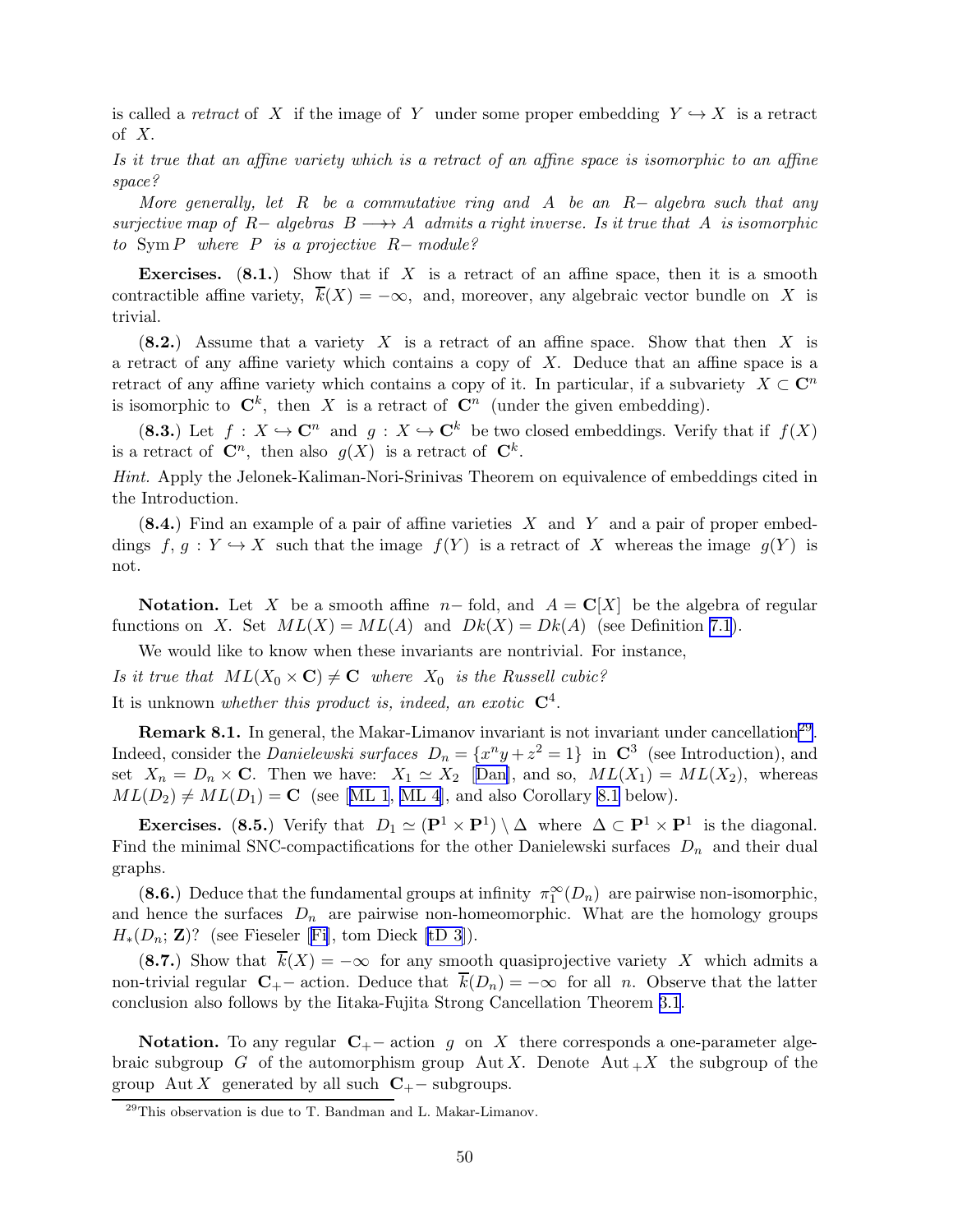is called a *retract* of $X$ if the image of $Y$ under some proper embedding $Y \hookrightarrow X$ is a retract of $X$.

*Is it true that an affine variety which is a retract of an affine space is isomorphic to an affine space?*

*More generally, let $R$ be a commutative ring and $A$ be an $R-$ algebra such that any surjective map of $R-$ algebras $B \longrightarrow\!\!\!\!\to A$ admits a right inverse. Is it true that $A$ is isomorphic to $\operatorname{Sym} P$ where $P$ is a projective $R-$ module?*

**Exercises.** **(8.1.)** Show that if $X$ is a retract of an affine space, then it is a smooth contractible affine variety, $\overline{k}(X) = -\infty$, and, moreover, any algebraic vector bundle on $X$ is trivial.

**(8.2.)** Assume that a variety $X$ is a retract of an affine space. Show that then $X$ is a retract of any affine variety which contains a copy of $X$. Deduce that an affine space is a retract of any affine variety which contains a copy of it. In particular, if a subvariety $X \subset \mathbf{C}^n$ is isomorphic to $\mathbf{C}^k$, then $X$ is a retract of $\mathbf{C}^n$ (under the given embedding).

**(8.3.)** Let $f : X \hookrightarrow \mathbf{C}^n$ and $g : X \hookrightarrow \mathbf{C}^k$ be two closed embeddings. Verify that if $f(X)$ is a retract of $\mathbf{C}^n$, then also $g(X)$ is a retract of $\mathbf{C}^k$.

*Hint.* Apply the Jelonek-Kaliman-Nori-Srinivas Theorem on equivalence of embeddings cited in the Introduction.

**(8.4.)** Find an example of a pair of affine varieties $X$ and $Y$ and a pair of proper embeddings $f, g : Y \hookrightarrow X$ such that the image $f(Y)$ is a retract of $X$ whereas the image $g(Y)$ is not.

**Notation.** Let $X$ be a smooth affine $n-$ fold, and $A = \mathbf{C}[X]$ be the algebra of regular functions on $X$. Set $ML(X) = ML(A)$ and $Dk(X) = Dk(A)$ (see Definition 7.1).

We would like to know when these invariants are nontrivial. For instance,

*Is it true that $ML(X_0 \times \mathbf{C}) \neq \mathbf{C}$ where $X_0$ is the Russell cubic?*

It is unknown *whether this product is, indeed, an exotic* $\mathbf{C}^4$.

**Remark 8.1.** In general, the Makar-Limanov invariant is not invariant under cancellation[29]. Indeed, consider the *Danielewski surfaces* $D_n = \{x^n y + z^2 = 1\}$ in $\mathbf{C}^3$ (see Introduction), and set $X_n = D_n \times \mathbf{C}$. Then we have: $X_1 \simeq X_2$ [Dan], and so, $ML(X_1) = ML(X_2)$, whereas $ML(D_2) \neq ML(D_1) = \mathbf{C}$ (see [ML 1, ML 4], and also Corollary 8.1 below).

**Exercises.** **(8.5.)** Verify that $D_1 \simeq (\mathbf{P}^1 \times \mathbf{P}^1) \setminus \Delta$ where $\Delta \subset \mathbf{P}^1 \times \mathbf{P}^1$ is the diagonal. Find the minimal SNC-compactifications for the other Danielewski surfaces $D_n$ and their dual graphs.

**(8.6.)** Deduce that the fundamental groups at infinity $\pi_1^\infty(D_n)$ are pairwise non-isomorphic, and hence the surfaces $D_n$ are pairwise non-homeomorphic. What are the homology groups $H_*(D_n; \mathbf{Z})$? (see Fieseler [Fi], tom Dieck [tD 3]).

**(8.7.)** Show that $\overline{k}(X) = -\infty$ for any smooth quasiprojective variety $X$ which admits a non-trivial regular $\mathbf{C}_+-$ action. Deduce that $\overline{k}(D_n) = -\infty$ for all $n$. Observe that the latter conclusion also follows by the Iitaka-Fujita Strong Cancellation Theorem 3.1.

**Notation.** To any regular $\mathbf{C}_+-$ action $g$ on $X$ there corresponds a one-parameter algebraic subgroup $G$ of the automorphism group $\operatorname{Aut} X$. Denote $\operatorname{Aut}_+ X$ the subgroup of the group $\operatorname{Aut} X$ generated by all such $\mathbf{C}_+-$ subgroups.

[29] This observation is due to T. Bandman and L. Makar-Limanov.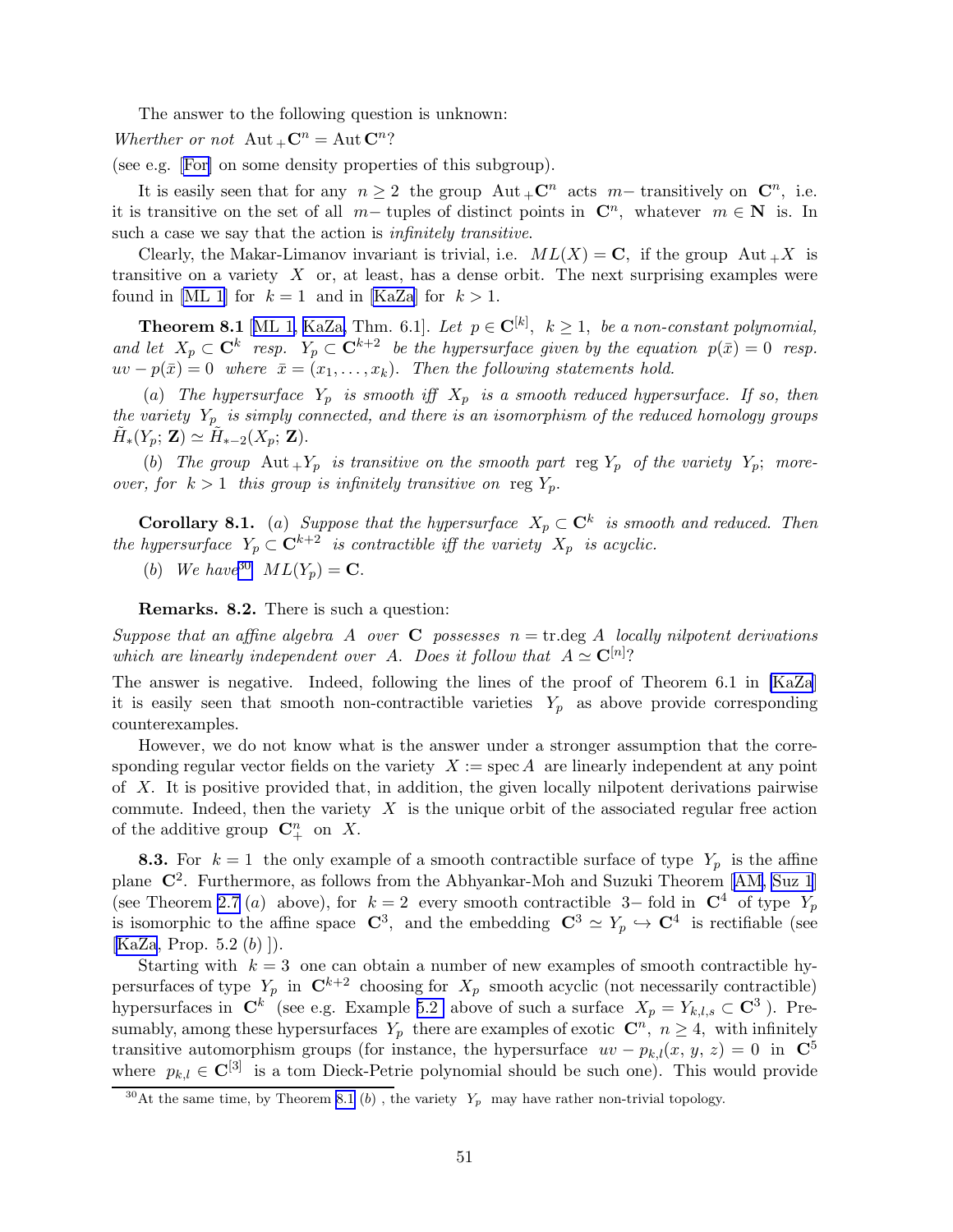The answer to the following question is unknown:

*Wherter or not* $\text{Aut}_+\mathbf{C}^n = \text{Aut}\,\mathbf{C}^n$?

(see e.g. [For] on some density properties of this subgroup).

It is easily seen that for any $n \geq 2$ the group $\text{Aut}_+\mathbf{C}^n$ acts $m-$ transitively on $\mathbf{C}^n$, i.e. it is transitive on the set of all $m-$ tuples of distinct points in $\mathbf{C}^n$, whatever $m \in \mathbf{N}$ is. In such a case we say that the action is *infinitely transitive*.

Clearly, the Makar-Limanov invariant is trivial, i.e. $ML(X) = \mathbf{C}$, if the group $\text{Aut}_+X$ is transitive on a variety $X$ or, at least, has a dense orbit. The next surprising examples were found in [ML 1] for $k = 1$ and in [KaZa] for $k > 1$.

**Theorem 8.1** [ML 1, KaZa, Thm. 6.1]. *Let* $p \in \mathbf{C}^{[k]}$, $k \geq 1$, *be a non-constant polynomial, and let* $X_p \subset \mathbf{C}^k$ *resp.* $Y_p \subset \mathbf{C}^{k+2}$ *be the hypersurface given by the equation* $p(\bar{x}) = 0$ *resp.* $uv - p(\bar{x}) = 0$ *where* $\bar{x} = (x_1, \ldots, x_k)$. *Then the following statements hold.*

($a$) *The hypersurface* $Y_p$ *is smooth iff* $X_p$ *is a smooth reduced hypersurface. If so, then the variety* $Y_p$ *is simply connected, and there is an isomorphism of the reduced homology groups* $\tilde{H}_*(Y_p;\mathbf{Z}) \simeq \tilde{H}_{*-2}(X_p;\mathbf{Z})$.

($b$) *The group* $\text{Aut}_+Y_p$ *is transitive on the smooth part* $\text{reg}\,Y_p$ *of the variety* $Y_p$*; moreover, for* $k > 1$ *this group is infinitely transitive on* $\text{reg}\,Y_p$.

**Corollary 8.1.** ($a$) *Suppose that the hypersurface* $X_p \subset \mathbf{C}^k$ *is smooth and reduced. Then the hypersurface* $Y_p \subset \mathbf{C}^{k+2}$ *is contractible iff the variety* $X_p$ *is acyclic.*

($b$) *We have*[30] $ML(Y_p) = \mathbf{C}$.

**Remarks. 8.2.** There is such a question:

*Suppose that an affine algebra* $A$ *over* $\mathbf{C}$ *possesses* $n = \text{tr.deg}\,A$ *locally nilpotent derivations which are linearly independent over* $A$. *Does it follow that* $A \simeq \mathbf{C}^{[n]}$?

The answer is negative. Indeed, following the lines of the proof of Theorem 6.1 in [KaZa] it is easily seen that smooth non-contractible varieties $Y_p$ as above provide corresponding counterexamples.

However, we do not know what is the answer under a stronger assumption that the corresponding regular vector fields on the variety $X := \text{spec}\,A$ are linearly independent at any point of $X$. It is positive provided that, in addition, the given locally nilpotent derivations pairwise commute. Indeed, then the variety $X$ is the unique orbit of the associated regular free action of the additive group $\mathbf{C}_+^n$ on $X$.

**8.3.** For $k = 1$ the only example of a smooth contractible surface of type $Y_p$ is the affine plane $\mathbf{C}^2$. Furthermore, as follows from the Abhyankar-Moh and Suzuki Theorem [AM, Suz 1] (see Theorem 2.7 ($a$) above), for $k = 2$ every smooth contractible $3-$ fold in $\mathbf{C}^4$ of type $Y_p$ is isomorphic to the affine space $\mathbf{C}^3$, and the embedding $\mathbf{C}^3 \simeq Y_p \hookrightarrow \mathbf{C}^4$ is rectifiable (see [KaZa, Prop. 5.2 ($b$) ]).

Starting with $k = 3$ one can obtain a number of new examples of smooth contractible hypersurfaces of type $Y_p$ in $\mathbf{C}^{k+2}$ choosing for $X_p$ smooth acyclic (not necessarily contractible) hypersurfaces in $\mathbf{C}^k$ (see e.g. Example 5.2 above of such a surface $X_p = Y_{k,l,s} \subset \mathbf{C}^3$ ). Presumably, among these hypersurfaces $Y_p$ there are examples of exotic $\mathbf{C}^n$, $n \geq 4$, with infinitely transitive automorphism groups (for instance, the hypersurface $uv - p_{k,l}(x,\,y,\,z) = 0$ in $\mathbf{C}^5$ where $p_{k,l} \in \mathbf{C}^{[3]}$ is a tom Dieck-Petrie polynomial should be such one). This would provide

[30] At the same time, by Theorem 8.1 ($b$) , the variety $Y_p$ may have rather non-trivial topology.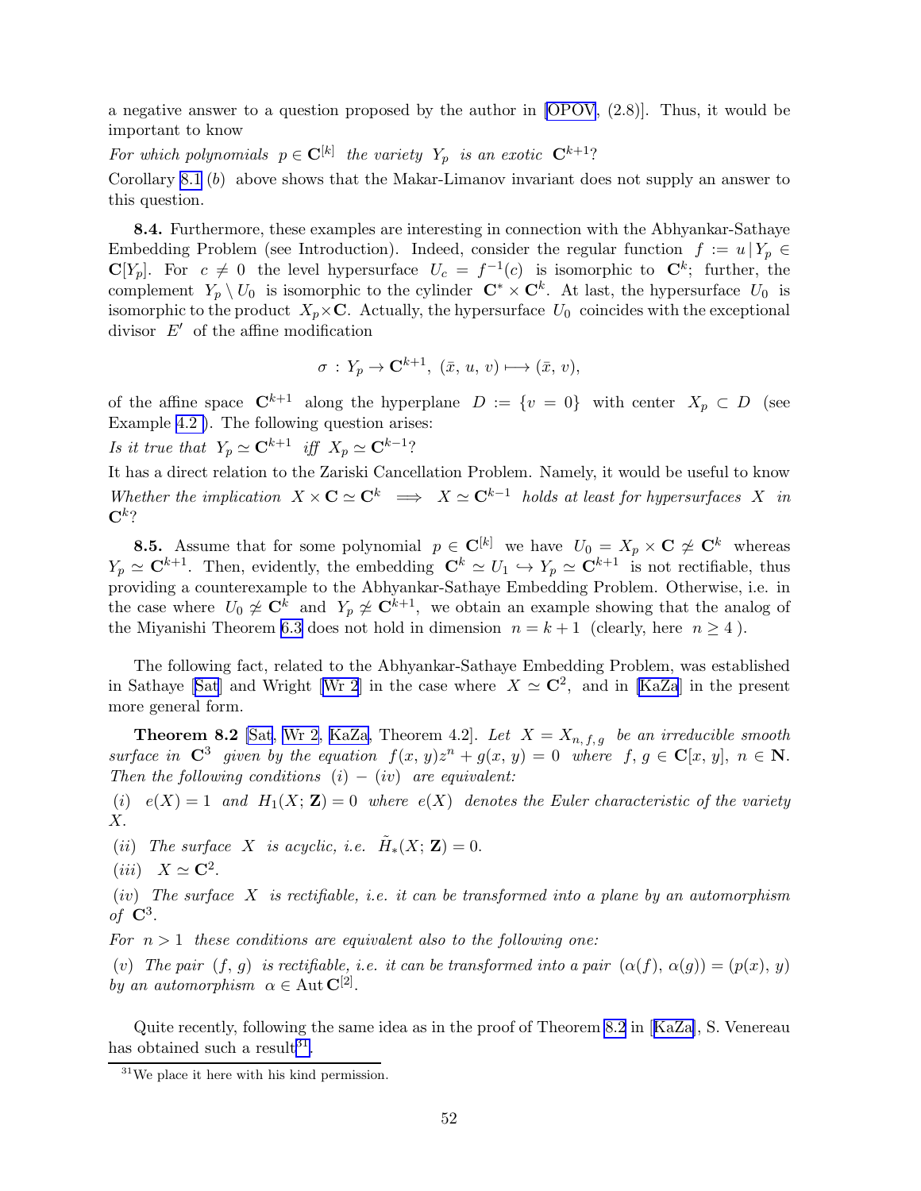a negative answer to a question proposed by the author in [OPOV, (2.8)]. Thus, it would be important to know

*For which polynomials* $p \in \mathbf{C}^{[k]}$ *the variety* $Y_p$ *is an exotic* $\mathbf{C}^{k+1}$*?*

Corollary 8.1 $(b)$ above shows that the Makar-Limanov invariant does not supply an answer to this question.

**8.4.** Furthermore, these examples are interesting in connection with the Abhyankar-Sathaye Embedding Problem (see Introduction). Indeed, consider the regular function $f := u\,|\,Y_p \in \mathbf{C}[Y_p]$. For $c \neq 0$ the level hypersurface $U_c = f^{-1}(c)$ is isomorphic to $\mathbf{C}^k$; further, the complement $Y_p \setminus U_0$ is isomorphic to the cylinder $\mathbf{C}^* \times \mathbf{C}^k$. At last, the hypersurface $U_0$ is isomorphic to the product $X_p \times \mathbf{C}$. Actually, the hypersurface $U_0$ coincides with the exceptional divisor $E'$ of the affine modification

$$\sigma \,:\, Y_p \to \mathbf{C}^{k+1},\ (\bar{x},\, u,\, v) \longmapsto (\bar{x},\, v),$$

of the affine space $\mathbf{C}^{k+1}$ along the hyperplane $D := \{v = 0\}$ with center $X_p \subset D$ (see Example 4.2 ). The following question arises:

*Is it true that* $Y_p \simeq \mathbf{C}^{k+1}$ *iff* $X_p \simeq \mathbf{C}^{k-1}$*?*

It has a direct relation to the Zariski Cancellation Problem. Namely, it would be useful to know *Whether the implication* $X \times \mathbf{C} \simeq \mathbf{C}^k \implies X \simeq \mathbf{C}^{k-1}$ *holds at least for hypersurfaces* $X$ *in* $\mathbf{C}^k$*?*

**8.5.** Assume that for some polynomial $p \in \mathbf{C}^{[k]}$ we have $U_0 = X_p \times \mathbf{C} \not\simeq \mathbf{C}^k$ whereas $Y_p \simeq \mathbf{C}^{k+1}$. Then, evidently, the embedding $\mathbf{C}^k \simeq U_1 \hookrightarrow Y_p \simeq \mathbf{C}^{k+1}$ is not rectifiable, thus providing a counterexample to the Abhyankar-Sathaye Embedding Problem. Otherwise, i.e. in the case where $U_0 \not\simeq \mathbf{C}^k$ and $Y_p \not\simeq \mathbf{C}^{k+1}$, we obtain an example showing that the analog of the Miyanishi Theorem 6.3 does not hold in dimension $n = k + 1$ (clearly, here $n \geq 4$ ).

The following fact, related to the Abhyankar-Sathaye Embedding Problem, was established in Sathaye [Sat] and Wright [Wr 2] in the case where $X \simeq \mathbf{C}^2$, and in [KaZa] in the present more general form.

**Theorem 8.2** [Sat, Wr 2, KaZa, Theorem 4.2]. *Let* $X = X_{n,\,f,\,g}$ *be an irreducible smooth surface in* $\mathbf{C}^3$ *given by the equation* $f(x, y)z^n + g(x, y) = 0$ *where* $f, g \in \mathbf{C}[x, y]$, $n \in \mathbf{N}$. *Then the following conditions* $(i) - (iv)$ *are equivalent:*

$(i)$ $e(X) = 1$ *and* $H_1(X; \mathbf{Z}) = 0$ *where* $e(X)$ *denotes the Euler characteristic of the variety* $X$.

$(ii)$ *The surface* $X$ *is acyclic, i.e.* $\tilde{H}_*(X; \mathbf{Z}) = 0$.

$(iii)$ $X \simeq \mathbf{C}^2$.

$(iv)$ *The surface* $X$ *is rectifiable, i.e. it can be transformed into a plane by an automorphism of* $\mathbf{C}^3$.

*For* $n > 1$ *these conditions are equivalent also to the following one:*

$(v)$ *The pair* $(f, g)$ *is rectifiable, i.e. it can be transformed into a pair* $(\alpha(f), \alpha(g)) = (p(x), y)$ *by an automorphism* $\alpha \in \operatorname{Aut} \mathbf{C}^{[2]}$.

Quite recently, following the same idea as in the proof of Theorem 8.2 in [KaZa], S. Venereau has obtained such a result[31].

[31] We place it here with his kind permission.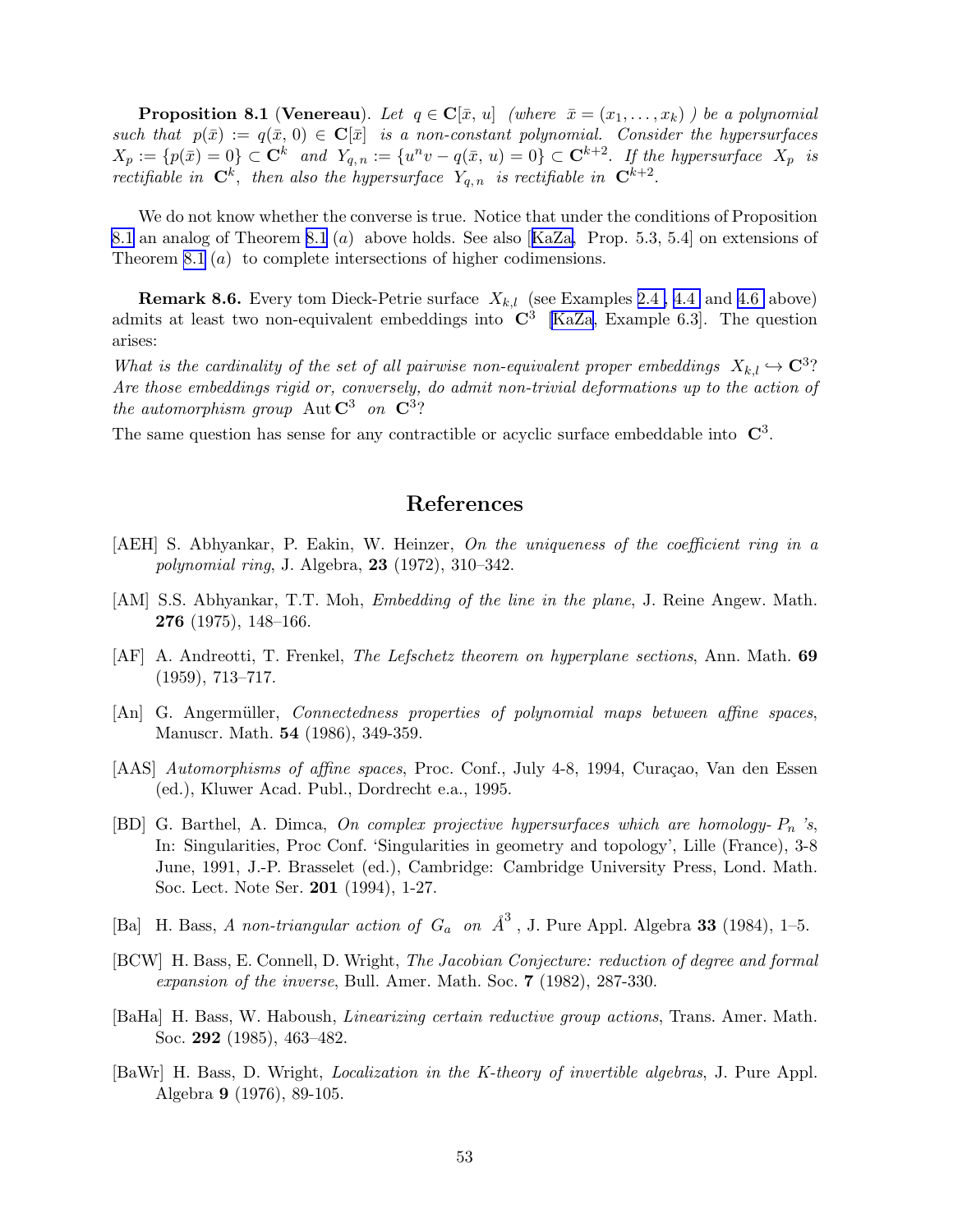**Proposition 8.1** (**Venereau**). *Let $q \in \mathbf{C}[\bar{x}, u]$ (where $\bar{x} = (x_1, \ldots, x_k)$ ) be a polynomial such that $p(\bar{x}) := q(\bar{x}, 0) \in \mathbf{C}[\bar{x}]$ is a non-constant polynomial. Consider the hypersurfaces $X_p := \{p(\bar{x}) = 0\} \subset \mathbf{C}^k$ and $Y_{q,n} := \{u^n v - q(\bar{x}, u) = 0\} \subset \mathbf{C}^{k+2}$. If the hypersurface $X_p$ is rectifiable in $\mathbf{C}^k$, then also the hypersurface $Y_{q,n}$ is rectifiable in $\mathbf{C}^{k+2}$.*

We do not know whether the converse is true. Notice that under the conditions of Proposition 8.1 an analog of Theorem 8.1 $(a)$ above holds. See also [KaZa, Prop. 5.3, 5.4] on extensions of Theorem 8.1 $(a)$ to complete intersections of higher codimensions.

**Remark 8.6.** Every tom Dieck-Petrie surface $X_{k,l}$ (see Examples 2.4 , 4.4 and 4.6 above) admits at least two non-equivalent embeddings into $\mathbf{C}^3$ [KaZa, Example 6.3]. The question arises:

*What is the cardinality of the set of all pairwise non-equivalent proper embeddings $X_{k,l} \hookrightarrow \mathbf{C}^3$? Are those embeddings rigid or, conversely, do admit non-trivial deformations up to the action of the automorphism group $\mathrm{Aut}\,\mathbf{C}^3$ on $\mathbf{C}^3$?*

The same question has sense for any contractible or acyclic surface embeddable into $\mathbf{C}^3$.

# References

[AEH] S. Abhyankar, P. Eakin, W. Heinzer, *On the uniqueness of the coefficient ring in a polynomial ring*, J. Algebra, **23** (1972), 310–342.

[AM] S.S. Abhyankar, T.T. Moh, *Embedding of the line in the plane*, J. Reine Angew. Math. **276** (1975), 148–166.

[AF] A. Andreotti, T. Frenkel, *The Lefschetz theorem on hyperplane sections*, Ann. Math. **69** (1959), 713–717.

[An] G. Angermüller, *Connectedness properties of polynomial maps between affine spaces*, Manuscr. Math. **54** (1986), 349-359.

[AAS] *Automorphisms of affine spaces*, Proc. Conf., July 4-8, 1994, Curaçao, Van den Essen (ed.), Kluwer Acad. Publ., Dordrecht e.a., 1995.

[BD] G. Barthel, A. Dimca, *On complex projective hypersurfaces which are homology- $P_n$ 's*, In: Singularities, Proc Conf. 'Singularities in geometry and topology', Lille (France), 3-8 June, 1991, J.-P. Brasselet (ed.), Cambridge: Cambridge University Press, Lond. Math. Soc. Lect. Note Ser. **201** (1994), 1-27.

[Ba] H. Bass, *A non-triangular action of $G_a$ on $\mathring{A}^3$* , J. Pure Appl. Algebra **33** (1984), 1–5.

[BCW] H. Bass, E. Connell, D. Wright, *The Jacobian Conjecture: reduction of degree and formal expansion of the inverse*, Bull. Amer. Math. Soc. **7** (1982), 287-330.

[BaHa] H. Bass, W. Haboush, *Linearizing certain reductive group actions*, Trans. Amer. Math. Soc. **292** (1985), 463–482.

[BaWr] H. Bass, D. Wright, *Localization in the K-theory of invertible algebras*, J. Pure Appl. Algebra **9** (1976), 89-105.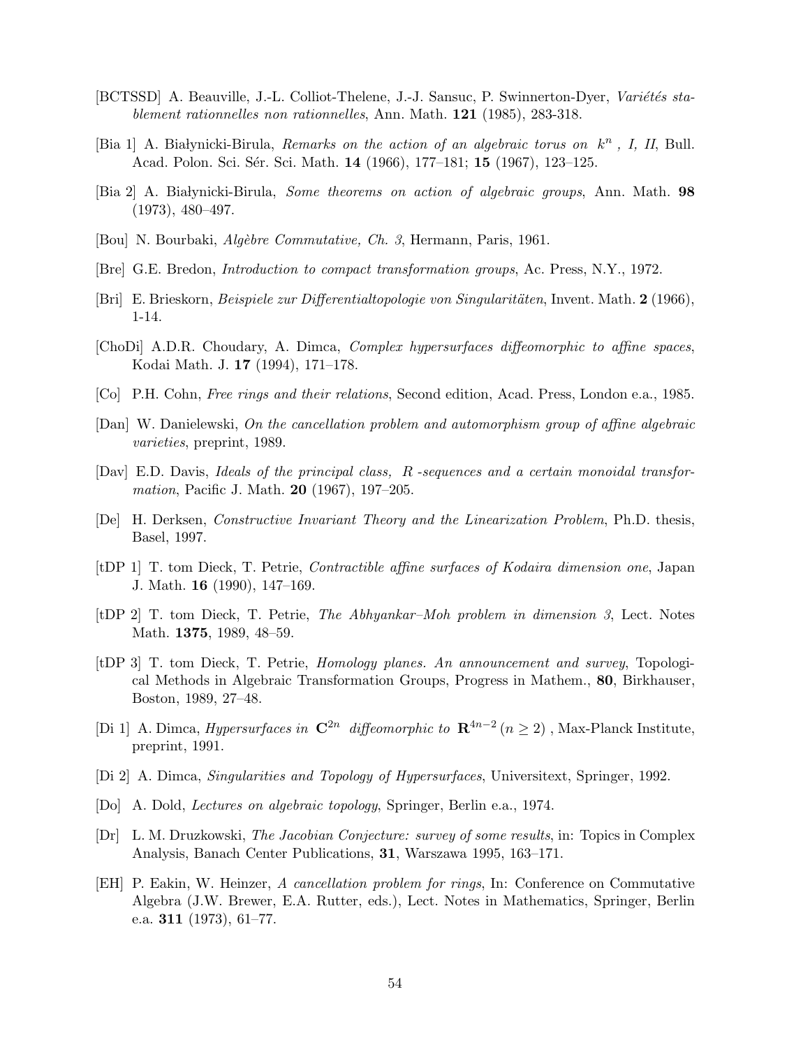[BCTSSD] A. Beauville, J.-L. Colliot-Thelene, J.-J. Sansuc, P. Swinnerton-Dyer, *Variétés stablement rationnelles non rationnelles*, Ann. Math. **121** (1985), 283-318.

[Bia 1] A. Białynicki-Birula, *Remarks on the action of an algebraic torus on $k^n$, I, II*, Bull. Acad. Polon. Sci. Sér. Sci. Math. **14** (1966), 177–181; **15** (1967), 123–125.

[Bia 2] A. Białynicki-Birula, *Some theorems on action of algebraic groups*, Ann. Math. **98** (1973), 480–497.

[Bou] N. Bourbaki, *Algèbre Commutative, Ch. 3*, Hermann, Paris, 1961.

[Bre] G.E. Bredon, *Introduction to compact transformation groups*, Ac. Press, N.Y., 1972.

[Bri] E. Brieskorn, *Beispiele zur Differentialtopologie von Singularitäten*, Invent. Math. **2** (1966), 1-14.

[ChoDi] A.D.R. Choudary, A. Dimca, *Complex hypersurfaces diffeomorphic to affine spaces*, Kodai Math. J. **17** (1994), 171–178.

[Co] P.H. Cohn, *Free rings and their relations*, Second edition, Acad. Press, London e.a., 1985.

[Dan] W. Danielewski, *On the cancellation problem and automorphism group of affine algebraic varieties*, preprint, 1989.

[Dav] E.D. Davis, *Ideals of the principal class, $R$-sequences and a certain monoidal transformation*, Pacific J. Math. **20** (1967), 197–205.

[De] H. Derksen, *Constructive Invariant Theory and the Linearization Problem*, Ph.D. thesis, Basel, 1997.

[tDP 1] T. tom Dieck, T. Petrie, *Contractible affine surfaces of Kodaira dimension one*, Japan J. Math. **16** (1990), 147–169.

[tDP 2] T. tom Dieck, T. Petrie, *The Abhyankar–Moh problem in dimension 3*, Lect. Notes Math. **1375**, 1989, 48–59.

[tDP 3] T. tom Dieck, T. Petrie, *Homology planes. An announcement and survey*, Topological Methods in Algebraic Transformation Groups, Progress in Mathem., **80**, Birkhauser, Boston, 1989, 27–48.

[Di 1] A. Dimca, *Hypersurfaces in $\mathbf{C}^{2n}$ diffeomorphic to $\mathbf{R}^{4n-2}$ $(n \geq 2)$*, Max-Planck Institute, preprint, 1991.

[Di 2] A. Dimca, *Singularities and Topology of Hypersurfaces*, Universitext, Springer, 1992.

[Do] A. Dold, *Lectures on algebraic topology*, Springer, Berlin e.a., 1974.

[Dr] L. M. Druzkowski, *The Jacobian Conjecture: survey of some results*, in: Topics in Complex Analysis, Banach Center Publications, **31**, Warszawa 1995, 163–171.

[EH] P. Eakin, W. Heinzer, *A cancellation problem for rings*, In: Conference on Commutative Algebra (J.W. Brewer, E.A. Rutter, eds.), Lect. Notes in Mathematics, Springer, Berlin e.a. **311** (1973), 61–77.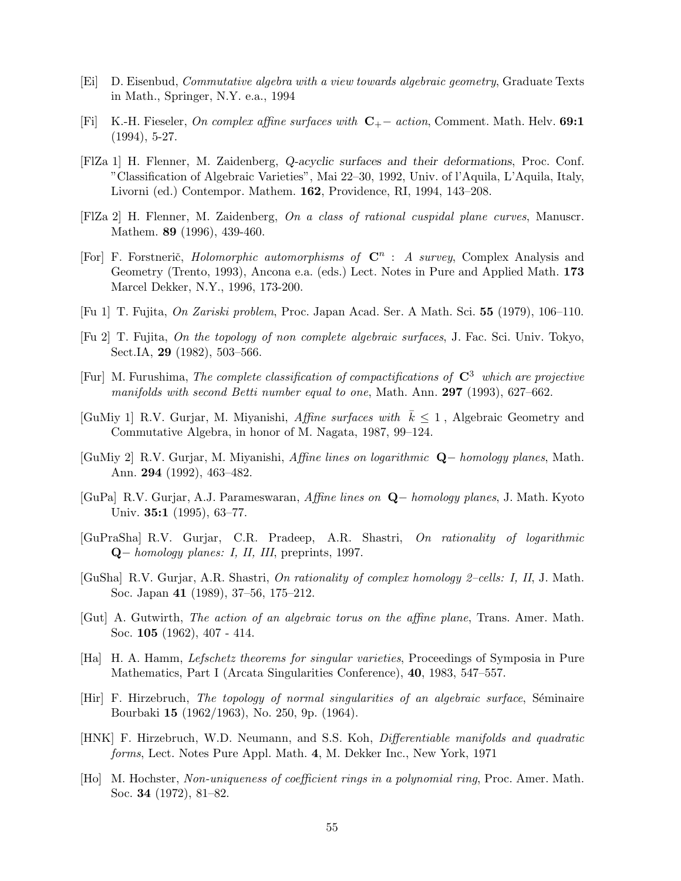[Ei] D. Eisenbud, *Commutative algebra with a view towards algebraic geometry*, Graduate Texts in Math., Springer, N.Y. e.a., 1994

[Fi] K.-H. Fieseler, *On complex affine surfaces with* $\mathbf{C}_+-$ *action*, Comment. Math. Helv. **69:1** (1994), 5-27.

[FlZa 1] H. Flenner, M. Zaidenberg, *Q-acyclic surfaces and their deformations*, Proc. Conf. "Classification of Algebraic Varieties", Mai 22–30, 1992, Univ. of l'Aquila, L'Aquila, Italy, Livorni (ed.) Contempor. Mathem. **162**, Providence, RI, 1994, 143–208.

[FlZa 2] H. Flenner, M. Zaidenberg, *On a class of rational cuspidal plane curves*, Manuscr. Mathem. **89** (1996), 439-460.

[For] F. Forstnerič, *Holomorphic automorphisms of* $\mathbf{C}^n$ *: A survey*, Complex Analysis and Geometry (Trento, 1993), Ancona e.a. (eds.) Lect. Notes in Pure and Applied Math. **173** Marcel Dekker, N.Y., 1996, 173-200.

[Fu 1] T. Fujita, *On Zariski problem*, Proc. Japan Acad. Ser. A Math. Sci. **55** (1979), 106–110.

[Fu 2] T. Fujita, *On the topology of non complete algebraic surfaces*, J. Fac. Sci. Univ. Tokyo, Sect.IA, **29** (1982), 503–566.

[Fur] M. Furushima, *The complete classification of compactifications of* $\mathbf{C}^3$ *which are projective manifolds with second Betti number equal to one*, Math. Ann. **297** (1993), 627–662.

[GuMiy 1] R.V. Gurjar, M. Miyanishi, *Affine surfaces with* $\bar{k} \le 1$ , Algebraic Geometry and Commutative Algebra, in honor of M. Nagata, 1987, 99–124.

[GuMiy 2] R.V. Gurjar, M. Miyanishi, *Affine lines on logarithmic* $\mathbf{Q}-$ *homology planes*, Math. Ann. **294** (1992), 463–482.

[GuPa] R.V. Gurjar, A.J. Parameswaran, *Affine lines on* $\mathbf{Q}-$ *homology planes*, J. Math. Kyoto Univ. **35:1** (1995), 63–77.

[GuPraSha] R.V. Gurjar, C.R. Pradeep, A.R. Shastri, *On rationality of logarithmic* $\mathbf{Q}-$ *homology planes: I, II, III*, preprints, 1997.

[GuSha] R.V. Gurjar, A.R. Shastri, *On rationality of complex homology 2–cells: I, II*, J. Math. Soc. Japan **41** (1989), 37–56, 175–212.

[Gut] A. Gutwirth, *The action of an algebraic torus on the affine plane*, Trans. Amer. Math. Soc. **105** (1962), 407 - 414.

[Ha] H. A. Hamm, *Lefschetz theorems for singular varieties*, Proceedings of Symposia in Pure Mathematics, Part I (Arcata Singularities Conference), **40**, 1983, 547–557.

[Hir] F. Hirzebruch, *The topology of normal singularities of an algebraic surface*, Séminaire Bourbaki **15** (1962/1963), No. 250, 9p. (1964).

[HNK] F. Hirzebruch, W.D. Neumann, and S.S. Koh, *Differentiable manifolds and quadratic forms*, Lect. Notes Pure Appl. Math. **4**, M. Dekker Inc., New York, 1971

[Ho] M. Hochster, *Non-uniqueness of coefficient rings in a polynomial ring*, Proc. Amer. Math. Soc. **34** (1972), 81–82.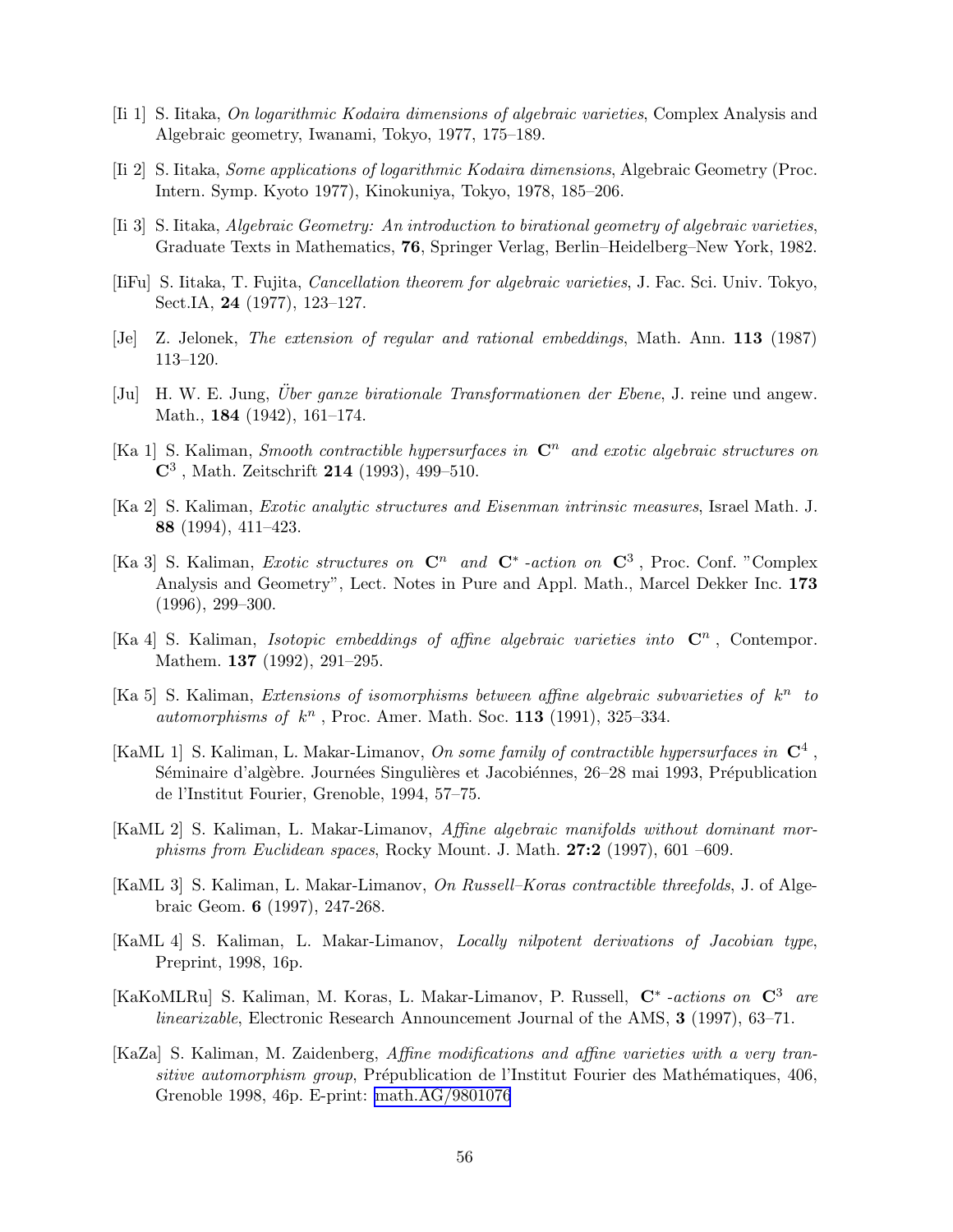[Ii 1] S. Iitaka, *On logarithmic Kodaira dimensions of algebraic varieties*, Complex Analysis and Algebraic geometry, Iwanami, Tokyo, 1977, 175–189.

[Ii 2] S. Iitaka, *Some applications of logarithmic Kodaira dimensions*, Algebraic Geometry (Proc. Intern. Symp. Kyoto 1977), Kinokuniya, Tokyo, 1978, 185–206.

[Ii 3] S. Iitaka, *Algebraic Geometry: An introduction to birational geometry of algebraic varieties*, Graduate Texts in Mathematics, **76**, Springer Verlag, Berlin–Heidelberg–New York, 1982.

[IiFu] S. Iitaka, T. Fujita, *Cancellation theorem for algebraic varieties*, J. Fac. Sci. Univ. Tokyo, Sect.IA, **24** (1977), 123–127.

[Je] Z. Jelonek, *The extension of regular and rational embeddings*, Math. Ann. **113** (1987) 113–120.

[Ju] H. W. E. Jung, *Über ganze birationale Transformationen der Ebene*, J. reine und angew. Math., **184** (1942), 161–174.

[Ka 1] S. Kaliman, *Smooth contractible hypersurfaces in* $\mathbf{C}^n$ *and exotic algebraic structures on* $\mathbf{C}^3$, Math. Zeitschrift **214** (1993), 499–510.

[Ka 2] S. Kaliman, *Exotic analytic structures and Eisenman intrinsic measures*, Israel Math. J. **88** (1994), 411–423.

[Ka 3] S. Kaliman, *Exotic structures on* $\mathbf{C}^n$ *and* $\mathbf{C}^*$*-action on* $\mathbf{C}^3$, Proc. Conf. "Complex Analysis and Geometry", Lect. Notes in Pure and Appl. Math., Marcel Dekker Inc. **173** (1996), 299–300.

[Ka 4] S. Kaliman, *Isotopic embeddings of affine algebraic varieties into* $\mathbf{C}^n$, Contempor. Mathem. **137** (1992), 291–295.

[Ka 5] S. Kaliman, *Extensions of isomorphisms between affine algebraic subvarieties of* $k^n$ *to automorphisms of* $k^n$, Proc. Amer. Math. Soc. **113** (1991), 325–334.

[KaML 1] S. Kaliman, L. Makar-Limanov, *On some family of contractible hypersurfaces in* $\mathbf{C}^4$, Séminaire d'algèbre. Journées Singulières et Jacobiénnes, 26–28 mai 1993, Prépublication de l'Institut Fourier, Grenoble, 1994, 57–75.

[KaML 2] S. Kaliman, L. Makar-Limanov, *Affine algebraic manifolds without dominant morphisms from Euclidean spaces*, Rocky Mount. J. Math. **27:2** (1997), 601 –609.

[KaML 3] S. Kaliman, L. Makar-Limanov, *On Russell–Koras contractible threefolds*, J. of Algebraic Geom. **6** (1997), 247-268.

[KaML 4] S. Kaliman, L. Makar-Limanov, *Locally nilpotent derivations of Jacobian type*, Preprint, 1998, 16p.

[KaKoMLRu] S. Kaliman, M. Koras, L. Makar-Limanov, P. Russell, $\mathbf{C}^*$*-actions on* $\mathbf{C}^3$ *are linearizable*, Electronic Research Announcement Journal of the AMS, **3** (1997), 63–71.

[KaZa] S. Kaliman, M. Zaidenberg, *Affine modifications and affine varieties with a very transitive automorphism group*, Prépublication de l'Institut Fourier des Mathématiques, 406, Grenoble 1998, 46p. E-print: math.AG/9801076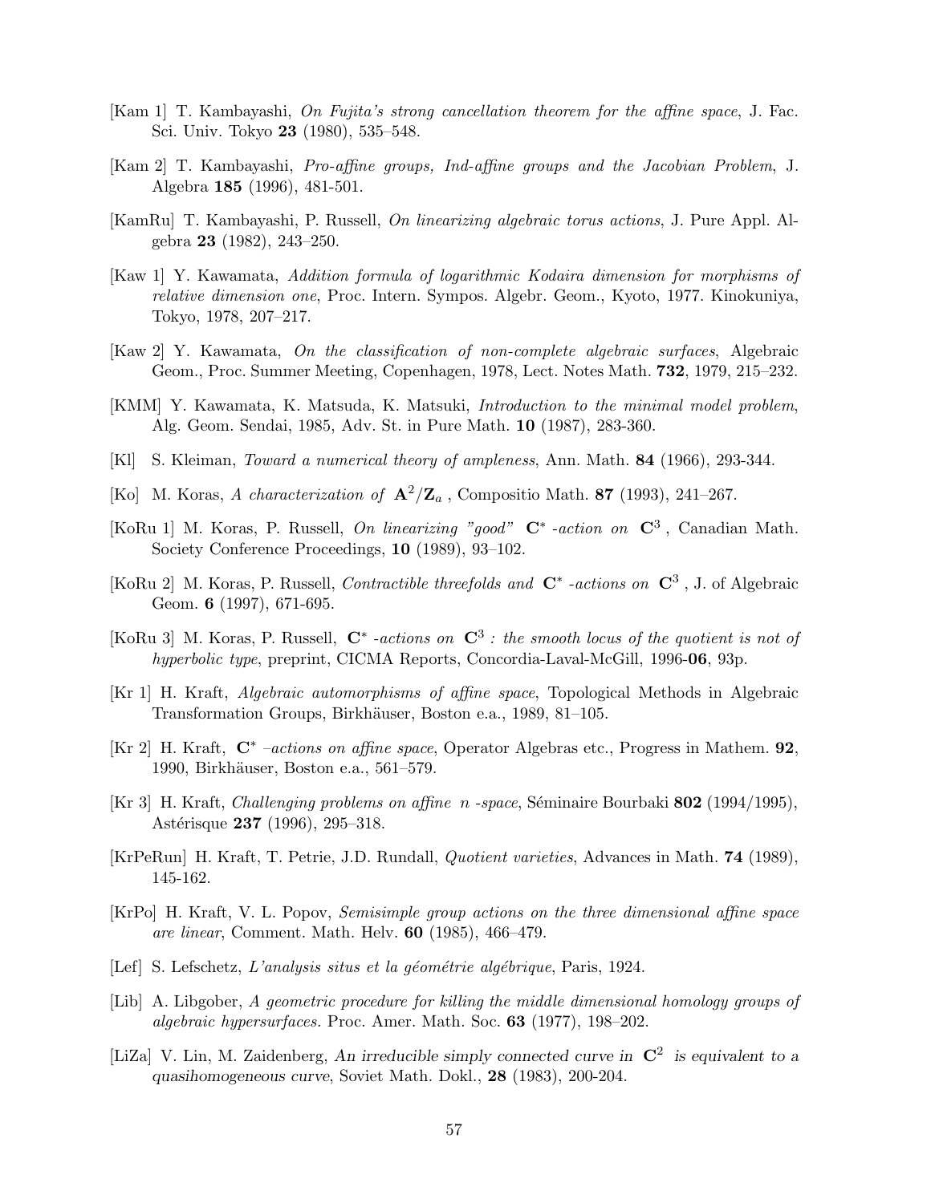[Kam 1] T. Kambayashi, *On Fujita's strong cancellation theorem for the affine space*, J. Fac. Sci. Univ. Tokyo **23** (1980), 535–548.

[Kam 2] T. Kambayashi, *Pro-affine groups, Ind-affine groups and the Jacobian Problem*, J. Algebra **185** (1996), 481-501.

[KamRu] T. Kambayashi, P. Russell, *On linearizing algebraic torus actions*, J. Pure Appl. Algebra **23** (1982), 243–250.

[Kaw 1] Y. Kawamata, *Addition formula of logarithmic Kodaira dimension for morphisms of relative dimension one*, Proc. Intern. Sympos. Algebr. Geom., Kyoto, 1977. Kinokuniya, Tokyo, 1978, 207–217.

[Kaw 2] Y. Kawamata, *On the classification of non-complete algebraic surfaces*, Algebraic Geom., Proc. Summer Meeting, Copenhagen, 1978, Lect. Notes Math. **732**, 1979, 215–232.

[KMM] Y. Kawamata, K. Matsuda, K. Matsuki, *Introduction to the minimal model problem*, Alg. Geom. Sendai, 1985, Adv. St. in Pure Math. **10** (1987), 283-360.

[Kl] S. Kleiman, *Toward a numerical theory of ampleness*, Ann. Math. **84** (1966), 293-344.

[Ko] M. Koras, *A characterization of* $\mathbf{A}^2/\mathbf{Z}_a$, Compositio Math. **87** (1993), 241–267.

[KoRu 1] M. Koras, P. Russell, *On linearizing "good"* $\mathbf{C}^*$ *-action on* $\mathbf{C}^3$, Canadian Math. Society Conference Proceedings, **10** (1989), 93–102.

[KoRu 2] M. Koras, P. Russell, *Contractible threefolds and* $\mathbf{C}^*$ *-actions on* $\mathbf{C}^3$, J. of Algebraic Geom. **6** (1997), 671-695.

[KoRu 3] M. Koras, P. Russell, $\mathbf{C}^*$ *-actions on* $\mathbf{C}^3$ *: the smooth locus of the quotient is not of hyperbolic type*, preprint, CICMA Reports, Concordia-Laval-McGill, 1996-**06**, 93p.

[Kr 1] H. Kraft, *Algebraic automorphisms of affine space*, Topological Methods in Algebraic Transformation Groups, Birkhäuser, Boston e.a., 1989, 81–105.

[Kr 2] H. Kraft, $\mathbf{C}^*$ *–actions on affine space*, Operator Algebras etc., Progress in Mathem. **92**, 1990, Birkhäuser, Boston e.a., 561–579.

[Kr 3] H. Kraft, *Challenging problems on affine* $n$ *-space*, Séminaire Bourbaki **802** (1994/1995), Astérisque **237** (1996), 295–318.

[KrPeRun] H. Kraft, T. Petrie, J.D. Rundall, *Quotient varieties*, Advances in Math. **74** (1989), 145-162.

[KrPo] H. Kraft, V. L. Popov, *Semisimple group actions on the three dimensional affine space are linear*, Comment. Math. Helv. **60** (1985), 466–479.

[Lef] S. Lefschetz, *L'analysis situs et la géométrie algébrique*, Paris, 1924.

[Lib] A. Libgober, *A geometric procedure for killing the middle dimensional homology groups of algebraic hypersurfaces.* Proc. Amer. Math. Soc. **63** (1977), 198–202.

[LiZa] V. Lin, M. Zaidenberg, *An irreducible simply connected curve in* $\mathbf{C}^2$ *is equivalent to a quasihomogeneous curve*, Soviet Math. Dokl., **28** (1983), 200-204.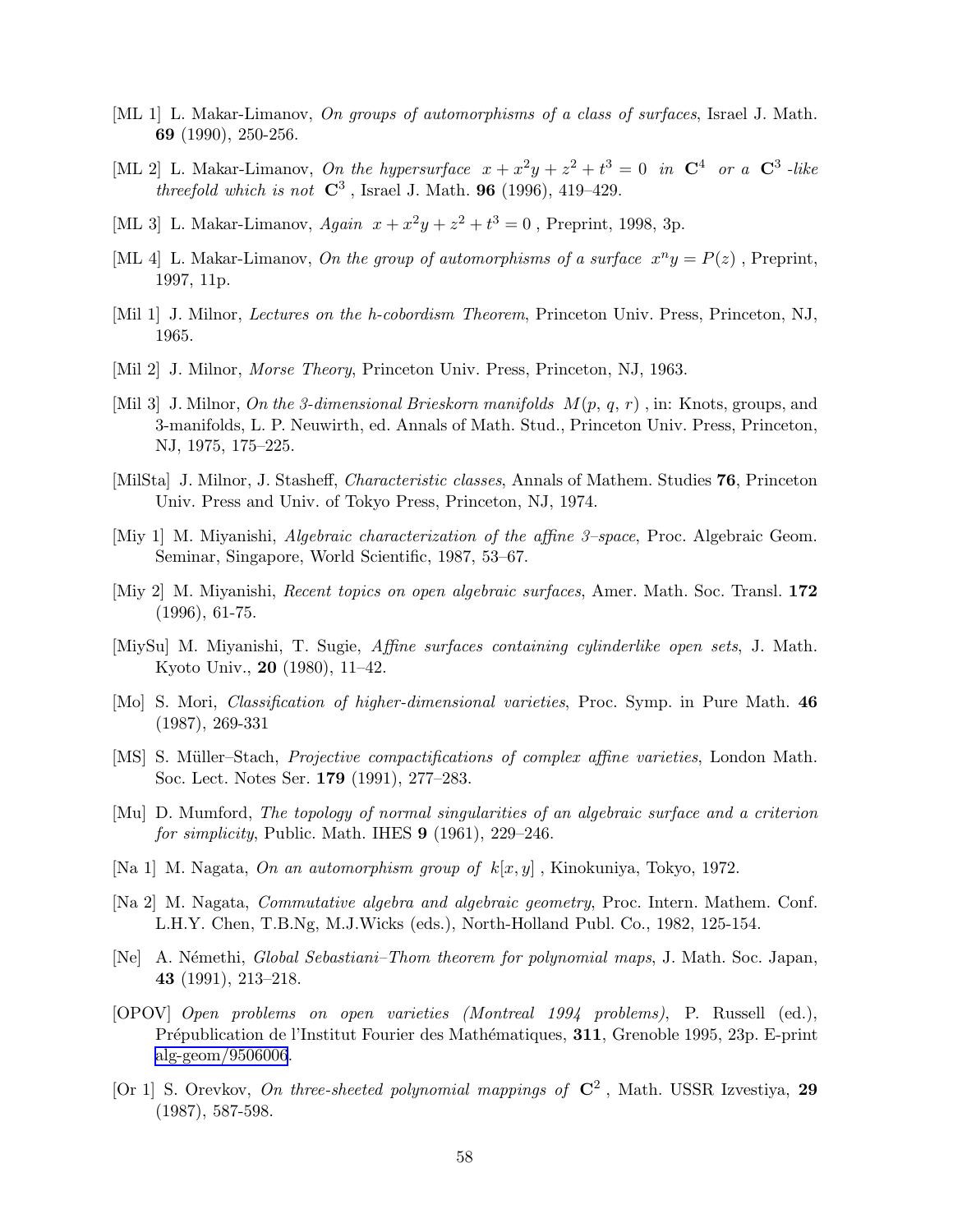[ML 1] L. Makar-Limanov, *On groups of automorphisms of a class of surfaces*, Israel J. Math. **69** (1990), 250-256.

[ML 2] L. Makar-Limanov, *On the hypersurface* $x + x^2y + z^2 + t^3 = 0$ *in* $\mathbf{C}^4$ *or a* $\mathbf{C}^3$ *-like threefold which is not* $\mathbf{C}^3$, Israel J. Math. **96** (1996), 419–429.

[ML 3] L. Makar-Limanov, *Again* $x + x^2y + z^2 + t^3 = 0$, Preprint, 1998, 3p.

[ML 4] L. Makar-Limanov, *On the group of automorphisms of a surface* $x^n y = P(z)$, Preprint, 1997, 11p.

[Mil 1] J. Milnor, *Lectures on the h-cobordism Theorem*, Princeton Univ. Press, Princeton, NJ, 1965.

[Mil 2] J. Milnor, *Morse Theory*, Princeton Univ. Press, Princeton, NJ, 1963.

[Mil 3] J. Milnor, *On the 3-dimensional Brieskorn manifolds* $M(p, q, r)$, in: Knots, groups, and 3-manifolds, L. P. Neuwirth, ed. Annals of Math. Stud., Princeton Univ. Press, Princeton, NJ, 1975, 175–225.

[MilSta] J. Milnor, J. Stasheff, *Characteristic classes*, Annals of Mathem. Studies **76**, Princeton Univ. Press and Univ. of Tokyo Press, Princeton, NJ, 1974.

[Miy 1] M. Miyanishi, *Algebraic characterization of the affine 3–space*, Proc. Algebraic Geom. Seminar, Singapore, World Scientific, 1987, 53–67.

[Miy 2] M. Miyanishi, *Recent topics on open algebraic surfaces*, Amer. Math. Soc. Transl. **172** (1996), 61-75.

[MiySu] M. Miyanishi, T. Sugie, *Affine surfaces containing cylinderlike open sets*, J. Math. Kyoto Univ., **20** (1980), 11–42.

[Mo] S. Mori, *Classification of higher-dimensional varieties*, Proc. Symp. in Pure Math. **46** (1987), 269-331

[MS] S. Müller–Stach, *Projective compactifications of complex affine varieties*, London Math. Soc. Lect. Notes Ser. **179** (1991), 277–283.

[Mu] D. Mumford, *The topology of normal singularities of an algebraic surface and a criterion for simplicity*, Public. Math. IHES **9** (1961), 229–246.

[Na 1] M. Nagata, *On an automorphism group of* $k[x, y]$, Kinokuniya, Tokyo, 1972.

[Na 2] M. Nagata, *Commutative algebra and algebraic geometry*, Proc. Intern. Mathem. Conf. L.H.Y. Chen, T.B.Ng, M.J.Wicks (eds.), North-Holland Publ. Co., 1982, 125-154.

[Ne] A. Némethi, *Global Sebastiani–Thom theorem for polynomial maps*, J. Math. Soc. Japan, **43** (1991), 213–218.

[OPOV] *Open problems on open varieties (Montreal 1994 problems)*, P. Russell (ed.), Prépublication de l'Institut Fourier des Mathématiques, **311**, Grenoble 1995, 23p. E-print alg-geom/9506006.

[Or 1] S. Orevkov, *On three-sheeted polynomial mappings of* $\mathbf{C}^2$, Math. USSR Izvestiya, **29** (1987), 587-598.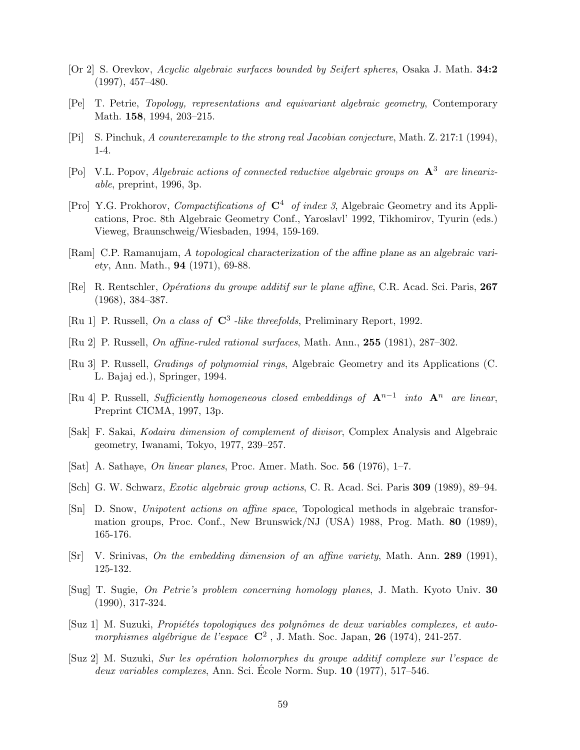[Or 2] S. Orevkov, *Acyclic algebraic surfaces bounded by Seifert spheres*, Osaka J. Math. **34:2** (1997), 457–480.

[Pe] T. Petrie, *Topology, representations and equivariant algebraic geometry*, Contemporary Math. **158**, 1994, 203–215.

[Pi] S. Pinchuk, *A counterexample to the strong real Jacobian conjecture*, Math. Z. 217:1 (1994), 1-4.

[Po] V.L. Popov, *Algebraic actions of connected reductive algebraic groups on* $\mathbf{A}^3$ *are linearizable*, preprint, 1996, 3p.

[Pro] Y.G. Prokhorov, *Compactifications of* $\mathbf{C}^4$ *of index 3*, Algebraic Geometry and its Applications, Proc. 8th Algebraic Geometry Conf., Yaroslavl' 1992, Tikhomirov, Tyurin (eds.) Vieweg, Braunschweig/Wiesbaden, 1994, 159-169.

[Ram] C.P. Ramanujam, *A topological characterization of the affine plane as an algebraic variety*, Ann. Math., **94** (1971), 69-88.

[Re] R. Rentschler, *Opérations du groupe additif sur le plane affine*, C.R. Acad. Sci. Paris, **267** (1968), 384–387.

[Ru 1] P. Russell, *On a class of* $\mathbf{C}^3$ *-like threefolds*, Preliminary Report, 1992.

[Ru 2] P. Russell, *On affine-ruled rational surfaces*, Math. Ann., **255** (1981), 287–302.

[Ru 3] P. Russell, *Gradings of polynomial rings*, Algebraic Geometry and its Applications (C. L. Bajaj ed.), Springer, 1994.

[Ru 4] P. Russell, *Sufficiently homogeneous closed embeddings of* $\mathbf{A}^{n-1}$ *into* $\mathbf{A}^n$ *are linear*, Preprint CICMA, 1997, 13p.

[Sak] F. Sakai, *Kodaira dimension of complement of divisor*, Complex Analysis and Algebraic geometry, Iwanami, Tokyo, 1977, 239–257.

[Sat] A. Sathaye, *On linear planes*, Proc. Amer. Math. Soc. **56** (1976), 1–7.

[Sch] G. W. Schwarz, *Exotic algebraic group actions*, C. R. Acad. Sci. Paris **309** (1989), 89–94.

[Sn] D. Snow, *Unipotent actions on affine space*, Topological methods in algebraic transformation groups, Proc. Conf., New Brunswick/NJ (USA) 1988, Prog. Math. **80** (1989), 165-176.

[Sr] V. Srinivas, *On the embedding dimension of an affine variety*, Math. Ann. **289** (1991), 125-132.

[Sug] T. Sugie, *On Petrie's problem concerning homology planes*, J. Math. Kyoto Univ. **30** (1990), 317-324.

[Suz 1] M. Suzuki, *Propiétés topologiques des polynômes de deux variables complexes, et automorphismes algébrigue de l'espace* $\mathbf{C}^2$ , J. Math. Soc. Japan, **26** (1974), 241-257.

[Suz 2] M. Suzuki, *Sur les opération holomorphes du groupe additif complexe sur l'espace de deux variables complexes*, Ann. Sci. École Norm. Sup. **10** (1977), 517–546.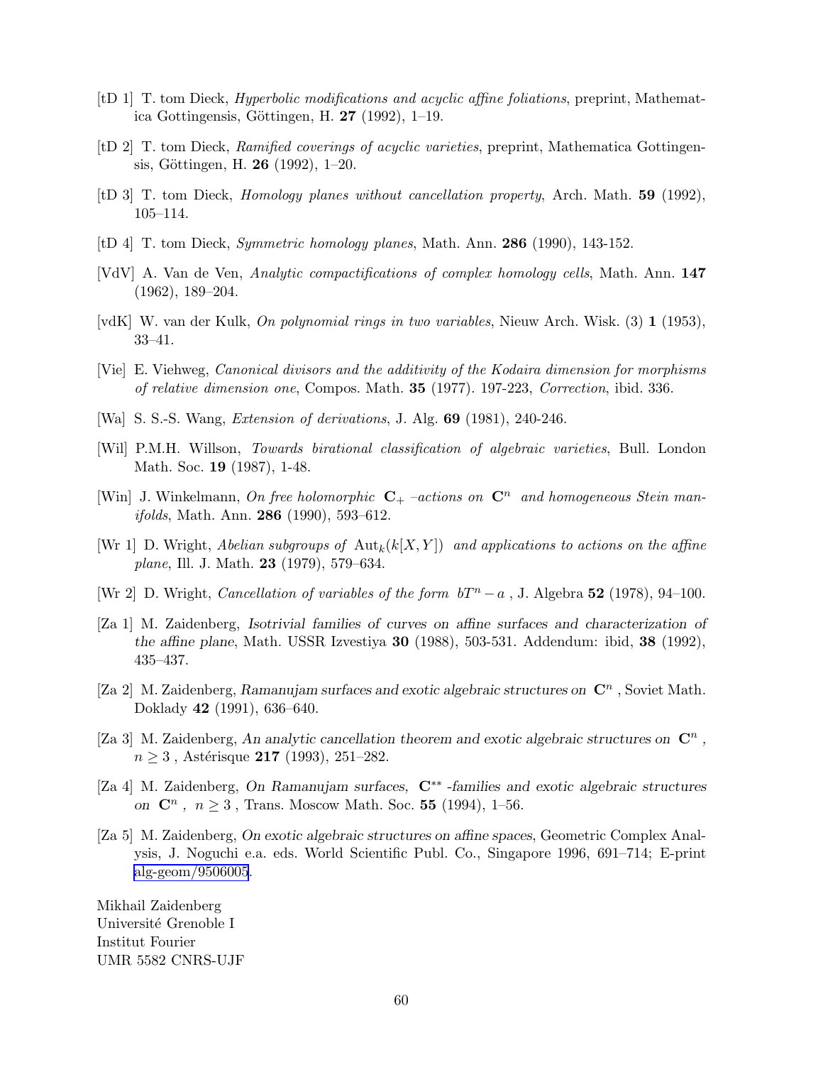[tD 1] T. tom Dieck, *Hyperbolic modifications and acyclic affine foliations*, preprint, Mathematica Gottingensis, Göttingen, H. **27** (1992), 1–19.

[tD 2] T. tom Dieck, *Ramified coverings of acyclic varieties*, preprint, Mathematica Gottingensis, Göttingen, H. **26** (1992), 1–20.

[tD 3] T. tom Dieck, *Homology planes without cancellation property*, Arch. Math. **59** (1992), 105–114.

[tD 4] T. tom Dieck, *Symmetric homology planes*, Math. Ann. **286** (1990), 143-152.

[VdV] A. Van de Ven, *Analytic compactifications of complex homology cells*, Math. Ann. **147** (1962), 189–204.

[vdK] W. van der Kulk, *On polynomial rings in two variables*, Nieuw Arch. Wisk. (3) **1** (1953), 33–41.

[Vie] E. Viehweg, *Canonical divisors and the additivity of the Kodaira dimension for morphisms of relative dimension one*, Compos. Math. **35** (1977). 197-223, *Correction*, ibid. 336.

[Wa] S. S.-S. Wang, *Extension of derivations*, J. Alg. **69** (1981), 240-246.

[Wil] P.M.H. Willson, *Towards birational classification of algebraic varieties*, Bull. London Math. Soc. **19** (1987), 1-48.

[Win] J. Winkelmann, *On free holomorphic* $\mathbf{C}_+$ *–actions on* $\mathbf{C}^n$ *and homogeneous Stein manifolds*, Math. Ann. **286** (1990), 593–612.

[Wr 1] D. Wright, *Abelian subgroups of* $\mathrm{Aut}_k(k[X,Y])$ *and applications to actions on the affine plane*, Ill. J. Math. **23** (1979), 579–634.

[Wr 2] D. Wright, *Cancellation of variables of the form* $bT^n - a$ , J. Algebra **52** (1978), 94–100.

[Za 1] M. Zaidenberg, *Isotrivial families of curves on affine surfaces and characterization of the affine plane*, Math. USSR Izvestiya **30** (1988), 503-531. Addendum: ibid, **38** (1992), 435–437.

[Za 2] M. Zaidenberg, *Ramanujam surfaces and exotic algebraic structures on* $\mathbf{C}^n$ , Soviet Math. Doklady **42** (1991), 636–640.

[Za 3] M. Zaidenberg, *An analytic cancellation theorem and exotic algebraic structures on* $\mathbf{C}^n$ , $n \geq 3$ , Astérisque **217** (1993), 251–282.

[Za 4] M. Zaidenberg, *On Ramanujam surfaces,* $\mathbf{C}^{**}$ *-families and exotic algebraic structures on* $\mathbf{C}^n$ , $n \geq 3$ , Trans. Moscow Math. Soc. **55** (1994), 1–56.

[Za 5] M. Zaidenberg, *On exotic algebraic structures on affine spaces*, Geometric Complex Analysis, J. Noguchi e.a. eds. World Scientific Publ. Co., Singapore 1996, 691–714; E-print alg-geom/9506005.

Mikhail Zaidenberg
Université Grenoble I
Institut Fourier
UMR 5582 CNRS-UJF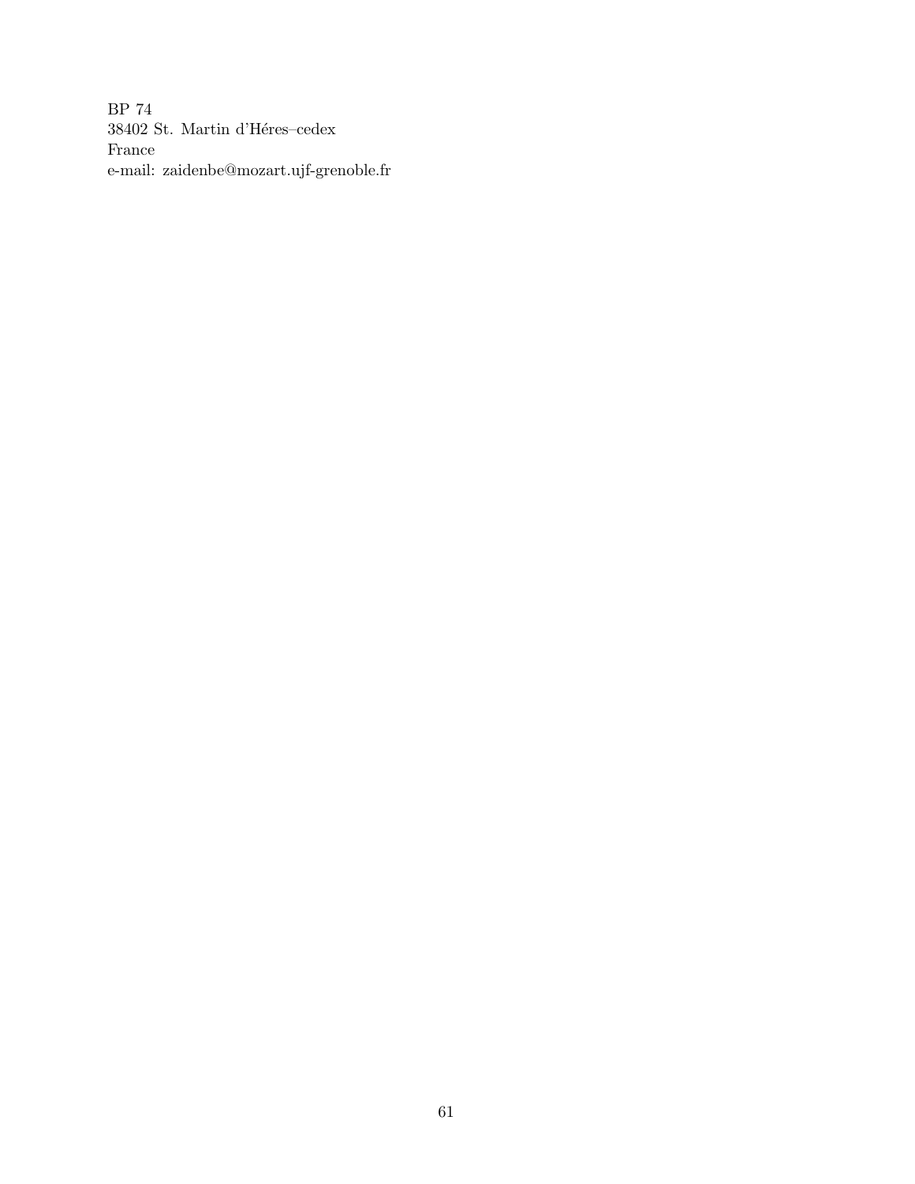BP 74
38402 St. Martin d'Héres–cedex
France
e-mail: zaidenbe@mozart.ujf-grenoble.fr